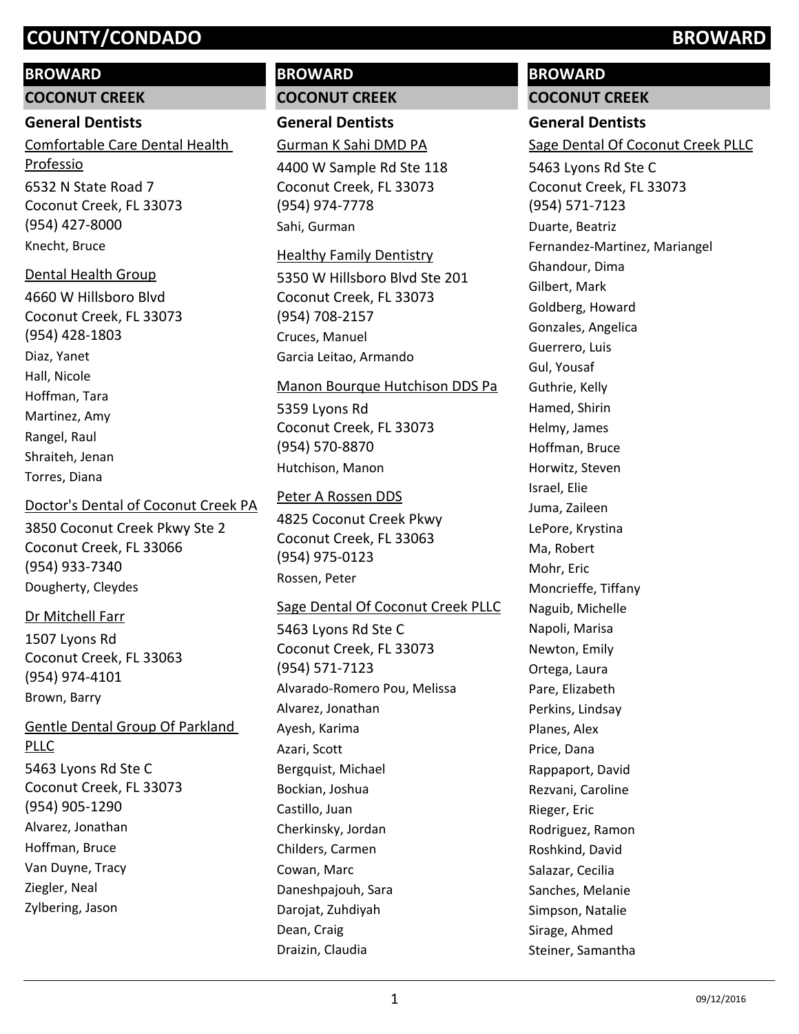# COUNTY/CONDADO BROWARD

## BROWARD

### COCONUT CREEK

#### General Dentists

Comfortable Care Dental Health Professio
6532 N State Road 7
Coconut Creek, FL 33073
(954) 427-8000
Knecht, Bruce

Dental Health Group
4660 W Hillsboro Blvd
Coconut Creek, FL 33073
(954) 428-1803
Diaz, Yanet
Hall, Nicole
Hoffman, Tara
Martinez, Amy
Rangel, Raul
Shraiteh, Jenan
Torres, Diana

Doctor's Dental of Coconut Creek PA
3850 Coconut Creek Pkwy Ste 2
Coconut Creek, FL 33066
(954) 933-7340
Dougherty, Cleydes

Dr Mitchell Farr
1507 Lyons Rd
Coconut Creek, FL 33063
(954) 974-4101
Brown, Barry

Gentle Dental Group Of Parkland PLLC
5463 Lyons Rd Ste C
Coconut Creek, FL 33073
(954) 905-1290
Alvarez, Jonathan
Hoffman, Bruce
Van Duyne, Tracy
Ziegler, Neal
Zylbering, Jason

Gurman K Sahi DMD PA
4400 W Sample Rd Ste 118
Coconut Creek, FL 33073
(954) 974-7778
Sahi, Gurman

Healthy Family Dentistry
5350 W Hillsboro Blvd Ste 201
Coconut Creek, FL 33073
(954) 708-2157
Cruces, Manuel
Garcia Leitao, Armando

Manon Bourque Hutchison DDS Pa
5359 Lyons Rd
Coconut Creek, FL 33073
(954) 570-8870
Hutchison, Manon

Peter A Rossen DDS
4825 Coconut Creek Pkwy
Coconut Creek, FL 33063
(954) 975-0123
Rossen, Peter

Sage Dental Of Coconut Creek PLLC
5463 Lyons Rd Ste C
Coconut Creek, FL 33073
(954) 571-7123
Alvarado-Romero Pou, Melissa
Alvarez, Jonathan
Ayesh, Karima
Azari, Scott
Bergquist, Michael
Bockian, Joshua
Castillo, Juan
Cherkinsky, Jordan
Childers, Carmen
Cowan, Marc
Daneshpajouh, Sara
Darojat, Zuhdiyah
Dean, Craig
Draizin, Claudia

Sage Dental Of Coconut Creek PLLC
5463 Lyons Rd Ste C
Coconut Creek, FL 33073
(954) 571-7123
Duarte, Beatriz
Fernandez-Martinez, Mariangel
Ghandour, Dima
Gilbert, Mark
Goldberg, Howard
Gonzales, Angelica
Guerrero, Luis
Gul, Yousaf
Guthrie, Kelly
Hamed, Shirin
Helmy, James
Hoffman, Bruce
Horwitz, Steven
Israel, Elie
Juma, Zaileen
LePore, Krystina
Ma, Robert
Mohr, Eric
Moncrieffe, Tiffany
Naguib, Michelle
Napoli, Marisa
Newton, Emily
Ortega, Laura
Pare, Elizabeth
Perkins, Lindsay
Planes, Alex
Price, Dana
Rappaport, David
Rezvani, Caroline
Rieger, Eric
Rodriguez, Ramon
Roshkind, David
Salazar, Cecilia
Sanches, Melanie
Simpson, Natalie
Sirage, Ahmed
Steiner, Samantha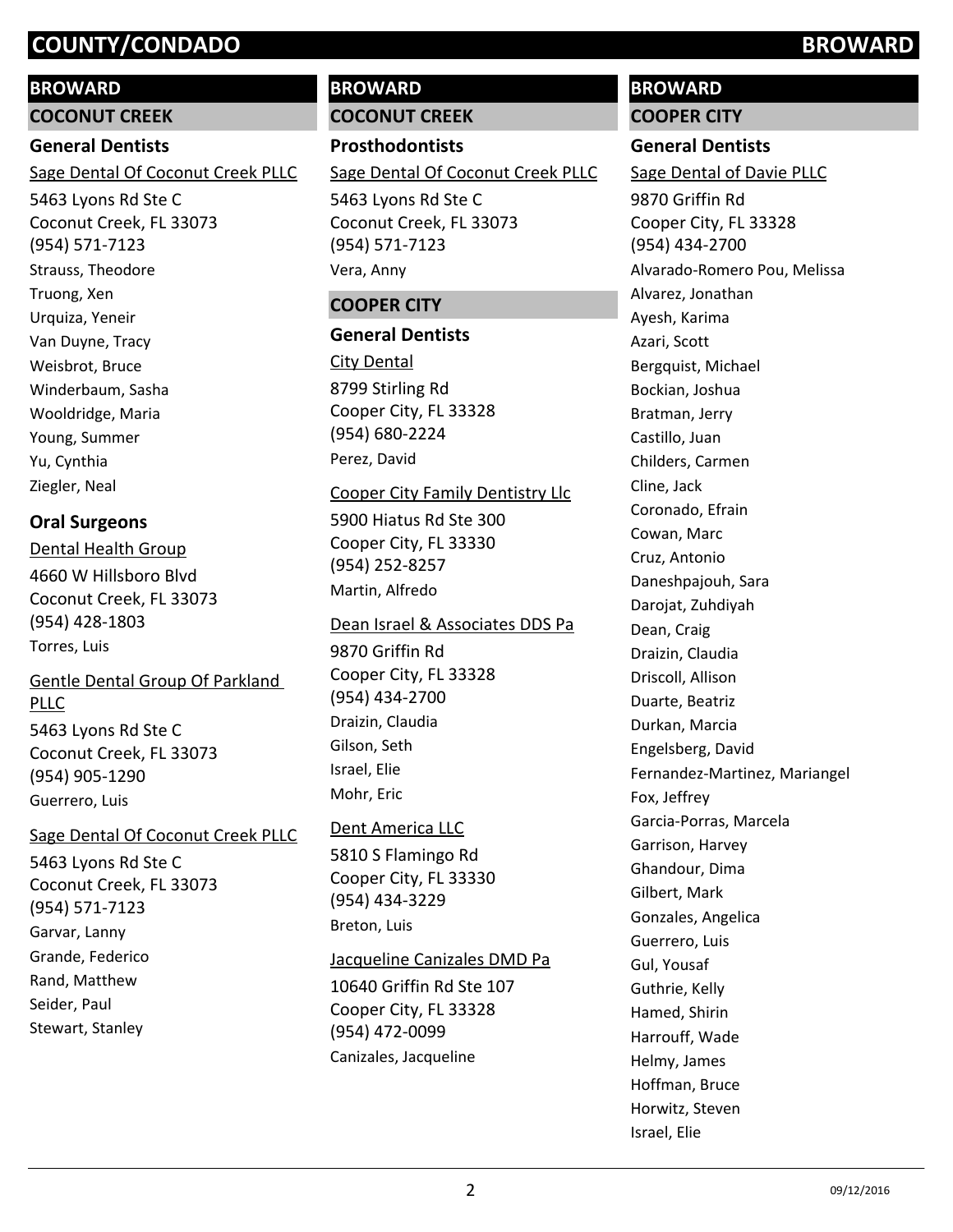## BROWARD

### COCONUT CREEK

#### General Dentists

Sage Dental Of Coconut Creek PLLC

5463 Lyons Rd Ste C
Coconut Creek, FL 33073
(954) 571-7123

Strauss, Theodore
Truong, Xen
Urquiza, Yeneir
Van Duyne, Tracy
Weisbrot, Bruce
Winderbaum, Sasha
Wooldridge, Maria
Young, Summer
Yu, Cynthia
Ziegler, Neal

#### Oral Surgeons

Dental Health Group

4660 W Hillsboro Blvd
Coconut Creek, FL 33073
(954) 428-1803

Torres, Luis

Gentle Dental Group Of Parkland PLLC

5463 Lyons Rd Ste C
Coconut Creek, FL 33073
(954) 905-1290

Guerrero, Luis

Sage Dental Of Coconut Creek PLLC

5463 Lyons Rd Ste C
Coconut Creek, FL 33073
(954) 571-7123

Garvar, Lanny
Grande, Federico
Rand, Matthew
Seider, Paul
Stewart, Stanley

## BROWARD

### COCONUT CREEK

#### Prosthodontists

Sage Dental Of Coconut Creek PLLC

5463 Lyons Rd Ste C
Coconut Creek, FL 33073
(954) 571-7123

Vera, Anny

### COOPER CITY

#### General Dentists

City Dental

8799 Stirling Rd
Cooper City, FL 33328
(954) 680-2224

Perez, David

Cooper City Family Dentistry Llc

5900 Hiatus Rd Ste 300
Cooper City, FL 33330
(954) 252-8257

Martin, Alfredo

Dean Israel & Associates DDS Pa

9870 Griffin Rd
Cooper City, FL 33328
(954) 434-2700

Draizin, Claudia
Gilson, Seth
Israel, Elie
Mohr, Eric

Dent America LLC

5810 S Flamingo Rd
Cooper City, FL 33330
(954) 434-3229

Breton, Luis

Jacqueline Canizales DMD Pa

10640 Griffin Rd Ste 107
Cooper City, FL 33328
(954) 472-0099

Canizales, Jacqueline

## BROWARD

### COOPER CITY

#### General Dentists

Sage Dental of Davie PLLC

9870 Griffin Rd
Cooper City, FL 33328
(954) 434-2700

Alvarado-Romero Pou, Melissa
Alvarez, Jonathan
Ayesh, Karima
Azari, Scott
Bergquist, Michael
Bockian, Joshua
Bratman, Jerry
Castillo, Juan
Childers, Carmen
Cline, Jack
Coronado, Efrain
Cowan, Marc
Cruz, Antonio
Daneshpajouh, Sara
Darojat, Zuhdiyah
Dean, Craig
Draizin, Claudia
Driscoll, Allison
Duarte, Beatriz
Durkan, Marcia
Engelsberg, David
Fernandez-Martinez, Mariangel
Fox, Jeffrey
Garcia-Porras, Marcela
Garrison, Harvey
Ghandour, Dima
Gilbert, Mark
Gonzales, Angelica
Guerrero, Luis
Gul, Yousaf
Guthrie, Kelly
Hamed, Shirin
Harrouff, Wade
Helmy, James
Hoffman, Bruce
Horwitz, Steven
Israel, Elie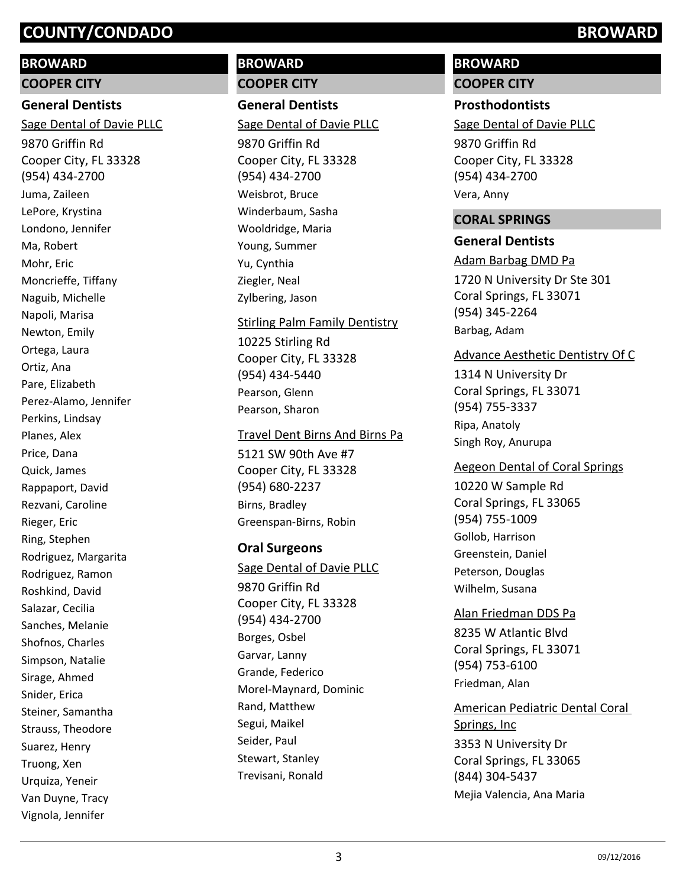# COUNTY/CONDADO BROWARD

## BROWARD

### COOPER CITY

#### General Dentists

Sage Dental of Davie PLLC

9870 Griffin Rd
Cooper City, FL 33328
(954) 434-2700

Juma, Zaileen
LePore, Krystina
Londono, Jennifer
Ma, Robert
Mohr, Eric
Moncrieffe, Tiffany
Naguib, Michelle
Napoli, Marisa
Newton, Emily
Ortega, Laura
Ortiz, Ana
Pare, Elizabeth
Perez-Alamo, Jennifer
Perkins, Lindsay
Planes, Alex
Price, Dana
Quick, James
Rappaport, David
Rezvani, Caroline
Rieger, Eric
Ring, Stephen
Rodriguez, Margarita
Rodriguez, Ramon
Roshkind, David
Salazar, Cecilia
Sanches, Melanie
Shofnos, Charles
Simpson, Natalie
Sirage, Ahmed
Snider, Erica
Steiner, Samantha
Strauss, Theodore
Suarez, Henry
Truong, Xen
Urquiza, Yeneir
Van Duyne, Tracy
Vignola, Jennifer

## BROWARD

### COOPER CITY

#### General Dentists

Sage Dental of Davie PLLC

9870 Griffin Rd
Cooper City, FL 33328
(954) 434-2700

Weisbrot, Bruce
Winderbaum, Sasha
Wooldridge, Maria
Young, Summer
Yu, Cynthia
Ziegler, Neal
Zylbering, Jason

Stirling Palm Family Dentistry

10225 Stirling Rd
Cooper City, FL 33328
(954) 434-5440

Pearson, Glenn
Pearson, Sharon

Travel Dent Birns And Birns Pa

5121 SW 90th Ave #7
Cooper City, FL 33328
(954) 680-2237

Birns, Bradley
Greenspan-Birns, Robin

#### Oral Surgeons

Sage Dental of Davie PLLC

9870 Griffin Rd
Cooper City, FL 33328
(954) 434-2700

Borges, Osbel
Garvar, Lanny
Grande, Federico
Morel-Maynard, Dominic
Rand, Matthew
Segui, Maikel
Seider, Paul
Stewart, Stanley
Trevisani, Ronald

## BROWARD

### COOPER CITY

#### Prosthodontists

Sage Dental of Davie PLLC

9870 Griffin Rd
Cooper City, FL 33328
(954) 434-2700

Vera, Anny

### CORAL SPRINGS

#### General Dentists

Adam Barbag DMD Pa

1720 N University Dr Ste 301
Coral Springs, FL 33071
(954) 345-2264

Barbag, Adam

Advance Aesthetic Dentistry Of C

1314 N University Dr
Coral Springs, FL 33071
(954) 755-3337

Ripa, Anatoly
Singh Roy, Anurupa

Aegeon Dental of Coral Springs

10220 W Sample Rd
Coral Springs, FL 33065
(954) 755-1009

Gollob, Harrison
Greenstein, Daniel
Peterson, Douglas
Wilhelm, Susana

Alan Friedman DDS Pa

8235 W Atlantic Blvd
Coral Springs, FL 33071
(954) 753-6100

Friedman, Alan

American Pediatric Dental Coral Springs, Inc

3353 N University Dr
Coral Springs, FL 33065
(844) 304-5437

Mejia Valencia, Ana Maria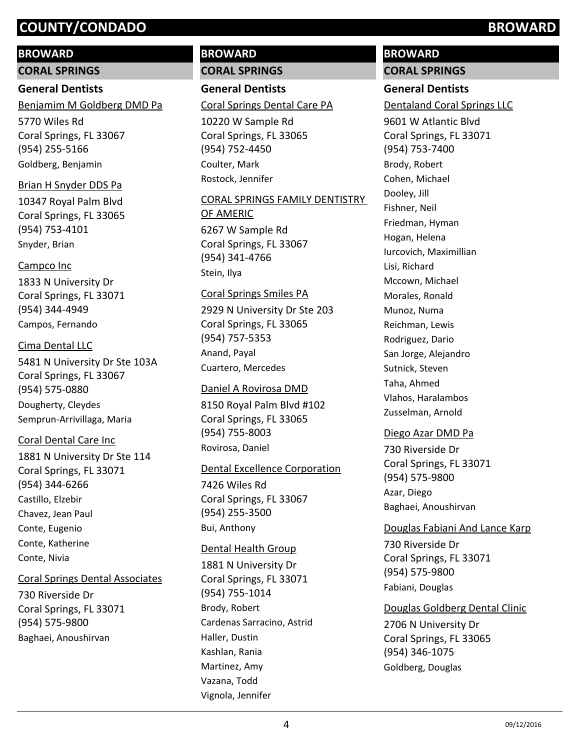# COUNTY/CONDADO BROWARD

## BROWARD

### CORAL SPRINGS

#### General Dentists

Benjamim M Goldberg DMD Pa
5770 Wiles Rd
Coral Springs, FL 33067
(954) 255-5166
Goldberg, Benjamin

Brian H Snyder DDS Pa
10347 Royal Palm Blvd
Coral Springs, FL 33065
(954) 753-4101
Snyder, Brian

Campco Inc
1833 N University Dr
Coral Springs, FL 33071
(954) 344-4949
Campos, Fernando

Cima Dental LLC
5481 N University Dr Ste 103A
Coral Springs, FL 33067
(954) 575-0880
Dougherty, Cleydes
Semprun-Arrivillaga, Maria

Coral Dental Care Inc
1881 N University Dr Ste 114
Coral Springs, FL 33071
(954) 344-6266
Castillo, Elzebir
Chavez, Jean Paul
Conte, Eugenio
Conte, Katherine
Conte, Nivia

Coral Springs Dental Associates
730 Riverside Dr
Coral Springs, FL 33071
(954) 575-9800
Baghaei, Anoushirvan

Coral Springs Dental Care PA
10220 W Sample Rd
Coral Springs, FL 33065
(954) 752-4450
Coulter, Mark
Rostock, Jennifer

CORAL SPRINGS FAMILY DENTISTRY OF AMERIC
6267 W Sample Rd
Coral Springs, FL 33067
(954) 341-4766
Stein, Ilya

Coral Springs Smiles PA
2929 N University Dr Ste 203
Coral Springs, FL 33065
(954) 757-5353
Anand, Payal
Cuartero, Mercedes

Daniel A Rovirosa DMD
8150 Royal Palm Blvd #102
Coral Springs, FL 33065
(954) 755-8003
Rovirosa, Daniel

Dental Excellence Corporation
7426 Wiles Rd
Coral Springs, FL 33067
(954) 255-3500
Bui, Anthony

Dental Health Group
1881 N University Dr
Coral Springs, FL 33071
(954) 755-1014
Brody, Robert
Cardenas Sarracino, Astrid
Haller, Dustin
Kashlan, Rania
Martinez, Amy
Vazana, Todd
Vignola, Jennifer

Dentaland Coral Springs LLC
9601 W Atlantic Blvd
Coral Springs, FL 33071
(954) 753-7400
Brody, Robert
Cohen, Michael
Dooley, Jill
Fishner, Neil
Friedman, Hyman
Hogan, Helena
Iurcovich, Maximillian
Lisi, Richard
Mccown, Michael
Morales, Ronald
Munoz, Numa
Reichman, Lewis
Rodriguez, Dario
San Jorge, Alejandro
Sutnick, Steven
Taha, Ahmed
Vlahos, Haralambos
Zusselman, Arnold

Diego Azar DMD Pa
730 Riverside Dr
Coral Springs, FL 33071
(954) 575-9800
Azar, Diego
Baghaei, Anoushirvan

Douglas Fabiani And Lance Karp
730 Riverside Dr
Coral Springs, FL 33071
(954) 575-9800
Fabiani, Douglas

Douglas Goldberg Dental Clinic
2706 N University Dr
Coral Springs, FL 33065
(954) 346-1075
Goldberg, Douglas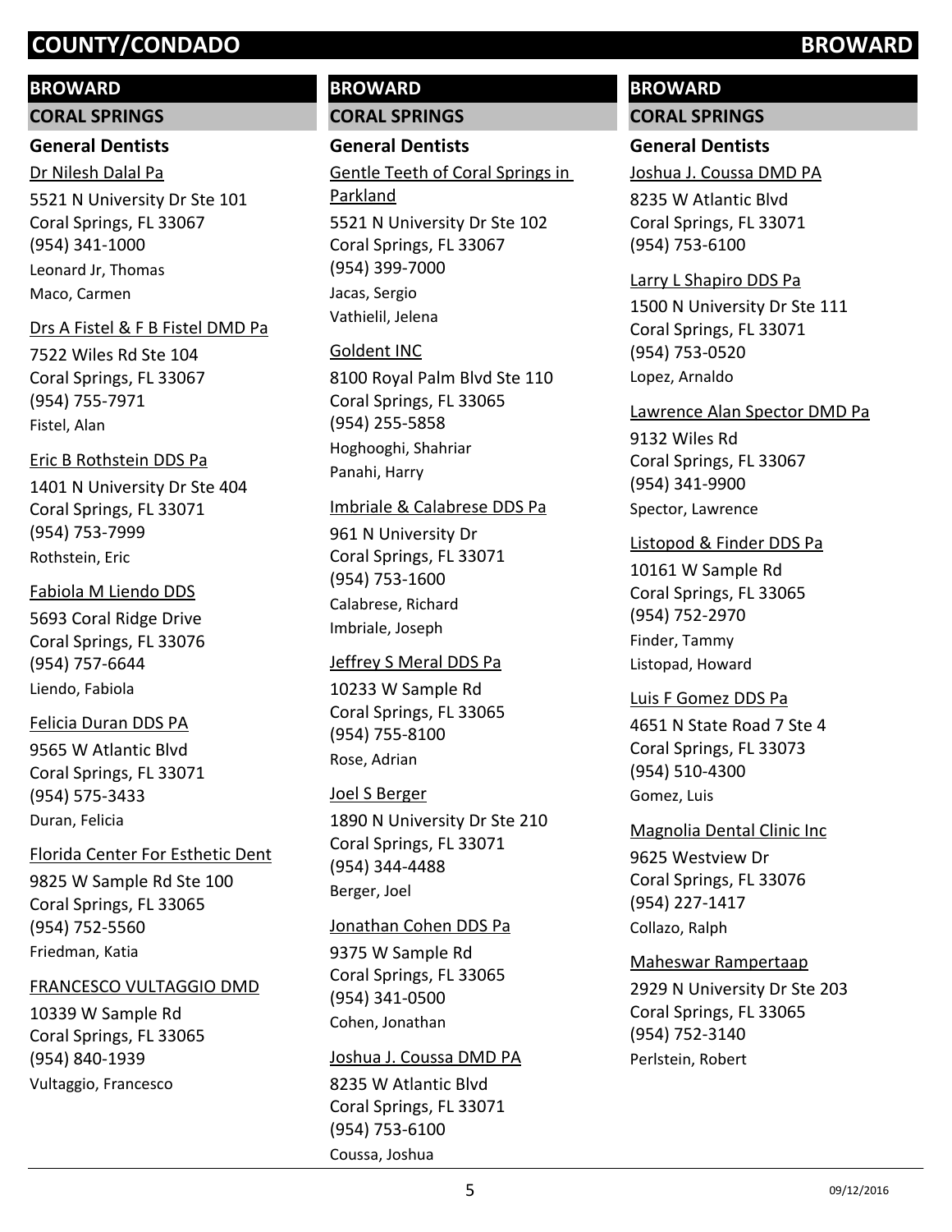# COUNTY/CONDADO BROWARD

## BROWARD

### CORAL SPRINGS

#### General Dentists

Dr Nilesh Dalal Pa
5521 N University Dr Ste 101
Coral Springs, FL 33067
(954) 341-1000
Leonard Jr, Thomas
Maco, Carmen

Drs A Fistel & F B Fistel DMD Pa
7522 Wiles Rd Ste 104
Coral Springs, FL 33067
(954) 755-7971
Fistel, Alan

Eric B Rothstein DDS Pa
1401 N University Dr Ste 404
Coral Springs, FL 33071
(954) 753-7999
Rothstein, Eric

Fabiola M Liendo DDS
5693 Coral Ridge Drive
Coral Springs, FL 33076
(954) 757-6644
Liendo, Fabiola

Felicia Duran DDS PA
9565 W Atlantic Blvd
Coral Springs, FL 33071
(954) 575-3433
Duran, Felicia

Florida Center For Esthetic Dent
9825 W Sample Rd Ste 100
Coral Springs, FL 33065
(954) 752-5560
Friedman, Katia

FRANCESCO VULTAGGIO DMD
10339 W Sample Rd
Coral Springs, FL 33065
(954) 840-1939
Vultaggio, Francesco

## BROWARD

### CORAL SPRINGS

#### General Dentists

Gentle Teeth of Coral Springs in Parkland
5521 N University Dr Ste 102
Coral Springs, FL 33067
(954) 399-7000
Jacas, Sergio
Vathielil, Jelena

Goldent INC
8100 Royal Palm Blvd Ste 110
Coral Springs, FL 33065
(954) 255-5858
Hoghooghi, Shahriar
Panahi, Harry

Imbriale & Calabrese DDS Pa
961 N University Dr
Coral Springs, FL 33071
(954) 753-1600
Calabrese, Richard
Imbriale, Joseph

Jeffrey S Meral DDS Pa
10233 W Sample Rd
Coral Springs, FL 33065
(954) 755-8100
Rose, Adrian

Joel S Berger
1890 N University Dr Ste 210
Coral Springs, FL 33071
(954) 344-4488
Berger, Joel

Jonathan Cohen DDS Pa
9375 W Sample Rd
Coral Springs, FL 33065
(954) 341-0500
Cohen, Jonathan

Joshua J. Coussa DMD PA
8235 W Atlantic Blvd
Coral Springs, FL 33071
(954) 753-6100
Coussa, Joshua

## BROWARD

### CORAL SPRINGS

#### General Dentists

Joshua J. Coussa DMD PA
8235 W Atlantic Blvd
Coral Springs, FL 33071
(954) 753-6100

Larry L Shapiro DDS Pa
1500 N University Dr Ste 111
Coral Springs, FL 33071
(954) 753-0520
Lopez, Arnaldo

Lawrence Alan Spector DMD Pa
9132 Wiles Rd
Coral Springs, FL 33067
(954) 341-9900
Spector, Lawrence

Listopod & Finder DDS Pa
10161 W Sample Rd
Coral Springs, FL 33065
(954) 752-2970
Finder, Tammy
Listopad, Howard

Luis F Gomez DDS Pa
4651 N State Road 7 Ste 4
Coral Springs, FL 33073
(954) 510-4300
Gomez, Luis

Magnolia Dental Clinic Inc
9625 Westview Dr
Coral Springs, FL 33076
(954) 227-1417
Collazo, Ralph

Maheswar Rampertaap
2929 N University Dr Ste 203
Coral Springs, FL 33065
(954) 752-3140
Perlstein, Robert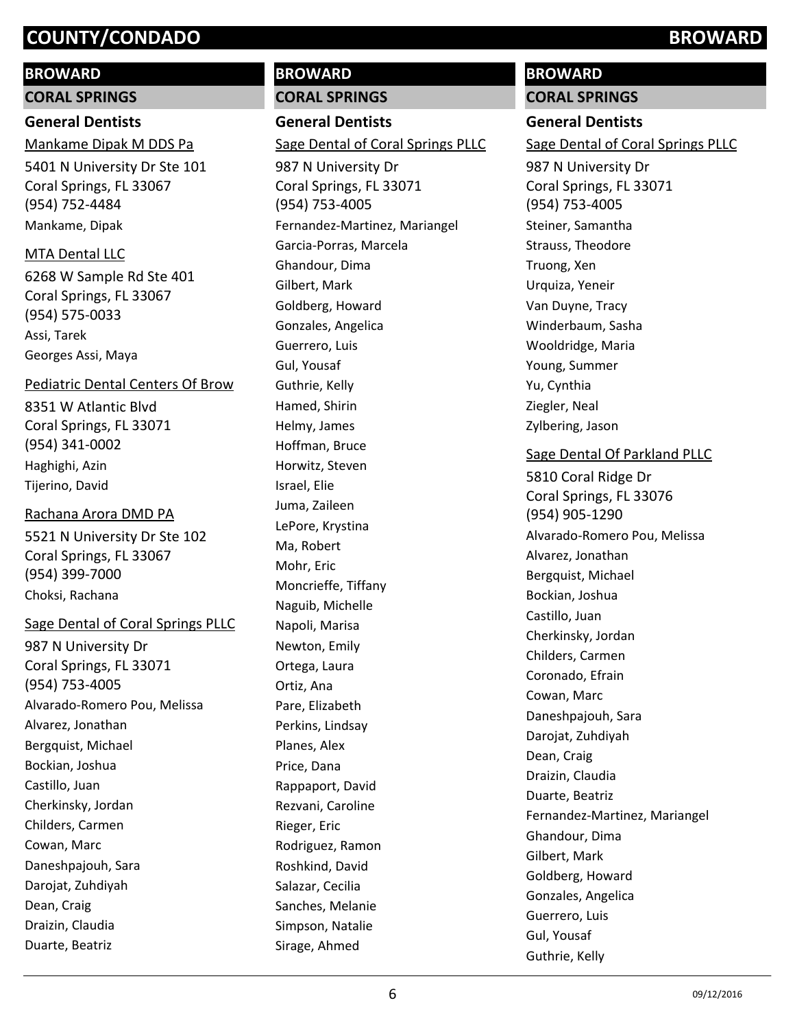# COUNTY/CONDADO BROWARD

## BROWARD

### CORAL SPRINGS

#### General Dentists

Mankame Dipak M DDS Pa
5401 N University Dr Ste 101
Coral Springs, FL 33067
(954) 752-4484
Mankame, Dipak

MTA Dental LLC
6268 W Sample Rd Ste 401
Coral Springs, FL 33067
(954) 575-0033
Assi, Tarek
Georges Assi, Maya

Pediatric Dental Centers Of Brow
8351 W Atlantic Blvd
Coral Springs, FL 33071
(954) 341-0002
Haghighi, Azin
Tijerino, David

Rachana Arora DMD PA
5521 N University Dr Ste 102
Coral Springs, FL 33067
(954) 399-7000
Choksi, Rachana

Sage Dental of Coral Springs PLLC
987 N University Dr
Coral Springs, FL 33071
(954) 753-4005
Alvarado-Romero Pou, Melissa
Alvarez, Jonathan
Bergquist, Michael
Bockian, Joshua
Castillo, Juan
Cherkinsky, Jordan
Childers, Carmen
Cowan, Marc
Daneshpajouh, Sara
Darojat, Zuhdiyah
Dean, Craig
Draizin, Claudia
Duarte, Beatriz

## BROWARD

### CORAL SPRINGS

#### General Dentists

Sage Dental of Coral Springs PLLC
987 N University Dr
Coral Springs, FL 33071
(954) 753-4005
Fernandez-Martinez, Mariangel
Garcia-Porras, Marcela
Ghandour, Dima
Gilbert, Mark
Goldberg, Howard
Gonzales, Angelica
Guerrero, Luis
Gul, Yousaf
Guthrie, Kelly
Hamed, Shirin
Helmy, James
Hoffman, Bruce
Horwitz, Steven
Israel, Elie
Juma, Zaileen
LePore, Krystina
Ma, Robert
Mohr, Eric
Moncrieffe, Tiffany
Naguib, Michelle
Napoli, Marisa
Newton, Emily
Ortega, Laura
Ortiz, Ana
Pare, Elizabeth
Perkins, Lindsay
Planes, Alex
Price, Dana
Rappaport, David
Rezvani, Caroline
Rieger, Eric
Rodriguez, Ramon
Roshkind, David
Salazar, Cecilia
Sanches, Melanie
Simpson, Natalie
Sirage, Ahmed

## BROWARD

### CORAL SPRINGS

#### General Dentists

Sage Dental of Coral Springs PLLC
987 N University Dr
Coral Springs, FL 33071
(954) 753-4005
Steiner, Samantha
Strauss, Theodore
Truong, Xen
Urquiza, Yeneir
Van Duyne, Tracy
Winderbaum, Sasha
Wooldridge, Maria
Young, Summer
Yu, Cynthia
Ziegler, Neal
Zylbering, Jason

Sage Dental Of Parkland PLLC
5810 Coral Ridge Dr
Coral Springs, FL 33076
(954) 905-1290
Alvarado-Romero Pou, Melissa
Alvarez, Jonathan
Bergquist, Michael
Bockian, Joshua
Castillo, Juan
Cherkinsky, Jordan
Childers, Carmen
Coronado, Efrain
Cowan, Marc
Daneshpajouh, Sara
Darojat, Zuhdiyah
Dean, Craig
Draizin, Claudia
Duarte, Beatriz
Fernandez-Martinez, Mariangel
Ghandour, Dima
Gilbert, Mark
Goldberg, Howard
Gonzales, Angelica
Guerrero, Luis
Gul, Yousaf
Guthrie, Kelly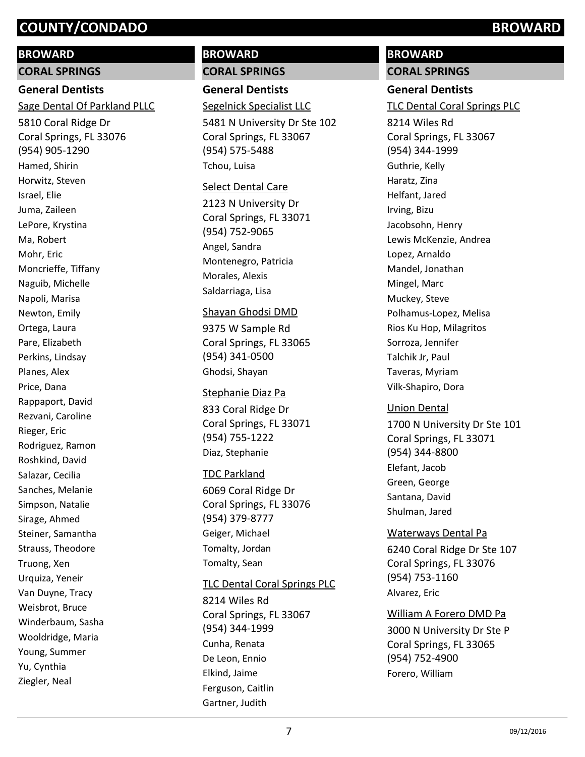## BROWARD

### CORAL SPRINGS

#### General Dentists

Sage Dental Of Parkland PLLC

5810 Coral Ridge Dr
Coral Springs, FL 33076
(954) 905-1290

Hamed, Shirin
Horwitz, Steven
Israel, Elie
Juma, Zaileen
LePore, Krystina
Ma, Robert
Mohr, Eric
Moncrieffe, Tiffany
Naguib, Michelle
Napoli, Marisa
Newton, Emily
Ortega, Laura
Pare, Elizabeth
Perkins, Lindsay
Planes, Alex
Price, Dana
Rappaport, David
Rezvani, Caroline
Rieger, Eric
Rodriguez, Ramon
Roshkind, David
Salazar, Cecilia
Sanches, Melanie
Simpson, Natalie
Sirage, Ahmed
Steiner, Samantha
Strauss, Theodore
Truong, Xen
Urquiza, Yeneir
Van Duyne, Tracy
Weisbrot, Bruce
Winderbaum, Sasha
Wooldridge, Maria
Young, Summer
Yu, Cynthia
Ziegler, Neal

## BROWARD

### CORAL SPRINGS

#### General Dentists

Segelnick Specialist LLC

5481 N University Dr Ste 102
Coral Springs, FL 33067
(954) 575-5488

Tchou, Luisa

Select Dental Care

2123 N University Dr
Coral Springs, FL 33071
(954) 752-9065

Angel, Sandra
Montenegro, Patricia
Morales, Alexis
Saldarriaga, Lisa

Shayan Ghodsi DMD

9375 W Sample Rd
Coral Springs, FL 33065
(954) 341-0500

Ghodsi, Shayan

Stephanie Diaz Pa

833 Coral Ridge Dr
Coral Springs, FL 33071
(954) 755-1222

Diaz, Stephanie

TDC Parkland

6069 Coral Ridge Dr
Coral Springs, FL 33076
(954) 379-8777

Geiger, Michael
Tomalty, Jordan
Tomalty, Sean

TLC Dental Coral Springs PLC

8214 Wiles Rd
Coral Springs, FL 33067
(954) 344-1999

Cunha, Renata
De Leon, Ennio
Elkind, Jaime
Ferguson, Caitlin
Gartner, Judith

## BROWARD

### CORAL SPRINGS

#### General Dentists

TLC Dental Coral Springs PLC

8214 Wiles Rd
Coral Springs, FL 33067
(954) 344-1999

Guthrie, Kelly
Haratz, Zina
Helfant, Jared
Irving, Bizu
Jacobsohn, Henry
Lewis McKenzie, Andrea
Lopez, Arnaldo
Mandel, Jonathan
Mingel, Marc
Muckey, Steve
Polhamus-Lopez, Melisa
Rios Ku Hop, Milagritos
Sorroza, Jennifer
Talchik Jr, Paul
Taveras, Myriam
Vilk-Shapiro, Dora

Union Dental

1700 N University Dr Ste 101
Coral Springs, FL 33071
(954) 344-8800

Elefant, Jacob
Green, George
Santana, David
Shulman, Jared

Waterways Dental Pa

6240 Coral Ridge Dr Ste 107
Coral Springs, FL 33076
(954) 753-1160

Alvarez, Eric

William A Forero DMD Pa

3000 N University Dr Ste P
Coral Springs, FL 33065
(954) 752-4900

Forero, William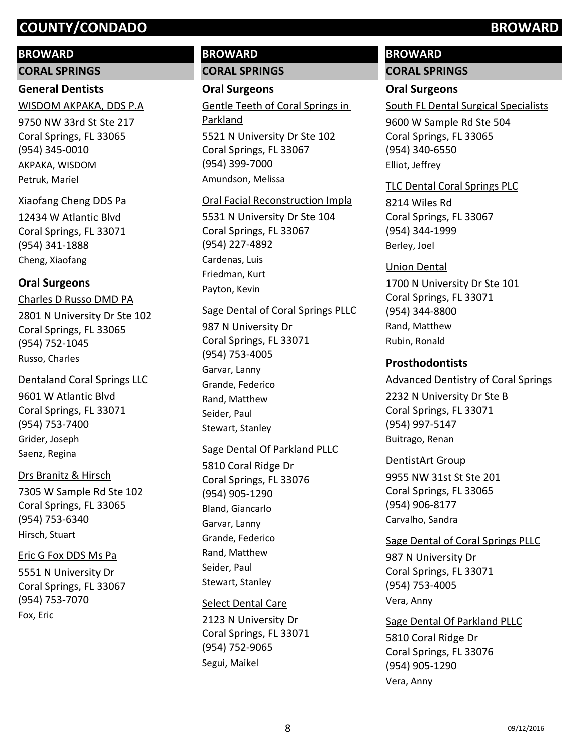# COUNTY/CONDADO BROWARD

## BROWARD

### CORAL SPRINGS

#### General Dentists

WISDOM AKPAKA, DDS P.A

9750 NW 33rd St Ste 217
Coral Springs, FL 33065
(954) 345-0010
AKPAKA, WISDOM
Petruk, Mariel

Xiaofang Cheng DDS Pa

12434 W Atlantic Blvd
Coral Springs, FL 33071
(954) 341-1888
Cheng, Xiaofang

#### Oral Surgeons

Charles D Russo DMD PA

2801 N University Dr Ste 102
Coral Springs, FL 33065
(954) 752-1045
Russo, Charles

Dentaland Coral Springs LLC

9601 W Atlantic Blvd
Coral Springs, FL 33071
(954) 753-7400
Grider, Joseph
Saenz, Regina

Drs Branitz & Hirsch

7305 W Sample Rd Ste 102
Coral Springs, FL 33065
(954) 753-6340
Hirsch, Stuart

Eric G Fox DDS Ms Pa

5551 N University Dr
Coral Springs, FL 33067
(954) 753-7070
Fox, Eric

Gentle Teeth of Coral Springs in Parkland

5521 N University Dr Ste 102
Coral Springs, FL 33067
(954) 399-7000
Amundson, Melissa

Oral Facial Reconstruction Impla

5531 N University Dr Ste 104
Coral Springs, FL 33067
(954) 227-4892
Cardenas, Luis
Friedman, Kurt
Payton, Kevin

Sage Dental of Coral Springs PLLC

987 N University Dr
Coral Springs, FL 33071
(954) 753-4005
Garvar, Lanny
Grande, Federico
Rand, Matthew
Seider, Paul
Stewart, Stanley

Sage Dental Of Parkland PLLC

5810 Coral Ridge Dr
Coral Springs, FL 33076
(954) 905-1290
Bland, Giancarlo
Garvar, Lanny
Grande, Federico
Rand, Matthew
Seider, Paul
Stewart, Stanley

Select Dental Care

2123 N University Dr
Coral Springs, FL 33071
(954) 752-9065
Segui, Maikel

South FL Dental Surgical Specialists

9600 W Sample Rd Ste 504
Coral Springs, FL 33065
(954) 340-6550
Elliot, Jeffrey

TLC Dental Coral Springs PLC

8214 Wiles Rd
Coral Springs, FL 33067
(954) 344-1999
Berley, Joel

Union Dental

1700 N University Dr Ste 101
Coral Springs, FL 33071
(954) 344-8800
Rand, Matthew
Rubin, Ronald

#### Prosthodontists

Advanced Dentistry of Coral Springs

2232 N University Dr Ste B
Coral Springs, FL 33071
(954) 997-5147
Buitrago, Renan

DentistArt Group

9955 NW 31st St Ste 201
Coral Springs, FL 33065
(954) 906-8177
Carvalho, Sandra

Sage Dental of Coral Springs PLLC

987 N University Dr
Coral Springs, FL 33071
(954) 753-4005
Vera, Anny

Sage Dental Of Parkland PLLC

5810 Coral Ridge Dr
Coral Springs, FL 33076
(954) 905-1290
Vera, Anny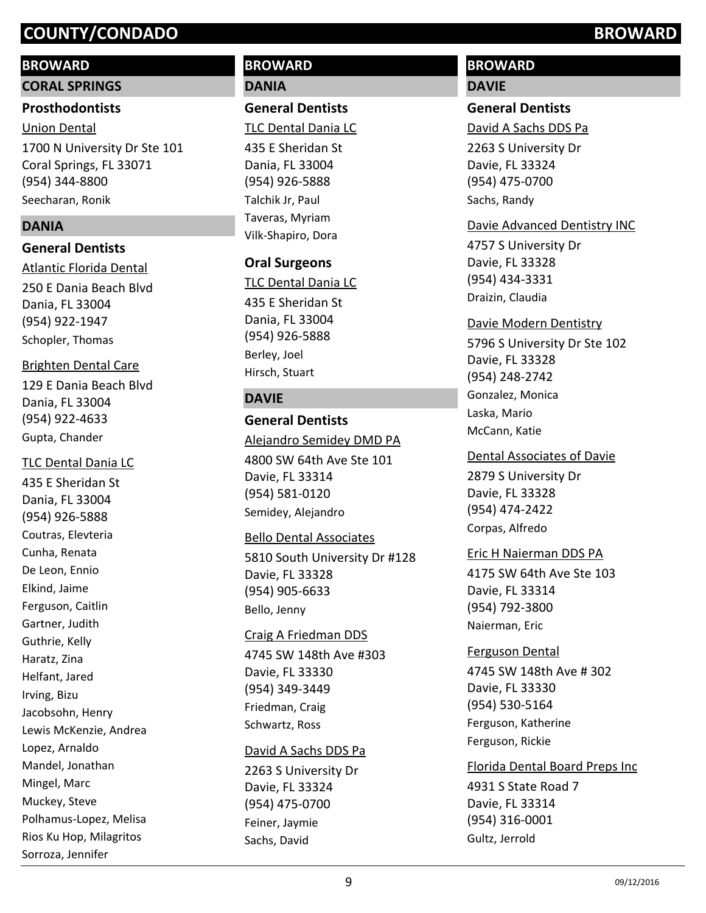# COUNTY/CONDADO BROWARD

## BROWARD

### CORAL SPRINGS

#### Prosthodontists

Union Dental

1700 N University Dr Ste 101
Coral Springs, FL 33071
(954) 344-8800

Seecharan, Ronik

### DANIA

#### General Dentists

Atlantic Florida Dental

250 E Dania Beach Blvd
Dania, FL 33004
(954) 922-1947

Schopler, Thomas

Brighten Dental Care

129 E Dania Beach Blvd
Dania, FL 33004
(954) 922-4633

Gupta, Chander

TLC Dental Dania LC

435 E Sheridan St
Dania, FL 33004
(954) 926-5888

Coutras, Elevteria
Cunha, Renata
De Leon, Ennio
Elkind, Jaime
Ferguson, Caitlin
Gartner, Judith
Guthrie, Kelly
Haratz, Zina
Helfant, Jared
Irving, Bizu
Jacobsohn, Henry
Lewis McKenzie, Andrea
Lopez, Arnaldo
Mandel, Jonathan
Mingel, Marc
Muckey, Steve
Polhamus-Lopez, Melisa
Rios Ku Hop, Milagritos
Sorroza, Jennifer

## BROWARD

### DANIA

#### General Dentists

TLC Dental Dania LC

435 E Sheridan St
Dania, FL 33004
(954) 926-5888

Talchik Jr, Paul
Taveras, Myriam
Vilk-Shapiro, Dora

#### Oral Surgeons

TLC Dental Dania LC

435 E Sheridan St
Dania, FL 33004
(954) 926-5888

Berley, Joel
Hirsch, Stuart

### DAVIE

#### General Dentists

Alejandro Semidey DMD PA

4800 SW 64th Ave Ste 101
Davie, FL 33314
(954) 581-0120

Semidey, Alejandro

Bello Dental Associates

5810 South University Dr #128
Davie, FL 33328
(954) 905-6633

Bello, Jenny

Craig A Friedman DDS

4745 SW 148th Ave #303
Davie, FL 33330
(954) 349-3449

Friedman, Craig
Schwartz, Ross

David A Sachs DDS Pa

2263 S University Dr
Davie, FL 33324
(954) 475-0700

Feiner, Jaymie
Sachs, David

## BROWARD

### DAVIE

#### General Dentists

David A Sachs DDS Pa

2263 S University Dr
Davie, FL 33324
(954) 475-0700

Sachs, Randy

Davie Advanced Dentistry INC

4757 S University Dr
Davie, FL 33328
(954) 434-3331

Draizin, Claudia

Davie Modern Dentistry

5796 S University Dr Ste 102
Davie, FL 33328
(954) 248-2742

Gonzalez, Monica
Laska, Mario
McCann, Katie

Dental Associates of Davie

2879 S University Dr
Davie, FL 33328
(954) 474-2422

Corpas, Alfredo

Eric H Naierman DDS PA

4175 SW 64th Ave Ste 103
Davie, FL 33314
(954) 792-3800

Naierman, Eric

Ferguson Dental

4745 SW 148th Ave # 302
Davie, FL 33330
(954) 530-5164

Ferguson, Katherine
Ferguson, Rickie

Florida Dental Board Preps Inc

4931 S State Road 7
Davie, FL 33314
(954) 316-0001

Gultz, Jerrold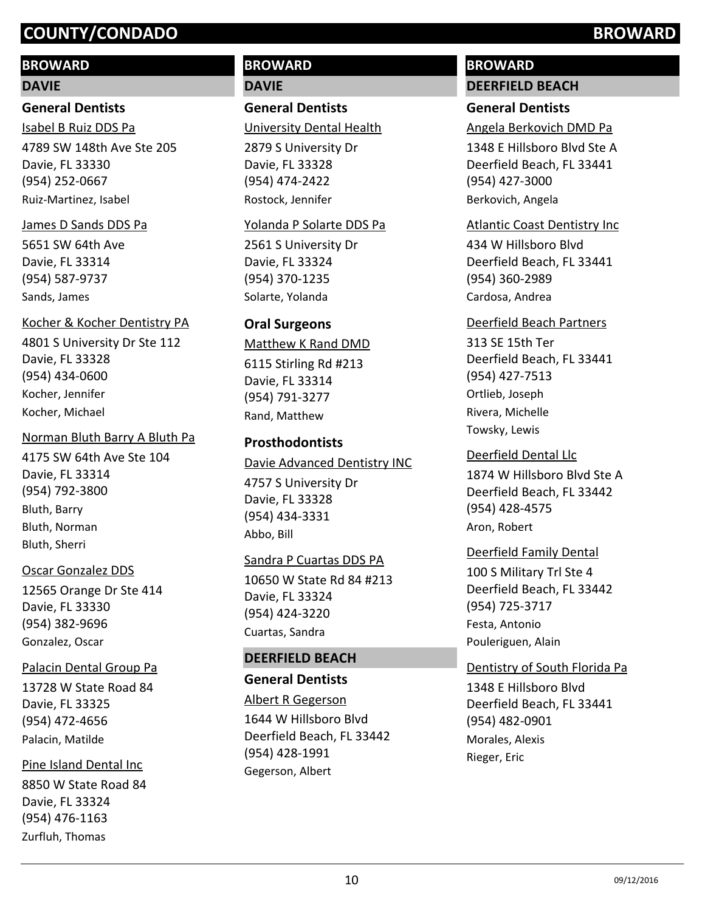# COUNTY/CONDADO BROWARD

## BROWARD

### DAVIE

#### General Dentists

Isabel B Ruiz DDS Pa
4789 SW 148th Ave Ste 205
Davie, FL 33330
(954) 252-0667
Ruiz-Martinez, Isabel

James D Sands DDS Pa
5651 SW 64th Ave
Davie, FL 33314
(954) 587-9737
Sands, James

Kocher & Kocher Dentistry PA
4801 S University Dr Ste 112
Davie, FL 33328
(954) 434-0600
Kocher, Jennifer
Kocher, Michael

Norman Bluth Barry A Bluth Pa
4175 SW 64th Ave Ste 104
Davie, FL 33314
(954) 792-3800
Bluth, Barry
Bluth, Norman
Bluth, Sherri

Oscar Gonzalez DDS
12565 Orange Dr Ste 414
Davie, FL 33330
(954) 382-9696
Gonzalez, Oscar

Palacin Dental Group Pa
13728 W State Road 84
Davie, FL 33325
(954) 472-4656
Palacin, Matilde

Pine Island Dental Inc
8850 W State Road 84
Davie, FL 33324
(954) 476-1163
Zurfluh, Thomas

## BROWARD

### DAVIE

#### General Dentists

University Dental Health
2879 S University Dr
Davie, FL 33328
(954) 474-2422
Rostock, Jennifer

Yolanda P Solarte DDS Pa
2561 S University Dr
Davie, FL 33324
(954) 370-1235
Solarte, Yolanda

#### Oral Surgeons

Matthew K Rand DMD
6115 Stirling Rd #213
Davie, FL 33314
(954) 791-3277
Rand, Matthew

#### Prosthodontists

Davie Advanced Dentistry INC
4757 S University Dr
Davie, FL 33328
(954) 434-3331
Abbo, Bill

Sandra P Cuartas DDS PA
10650 W State Rd 84 #213
Davie, FL 33324
(954) 424-3220
Cuartas, Sandra

### DEERFIELD BEACH

#### General Dentists

Albert R Gegerson
1644 W Hillsboro Blvd
Deerfield Beach, FL 33442
(954) 428-1991
Gegerson, Albert

## BROWARD

### DEERFIELD BEACH

#### General Dentists

Angela Berkovich DMD Pa
1348 E Hillsboro Blvd Ste A
Deerfield Beach, FL 33441
(954) 427-3000
Berkovich, Angela

Atlantic Coast Dentistry Inc
434 W Hillsboro Blvd
Deerfield Beach, FL 33441
(954) 360-2989
Cardosa, Andrea

Deerfield Beach Partners
313 SE 15th Ter
Deerfield Beach, FL 33441
(954) 427-7513
Ortlieb, Joseph
Rivera, Michelle
Towsky, Lewis

Deerfield Dental Llc
1874 W Hillsboro Blvd Ste A
Deerfield Beach, FL 33442
(954) 428-4575
Aron, Robert

Deerfield Family Dental
100 S Military Trl Ste 4
Deerfield Beach, FL 33442
(954) 725-3717
Festa, Antonio
Pouleriguen, Alain

Dentistry of South Florida Pa
1348 E Hillsboro Blvd
Deerfield Beach, FL 33441
(954) 482-0901
Morales, Alexis
Rieger, Eric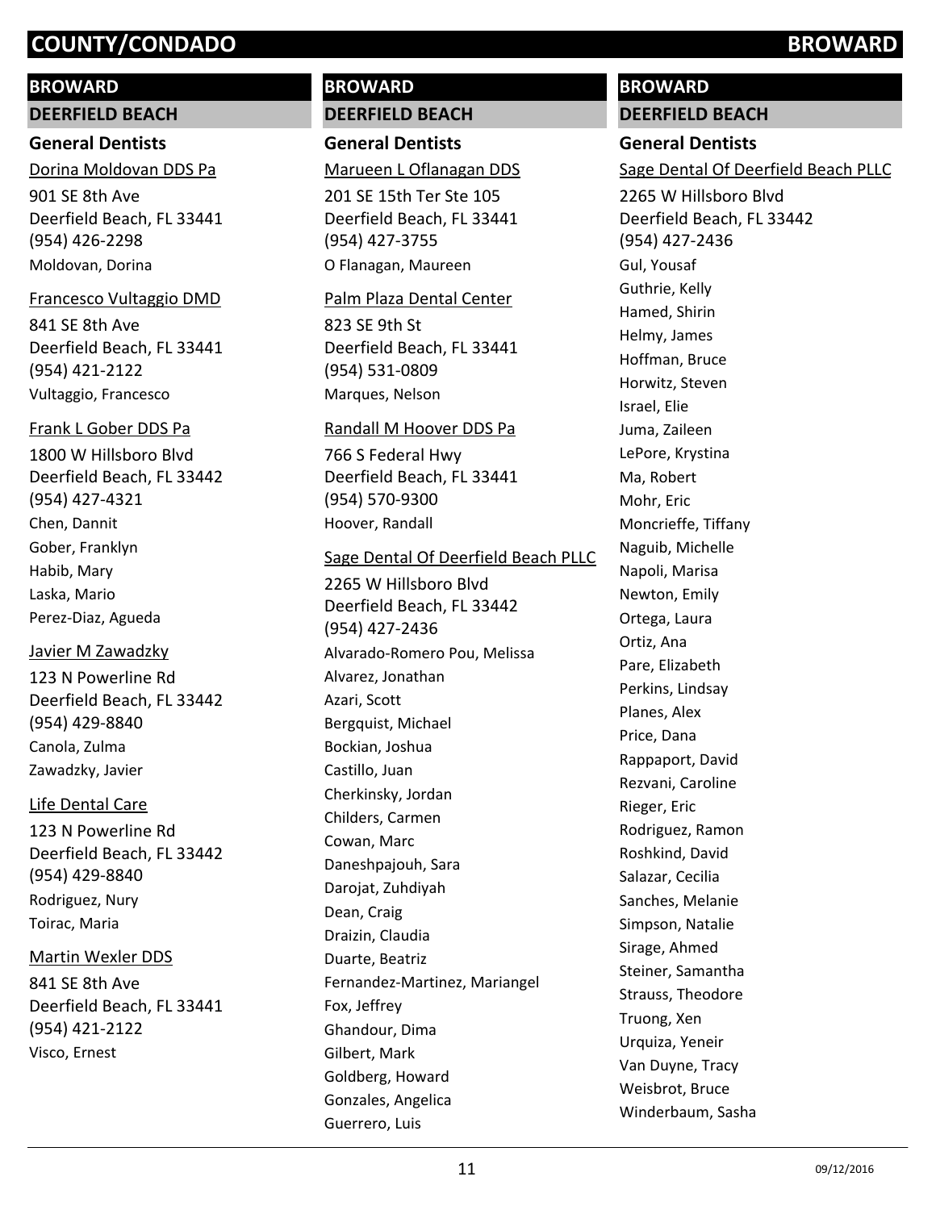# COUNTY/CONDADO BROWARD

## BROWARD

### DEERFIELD BEACH

#### General Dentists

Dorina Moldovan DDS Pa

901 SE 8th Ave
Deerfield Beach, FL 33441
(954) 426-2298
Moldovan, Dorina

Francesco Vultaggio DMD

841 SE 8th Ave
Deerfield Beach, FL 33441
(954) 421-2122
Vultaggio, Francesco

Frank L Gober DDS Pa

1800 W Hillsboro Blvd
Deerfield Beach, FL 33442
(954) 427-4321
Chen, Dannit
Gober, Franklyn
Habib, Mary
Laska, Mario
Perez-Diaz, Agueda

Javier M Zawadzky

123 N Powerline Rd
Deerfield Beach, FL 33442
(954) 429-8840
Canola, Zulma
Zawadzky, Javier

Life Dental Care

123 N Powerline Rd
Deerfield Beach, FL 33442
(954) 429-8840
Rodriguez, Nury
Toirac, Maria

Martin Wexler DDS

841 SE 8th Ave
Deerfield Beach, FL 33441
(954) 421-2122
Visco, Ernest

## BROWARD

### DEERFIELD BEACH

#### General Dentists

Marueen L Oflanagan DDS

201 SE 15th Ter Ste 105
Deerfield Beach, FL 33441
(954) 427-3755
O Flanagan, Maureen

Palm Plaza Dental Center

823 SE 9th St
Deerfield Beach, FL 33441
(954) 531-0809
Marques, Nelson

Randall M Hoover DDS Pa

766 S Federal Hwy
Deerfield Beach, FL 33441
(954) 570-9300
Hoover, Randall

Sage Dental Of Deerfield Beach PLLC

2265 W Hillsboro Blvd
Deerfield Beach, FL 33442
(954) 427-2436
Alvarado-Romero Pou, Melissa
Alvarez, Jonathan
Azari, Scott
Bergquist, Michael
Bockian, Joshua
Castillo, Juan
Cherkinsky, Jordan
Childers, Carmen
Cowan, Marc
Daneshpajouh, Sara
Darojat, Zuhdiyah
Dean, Craig
Draizin, Claudia
Duarte, Beatriz
Fernandez-Martinez, Mariangel
Fox, Jeffrey
Ghandour, Dima
Gilbert, Mark
Goldberg, Howard
Gonzales, Angelica
Guerrero, Luis

## BROWARD

### DEERFIELD BEACH

#### General Dentists

Sage Dental Of Deerfield Beach PLLC

2265 W Hillsboro Blvd
Deerfield Beach, FL 33442
(954) 427-2436
Gul, Yousaf
Guthrie, Kelly
Hamed, Shirin
Helmy, James
Hoffman, Bruce
Horwitz, Steven
Israel, Elie
Juma, Zaileen
LePore, Krystina
Ma, Robert
Mohr, Eric
Moncrieffe, Tiffany
Naguib, Michelle
Napoli, Marisa
Newton, Emily
Ortega, Laura
Ortiz, Ana
Pare, Elizabeth
Perkins, Lindsay
Planes, Alex
Price, Dana
Rappaport, David
Rezvani, Caroline
Rieger, Eric
Rodriguez, Ramon
Roshkind, David
Salazar, Cecilia
Sanches, Melanie
Simpson, Natalie
Sirage, Ahmed
Steiner, Samantha
Strauss, Theodore
Truong, Xen
Urquiza, Yeneir
Van Duyne, Tracy
Weisbrot, Bruce
Winderbaum, Sasha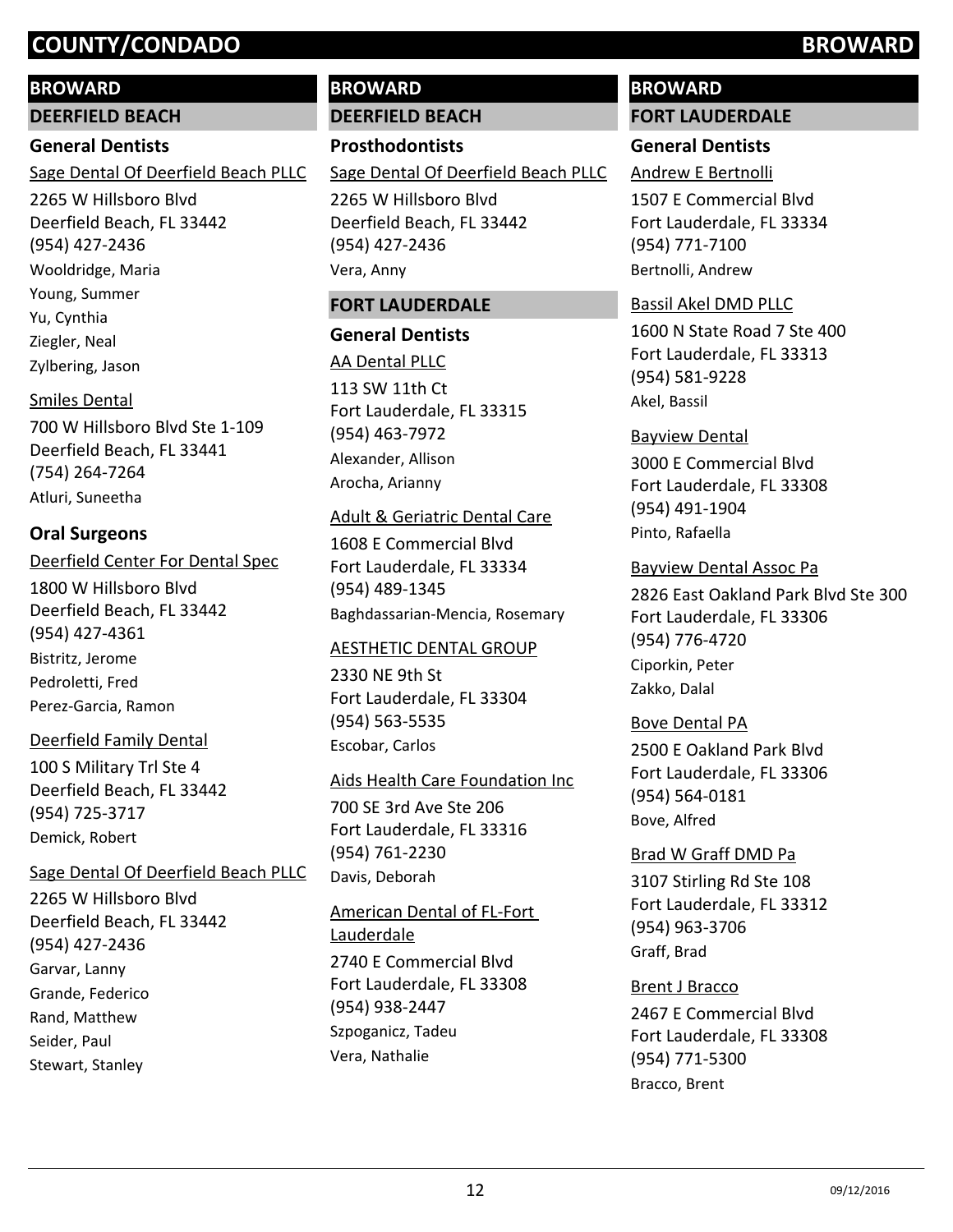## BROWARD

### DEERFIELD BEACH

#### General Dentists

Sage Dental Of Deerfield Beach PLLC
2265 W Hillsboro Blvd
Deerfield Beach, FL 33442
(954) 427-2436
Wooldridge, Maria
Young, Summer
Yu, Cynthia
Ziegler, Neal
Zylbering, Jason

Smiles Dental
700 W Hillsboro Blvd Ste 1-109
Deerfield Beach, FL 33441
(754) 264-7264
Atluri, Suneetha

#### Oral Surgeons

Deerfield Center For Dental Spec
1800 W Hillsboro Blvd
Deerfield Beach, FL 33442
(954) 427-4361
Bistritz, Jerome
Pedroletti, Fred
Perez-Garcia, Ramon

Deerfield Family Dental
100 S Military Trl Ste 4
Deerfield Beach, FL 33442
(954) 725-3717
Demick, Robert

Sage Dental Of Deerfield Beach PLLC
2265 W Hillsboro Blvd
Deerfield Beach, FL 33442
(954) 427-2436
Garvar, Lanny
Grande, Federico
Rand, Matthew
Seider, Paul
Stewart, Stanley

## BROWARD

### DEERFIELD BEACH

#### Prosthodontists

Sage Dental Of Deerfield Beach PLLC
2265 W Hillsboro Blvd
Deerfield Beach, FL 33442
(954) 427-2436
Vera, Anny

### FORT LAUDERDALE

#### General Dentists

AA Dental PLLC
113 SW 11th Ct
Fort Lauderdale, FL 33315
(954) 463-7972
Alexander, Allison
Arocha, Arianny

Adult & Geriatric Dental Care
1608 E Commercial Blvd
Fort Lauderdale, FL 33334
(954) 489-1345
Baghdassarian-Mencia, Rosemary

AESTHETIC DENTAL GROUP
2330 NE 9th St
Fort Lauderdale, FL 33304
(954) 563-5535
Escobar, Carlos

Aids Health Care Foundation Inc
700 SE 3rd Ave Ste 206
Fort Lauderdale, FL 33316
(954) 761-2230
Davis, Deborah

American Dental of FL-Fort Lauderdale
2740 E Commercial Blvd
Fort Lauderdale, FL 33308
(954) 938-2447
Szpoganicz, Tadeu
Vera, Nathalie

## BROWARD

### FORT LAUDERDALE

#### General Dentists

Andrew E Bertnolli
1507 E Commercial Blvd
Fort Lauderdale, FL 33334
(954) 771-7100
Bertnolli, Andrew

Bassil Akel DMD PLLC
1600 N State Road 7 Ste 400
Fort Lauderdale, FL 33313
(954) 581-9228
Akel, Bassil

Bayview Dental
3000 E Commercial Blvd
Fort Lauderdale, FL 33308
(954) 491-1904
Pinto, Rafaella

Bayview Dental Assoc Pa
2826 East Oakland Park Blvd Ste 300
Fort Lauderdale, FL 33306
(954) 776-4720
Ciporkin, Peter
Zakko, Dalal

Bove Dental PA
2500 E Oakland Park Blvd
Fort Lauderdale, FL 33306
(954) 564-0181
Bove, Alfred

Brad W Graff DMD Pa
3107 Stirling Rd Ste 108
Fort Lauderdale, FL 33312
(954) 963-3706
Graff, Brad

Brent J Bracco
2467 E Commercial Blvd
Fort Lauderdale, FL 33308
(954) 771-5300
Bracco, Brent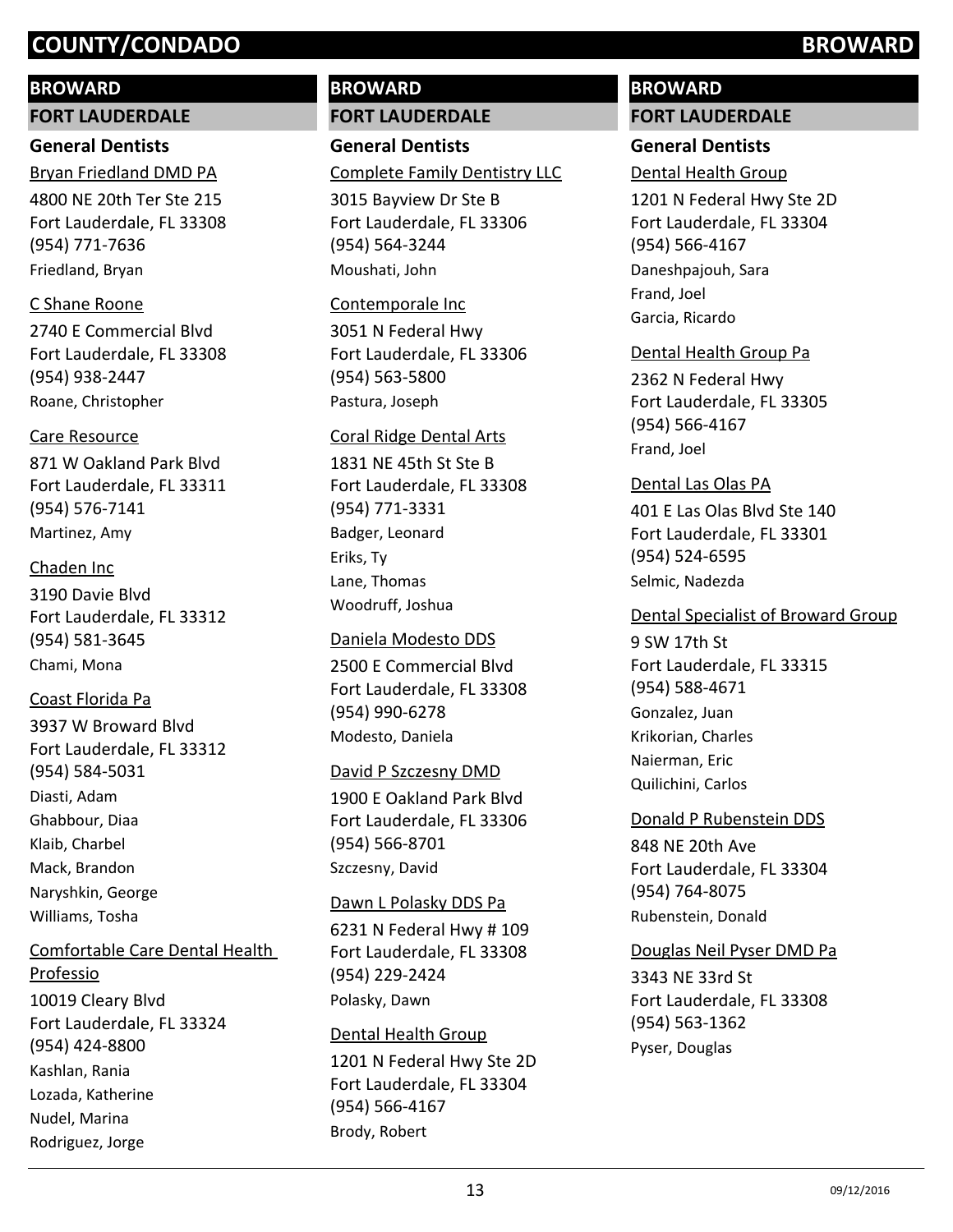# COUNTY/CONDADO BROWARD

## BROWARD

### FORT LAUDERDALE

#### General Dentists

Bryan Friedland DMD PA
4800 NE 20th Ter Ste 215
Fort Lauderdale, FL 33308
(954) 771-7636
Friedland, Bryan

C Shane Roone
2740 E Commercial Blvd
Fort Lauderdale, FL 33308
(954) 938-2447
Roane, Christopher

Care Resource
871 W Oakland Park Blvd
Fort Lauderdale, FL 33311
(954) 576-7141
Martinez, Amy

Chaden Inc
3190 Davie Blvd
Fort Lauderdale, FL 33312
(954) 581-3645
Chami, Mona

Coast Florida Pa
3937 W Broward Blvd
Fort Lauderdale, FL 33312
(954) 584-5031
Diasti, Adam
Ghabbour, Diaa
Klaib, Charbel
Mack, Brandon
Naryshkin, George
Williams, Tosha

Comfortable Care Dental Health Professio
10019 Cleary Blvd
Fort Lauderdale, FL 33324
(954) 424-8800
Kashlan, Rania
Lozada, Katherine
Nudel, Marina
Rodriguez, Jorge

Complete Family Dentistry LLC
3015 Bayview Dr Ste B
Fort Lauderdale, FL 33306
(954) 564-3244
Moushati, John

Contemporale Inc
3051 N Federal Hwy
Fort Lauderdale, FL 33306
(954) 563-5800
Pastura, Joseph

Coral Ridge Dental Arts
1831 NE 45th St Ste B
Fort Lauderdale, FL 33308
(954) 771-3331
Badger, Leonard
Eriks, Ty
Lane, Thomas
Woodruff, Joshua

Daniela Modesto DDS
2500 E Commercial Blvd
Fort Lauderdale, FL 33308
(954) 990-6278
Modesto, Daniela

David P Szczesny DMD
1900 E Oakland Park Blvd
Fort Lauderdale, FL 33306
(954) 566-8701
Szczesny, David

Dawn L Polasky DDS Pa
6231 N Federal Hwy # 109
Fort Lauderdale, FL 33308
(954) 229-2424
Polasky, Dawn

Dental Health Group
1201 N Federal Hwy Ste 2D
Fort Lauderdale, FL 33304
(954) 566-4167
Brody, Robert

Dental Health Group
1201 N Federal Hwy Ste 2D
Fort Lauderdale, FL 33304
(954) 566-4167
Daneshpajouh, Sara
Frand, Joel
Garcia, Ricardo

Dental Health Group Pa
2362 N Federal Hwy
Fort Lauderdale, FL 33305
(954) 566-4167
Frand, Joel

Dental Las Olas PA
401 E Las Olas Blvd Ste 140
Fort Lauderdale, FL 33301
(954) 524-6595
Selmic, Nadezda

Dental Specialist of Broward Group
9 SW 17th St
Fort Lauderdale, FL 33315
(954) 588-4671
Gonzalez, Juan
Krikorian, Charles
Naierman, Eric
Quilichini, Carlos

Donald P Rubenstein DDS
848 NE 20th Ave
Fort Lauderdale, FL 33304
(954) 764-8075
Rubenstein, Donald

Douglas Neil Pyser DMD Pa
3343 NE 33rd St
Fort Lauderdale, FL 33308
(954) 563-1362
Pyser, Douglas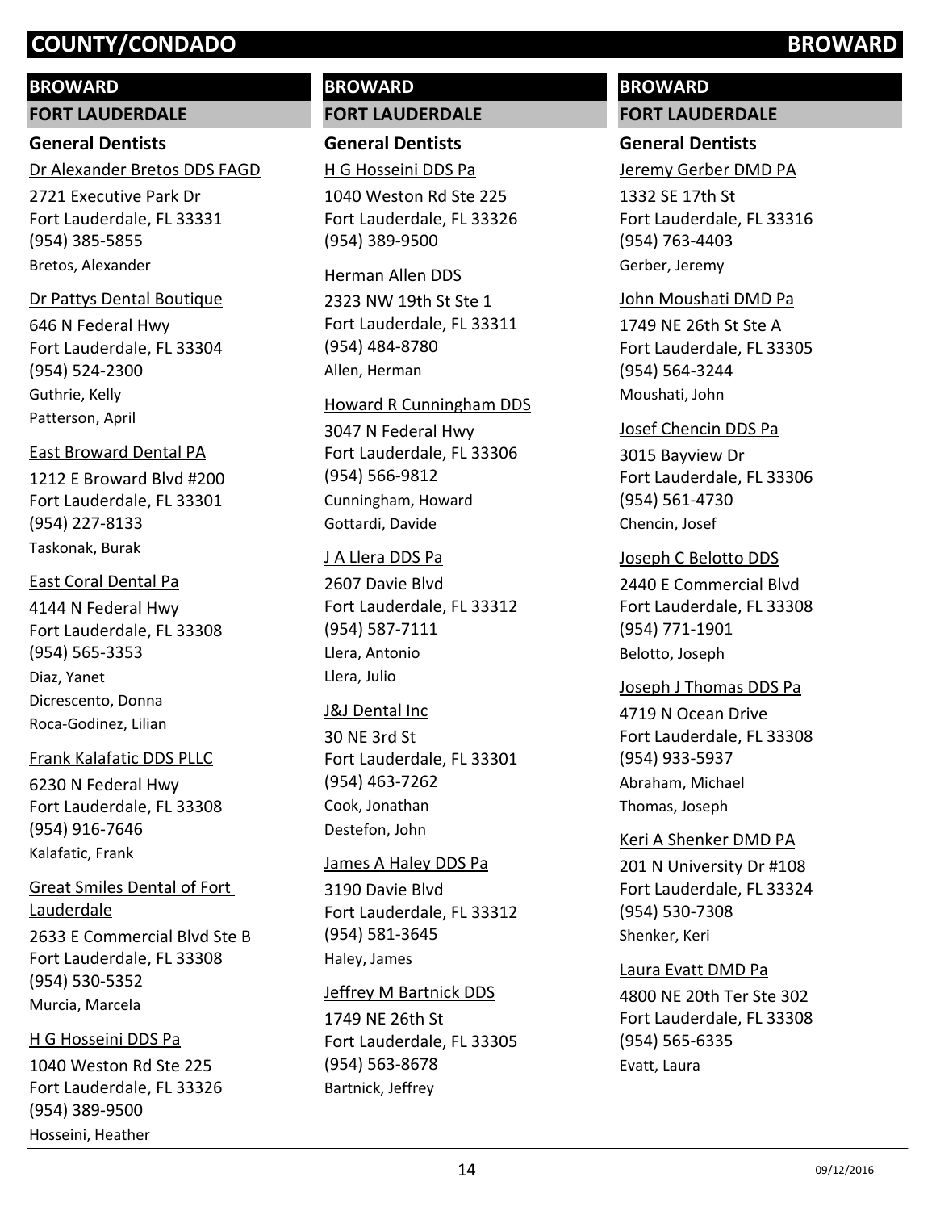# COUNTY/CONDADO BROWARD

## BROWARD

### FORT LAUDERDALE

#### General Dentists

Dr Alexander Bretos DDS FAGD
2721 Executive Park Dr
Fort Lauderdale, FL 33331
(954) 385-5855
Bretos, Alexander

Dr Pattys Dental Boutique
646 N Federal Hwy
Fort Lauderdale, FL 33304
(954) 524-2300
Guthrie, Kelly
Patterson, April

East Broward Dental PA
1212 E Broward Blvd #200
Fort Lauderdale, FL 33301
(954) 227-8133
Taskonak, Burak

East Coral Dental Pa
4144 N Federal Hwy
Fort Lauderdale, FL 33308
(954) 565-3353
Diaz, Yanet
Dicrescento, Donna
Roca-Godinez, Lilian

Frank Kalafatic DDS PLLC
6230 N Federal Hwy
Fort Lauderdale, FL 33308
(954) 916-7646
Kalafatic, Frank

Great Smiles Dental of Fort Lauderdale
2633 E Commercial Blvd Ste B
Fort Lauderdale, FL 33308
(954) 530-5352
Murcia, Marcela

H G Hosseini DDS Pa
1040 Weston Rd Ste 225
Fort Lauderdale, FL 33326
(954) 389-9500
Hosseini, Heather

## BROWARD

### FORT LAUDERDALE

#### General Dentists

H G Hosseini DDS Pa
1040 Weston Rd Ste 225
Fort Lauderdale, FL 33326
(954) 389-9500

Herman Allen DDS
2323 NW 19th St Ste 1
Fort Lauderdale, FL 33311
(954) 484-8780
Allen, Herman

Howard R Cunningham DDS
3047 N Federal Hwy
Fort Lauderdale, FL 33306
(954) 566-9812
Cunningham, Howard
Gottardi, Davide

J A Llera DDS Pa
2607 Davie Blvd
Fort Lauderdale, FL 33312
(954) 587-7111
Llera, Antonio
Llera, Julio

J&J Dental Inc
30 NE 3rd St
Fort Lauderdale, FL 33301
(954) 463-7262
Cook, Jonathan
Destefon, John

James A Haley DDS Pa
3190 Davie Blvd
Fort Lauderdale, FL 33312
(954) 581-3645
Haley, James

Jeffrey M Bartnick DDS
1749 NE 26th St
Fort Lauderdale, FL 33305
(954) 563-8678
Bartnick, Jeffrey

## BROWARD

### FORT LAUDERDALE

#### General Dentists

Jeremy Gerber DMD PA
1332 SE 17th St
Fort Lauderdale, FL 33316
(954) 763-4403
Gerber, Jeremy

John Moushati DMD Pa
1749 NE 26th St Ste A
Fort Lauderdale, FL 33305
(954) 564-3244
Moushati, John

Josef Chencin DDS Pa
3015 Bayview Dr
Fort Lauderdale, FL 33306
(954) 561-4730
Chencin, Josef

Joseph C Belotto DDS
2440 E Commercial Blvd
Fort Lauderdale, FL 33308
(954) 771-1901
Belotto, Joseph

Joseph J Thomas DDS Pa
4719 N Ocean Drive
Fort Lauderdale, FL 33308
(954) 933-5937
Abraham, Michael
Thomas, Joseph

Keri A Shenker DMD PA
201 N University Dr #108
Fort Lauderdale, FL 33324
(954) 530-7308
Shenker, Keri

Laura Evatt DMD Pa
4800 NE 20th Ter Ste 302
Fort Lauderdale, FL 33308
(954) 565-6335
Evatt, Laura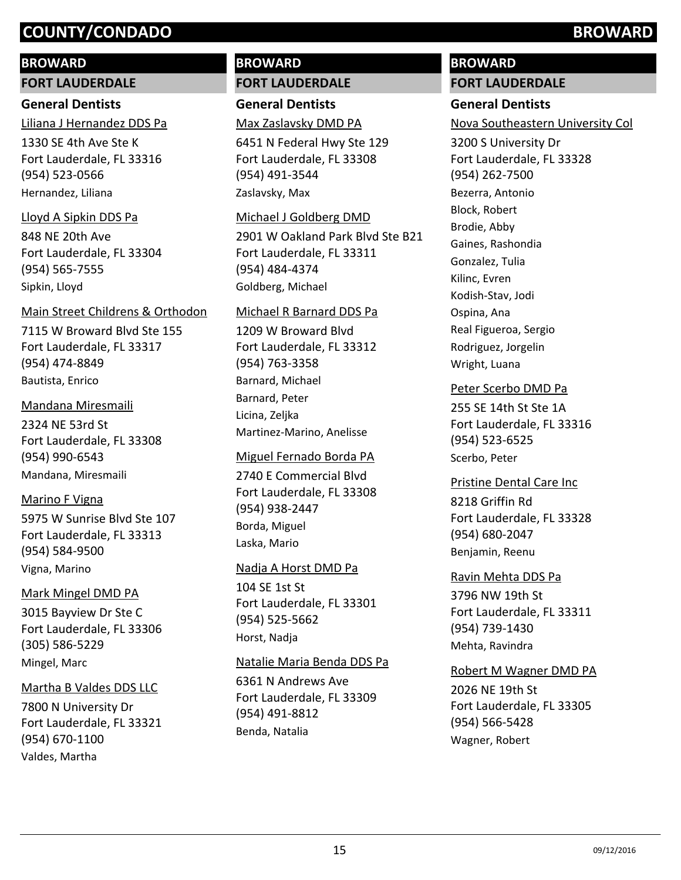# COUNTY/CONDADO BROWARD

## BROWARD

### FORT LAUDERDALE

#### General Dentists

Liliana J Hernandez DDS Pa
1330 SE 4th Ave Ste K
Fort Lauderdale, FL 33316
(954) 523-0566
Hernandez, Liliana

Lloyd A Sipkin DDS Pa
848 NE 20th Ave
Fort Lauderdale, FL 33304
(954) 565-7555
Sipkin, Lloyd

Main Street Childrens & Orthodon
7115 W Broward Blvd Ste 155
Fort Lauderdale, FL 33317
(954) 474-8849
Bautista, Enrico

Mandana Miresmaili
2324 NE 53rd St
Fort Lauderdale, FL 33308
(954) 990-6543
Mandana, Miresmaili

Marino F Vigna
5975 W Sunrise Blvd Ste 107
Fort Lauderdale, FL 33313
(954) 584-9500
Vigna, Marino

Mark Mingel DMD PA
3015 Bayview Dr Ste C
Fort Lauderdale, FL 33306
(305) 586-5229
Mingel, Marc

Martha B Valdes DDS LLC
7800 N University Dr
Fort Lauderdale, FL 33321
(954) 670-1100
Valdes, Martha

## BROWARD

### FORT LAUDERDALE

#### General Dentists

Max Zaslavsky DMD PA
6451 N Federal Hwy Ste 129
Fort Lauderdale, FL 33308
(954) 491-3544
Zaslavsky, Max

Michael J Goldberg DMD
2901 W Oakland Park Blvd Ste B21
Fort Lauderdale, FL 33311
(954) 484-4374
Goldberg, Michael

Michael R Barnard DDS Pa
1209 W Broward Blvd
Fort Lauderdale, FL 33312
(954) 763-3358
Barnard, Michael
Barnard, Peter
Licina, Zeljka
Martinez-Marino, Anelisse

Miguel Fernado Borda PA
2740 E Commercial Blvd
Fort Lauderdale, FL 33308
(954) 938-2447
Borda, Miguel
Laska, Mario

Nadja A Horst DMD Pa
104 SE 1st St
Fort Lauderdale, FL 33301
(954) 525-5662
Horst, Nadja

Natalie Maria Benda DDS Pa
6361 N Andrews Ave
Fort Lauderdale, FL 33309
(954) 491-8812
Benda, Natalia

## BROWARD

### FORT LAUDERDALE

#### General Dentists

Nova Southeastern University Col
3200 S University Dr
Fort Lauderdale, FL 33328
(954) 262-7500
Bezerra, Antonio
Block, Robert
Brodie, Abby
Gaines, Rashondia
Gonzalez, Tulia
Kilinc, Evren
Kodish-Stav, Jodi
Ospina, Ana
Real Figueroa, Sergio
Rodriguez, Jorgelin
Wright, Luana

Peter Scerbo DMD Pa
255 SE 14th St Ste 1A
Fort Lauderdale, FL 33316
(954) 523-6525
Scerbo, Peter

Pristine Dental Care Inc
8218 Griffin Rd
Fort Lauderdale, FL 33328
(954) 680-2047
Benjamin, Reenu

Ravin Mehta DDS Pa
3796 NW 19th St
Fort Lauderdale, FL 33311
(954) 739-1430
Mehta, Ravindra

Robert M Wagner DMD PA
2026 NE 19th St
Fort Lauderdale, FL 33305
(954) 566-5428
Wagner, Robert

09/12/2016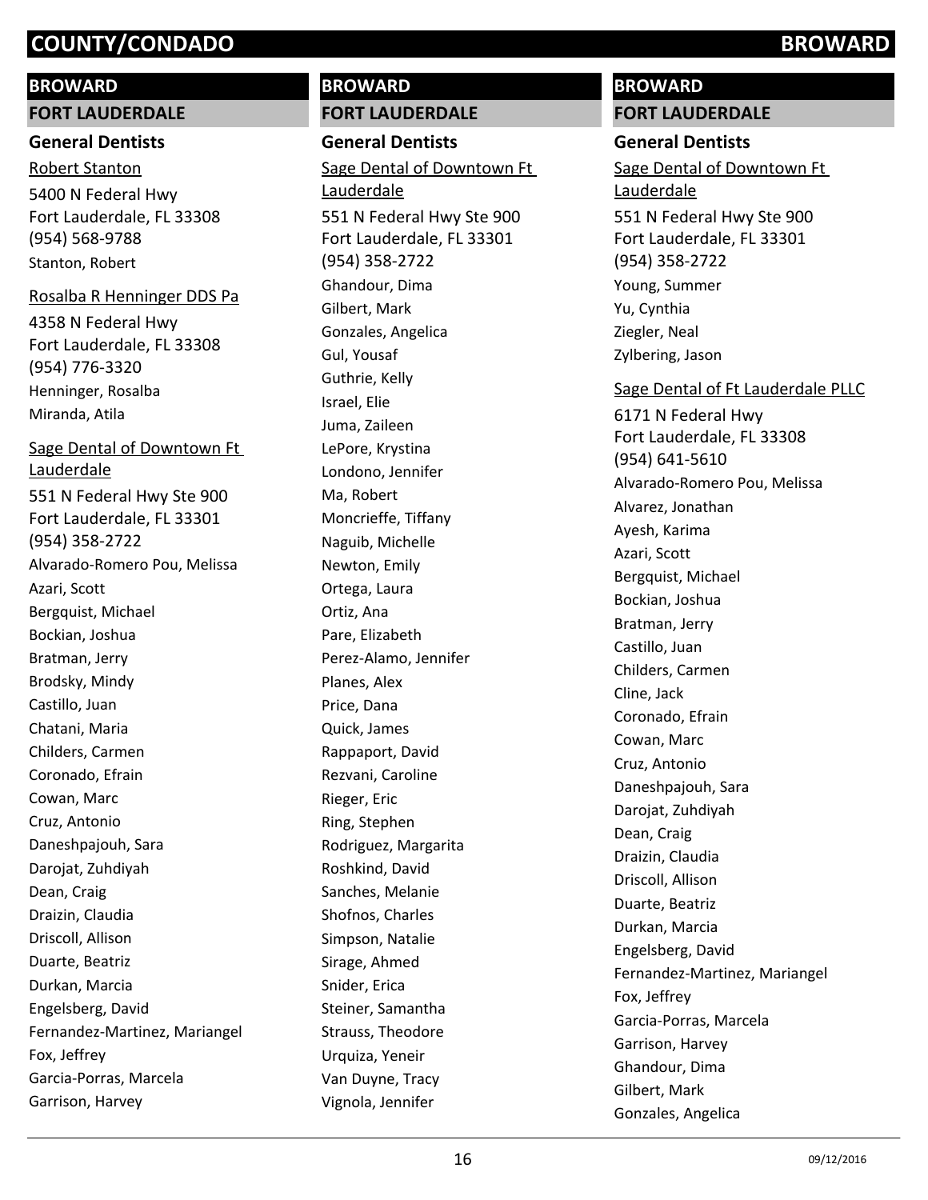## BROWARD

### FORT LAUDERDALE

#### General Dentists

Robert Stanton

5400 N Federal Hwy
Fort Lauderdale, FL 33308
(954) 568-9788

Stanton, Robert

Rosalba R Henninger DDS Pa

4358 N Federal Hwy
Fort Lauderdale, FL 33308
(954) 776-3320

Henninger, Rosalba
Miranda, Atila

Sage Dental of Downtown Ft Lauderdale

551 N Federal Hwy Ste 900
Fort Lauderdale, FL 33301
(954) 358-2722

Alvarado-Romero Pou, Melissa
Azari, Scott
Bergquist, Michael
Bockian, Joshua
Bratman, Jerry
Brodsky, Mindy
Castillo, Juan
Chatani, Maria
Childers, Carmen
Coronado, Efrain
Cowan, Marc
Cruz, Antonio
Daneshpajouh, Sara
Darojat, Zuhdiyah
Dean, Craig
Draizin, Claudia
Driscoll, Allison
Duarte, Beatriz
Durkan, Marcia
Engelsberg, David
Fernandez-Martinez, Mariangel
Fox, Jeffrey
Garcia-Porras, Marcela
Garrison, Harvey

## BROWARD

### FORT LAUDERDALE

#### General Dentists

Sage Dental of Downtown Ft Lauderdale

551 N Federal Hwy Ste 900
Fort Lauderdale, FL 33301
(954) 358-2722

Ghandour, Dima
Gilbert, Mark
Gonzales, Angelica
Gul, Yousaf
Guthrie, Kelly
Israel, Elie
Juma, Zaileen
LePore, Krystina
Londono, Jennifer
Ma, Robert
Moncrieffe, Tiffany
Naguib, Michelle
Newton, Emily
Ortega, Laura
Ortiz, Ana
Pare, Elizabeth
Perez-Alamo, Jennifer
Planes, Alex
Price, Dana
Quick, James
Rappaport, David
Rezvani, Caroline
Rieger, Eric
Ring, Stephen
Rodriguez, Margarita
Roshkind, David
Sanches, Melanie
Shofnos, Charles
Simpson, Natalie
Sirage, Ahmed
Snider, Erica
Steiner, Samantha
Strauss, Theodore
Urquiza, Yeneir
Van Duyne, Tracy
Vignola, Jennifer

## BROWARD

### FORT LAUDERDALE

#### General Dentists

Sage Dental of Downtown Ft Lauderdale

551 N Federal Hwy Ste 900
Fort Lauderdale, FL 33301
(954) 358-2722

Young, Summer
Yu, Cynthia
Ziegler, Neal
Zylbering, Jason

Sage Dental of Ft Lauderdale PLLC

6171 N Federal Hwy
Fort Lauderdale, FL 33308
(954) 641-5610

Alvarado-Romero Pou, Melissa
Alvarez, Jonathan
Ayesh, Karima
Azari, Scott
Bergquist, Michael
Bockian, Joshua
Bratman, Jerry
Castillo, Juan
Childers, Carmen
Cline, Jack
Coronado, Efrain
Cowan, Marc
Cruz, Antonio
Daneshpajouh, Sara
Darojat, Zuhdiyah
Dean, Craig
Draizin, Claudia
Driscoll, Allison
Duarte, Beatriz
Durkan, Marcia
Engelsberg, David
Fernandez-Martinez, Mariangel
Fox, Jeffrey
Garcia-Porras, Marcela
Garrison, Harvey
Ghandour, Dima
Gilbert, Mark
Gonzales, Angelica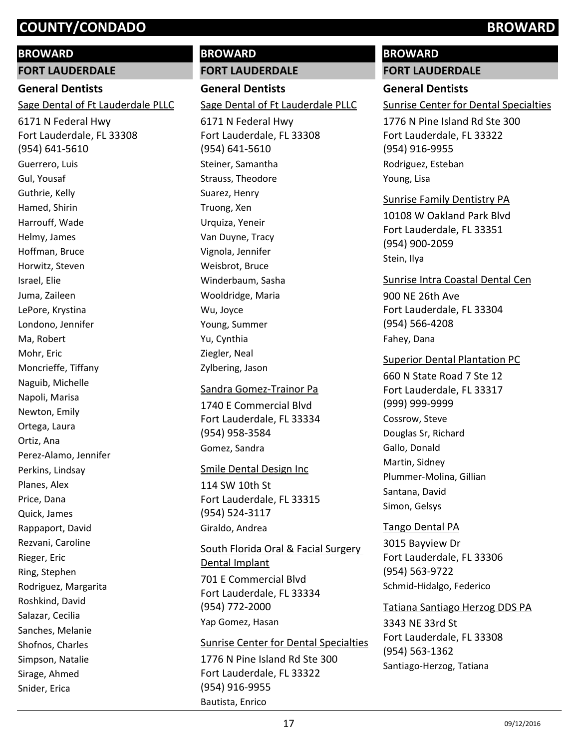## BROWARD

### FORT LAUDERDALE

#### General Dentists

Sage Dental of Ft Lauderdale PLLC
6171 N Federal Hwy
Fort Lauderdale, FL 33308
(954) 641-5610
Guerrero, Luis
Gul, Yousaf
Guthrie, Kelly
Hamed, Shirin
Harrouff, Wade
Helmy, James
Hoffman, Bruce
Horwitz, Steven
Israel, Elie
Juma, Zaileen
LePore, Krystina
Londono, Jennifer
Ma, Robert
Mohr, Eric
Moncrieffe, Tiffany
Naguib, Michelle
Napoli, Marisa
Newton, Emily
Ortega, Laura
Ortiz, Ana
Perez-Alamo, Jennifer
Perkins, Lindsay
Planes, Alex
Price, Dana
Quick, James
Rappaport, David
Rezvani, Caroline
Rieger, Eric
Ring, Stephen
Rodriguez, Margarita
Roshkind, David
Salazar, Cecilia
Sanches, Melanie
Shofnos, Charles
Simpson, Natalie
Sirage, Ahmed
Snider, Erica

## BROWARD

### FORT LAUDERDALE

#### General Dentists

Sage Dental of Ft Lauderdale PLLC
6171 N Federal Hwy
Fort Lauderdale, FL 33308
(954) 641-5610
Steiner, Samantha
Strauss, Theodore
Suarez, Henry
Truong, Xen
Urquiza, Yeneir
Van Duyne, Tracy
Vignola, Jennifer
Weisbrot, Bruce
Winderbaum, Sasha
Wooldridge, Maria
Wu, Joyce
Young, Summer
Yu, Cynthia
Ziegler, Neal
Zylbering, Jason

Sandra Gomez-Trainor Pa
1740 E Commercial Blvd
Fort Lauderdale, FL 33334
(954) 958-3584
Gomez, Sandra

Smile Dental Design Inc
114 SW 10th St
Fort Lauderdale, FL 33315
(954) 524-3117
Giraldo, Andrea

South Florida Oral & Facial Surgery Dental Implant
701 E Commercial Blvd
Fort Lauderdale, FL 33334
(954) 772-2000
Yap Gomez, Hasan

Sunrise Center for Dental Specialties
1776 N Pine Island Rd Ste 300
Fort Lauderdale, FL 33322
(954) 916-9955
Bautista, Enrico

## BROWARD

### FORT LAUDERDALE

#### General Dentists

Sunrise Center for Dental Specialties
1776 N Pine Island Rd Ste 300
Fort Lauderdale, FL 33322
(954) 916-9955
Rodriguez, Esteban
Young, Lisa

Sunrise Family Dentistry PA
10108 W Oakland Park Blvd
Fort Lauderdale, FL 33351
(954) 900-2059
Stein, Ilya

Sunrise Intra Coastal Dental Cen
900 NE 26th Ave
Fort Lauderdale, FL 33304
(954) 566-4208
Fahey, Dana

Superior Dental Plantation PC
660 N State Road 7 Ste 12
Fort Lauderdale, FL 33317
(999) 999-9999
Cossrow, Steve
Douglas Sr, Richard
Gallo, Donald
Martin, Sidney
Plummer-Molina, Gillian
Santana, David
Simon, Gelsys

Tango Dental PA
3015 Bayview Dr
Fort Lauderdale, FL 33306
(954) 563-9722
Schmid-Hidalgo, Federico

Tatiana Santiago Herzog DDS PA
3343 NE 33rd St
Fort Lauderdale, FL 33308
(954) 563-1362
Santiago-Herzog, Tatiana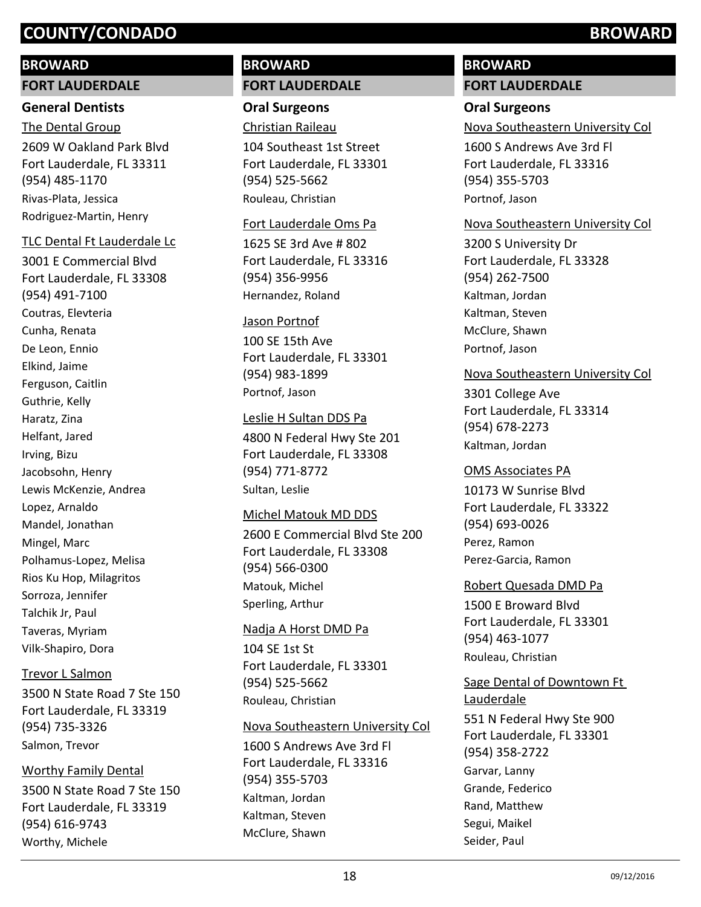# COUNTY/CONDADO BROWARD

## BROWARD

### FORT LAUDERDALE

#### General Dentists

The Dental Group

2609 W Oakland Park Blvd
Fort Lauderdale, FL 33311
(954) 485-1170
Rivas-Plata, Jessica
Rodriguez-Martin, Henry

TLC Dental Ft Lauderdale Lc

3001 E Commercial Blvd
Fort Lauderdale, FL 33308
(954) 491-7100
Coutras, Elevteria
Cunha, Renata
De Leon, Ennio
Elkind, Jaime
Ferguson, Caitlin
Guthrie, Kelly
Haratz, Zina
Helfant, Jared
Irving, Bizu
Jacobsohn, Henry
Lewis McKenzie, Andrea
Lopez, Arnaldo
Mandel, Jonathan
Mingel, Marc
Polhamus-Lopez, Melisa
Rios Ku Hop, Milagritos
Sorroza, Jennifer
Talchik Jr, Paul
Taveras, Myriam
Vilk-Shapiro, Dora

Trevor L Salmon

3500 N State Road 7 Ste 150
Fort Lauderdale, FL 33319
(954) 735-3326
Salmon, Trevor

Worthy Family Dental

3500 N State Road 7 Ste 150
Fort Lauderdale, FL 33319
(954) 616-9743
Worthy, Michele

## BROWARD

### FORT LAUDERDALE

#### Oral Surgeons

Christian Raileau

104 Southeast 1st Street
Fort Lauderdale, FL 33301
(954) 525-5662
Rouleau, Christian

Fort Lauderdale Oms Pa

1625 SE 3rd Ave # 802
Fort Lauderdale, FL 33316
(954) 356-9956
Hernandez, Roland

Jason Portnof

100 SE 15th Ave
Fort Lauderdale, FL 33301
(954) 983-1899
Portnof, Jason

Leslie H Sultan DDS Pa

4800 N Federal Hwy Ste 201
Fort Lauderdale, FL 33308
(954) 771-8772
Sultan, Leslie

Michel Matouk MD DDS

2600 E Commercial Blvd Ste 200
Fort Lauderdale, FL 33308
(954) 566-0300
Matouk, Michel
Sperling, Arthur

Nadja A Horst DMD Pa

104 SE 1st St
Fort Lauderdale, FL 33301
(954) 525-5662
Rouleau, Christian

Nova Southeastern University Col

1600 S Andrews Ave 3rd Fl
Fort Lauderdale, FL 33316
(954) 355-5703
Kaltman, Jordan
Kaltman, Steven
McClure, Shawn

## BROWARD

### FORT LAUDERDALE

#### Oral Surgeons

Nova Southeastern University Col

1600 S Andrews Ave 3rd Fl
Fort Lauderdale, FL 33316
(954) 355-5703
Portnof, Jason

Nova Southeastern University Col

3200 S University Dr
Fort Lauderdale, FL 33328
(954) 262-7500
Kaltman, Jordan
Kaltman, Steven
McClure, Shawn
Portnof, Jason

Nova Southeastern University Col

3301 College Ave
Fort Lauderdale, FL 33314
(954) 678-2273
Kaltman, Jordan

OMS Associates PA

10173 W Sunrise Blvd
Fort Lauderdale, FL 33322
(954) 693-0026
Perez, Ramon
Perez-Garcia, Ramon

Robert Quesada DMD Pa

1500 E Broward Blvd
Fort Lauderdale, FL 33301
(954) 463-1077
Rouleau, Christian

Sage Dental of Downtown Ft Lauderdale

551 N Federal Hwy Ste 900
Fort Lauderdale, FL 33301
(954) 358-2722
Garvar, Lanny
Grande, Federico
Rand, Matthew
Segui, Maikel
Seider, Paul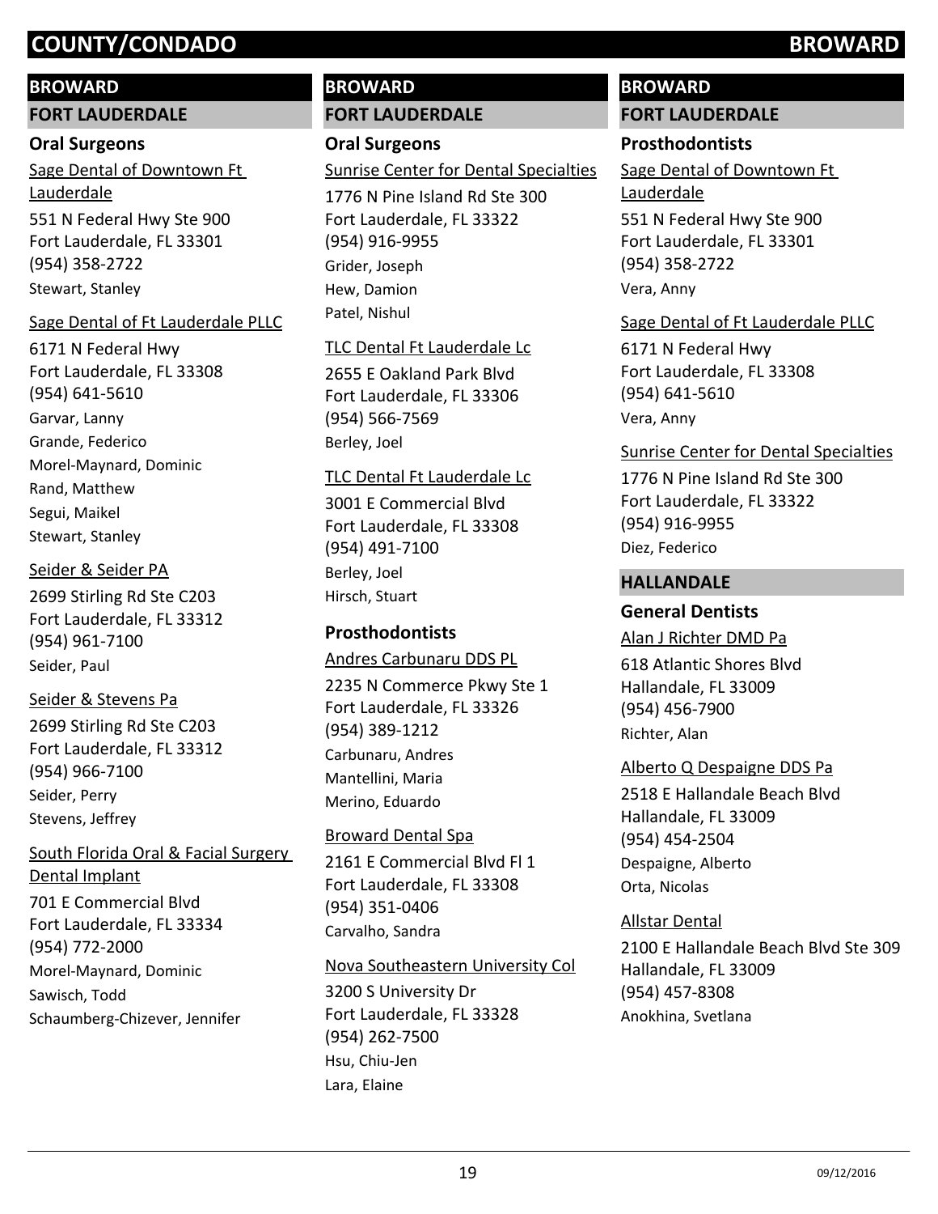# COUNTY/CONDADO BROWARD

## BROWARD

### FORT LAUDERDALE

#### Oral Surgeons

Sage Dental of Downtown Ft Lauderdale
551 N Federal Hwy Ste 900
Fort Lauderdale, FL 33301
(954) 358-2722
Stewart, Stanley

Sage Dental of Ft Lauderdale PLLC
6171 N Federal Hwy
Fort Lauderdale, FL 33308
(954) 641-5610
Garvar, Lanny
Grande, Federico
Morel-Maynard, Dominic
Rand, Matthew
Segui, Maikel
Stewart, Stanley

Seider & Seider PA
2699 Stirling Rd Ste C203
Fort Lauderdale, FL 33312
(954) 961-7100
Seider, Paul

Seider & Stevens Pa
2699 Stirling Rd Ste C203
Fort Lauderdale, FL 33312
(954) 966-7100
Seider, Perry
Stevens, Jeffrey

South Florida Oral & Facial Surgery Dental Implant
701 E Commercial Blvd
Fort Lauderdale, FL 33334
(954) 772-2000
Morel-Maynard, Dominic
Sawisch, Todd
Schaumberg-Chizever, Jennifer

## BROWARD

### FORT LAUDERDALE

#### Oral Surgeons

Sunrise Center for Dental Specialties
1776 N Pine Island Rd Ste 300
Fort Lauderdale, FL 33322
(954) 916-9955
Grider, Joseph
Hew, Damion
Patel, Nishul

TLC Dental Ft Lauderdale Lc
2655 E Oakland Park Blvd
Fort Lauderdale, FL 33306
(954) 566-7569
Berley, Joel

TLC Dental Ft Lauderdale Lc
3001 E Commercial Blvd
Fort Lauderdale, FL 33308
(954) 491-7100
Berley, Joel
Hirsch, Stuart

#### Prosthodontists

Andres Carbunaru DDS PL
2235 N Commerce Pkwy Ste 1
Fort Lauderdale, FL 33326
(954) 389-1212
Carbunaru, Andres
Mantellini, Maria
Merino, Eduardo

Broward Dental Spa
2161 E Commercial Blvd Fl 1
Fort Lauderdale, FL 33308
(954) 351-0406
Carvalho, Sandra

Nova Southeastern University Col
3200 S University Dr
Fort Lauderdale, FL 33328
(954) 262-7500
Hsu, Chiu-Jen
Lara, Elaine

## BROWARD

### FORT LAUDERDALE

#### Prosthodontists

Sage Dental of Downtown Ft Lauderdale
551 N Federal Hwy Ste 900
Fort Lauderdale, FL 33301
(954) 358-2722
Vera, Anny

Sage Dental of Ft Lauderdale PLLC
6171 N Federal Hwy
Fort Lauderdale, FL 33308
(954) 641-5610
Vera, Anny

Sunrise Center for Dental Specialties
1776 N Pine Island Rd Ste 300
Fort Lauderdale, FL 33322
(954) 916-9955
Diez, Federico

### HALLANDALE

#### General Dentists

Alan J Richter DMD Pa
618 Atlantic Shores Blvd
Hallandale, FL 33009
(954) 456-7900
Richter, Alan

Alberto Q Despaigne DDS Pa
2518 E Hallandale Beach Blvd
Hallandale, FL 33009
(954) 454-2504
Despaigne, Alberto
Orta, Nicolas

Allstar Dental
2100 E Hallandale Beach Blvd Ste 309
Hallandale, FL 33009
(954) 457-8308
Anokhina, Svetlana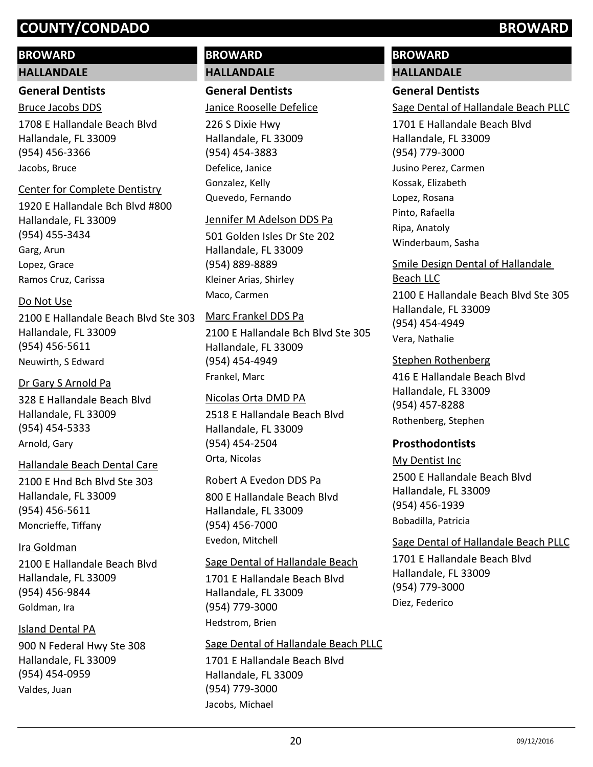# COUNTY/CONDADO BROWARD

## BROWARD

### HALLANDALE

#### General Dentists

Bruce Jacobs DDS
1708 E Hallandale Beach Blvd
Hallandale, FL 33009
(954) 456-3366
Jacobs, Bruce

Center for Complete Dentistry
1920 E Hallandale Bch Blvd #800
Hallandale, FL 33009
(954) 455-3434
Garg, Arun
Lopez, Grace
Ramos Cruz, Carissa

Do Not Use
2100 E Hallandale Beach Blvd Ste 303
Hallandale, FL 33009
(954) 456-5611
Neuwirth, S Edward

Dr Gary S Arnold Pa
328 E Hallandale Beach Blvd
Hallandale, FL 33009
(954) 454-5333
Arnold, Gary

Hallandale Beach Dental Care
2100 E Hnd Bch Blvd Ste 303
Hallandale, FL 33009
(954) 456-5611
Moncrieffe, Tiffany

Ira Goldman
2100 E Hallandale Beach Blvd
Hallandale, FL 33009
(954) 456-9844
Goldman, Ira

Island Dental PA
900 N Federal Hwy Ste 308
Hallandale, FL 33009
(954) 454-0959
Valdes, Juan

Janice Rooselle Defelice
226 S Dixie Hwy
Hallandale, FL 33009
(954) 454-3883
Defelice, Janice
Gonzalez, Kelly
Quevedo, Fernando

Jennifer M Adelson DDS Pa
501 Golden Isles Dr Ste 202
Hallandale, FL 33009
(954) 889-8889
Kleiner Arias, Shirley
Maco, Carmen

Marc Frankel DDS Pa
2100 E Hallandale Bch Blvd Ste 305
Hallandale, FL 33009
(954) 454-4949
Frankel, Marc

Nicolas Orta DMD PA
2518 E Hallandale Beach Blvd
Hallandale, FL 33009
(954) 454-2504
Orta, Nicolas

Robert A Evedon DDS Pa
800 E Hallandale Beach Blvd
Hallandale, FL 33009
(954) 456-7000
Evedon, Mitchell

Sage Dental of Hallandale Beach
1701 E Hallandale Beach Blvd
Hallandale, FL 33009
(954) 779-3000
Hedstrom, Brien

Sage Dental of Hallandale Beach PLLC
1701 E Hallandale Beach Blvd
Hallandale, FL 33009
(954) 779-3000
Jacobs, Michael

Sage Dental of Hallandale Beach PLLC
1701 E Hallandale Beach Blvd
Hallandale, FL 33009
(954) 779-3000
Jusino Perez, Carmen
Kossak, Elizabeth
Lopez, Rosana
Pinto, Rafaella
Ripa, Anatoly
Winderbaum, Sasha

Smile Design Dental of Hallandale Beach LLC
2100 E Hallandale Beach Blvd Ste 305
Hallandale, FL 33009
(954) 454-4949
Vera, Nathalie

Stephen Rothenberg
416 E Hallandale Beach Blvd
Hallandale, FL 33009
(954) 457-8288
Rothenberg, Stephen

#### Prosthodontists

My Dentist Inc
2500 E Hallandale Beach Blvd
Hallandale, FL 33009
(954) 456-1939
Bobadilla, Patricia

Sage Dental of Hallandale Beach PLLC
1701 E Hallandale Beach Blvd
Hallandale, FL 33009
(954) 779-3000
Diez, Federico

09/12/2016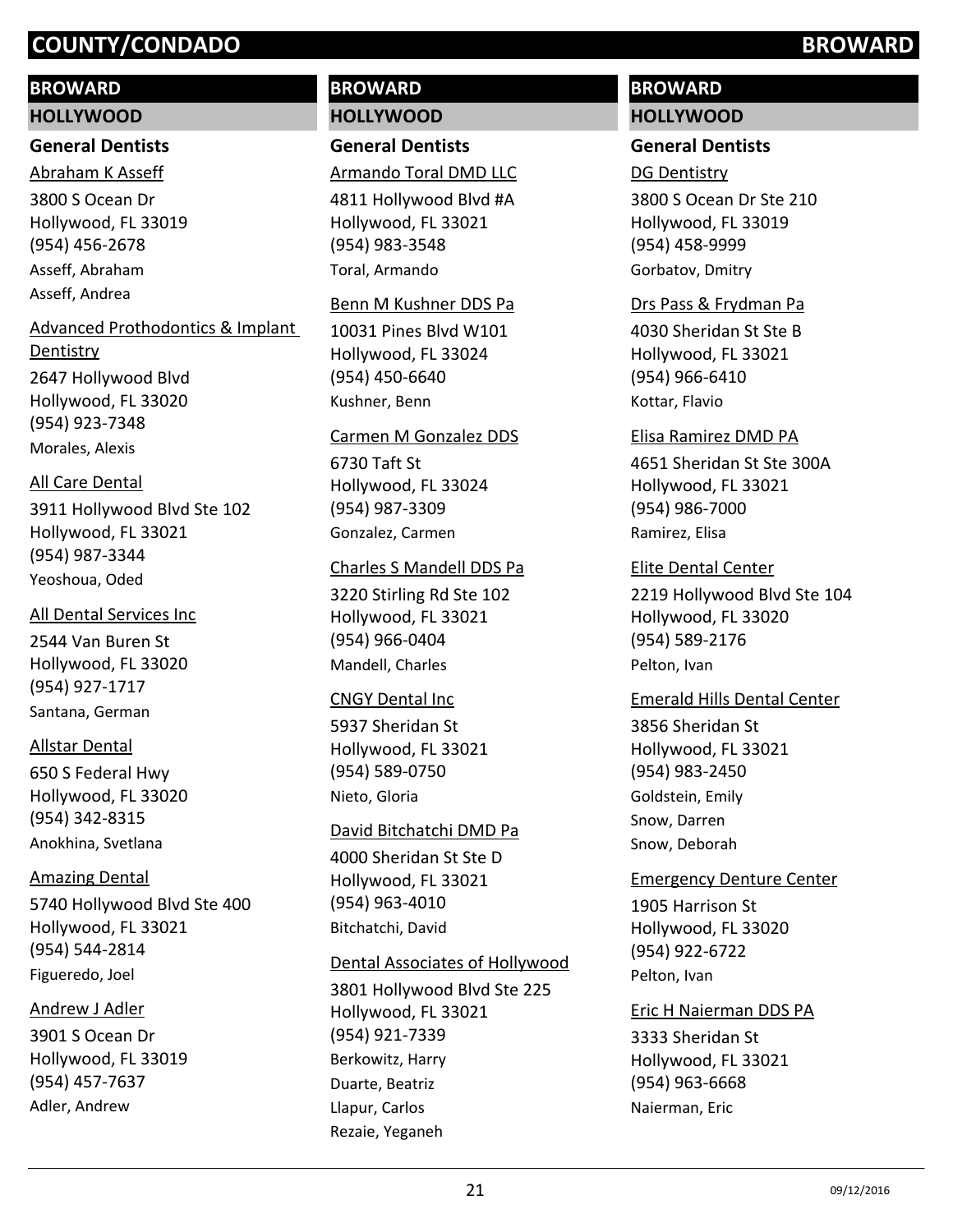# COUNTY/CONDADO BROWARD

## BROWARD

### HOLLYWOOD

#### General Dentists

Abraham K Asseff
3800 S Ocean Dr
Hollywood, FL 33019
(954) 456-2678
Asseff, Abraham
Asseff, Andrea

Advanced Prothodontics & Implant Dentistry
2647 Hollywood Blvd
Hollywood, FL 33020
(954) 923-7348
Morales, Alexis

All Care Dental
3911 Hollywood Blvd Ste 102
Hollywood, FL 33021
(954) 987-3344
Yeoshoua, Oded

All Dental Services Inc
2544 Van Buren St
Hollywood, FL 33020
(954) 927-1717
Santana, German

Allstar Dental
650 S Federal Hwy
Hollywood, FL 33020
(954) 342-8315
Anokhina, Svetlana

Amazing Dental
5740 Hollywood Blvd Ste 400
Hollywood, FL 33021
(954) 544-2814
Figueredo, Joel

Andrew J Adler
3901 S Ocean Dr
Hollywood, FL 33019
(954) 457-7637
Adler, Andrew

## BROWARD

### HOLLYWOOD

#### General Dentists

Armando Toral DMD LLC
4811 Hollywood Blvd #A
Hollywood, FL 33021
(954) 983-3548
Toral, Armando

Benn M Kushner DDS Pa
10031 Pines Blvd W101
Hollywood, FL 33024
(954) 450-6640
Kushner, Benn

Carmen M Gonzalez DDS
6730 Taft St
Hollywood, FL 33024
(954) 987-3309
Gonzalez, Carmen

Charles S Mandell DDS Pa
3220 Stirling Rd Ste 102
Hollywood, FL 33021
(954) 966-0404
Mandell, Charles

CNGY Dental Inc
5937 Sheridan St
Hollywood, FL 33021
(954) 589-0750
Nieto, Gloria

David Bitchatchi DMD Pa
4000 Sheridan St Ste D
Hollywood, FL 33021
(954) 963-4010
Bitchatchi, David

Dental Associates of Hollywood
3801 Hollywood Blvd Ste 225
Hollywood, FL 33021
(954) 921-7339
Berkowitz, Harry
Duarte, Beatriz
Llapur, Carlos
Rezaie, Yeganeh

## BROWARD

### HOLLYWOOD

#### General Dentists

DG Dentistry
3800 S Ocean Dr Ste 210
Hollywood, FL 33019
(954) 458-9999
Gorbatov, Dmitry

Drs Pass & Frydman Pa
4030 Sheridan St Ste B
Hollywood, FL 33021
(954) 966-6410
Kottar, Flavio

Elisa Ramirez DMD PA
4651 Sheridan St Ste 300A
Hollywood, FL 33021
(954) 986-7000
Ramirez, Elisa

Elite Dental Center
2219 Hollywood Blvd Ste 104
Hollywood, FL 33020
(954) 589-2176
Pelton, Ivan

Emerald Hills Dental Center
3856 Sheridan St
Hollywood, FL 33021
(954) 983-2450
Goldstein, Emily
Snow, Darren
Snow, Deborah

Emergency Denture Center
1905 Harrison St
Hollywood, FL 33020
(954) 922-6722
Pelton, Ivan

Eric H Naierman DDS PA
3333 Sheridan St
Hollywood, FL 33021
(954) 963-6668
Naierman, Eric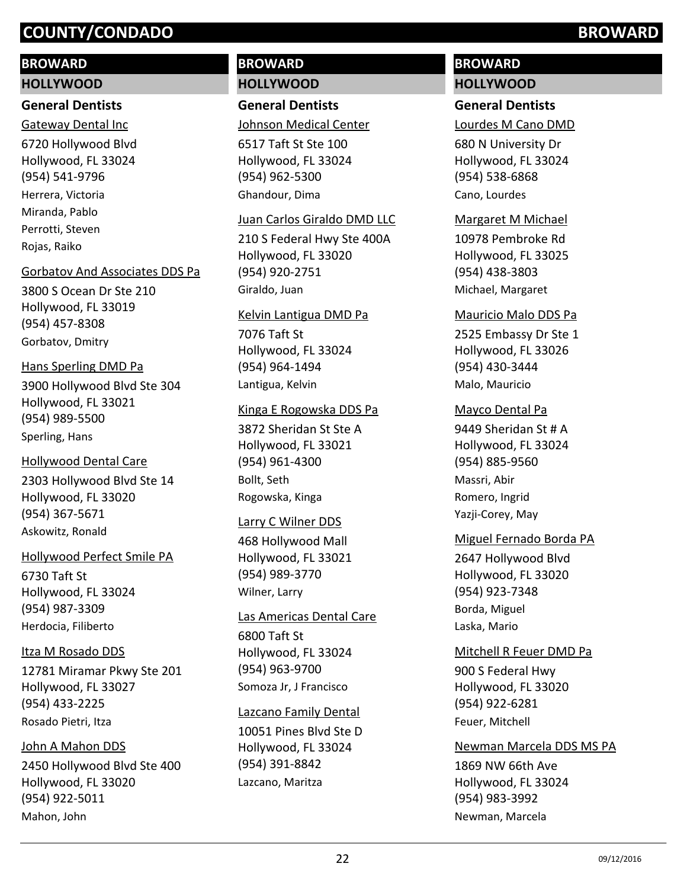# COUNTY/CONDADO BROWARD

## BROWARD

### HOLLYWOOD

#### General Dentists

Gateway Dental Inc
6720 Hollywood Blvd
Hollywood, FL 33024
(954) 541-9796
Herrera, Victoria
Miranda, Pablo
Perrotti, Steven
Rojas, Raiko

Gorbatov And Associates DDS Pa
3800 S Ocean Dr Ste 210
Hollywood, FL 33019
(954) 457-8308
Gorbatov, Dmitry

Hans Sperling DMD Pa
3900 Hollywood Blvd Ste 304
Hollywood, FL 33021
(954) 989-5500
Sperling, Hans

Hollywood Dental Care
2303 Hollywood Blvd Ste 14
Hollywood, FL 33020
(954) 367-5671
Askowitz, Ronald

Hollywood Perfect Smile PA
6730 Taft St
Hollywood, FL 33024
(954) 987-3309
Herdocia, Filiberto

Itza M Rosado DDS
12781 Miramar Pkwy Ste 201
Hollywood, FL 33027
(954) 433-2225
Rosado Pietri, Itza

John A Mahon DDS
2450 Hollywood Blvd Ste 400
Hollywood, FL 33020
(954) 922-5011
Mahon, John

Johnson Medical Center
6517 Taft St Ste 100
Hollywood, FL 33024
(954) 962-5300
Ghandour, Dima

Juan Carlos Giraldo DMD LLC
210 S Federal Hwy Ste 400A
Hollywood, FL 33020
(954) 920-2751
Giraldo, Juan

Kelvin Lantigua DMD Pa
7076 Taft St
Hollywood, FL 33024
(954) 964-1494
Lantigua, Kelvin

Kinga E Rogowska DDS Pa
3872 Sheridan St Ste A
Hollywood, FL 33021
(954) 961-4300
Bollt, Seth
Rogowska, Kinga

Larry C Wilner DDS
468 Hollywood Mall
Hollywood, FL 33021
(954) 989-3770
Wilner, Larry

Las Americas Dental Care
6800 Taft St
Hollywood, FL 33024
(954) 963-9700
Somoza Jr, J Francisco

Lazcano Family Dental
10051 Pines Blvd Ste D
Hollywood, FL 33024
(954) 391-8842
Lazcano, Maritza

Lourdes M Cano DMD
680 N University Dr
Hollywood, FL 33024
(954) 538-6868
Cano, Lourdes

Margaret M Michael
10978 Pembroke Rd
Hollywood, FL 33025
(954) 438-3803
Michael, Margaret

Mauricio Malo DDS Pa
2525 Embassy Dr Ste 1
Hollywood, FL 33026
(954) 430-3444
Malo, Mauricio

Mayco Dental Pa
9449 Sheridan St # A
Hollywood, FL 33024
(954) 885-9560
Massri, Abir
Romero, Ingrid
Yazji-Corey, May

Miguel Fernado Borda PA
2647 Hollywood Blvd
Hollywood, FL 33020
(954) 923-7348
Borda, Miguel
Laska, Mario

Mitchell R Feuer DMD Pa
900 S Federal Hwy
Hollywood, FL 33020
(954) 922-6281
Feuer, Mitchell

Newman Marcela DDS MS PA
1869 NW 66th Ave
Hollywood, FL 33024
(954) 983-3992
Newman, Marcela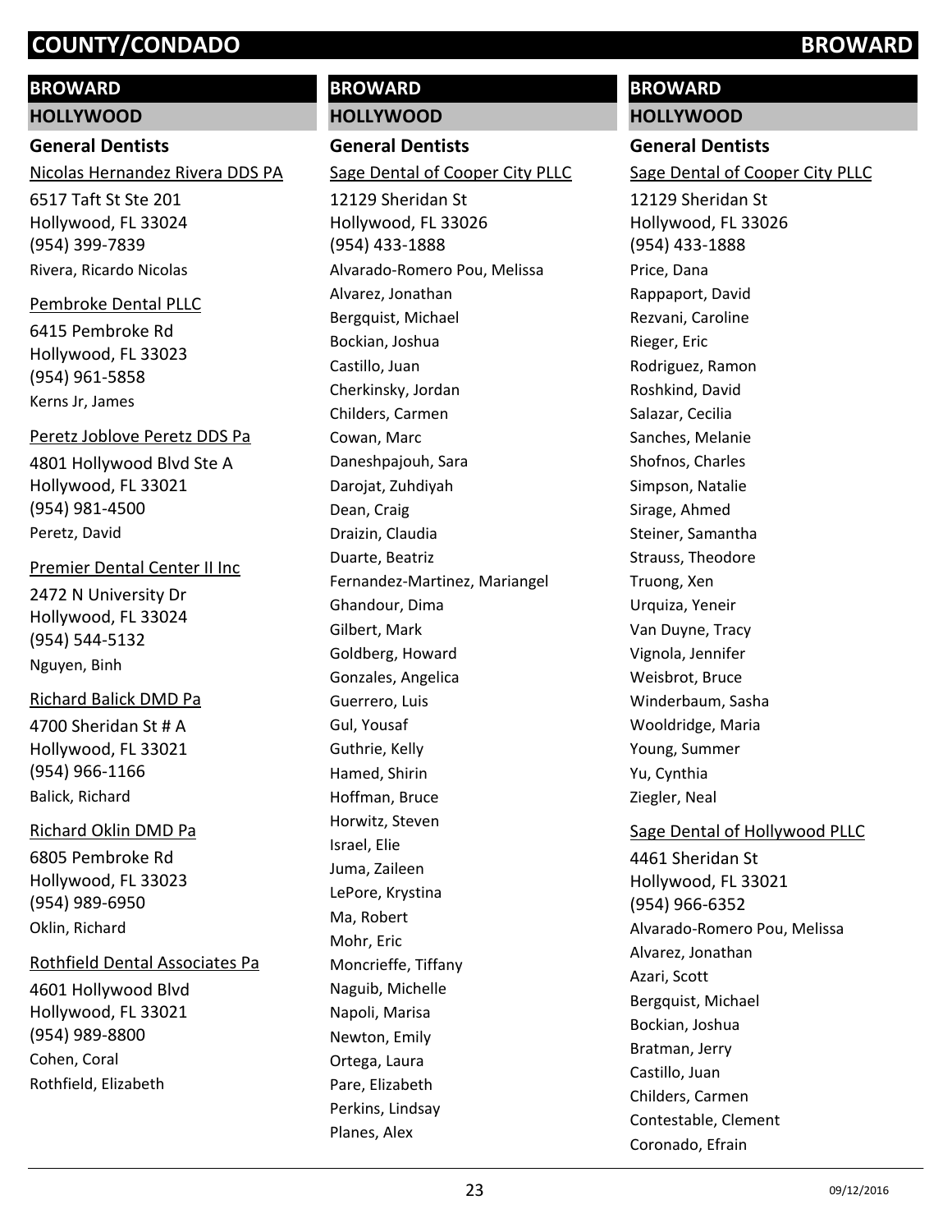## BROWARD

### HOLLYWOOD

#### General Dentists

Nicolas Hernandez Rivera DDS PA

6517 Taft St Ste 201
Hollywood, FL 33024
(954) 399-7839
Rivera, Ricardo Nicolas

Pembroke Dental PLLC

6415 Pembroke Rd
Hollywood, FL 33023
(954) 961-5858
Kerns Jr, James

Peretz Joblove Peretz DDS Pa

4801 Hollywood Blvd Ste A
Hollywood, FL 33021
(954) 981-4500
Peretz, David

Premier Dental Center II Inc

2472 N University Dr
Hollywood, FL 33024
(954) 544-5132
Nguyen, Binh

Richard Balick DMD Pa

4700 Sheridan St # A
Hollywood, FL 33021
(954) 966-1166
Balick, Richard

Richard Oklin DMD Pa

6805 Pembroke Rd
Hollywood, FL 33023
(954) 989-6950
Oklin, Richard

Rothfield Dental Associates Pa

4601 Hollywood Blvd
Hollywood, FL 33021
(954) 989-8800
Cohen, Coral
Rothfield, Elizabeth

Sage Dental of Cooper City PLLC

12129 Sheridan St
Hollywood, FL 33026
(954) 433-1888
Alvarado-Romero Pou, Melissa
Alvarez, Jonathan
Bergquist, Michael
Bockian, Joshua
Castillo, Juan
Cherkinsky, Jordan
Childers, Carmen
Cowan, Marc
Daneshpajouh, Sara
Darojat, Zuhdiyah
Dean, Craig
Draizin, Claudia
Duarte, Beatriz
Fernandez-Martinez, Mariangel
Ghandour, Dima
Gilbert, Mark
Goldberg, Howard
Gonzales, Angelica
Guerrero, Luis
Gul, Yousaf
Guthrie, Kelly
Hamed, Shirin
Hoffman, Bruce
Horwitz, Steven
Israel, Elie
Juma, Zaileen
LePore, Krystina
Ma, Robert
Mohr, Eric
Moncrieffe, Tiffany
Naguib, Michelle
Napoli, Marisa
Newton, Emily
Ortega, Laura
Pare, Elizabeth
Perkins, Lindsay
Planes, Alex

Sage Dental of Cooper City PLLC

12129 Sheridan St
Hollywood, FL 33026
(954) 433-1888
Price, Dana
Rappaport, David
Rezvani, Caroline
Rieger, Eric
Rodriguez, Ramon
Roshkind, David
Salazar, Cecilia
Sanches, Melanie
Shofnos, Charles
Simpson, Natalie
Sirage, Ahmed
Steiner, Samantha
Strauss, Theodore
Truong, Xen
Urquiza, Yeneir
Van Duyne, Tracy
Vignola, Jennifer
Weisbrot, Bruce
Winderbaum, Sasha
Wooldridge, Maria
Young, Summer
Yu, Cynthia
Ziegler, Neal

Sage Dental of Hollywood PLLC

4461 Sheridan St
Hollywood, FL 33021
(954) 966-6352
Alvarado-Romero Pou, Melissa
Alvarez, Jonathan
Azari, Scott
Bergquist, Michael
Bockian, Joshua
Bratman, Jerry
Castillo, Juan
Childers, Carmen
Contestable, Clement
Coronado, Efrain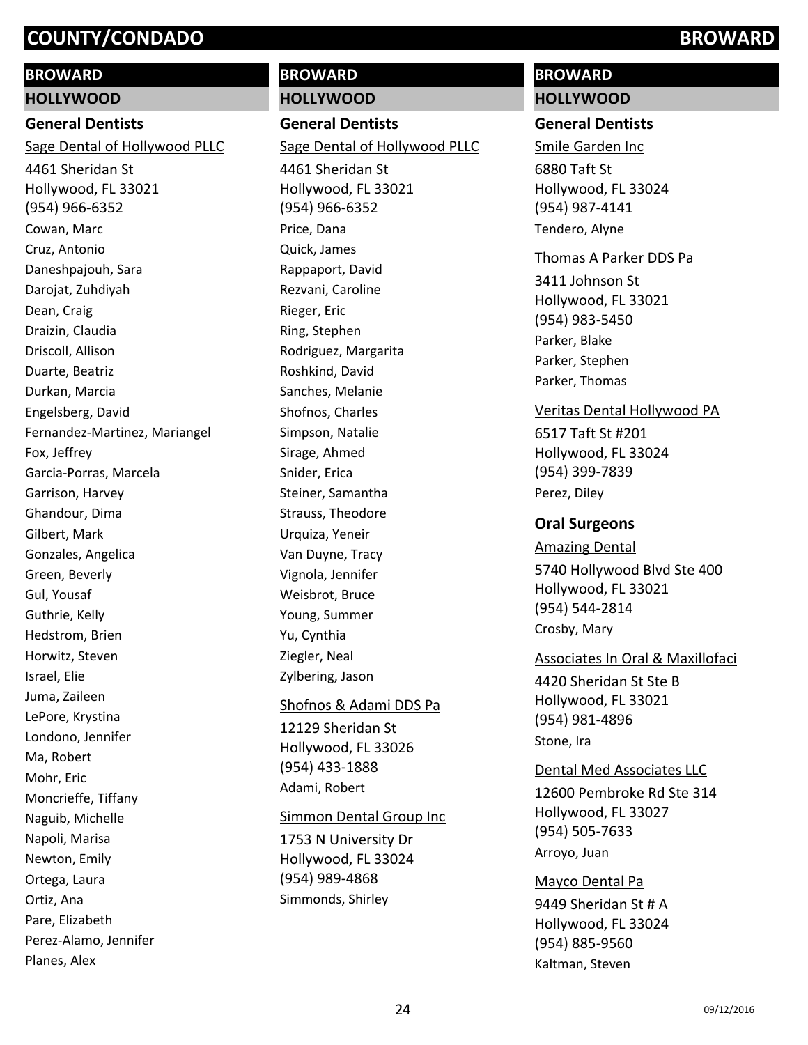# BROWARD

## HOLLYWOOD

### General Dentists

Sage Dental of Hollywood PLLC

4461 Sheridan St
Hollywood, FL 33021
(954) 966-6352

Cowan, Marc
Cruz, Antonio
Daneshpajouh, Sara
Darojat, Zuhdiyah
Dean, Craig
Draizin, Claudia
Driscoll, Allison
Duarte, Beatriz
Durkan, Marcia
Engelsberg, David
Fernandez-Martinez, Mariangel
Fox, Jeffrey
Garcia-Porras, Marcela
Garrison, Harvey
Ghandour, Dima
Gilbert, Mark
Gonzales, Angelica
Green, Beverly
Gul, Yousaf
Guthrie, Kelly
Hedstrom, Brien
Horwitz, Steven
Israel, Elie
Juma, Zaileen
LePore, Krystina
Londono, Jennifer
Ma, Robert
Mohr, Eric
Moncrieffe, Tiffany
Naguib, Michelle
Napoli, Marisa
Newton, Emily
Ortega, Laura
Ortiz, Ana
Pare, Elizabeth
Perez-Alamo, Jennifer
Planes, Alex

# BROWARD

## HOLLYWOOD

### General Dentists

Sage Dental of Hollywood PLLC

4461 Sheridan St
Hollywood, FL 33021
(954) 966-6352

Price, Dana
Quick, James
Rappaport, David
Rezvani, Caroline
Rieger, Eric
Ring, Stephen
Rodriguez, Margarita
Roshkind, David
Sanches, Melanie
Shofnos, Charles
Simpson, Natalie
Sirage, Ahmed
Snider, Erica
Steiner, Samantha
Strauss, Theodore
Urquiza, Yeneir
Van Duyne, Tracy
Vignola, Jennifer
Weisbrot, Bruce
Young, Summer
Yu, Cynthia
Ziegler, Neal
Zylbering, Jason

Shofnos & Adami DDS Pa

12129 Sheridan St
Hollywood, FL 33026
(954) 433-1888

Adami, Robert

Simmon Dental Group Inc

1753 N University Dr
Hollywood, FL 33024
(954) 989-4868

Simmonds, Shirley

# BROWARD

## HOLLYWOOD

### General Dentists

Smile Garden Inc

6880 Taft St
Hollywood, FL 33024
(954) 987-4141

Tendero, Alyne

Thomas A Parker DDS Pa

3411 Johnson St
Hollywood, FL 33021
(954) 983-5450

Parker, Blake
Parker, Stephen
Parker, Thomas

Veritas Dental Hollywood PA

6517 Taft St #201
Hollywood, FL 33024
(954) 399-7839

Perez, Diley

### Oral Surgeons

Amazing Dental

5740 Hollywood Blvd Ste 400
Hollywood, FL 33021
(954) 544-2814

Crosby, Mary

Associates In Oral & Maxillofaci

4420 Sheridan St Ste B
Hollywood, FL 33021
(954) 981-4896

Stone, Ira

Dental Med Associates LLC

12600 Pembroke Rd Ste 314
Hollywood, FL 33027
(954) 505-7633

Arroyo, Juan

Mayco Dental Pa

9449 Sheridan St # A
Hollywood, FL 33024
(954) 885-9560

Kaltman, Steven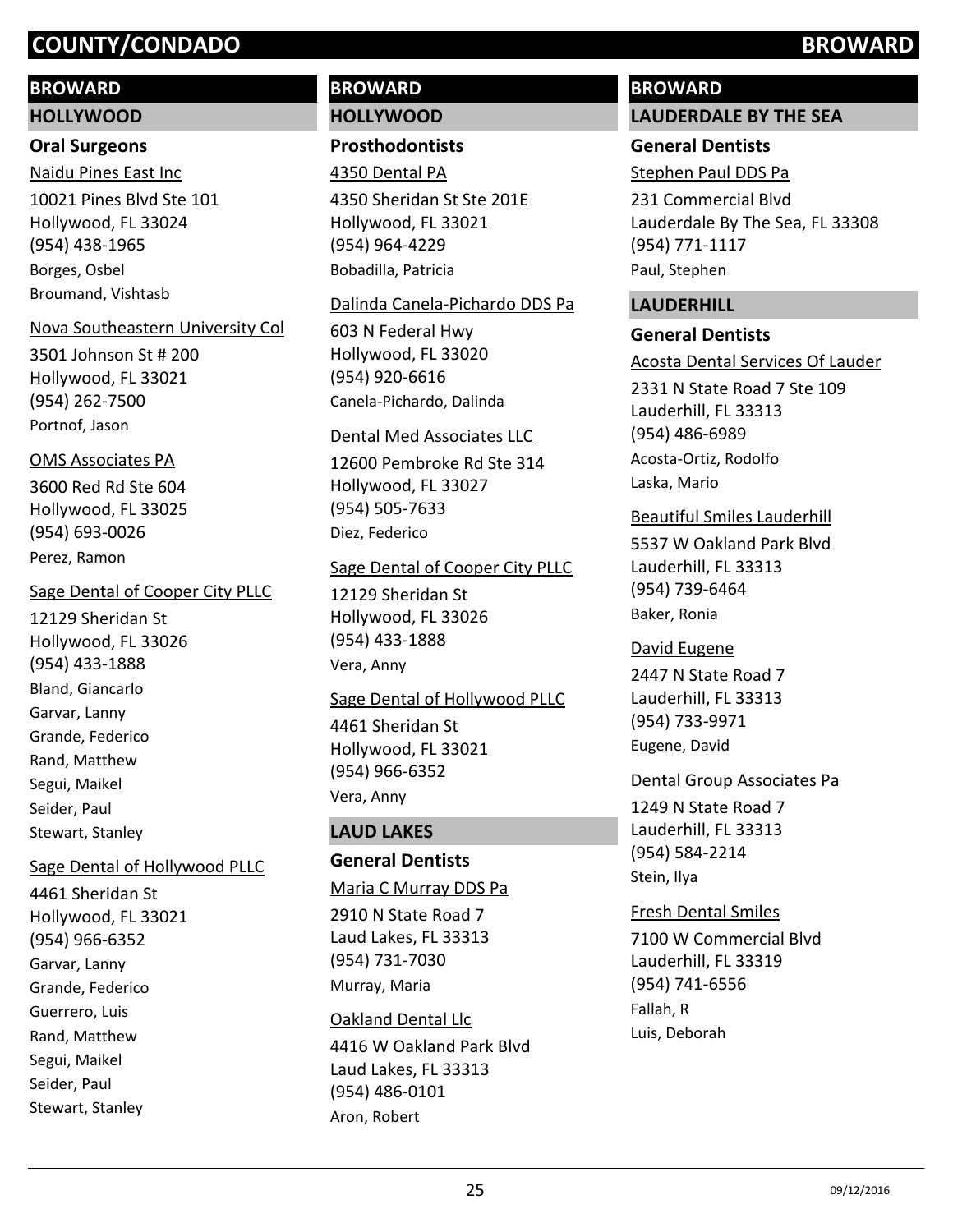## BROWARD

### HOLLYWOOD

#### Oral Surgeons

Naidu Pines East Inc
10021 Pines Blvd Ste 101
Hollywood, FL 33024
(954) 438-1965
Borges, Osbel
Broumand, Vishtasb

Nova Southeastern University Col
3501 Johnson St # 200
Hollywood, FL 33021
(954) 262-7500
Portnof, Jason

OMS Associates PA
3600 Red Rd Ste 604
Hollywood, FL 33025
(954) 693-0026
Perez, Ramon

Sage Dental of Cooper City PLLC
12129 Sheridan St
Hollywood, FL 33026
(954) 433-1888
Bland, Giancarlo
Garvar, Lanny
Grande, Federico
Rand, Matthew
Segui, Maikel
Seider, Paul
Stewart, Stanley

Sage Dental of Hollywood PLLC
4461 Sheridan St
Hollywood, FL 33021
(954) 966-6352
Garvar, Lanny
Grande, Federico
Guerrero, Luis
Rand, Matthew
Segui, Maikel
Seider, Paul
Stewart, Stanley

## BROWARD

### HOLLYWOOD

#### Prosthodontists

4350 Dental PA
4350 Sheridan St Ste 201E
Hollywood, FL 33021
(954) 964-4229
Bobadilla, Patricia

Dalinda Canela-Pichardo DDS Pa
603 N Federal Hwy
Hollywood, FL 33020
(954) 920-6616
Canela-Pichardo, Dalinda

Dental Med Associates LLC
12600 Pembroke Rd Ste 314
Hollywood, FL 33027
(954) 505-7633
Diez, Federico

Sage Dental of Cooper City PLLC
12129 Sheridan St
Hollywood, FL 33026
(954) 433-1888
Vera, Anny

Sage Dental of Hollywood PLLC
4461 Sheridan St
Hollywood, FL 33021
(954) 966-6352
Vera, Anny

### LAUD LAKES

#### General Dentists

Maria C Murray DDS Pa
2910 N State Road 7
Laud Lakes, FL 33313
(954) 731-7030
Murray, Maria

Oakland Dental Llc
4416 W Oakland Park Blvd
Laud Lakes, FL 33313
(954) 486-0101
Aron, Robert

## BROWARD

### LAUDERDALE BY THE SEA

#### General Dentists

Stephen Paul DDS Pa
231 Commercial Blvd
Lauderdale By The Sea, FL 33308
(954) 771-1117
Paul, Stephen

### LAUDERHILL

#### General Dentists

Acosta Dental Services Of Lauder
2331 N State Road 7 Ste 109
Lauderhill, FL 33313
(954) 486-6989
Acosta-Ortiz, Rodolfo
Laska, Mario

Beautiful Smiles Lauderhill
5537 W Oakland Park Blvd
Lauderhill, FL 33313
(954) 739-6464
Baker, Ronia

David Eugene
2447 N State Road 7
Lauderhill, FL 33313
(954) 733-9971
Eugene, David

Dental Group Associates Pa
1249 N State Road 7
Lauderhill, FL 33313
(954) 584-2214
Stein, Ilya

Fresh Dental Smiles
7100 W Commercial Blvd
Lauderhill, FL 33319
(954) 741-6556
Fallah, R
Luis, Deborah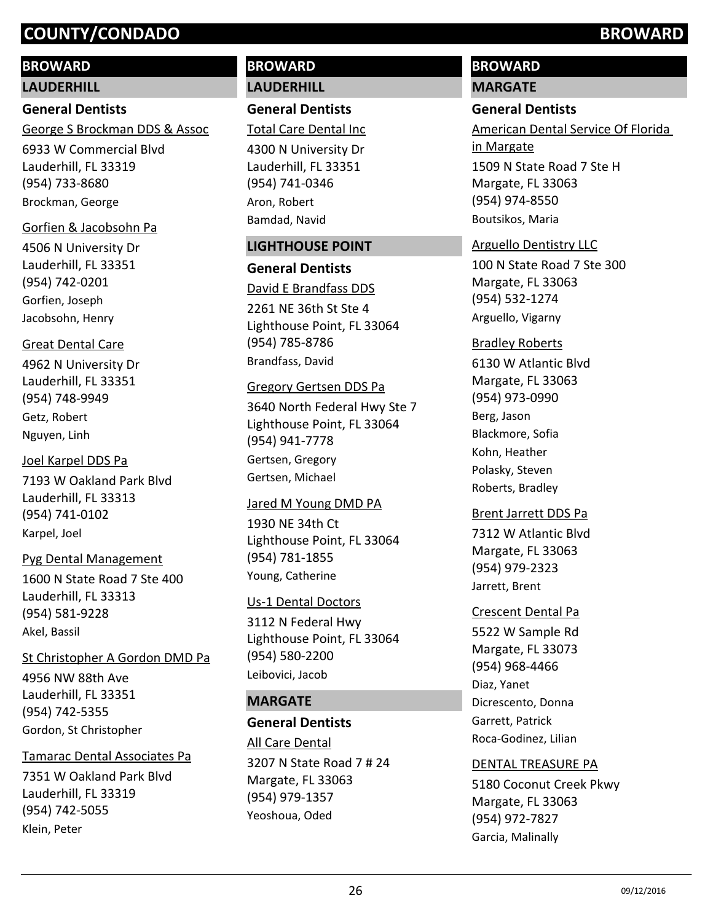## BROWARD

### LAUDERHILL

#### General Dentists

George S Brockman DDS & Assoc
6933 W Commercial Blvd
Lauderhill, FL 33319
(954) 733-8680
Brockman, George

Gorfien & Jacobsohn Pa
4506 N University Dr
Lauderhill, FL 33351
(954) 742-0201
Gorfien, Joseph
Jacobsohn, Henry

Great Dental Care
4962 N University Dr
Lauderhill, FL 33351
(954) 748-9949
Getz, Robert
Nguyen, Linh

Joel Karpel DDS Pa
7193 W Oakland Park Blvd
Lauderhill, FL 33313
(954) 741-0102
Karpel, Joel

Pyg Dental Management
1600 N State Road 7 Ste 400
Lauderhill, FL 33313
(954) 581-9228
Akel, Bassil

St Christopher A Gordon DMD Pa
4956 NW 88th Ave
Lauderhill, FL 33351
(954) 742-5355
Gordon, St Christopher

Tamarac Dental Associates Pa
7351 W Oakland Park Blvd
Lauderhill, FL 33319
(954) 742-5055
Klein, Peter

Total Care Dental Inc
4300 N University Dr
Lauderhill, FL 33351
(954) 741-0346
Aron, Robert
Bamdad, Navid

### LIGHTHOUSE POINT

#### General Dentists

David E Brandfass DDS
2261 NE 36th St Ste 4
Lighthouse Point, FL 33064
(954) 785-8786
Brandfass, David

Gregory Gertsen DDS Pa
3640 North Federal Hwy Ste 7
Lighthouse Point, FL 33064
(954) 941-7778
Gertsen, Gregory
Gertsen, Michael

Jared M Young DMD PA
1930 NE 34th Ct
Lighthouse Point, FL 33064
(954) 781-1855
Young, Catherine

Us-1 Dental Doctors
3112 N Federal Hwy
Lighthouse Point, FL 33064
(954) 580-2200
Leibovici, Jacob

### MARGATE

#### General Dentists

All Care Dental
3207 N State Road 7 # 24
Margate, FL 33063
(954) 979-1357
Yeoshoua, Oded

American Dental Service Of Florida in Margate
1509 N State Road 7 Ste H
Margate, FL 33063
(954) 974-8550
Boutsikos, Maria

Arguello Dentistry LLC
100 N State Road 7 Ste 300
Margate, FL 33063
(954) 532-1274
Arguello, Vigarny

Bradley Roberts
6130 W Atlantic Blvd
Margate, FL 33063
(954) 973-0990
Berg, Jason
Blackmore, Sofia
Kohn, Heather
Polasky, Steven
Roberts, Bradley

Brent Jarrett DDS Pa
7312 W Atlantic Blvd
Margate, FL 33063
(954) 979-2323
Jarrett, Brent

Crescent Dental Pa
5522 W Sample Rd
Margate, FL 33073
(954) 968-4466
Diaz, Yanet
Dicrescento, Donna
Garrett, Patrick
Roca-Godinez, Lilian

DENTAL TREASURE PA
5180 Coconut Creek Pkwy
Margate, FL 33063
(954) 972-7827
Garcia, Malinally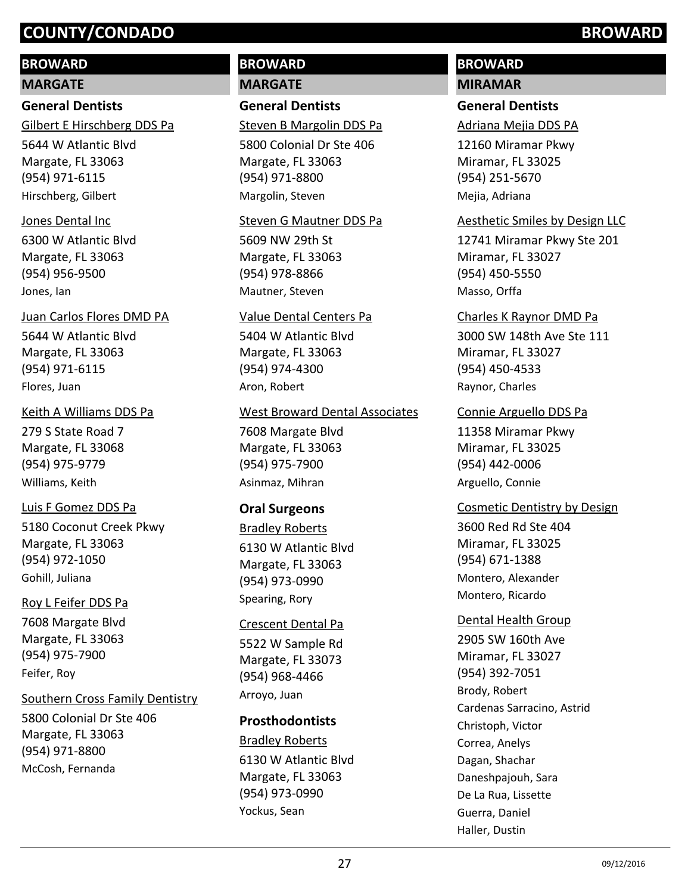# COUNTY/CONDADO BROWARD

## BROWARD

### MARGATE

#### General Dentists

Gilbert E Hirschberg DDS Pa
5644 W Atlantic Blvd
Margate, FL 33063
(954) 971-6115
Hirschberg, Gilbert

Jones Dental Inc
6300 W Atlantic Blvd
Margate, FL 33063
(954) 956-9500
Jones, Ian

Juan Carlos Flores DMD PA
5644 W Atlantic Blvd
Margate, FL 33063
(954) 971-6115
Flores, Juan

Keith A Williams DDS Pa
279 S State Road 7
Margate, FL 33068
(954) 975-9779
Williams, Keith

Luis F Gomez DDS Pa
5180 Coconut Creek Pkwy
Margate, FL 33063
(954) 972-1050
Gohill, Juliana

Roy L Feifer DDS Pa
7608 Margate Blvd
Margate, FL 33063
(954) 975-7900
Feifer, Roy

Southern Cross Family Dentistry
5800 Colonial Dr Ste 406
Margate, FL 33063
(954) 971-8800
McCosh, Fernanda

## BROWARD

### MARGATE

#### General Dentists

Steven B Margolin DDS Pa
5800 Colonial Dr Ste 406
Margate, FL 33063
(954) 971-8800
Margolin, Steven

Steven G Mautner DDS Pa
5609 NW 29th St
Margate, FL 33063
(954) 978-8866
Mautner, Steven

Value Dental Centers Pa
5404 W Atlantic Blvd
Margate, FL 33063
(954) 974-4300
Aron, Robert

West Broward Dental Associates
7608 Margate Blvd
Margate, FL 33063
(954) 975-7900
Asinmaz, Mihran

#### Oral Surgeons

Bradley Roberts
6130 W Atlantic Blvd
Margate, FL 33063
(954) 973-0990
Spearing, Rory

Crescent Dental Pa
5522 W Sample Rd
Margate, FL 33073
(954) 968-4466
Arroyo, Juan

#### Prosthodontists

Bradley Roberts
6130 W Atlantic Blvd
Margate, FL 33063
(954) 973-0990
Yockus, Sean

## BROWARD

### MIRAMAR

#### General Dentists

Adriana Mejia DDS PA
12160 Miramar Pkwy
Miramar, FL 33025
(954) 251-5670
Mejia, Adriana

Aesthetic Smiles by Design LLC
12741 Miramar Pkwy Ste 201
Miramar, FL 33027
(954) 450-5550
Masso, Orffa

Charles K Raynor DMD Pa
3000 SW 148th Ave Ste 111
Miramar, FL 33027
(954) 450-4533
Raynor, Charles

Connie Arguello DDS Pa
11358 Miramar Pkwy
Miramar, FL 33025
(954) 442-0006
Arguello, Connie

Cosmetic Dentistry by Design
3600 Red Rd Ste 404
Miramar, FL 33025
(954) 671-1388
Montero, Alexander
Montero, Ricardo

Dental Health Group
2905 SW 160th Ave
Miramar, FL 33027
(954) 392-7051
Brody, Robert
Cardenas Sarracino, Astrid
Christoph, Victor
Correa, Anelys
Dagan, Shachar
Daneshpajouh, Sara
De La Rua, Lissette
Guerra, Daniel
Haller, Dustin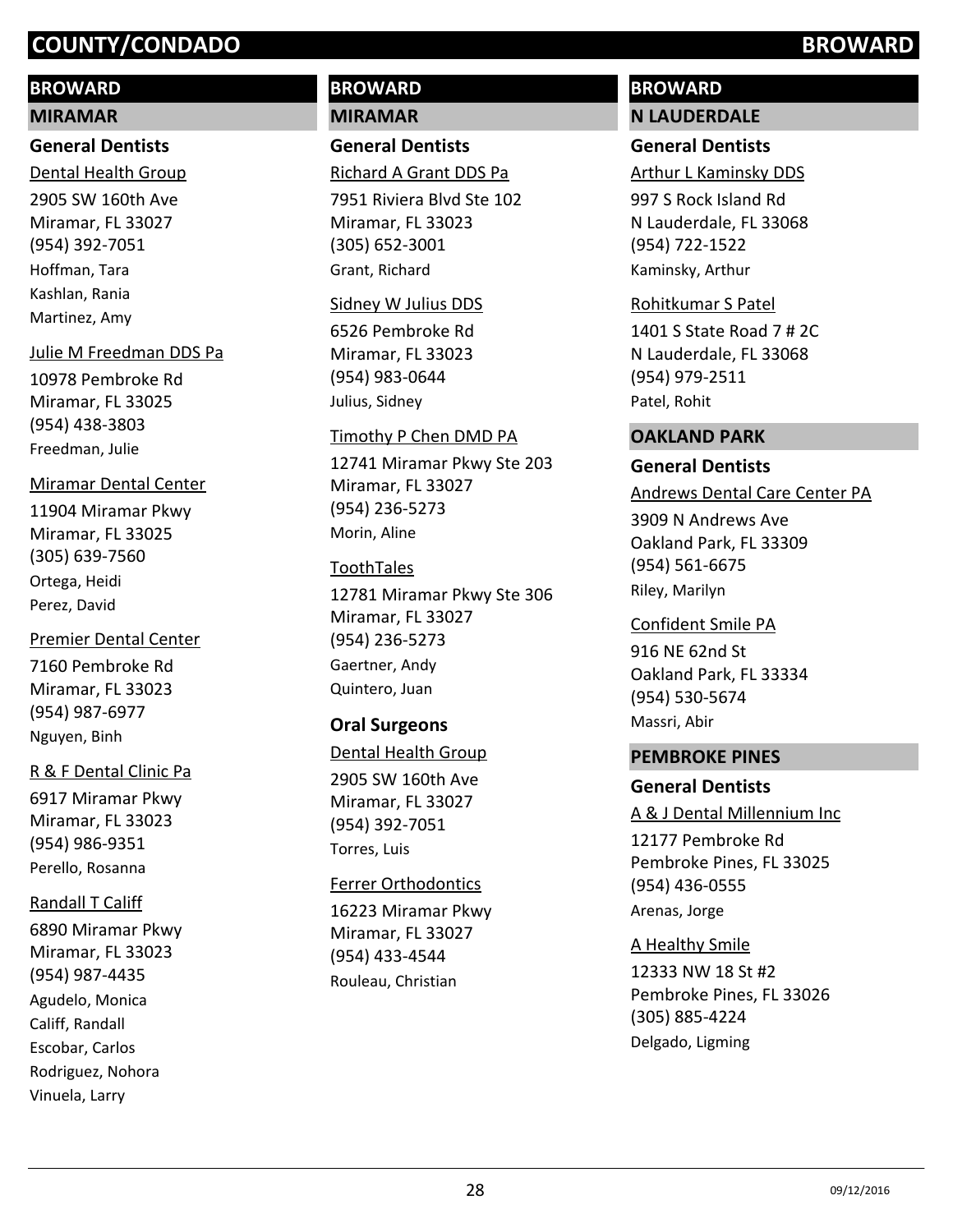# COUNTY/CONDADO BROWARD

## BROWARD

### MIRAMAR

#### General Dentists

Dental Health Group
2905 SW 160th Ave
Miramar, FL 33027
(954) 392-7051
Hoffman, Tara
Kashlan, Rania
Martinez, Amy

Julie M Freedman DDS Pa
10978 Pembroke Rd
Miramar, FL 33025
(954) 438-3803
Freedman, Julie

Miramar Dental Center
11904 Miramar Pkwy
Miramar, FL 33025
(305) 639-7560
Ortega, Heidi
Perez, David

Premier Dental Center
7160 Pembroke Rd
Miramar, FL 33023
(954) 987-6977
Nguyen, Binh

R & F Dental Clinic Pa
6917 Miramar Pkwy
Miramar, FL 33023
(954) 986-9351
Perello, Rosanna

Randall T Califf
6890 Miramar Pkwy
Miramar, FL 33023
(954) 987-4435
Agudelo, Monica
Califf, Randall
Escobar, Carlos
Rodriguez, Nohora
Vinuela, Larry

## BROWARD

### MIRAMAR

#### General Dentists

Richard A Grant DDS Pa
7951 Riviera Blvd Ste 102
Miramar, FL 33023
(305) 652-3001
Grant, Richard

Sidney W Julius DDS
6526 Pembroke Rd
Miramar, FL 33023
(954) 983-0644
Julius, Sidney

Timothy P Chen DMD PA
12741 Miramar Pkwy Ste 203
Miramar, FL 33027
(954) 236-5273
Morin, Aline

ToothTales
12781 Miramar Pkwy Ste 306
Miramar, FL 33027
(954) 236-5273
Gaertner, Andy
Quintero, Juan

#### Oral Surgeons

Dental Health Group
2905 SW 160th Ave
Miramar, FL 33027
(954) 392-7051
Torres, Luis

Ferrer Orthodontics
16223 Miramar Pkwy
Miramar, FL 33027
(954) 433-4544
Rouleau, Christian

## BROWARD

### N LAUDERDALE

#### General Dentists

Arthur L Kaminsky DDS
997 S Rock Island Rd
N Lauderdale, FL 33068
(954) 722-1522
Kaminsky, Arthur

Rohitkumar S Patel
1401 S State Road 7 # 2C
N Lauderdale, FL 33068
(954) 979-2511
Patel, Rohit

### OAKLAND PARK

#### General Dentists

Andrews Dental Care Center PA
3909 N Andrews Ave
Oakland Park, FL 33309
(954) 561-6675
Riley, Marilyn

Confident Smile PA
916 NE 62nd St
Oakland Park, FL 33334
(954) 530-5674
Massri, Abir

### PEMBROKE PINES

#### General Dentists

A & J Dental Millennium Inc
12177 Pembroke Rd
Pembroke Pines, FL 33025
(954) 436-0555
Arenas, Jorge

A Healthy Smile
12333 NW 18 St #2
Pembroke Pines, FL 33026
(305) 885-4224
Delgado, Ligming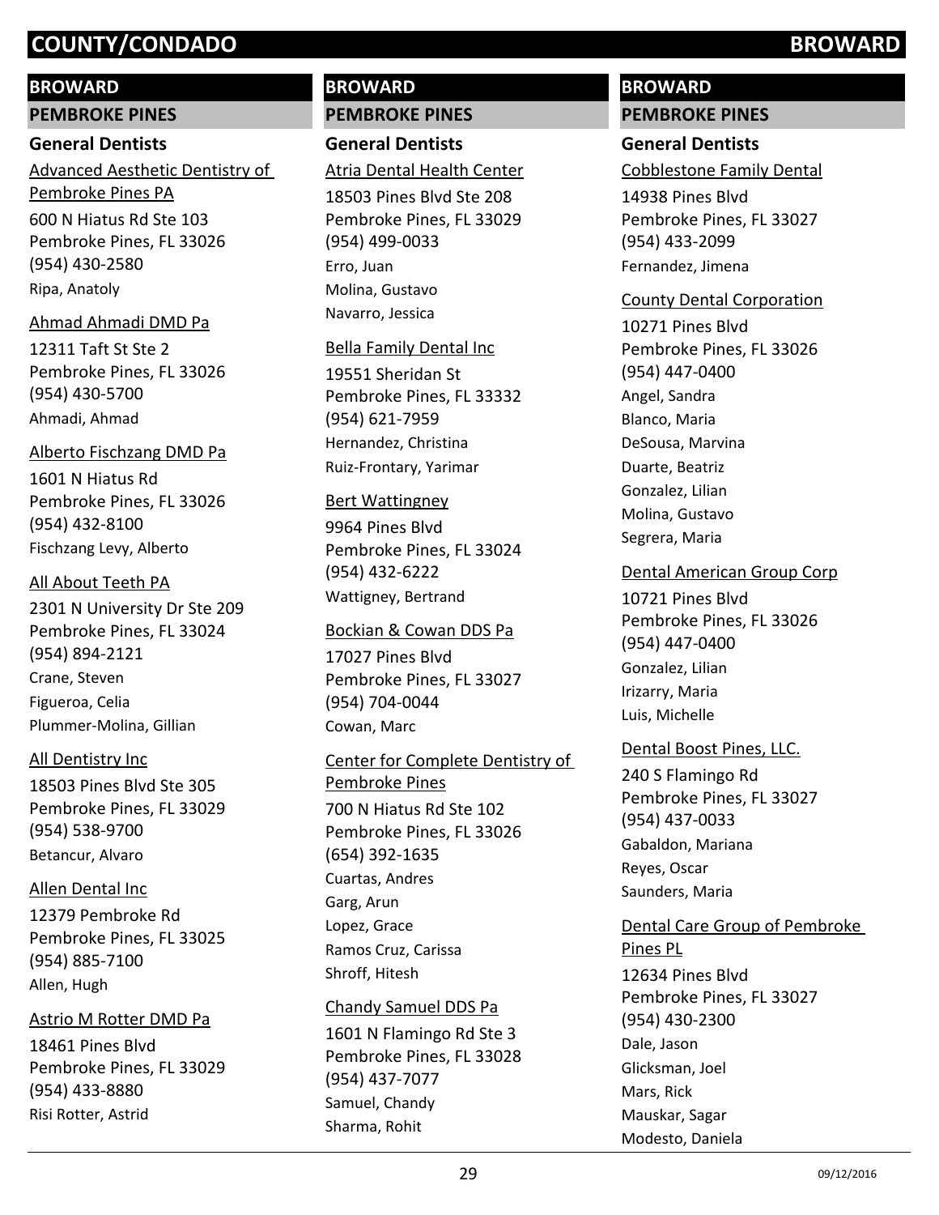## BROWARD

### PEMBROKE PINES

#### General Dentists

Advanced Aesthetic Dentistry of Pembroke Pines PA
600 N Hiatus Rd Ste 103
Pembroke Pines, FL 33026
(954) 430-2580
Ripa, Anatoly

Ahmad Ahmadi DMD Pa
12311 Taft St Ste 2
Pembroke Pines, FL 33026
(954) 430-5700
Ahmadi, Ahmad

Alberto Fischzang DMD Pa
1601 N Hiatus Rd
Pembroke Pines, FL 33026
(954) 432-8100
Fischzang Levy, Alberto

All About Teeth PA
2301 N University Dr Ste 209
Pembroke Pines, FL 33024
(954) 894-2121
Crane, Steven
Figueroa, Celia
Plummer-Molina, Gillian

All Dentistry Inc
18503 Pines Blvd Ste 305
Pembroke Pines, FL 33029
(954) 538-9700
Betancur, Alvaro

Allen Dental Inc
12379 Pembroke Rd
Pembroke Pines, FL 33025
(954) 885-7100
Allen, Hugh

Astrio M Rotter DMD Pa
18461 Pines Blvd
Pembroke Pines, FL 33029
(954) 433-8880
Risi Rotter, Astrid

Atria Dental Health Center
18503 Pines Blvd Ste 208
Pembroke Pines, FL 33029
(954) 499-0033
Erro, Juan
Molina, Gustavo
Navarro, Jessica

Bella Family Dental Inc
19551 Sheridan St
Pembroke Pines, FL 33332
(954) 621-7959
Hernandez, Christina
Ruiz-Frontary, Yarimar

Bert Wattingney
9964 Pines Blvd
Pembroke Pines, FL 33024
(954) 432-6222
Wattigney, Bertrand

Bockian & Cowan DDS Pa
17027 Pines Blvd
Pembroke Pines, FL 33027
(954) 704-0044
Cowan, Marc

Center for Complete Dentistry of Pembroke Pines
700 N Hiatus Rd Ste 102
Pembroke Pines, FL 33026
(654) 392-1635
Cuartas, Andres
Garg, Arun
Lopez, Grace
Ramos Cruz, Carissa
Shroff, Hitesh

Chandy Samuel DDS Pa
1601 N Flamingo Rd Ste 3
Pembroke Pines, FL 33028
(954) 437-7077
Samuel, Chandy
Sharma, Rohit

Cobblestone Family Dental
14938 Pines Blvd
Pembroke Pines, FL 33027
(954) 433-2099
Fernandez, Jimena

County Dental Corporation
10271 Pines Blvd
Pembroke Pines, FL 33026
(954) 447-0400
Angel, Sandra
Blanco, Maria
DeSousa, Marvina
Duarte, Beatriz
Gonzalez, Lilian
Molina, Gustavo
Segrera, Maria

Dental American Group Corp
10721 Pines Blvd
Pembroke Pines, FL 33026
(954) 447-0400
Gonzalez, Lilian
Irizarry, Maria
Luis, Michelle

Dental Boost Pines, LLC.
240 S Flamingo Rd
Pembroke Pines, FL 33027
(954) 437-0033
Gabaldon, Mariana
Reyes, Oscar
Saunders, Maria

Dental Care Group of Pembroke Pines PL
12634 Pines Blvd
Pembroke Pines, FL 33027
(954) 430-2300
Dale, Jason
Glicksman, Joel
Mars, Rick
Mauskar, Sagar
Modesto, Daniela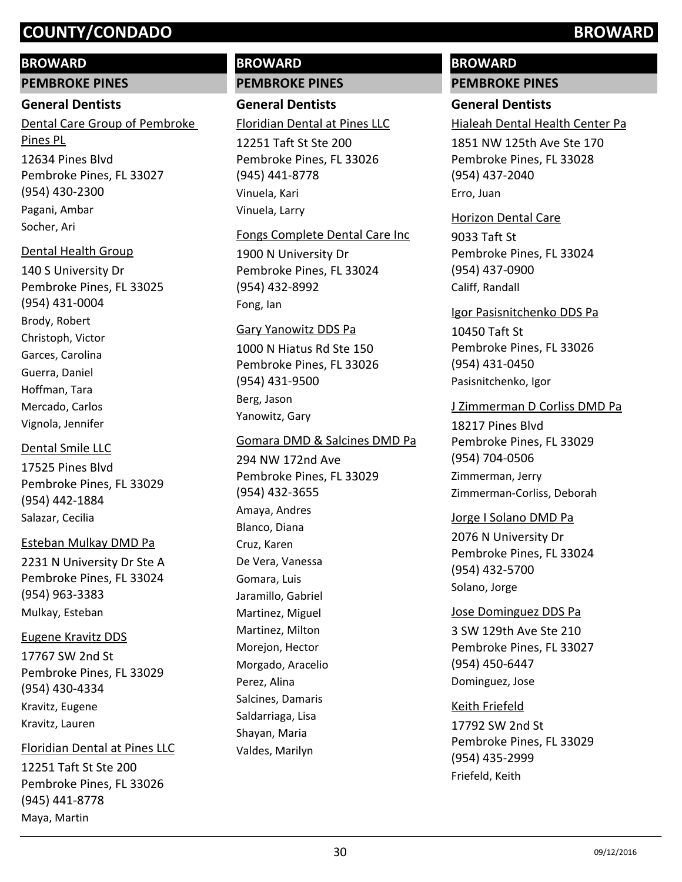# COUNTY/CONDADO BROWARD

## BROWARD

### PEMBROKE PINES

#### General Dentists

Dental Care Group of Pembroke Pines PL
12634 Pines Blvd
Pembroke Pines, FL 33027
(954) 430-2300
Pagani, Ambar
Socher, Ari

Dental Health Group
140 S University Dr
Pembroke Pines, FL 33025
(954) 431-0004
Brody, Robert
Christoph, Victor
Garces, Carolina
Guerra, Daniel
Hoffman, Tara
Mercado, Carlos
Vignola, Jennifer

Dental Smile LLC
17525 Pines Blvd
Pembroke Pines, FL 33029
(954) 442-1884
Salazar, Cecilia

Esteban Mulkay DMD Pa
2231 N University Dr Ste A
Pembroke Pines, FL 33024
(954) 963-3383
Mulkay, Esteban

Eugene Kravitz DDS
17767 SW 2nd St
Pembroke Pines, FL 33029
(954) 430-4334
Kravitz, Eugene
Kravitz, Lauren

Floridian Dental at Pines LLC
12251 Taft St Ste 200
Pembroke Pines, FL 33026
(945) 441-8778
Maya, Martin

## BROWARD

### PEMBROKE PINES

#### General Dentists

Floridian Dental at Pines LLC
12251 Taft St Ste 200
Pembroke Pines, FL 33026
(945) 441-8778
Vinuela, Kari
Vinuela, Larry

Fongs Complete Dental Care Inc
1900 N University Dr
Pembroke Pines, FL 33024
(954) 432-8992
Fong, Ian

Gary Yanowitz DDS Pa
1000 N Hiatus Rd Ste 150
Pembroke Pines, FL 33026
(954) 431-9500
Berg, Jason
Yanowitz, Gary

Gomara DMD & Salcines DMD Pa
294 NW 172nd Ave
Pembroke Pines, FL 33029
(954) 432-3655
Amaya, Andres
Blanco, Diana
Cruz, Karen
De Vera, Vanessa
Gomara, Luis
Jaramillo, Gabriel
Martinez, Miguel
Martinez, Milton
Morejon, Hector
Morgado, Aracelio
Perez, Alina
Salcines, Damaris
Saldarriaga, Lisa
Shayan, Maria
Valdes, Marilyn

## BROWARD

### PEMBROKE PINES

#### General Dentists

Hialeah Dental Health Center Pa
1851 NW 125th Ave Ste 170
Pembroke Pines, FL 33028
(954) 437-2040
Erro, Juan

Horizon Dental Care
9033 Taft St
Pembroke Pines, FL 33024
(954) 437-0900
Califf, Randall

Igor Pasisnitchenko DDS Pa
10450 Taft St
Pembroke Pines, FL 33026
(954) 431-0450
Pasisnitchenko, Igor

J Zimmerman D Corliss DMD Pa
18217 Pines Blvd
Pembroke Pines, FL 33029
(954) 704-0506
Zimmerman, Jerry
Zimmerman-Corliss, Deborah

Jorge I Solano DMD Pa
2076 N University Dr
Pembroke Pines, FL 33024
(954) 432-5700
Solano, Jorge

Jose Dominguez DDS Pa
3 SW 129th Ave Ste 210
Pembroke Pines, FL 33027
(954) 450-6447
Dominguez, Jose

Keith Friefeld
17792 SW 2nd St
Pembroke Pines, FL 33029
(954) 435-2999
Friefeld, Keith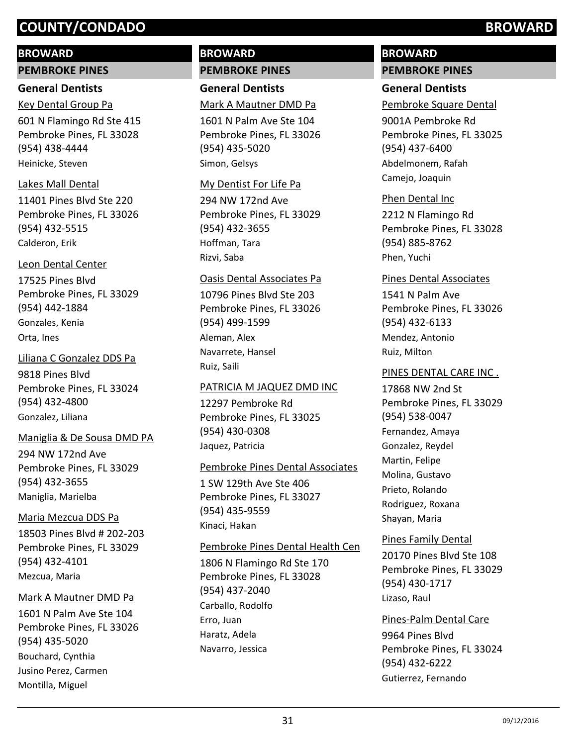# COUNTY/CONDADO BROWARD

## BROWARD

### PEMBROKE PINES

#### General Dentists

Key Dental Group Pa
601 N Flamingo Rd Ste 415
Pembroke Pines, FL 33028
(954) 438-4444
Heinicke, Steven

Lakes Mall Dental
11401 Pines Blvd Ste 220
Pembroke Pines, FL 33026
(954) 432-5515
Calderon, Erik

Leon Dental Center
17525 Pines Blvd
Pembroke Pines, FL 33029
(954) 442-1884
Gonzales, Kenia
Orta, Ines

Liliana C Gonzalez DDS Pa
9818 Pines Blvd
Pembroke Pines, FL 33024
(954) 432-4800
Gonzalez, Liliana

Maniglia & De Sousa DMD PA
294 NW 172nd Ave
Pembroke Pines, FL 33029
(954) 432-3655
Maniglia, Marielba

Maria Mezcua DDS Pa
18503 Pines Blvd # 202-203
Pembroke Pines, FL 33029
(954) 432-4101
Mezcua, Maria

Mark A Mautner DMD Pa
1601 N Palm Ave Ste 104
Pembroke Pines, FL 33026
(954) 435-5020
Bouchard, Cynthia
Jusino Perez, Carmen
Montilla, Miguel

## BROWARD

### PEMBROKE PINES

#### General Dentists

Mark A Mautner DMD Pa
1601 N Palm Ave Ste 104
Pembroke Pines, FL 33026
(954) 435-5020
Simon, Gelsys

My Dentist For Life Pa
294 NW 172nd Ave
Pembroke Pines, FL 33029
(954) 432-3655
Hoffman, Tara
Rizvi, Saba

Oasis Dental Associates Pa
10796 Pines Blvd Ste 203
Pembroke Pines, FL 33026
(954) 499-1599
Aleman, Alex
Navarrete, Hansel
Ruiz, Saili

PATRICIA M JAQUEZ DMD INC
12297 Pembroke Rd
Pembroke Pines, FL 33025
(954) 430-0308
Jaquez, Patricia

Pembroke Pines Dental Associates
1 SW 129th Ave Ste 406
Pembroke Pines, FL 33027
(954) 435-9559
Kinaci, Hakan

Pembroke Pines Dental Health Cen
1806 N Flamingo Rd Ste 170
Pembroke Pines, FL 33028
(954) 437-2040
Carballo, Rodolfo
Erro, Juan
Haratz, Adela
Navarro, Jessica

## BROWARD

### PEMBROKE PINES

#### General Dentists

Pembroke Square Dental
9001A Pembroke Rd
Pembroke Pines, FL 33025
(954) 437-6400
Abdelmonem, Rafah
Camejo, Joaquin

Phen Dental Inc
2212 N Flamingo Rd
Pembroke Pines, FL 33028
(954) 885-8762
Phen, Yuchi

Pines Dental Associates
1541 N Palm Ave
Pembroke Pines, FL 33026
(954) 432-6133
Mendez, Antonio
Ruiz, Milton

PINES DENTAL CARE INC .
17868 NW 2nd St
Pembroke Pines, FL 33029
(954) 538-0047
Fernandez, Amaya
Gonzalez, Reydel
Martin, Felipe
Molina, Gustavo
Prieto, Rolando
Rodriguez, Roxana
Shayan, Maria

Pines Family Dental
20170 Pines Blvd Ste 108
Pembroke Pines, FL 33029
(954) 430-1717
Lizaso, Raul

Pines-Palm Dental Care
9964 Pines Blvd
Pembroke Pines, FL 33024
(954) 432-6222
Gutierrez, Fernando

09/12/2016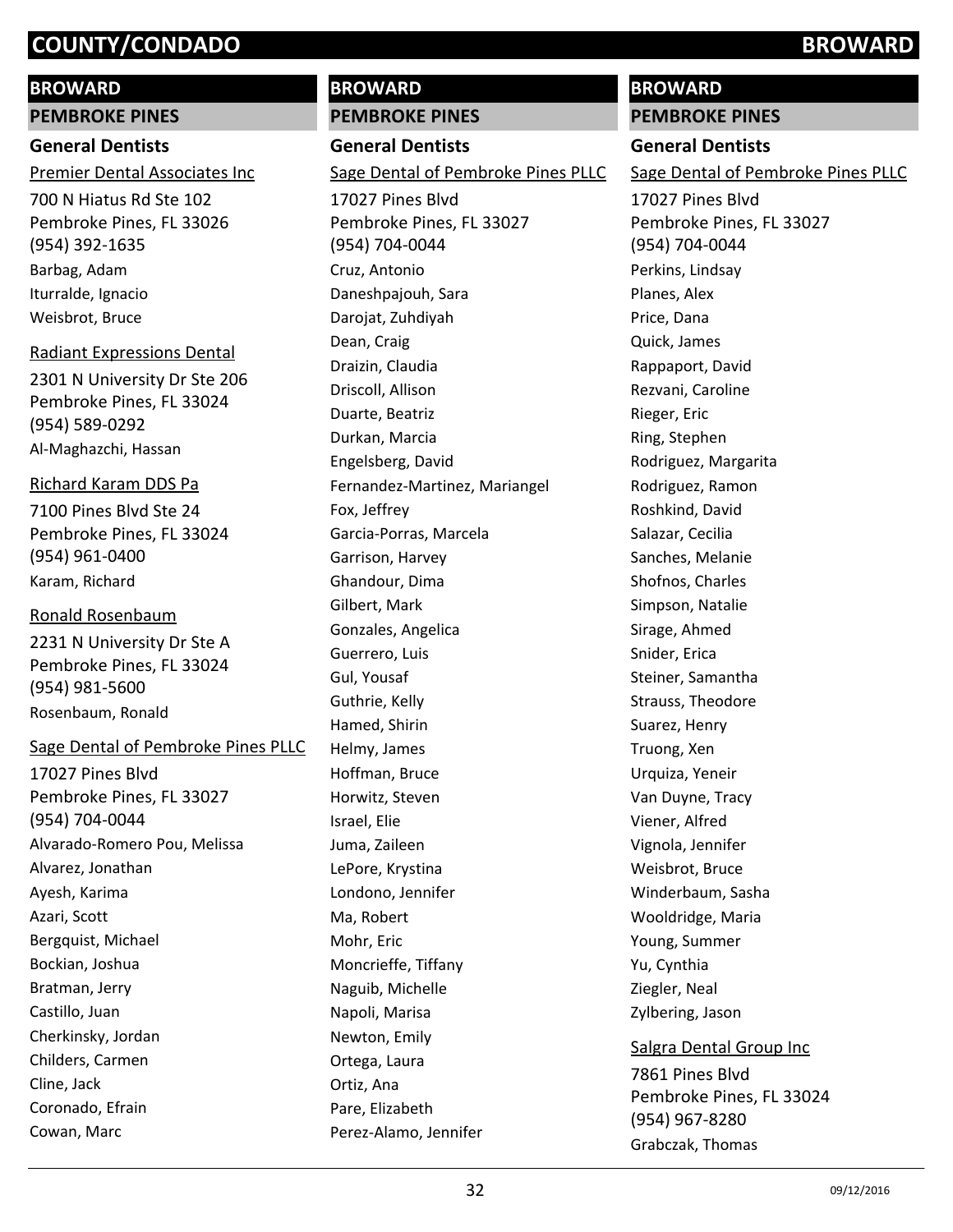## BROWARD

### PEMBROKE PINES

#### General Dentists

Premier Dental Associates Inc

700 N Hiatus Rd Ste 102
Pembroke Pines, FL 33026
(954) 392-1635

Barbag, Adam
Iturralde, Ignacio
Weisbrot, Bruce

Radiant Expressions Dental

2301 N University Dr Ste 206
Pembroke Pines, FL 33024
(954) 589-0292

Al-Maghazchi, Hassan

Richard Karam DDS Pa

7100 Pines Blvd Ste 24
Pembroke Pines, FL 33024
(954) 961-0400

Karam, Richard

Ronald Rosenbaum

2231 N University Dr Ste A
Pembroke Pines, FL 33024
(954) 981-5600

Rosenbaum, Ronald

Sage Dental of Pembroke Pines PLLC

17027 Pines Blvd
Pembroke Pines, FL 33027
(954) 704-0044

Alvarado-Romero Pou, Melissa
Alvarez, Jonathan
Ayesh, Karima
Azari, Scott
Bergquist, Michael
Bockian, Joshua
Bratman, Jerry
Castillo, Juan
Cherkinsky, Jordan
Childers, Carmen
Cline, Jack
Coronado, Efrain
Cowan, Marc

## BROWARD

### PEMBROKE PINES

#### General Dentists

Sage Dental of Pembroke Pines PLLC

17027 Pines Blvd
Pembroke Pines, FL 33027
(954) 704-0044

Cruz, Antonio
Daneshpajouh, Sara
Darojat, Zuhdiyah
Dean, Craig
Draizin, Claudia
Driscoll, Allison
Duarte, Beatriz
Durkan, Marcia
Engelsberg, David
Fernandez-Martinez, Mariangel
Fox, Jeffrey
Garcia-Porras, Marcela
Garrison, Harvey
Ghandour, Dima
Gilbert, Mark
Gonzales, Angelica
Guerrero, Luis
Gul, Yousaf
Guthrie, Kelly
Hamed, Shirin
Helmy, James
Hoffman, Bruce
Horwitz, Steven
Israel, Elie
Juma, Zaileen
LePore, Krystina
Londono, Jennifer
Ma, Robert
Mohr, Eric
Moncrieffe, Tiffany
Naguib, Michelle
Napoli, Marisa
Newton, Emily
Ortega, Laura
Ortiz, Ana
Pare, Elizabeth
Perez-Alamo, Jennifer

## BROWARD

### PEMBROKE PINES

#### General Dentists

Sage Dental of Pembroke Pines PLLC

17027 Pines Blvd
Pembroke Pines, FL 33027
(954) 704-0044

Perkins, Lindsay
Planes, Alex
Price, Dana
Quick, James
Rappaport, David
Rezvani, Caroline
Rieger, Eric
Ring, Stephen
Rodriguez, Margarita
Rodriguez, Ramon
Roshkind, David
Salazar, Cecilia
Sanches, Melanie
Shofnos, Charles
Simpson, Natalie
Sirage, Ahmed
Snider, Erica
Steiner, Samantha
Strauss, Theodore
Suarez, Henry
Truong, Xen
Urquiza, Yeneir
Van Duyne, Tracy
Viener, Alfred
Vignola, Jennifer
Weisbrot, Bruce
Winderbaum, Sasha
Wooldridge, Maria
Young, Summer
Yu, Cynthia
Ziegler, Neal
Zylbering, Jason

Salgra Dental Group Inc

7861 Pines Blvd
Pembroke Pines, FL 33024
(954) 967-8280

Grabczak, Thomas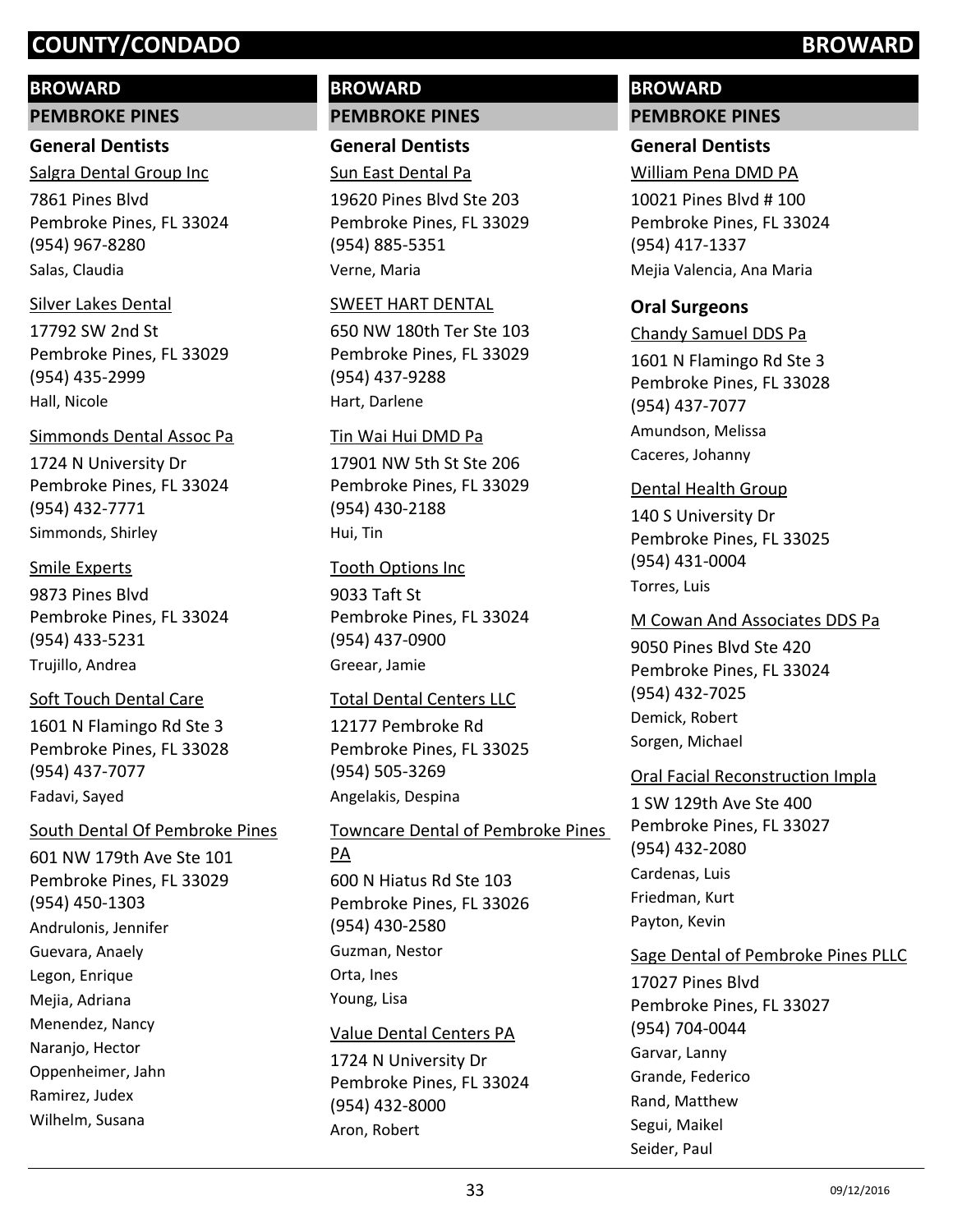# COUNTY/CONDADO BROWARD

## BROWARD

### PEMBROKE PINES

#### General Dentists

Salgra Dental Group Inc
7861 Pines Blvd
Pembroke Pines, FL 33024
(954) 967-8280
Salas, Claudia

Silver Lakes Dental
17792 SW 2nd St
Pembroke Pines, FL 33029
(954) 435-2999
Hall, Nicole

Simmonds Dental Assoc Pa
1724 N University Dr
Pembroke Pines, FL 33024
(954) 432-7771
Simmonds, Shirley

Smile Experts
9873 Pines Blvd
Pembroke Pines, FL 33024
(954) 433-5231
Trujillo, Andrea

Soft Touch Dental Care
1601 N Flamingo Rd Ste 3
Pembroke Pines, FL 33028
(954) 437-7077
Fadavi, Sayed

South Dental Of Pembroke Pines
601 NW 179th Ave Ste 101
Pembroke Pines, FL 33029
(954) 450-1303
Andrulonis, Jennifer
Guevara, Anaely
Legon, Enrique
Mejia, Adriana
Menendez, Nancy
Naranjo, Hector
Oppenheimer, Jahn
Ramirez, Judex
Wilhelm, Susana

## BROWARD

### PEMBROKE PINES

#### General Dentists

Sun East Dental Pa
19620 Pines Blvd Ste 203
Pembroke Pines, FL 33029
(954) 885-5351
Verne, Maria

SWEET HART DENTAL
650 NW 180th Ter Ste 103
Pembroke Pines, FL 33029
(954) 437-9288
Hart, Darlene

Tin Wai Hui DMD Pa
17901 NW 5th St Ste 206
Pembroke Pines, FL 33029
(954) 430-2188
Hui, Tin

Tooth Options Inc
9033 Taft St
Pembroke Pines, FL 33024
(954) 437-0900
Greear, Jamie

Total Dental Centers LLC
12177 Pembroke Rd
Pembroke Pines, FL 33025
(954) 505-3269
Angelakis, Despina

Towncare Dental of Pembroke Pines PA
600 N Hiatus Rd Ste 103
Pembroke Pines, FL 33026
(954) 430-2580
Guzman, Nestor
Orta, Ines
Young, Lisa

Value Dental Centers PA
1724 N University Dr
Pembroke Pines, FL 33024
(954) 432-8000
Aron, Robert

## BROWARD

### PEMBROKE PINES

#### General Dentists

William Pena DMD PA
10021 Pines Blvd # 100
Pembroke Pines, FL 33024
(954) 417-1337
Mejia Valencia, Ana Maria

#### Oral Surgeons

Chandy Samuel DDS Pa
1601 N Flamingo Rd Ste 3
Pembroke Pines, FL 33028
(954) 437-7077
Amundson, Melissa
Caceres, Johanny

Dental Health Group
140 S University Dr
Pembroke Pines, FL 33025
(954) 431-0004
Torres, Luis

M Cowan And Associates DDS Pa
9050 Pines Blvd Ste 420
Pembroke Pines, FL 33024
(954) 432-7025
Demick, Robert
Sorgen, Michael

Oral Facial Reconstruction Impla
1 SW 129th Ave Ste 400
Pembroke Pines, FL 33027
(954) 432-2080
Cardenas, Luis
Friedman, Kurt
Payton, Kevin

Sage Dental of Pembroke Pines PLLC
17027 Pines Blvd
Pembroke Pines, FL 33027
(954) 704-0044
Garvar, Lanny
Grande, Federico
Rand, Matthew
Segui, Maikel
Seider, Paul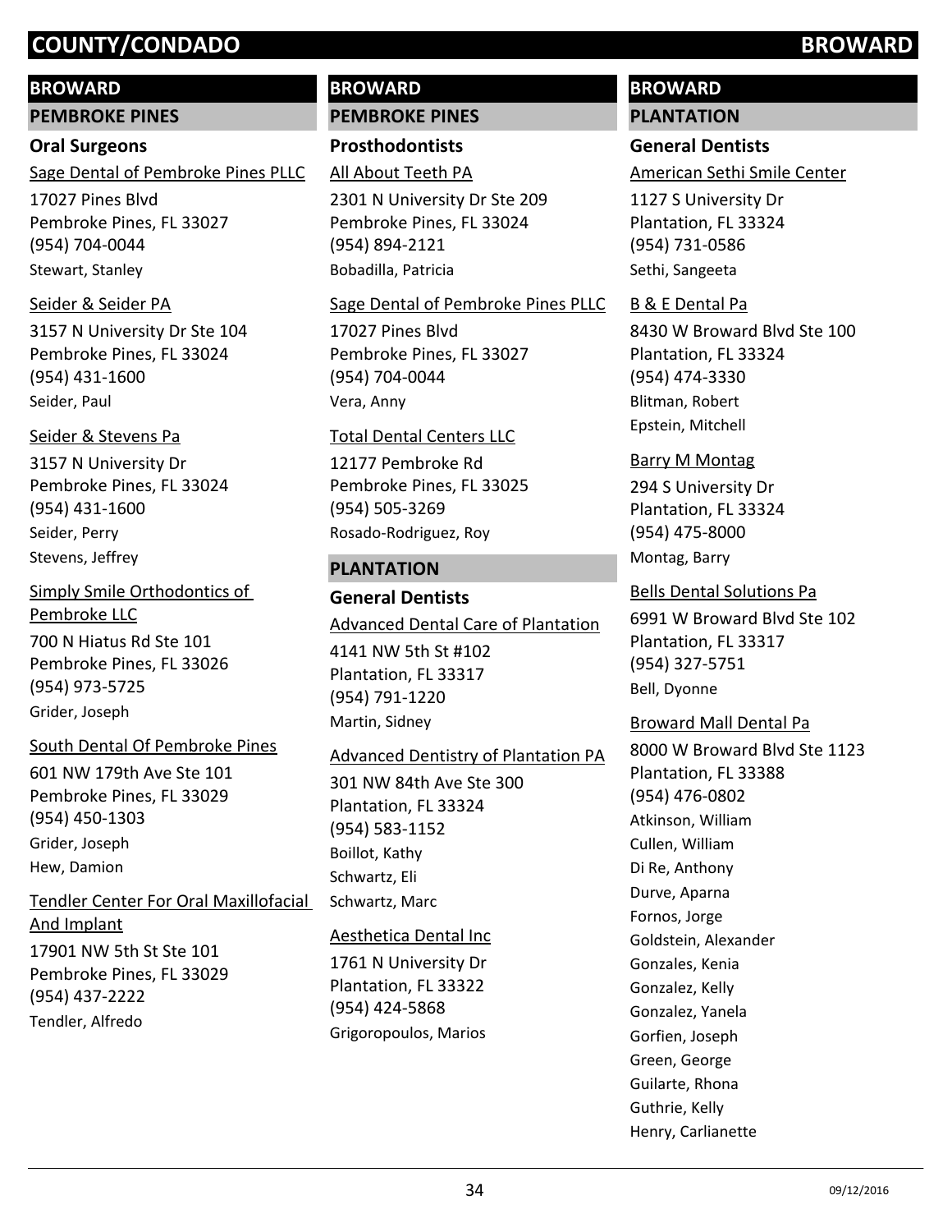# COUNTY/CONDADO BROWARD

## BROWARD

### PEMBROKE PINES

#### Oral Surgeons

Sage Dental of Pembroke Pines PLLC
17027 Pines Blvd
Pembroke Pines, FL 33027
(954) 704-0044
Stewart, Stanley

Seider & Seider PA
3157 N University Dr Ste 104
Pembroke Pines, FL 33024
(954) 431-1600
Seider, Paul

Seider & Stevens Pa
3157 N University Dr
Pembroke Pines, FL 33024
(954) 431-1600
Seider, Perry
Stevens, Jeffrey

Simply Smile Orthodontics of Pembroke LLC
700 N Hiatus Rd Ste 101
Pembroke Pines, FL 33026
(954) 973-5725
Grider, Joseph

South Dental Of Pembroke Pines
601 NW 179th Ave Ste 101
Pembroke Pines, FL 33029
(954) 450-1303
Grider, Joseph
Hew, Damion

Tendler Center For Oral Maxillofacial And Implant
17901 NW 5th St Ste 101
Pembroke Pines, FL 33029
(954) 437-2222
Tendler, Alfredo

## BROWARD

### PEMBROKE PINES

#### Prosthodontists

All About Teeth PA
2301 N University Dr Ste 209
Pembroke Pines, FL 33024
(954) 894-2121
Bobadilla, Patricia

Sage Dental of Pembroke Pines PLLC
17027 Pines Blvd
Pembroke Pines, FL 33027
(954) 704-0044
Vera, Anny

Total Dental Centers LLC
12177 Pembroke Rd
Pembroke Pines, FL 33025
(954) 505-3269
Rosado-Rodriguez, Roy

### PLANTATION

#### General Dentists

Advanced Dental Care of Plantation
4141 NW 5th St #102
Plantation, FL 33317
(954) 791-1220
Martin, Sidney

Advanced Dentistry of Plantation PA
301 NW 84th Ave Ste 300
Plantation, FL 33324
(954) 583-1152
Boillot, Kathy
Schwartz, Eli
Schwartz, Marc

Aesthetica Dental Inc
1761 N University Dr
Plantation, FL 33322
(954) 424-5868
Grigoropoulos, Marios

## BROWARD

### PLANTATION

#### General Dentists

American Sethi Smile Center
1127 S University Dr
Plantation, FL 33324
(954) 731-0586
Sethi, Sangeeta

B & E Dental Pa
8430 W Broward Blvd Ste 100
Plantation, FL 33324
(954) 474-3330
Blitman, Robert
Epstein, Mitchell

Barry M Montag
294 S University Dr
Plantation, FL 33324
(954) 475-8000
Montag, Barry

Bells Dental Solutions Pa
6991 W Broward Blvd Ste 102
Plantation, FL 33317
(954) 327-5751
Bell, Dyonne

Broward Mall Dental Pa
8000 W Broward Blvd Ste 1123
Plantation, FL 33388
(954) 476-0802
Atkinson, William
Cullen, William
Di Re, Anthony
Durve, Aparna
Fornos, Jorge
Goldstein, Alexander
Gonzales, Kenia
Gonzalez, Kelly
Gonzalez, Yanela
Gorfien, Joseph
Green, George
Guilarte, Rhona
Guthrie, Kelly
Henry, Carlianette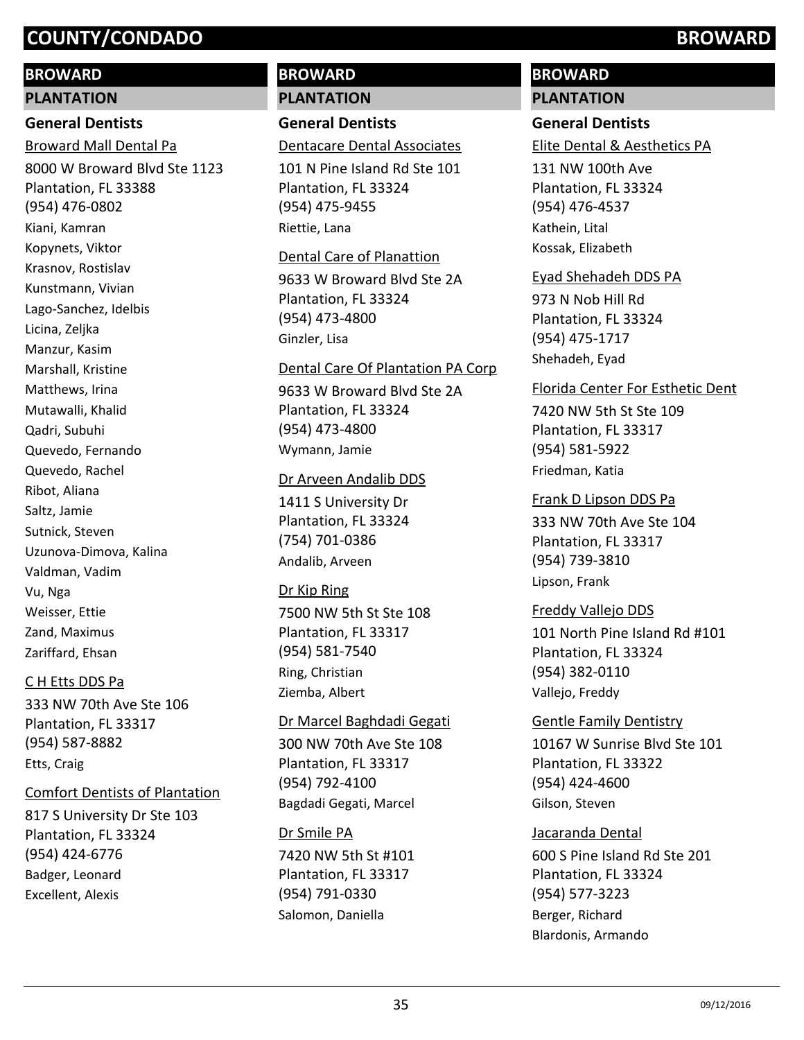# COUNTY/CONDADO BROWARD

## BROWARD

### PLANTATION

#### General Dentists

Broward Mall Dental Pa
8000 W Broward Blvd Ste 1123
Plantation, FL 33388
(954) 476-0802
Kiani, Kamran
Kopynets, Viktor
Krasnov, Rostislav
Kunstmann, Vivian
Lago-Sanchez, Idelbis
Licina, Zeljka
Manzur, Kasim
Marshall, Kristine
Matthews, Irina
Mutawalli, Khalid
Qadri, Subuhi
Quevedo, Fernando
Quevedo, Rachel
Ribot, Aliana
Saltz, Jamie
Sutnick, Steven
Uzunova-Dimova, Kalina
Valdman, Vadim
Vu, Nga
Weisser, Ettie
Zand, Maximus
Zariffard, Ehsan

C H Etts DDS Pa
333 NW 70th Ave Ste 106
Plantation, FL 33317
(954) 587-8882
Etts, Craig

Comfort Dentists of Plantation
817 S University Dr Ste 103
Plantation, FL 33324
(954) 424-6776
Badger, Leonard
Excellent, Alexis

Dentacare Dental Associates
101 N Pine Island Rd Ste 101
Plantation, FL 33324
(954) 475-9455
Riettie, Lana

Dental Care of Planattion
9633 W Broward Blvd Ste 2A
Plantation, FL 33324
(954) 473-4800
Ginzler, Lisa

Dental Care Of Plantation PA Corp
9633 W Broward Blvd Ste 2A
Plantation, FL 33324
(954) 473-4800
Wymann, Jamie

Dr Arveen Andalib DDS
1411 S University Dr
Plantation, FL 33324
(754) 701-0386
Andalib, Arveen

Dr Kip Ring
7500 NW 5th St Ste 108
Plantation, FL 33317
(954) 581-7540
Ring, Christian
Ziemba, Albert

Dr Marcel Baghdadi Gegati
300 NW 70th Ave Ste 108
Plantation, FL 33317
(954) 792-4100
Bagdadi Gegati, Marcel

Dr Smile PA
7420 NW 5th St #101
Plantation, FL 33317
(954) 791-0330
Salomon, Daniella

Elite Dental & Aesthetics PA
131 NW 100th Ave
Plantation, FL 33324
(954) 476-4537
Kathein, Lital
Kossak, Elizabeth

Eyad Shehadeh DDS PA
973 N Nob Hill Rd
Plantation, FL 33324
(954) 475-1717
Shehadeh, Eyad

Florida Center For Esthetic Dent
7420 NW 5th St Ste 109
Plantation, FL 33317
(954) 581-5922
Friedman, Katia

Frank D Lipson DDS Pa
333 NW 70th Ave Ste 104
Plantation, FL 33317
(954) 739-3810
Lipson, Frank

Freddy Vallejo DDS
101 North Pine Island Rd #101
Plantation, FL 33324
(954) 382-0110
Vallejo, Freddy

Gentle Family Dentistry
10167 W Sunrise Blvd Ste 101
Plantation, FL 33322
(954) 424-4600
Gilson, Steven

Jacaranda Dental
600 S Pine Island Rd Ste 201
Plantation, FL 33324
(954) 577-3223
Berger, Richard
Blardonis, Armando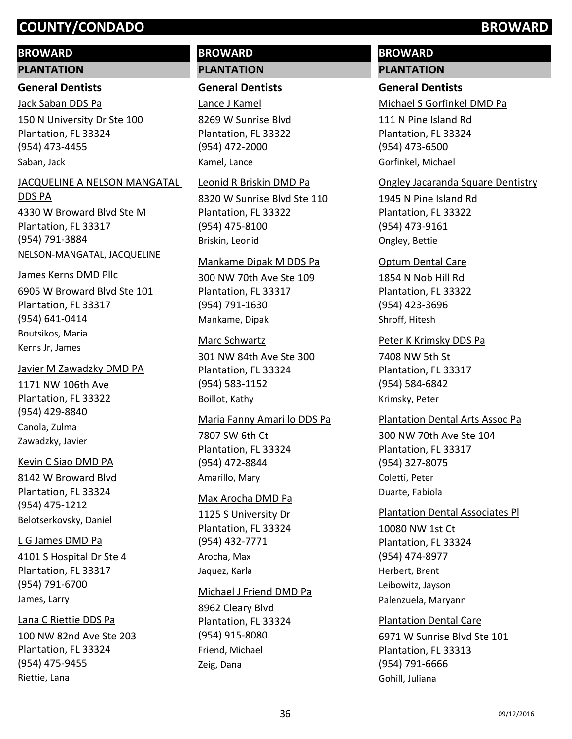# COUNTY/CONDADO BROWARD

## BROWARD

### PLANTATION

#### General Dentists

Jack Saban DDS Pa
150 N University Dr Ste 100
Plantation, FL 33324
(954) 473-4455
Saban, Jack

JACQUELINE A NELSON MANGATAL DDS PA
4330 W Broward Blvd Ste M
Plantation, FL 33317
(954) 791-3884
NELSON-MANGATAL, JACQUELINE

James Kerns DMD Pllc
6905 W Broward Blvd Ste 101
Plantation, FL 33317
(954) 641-0414
Boutsikos, Maria
Kerns Jr, James

Javier M Zawadzky DMD PA
1171 NW 106th Ave
Plantation, FL 33322
(954) 429-8840
Canola, Zulma
Zawadzky, Javier

Kevin C Siao DMD PA
8142 W Broward Blvd
Plantation, FL 33324
(954) 475-1212
Belotserkovsky, Daniel

L G James DMD Pa
4101 S Hospital Dr Ste 4
Plantation, FL 33317
(954) 791-6700
James, Larry

Lana C Riettie DDS Pa
100 NW 82nd Ave Ste 203
Plantation, FL 33324
(954) 475-9455
Riettie, Lana

## BROWARD

### PLANTATION

#### General Dentists

Lance J Kamel
8269 W Sunrise Blvd
Plantation, FL 33322
(954) 472-2000
Kamel, Lance

Leonid R Briskin DMD Pa
8320 W Sunrise Blvd Ste 110
Plantation, FL 33322
(954) 475-8100
Briskin, Leonid

Mankame Dipak M DDS Pa
300 NW 70th Ave Ste 109
Plantation, FL 33317
(954) 791-1630
Mankame, Dipak

Marc Schwartz
301 NW 84th Ave Ste 300
Plantation, FL 33324
(954) 583-1152
Boillot, Kathy

Maria Fanny Amarillo DDS Pa
7807 SW 6th Ct
Plantation, FL 33324
(954) 472-8844
Amarillo, Mary

Max Arocha DMD Pa
1125 S University Dr
Plantation, FL 33324
(954) 432-7771
Arocha, Max
Jaquez, Karla

Michael J Friend DMD Pa
8962 Cleary Blvd
Plantation, FL 33324
(954) 915-8080
Friend, Michael
Zeig, Dana

## BROWARD

### PLANTATION

#### General Dentists

Michael S Gorfinkel DMD Pa
111 N Pine Island Rd
Plantation, FL 33324
(954) 473-6500
Gorfinkel, Michael

Ongley Jacaranda Square Dentistry
1945 N Pine Island Rd
Plantation, FL 33322
(954) 473-9161
Ongley, Bettie

Optum Dental Care
1854 N Nob Hill Rd
Plantation, FL 33322
(954) 423-3696
Shroff, Hitesh

Peter K Krimsky DDS Pa
7408 NW 5th St
Plantation, FL 33317
(954) 584-6842
Krimsky, Peter

Plantation Dental Arts Assoc Pa
300 NW 70th Ave Ste 104
Plantation, FL 33317
(954) 327-8075
Coletti, Peter
Duarte, Fabiola

Plantation Dental Associates Pl
10080 NW 1st Ct
Plantation, FL 33324
(954) 474-8977
Herbert, Brent
Leibowitz, Jayson
Palenzuela, Maryann

Plantation Dental Care
6971 W Sunrise Blvd Ste 101
Plantation, FL 33313
(954) 791-6666
Gohill, Juliana

09/12/2016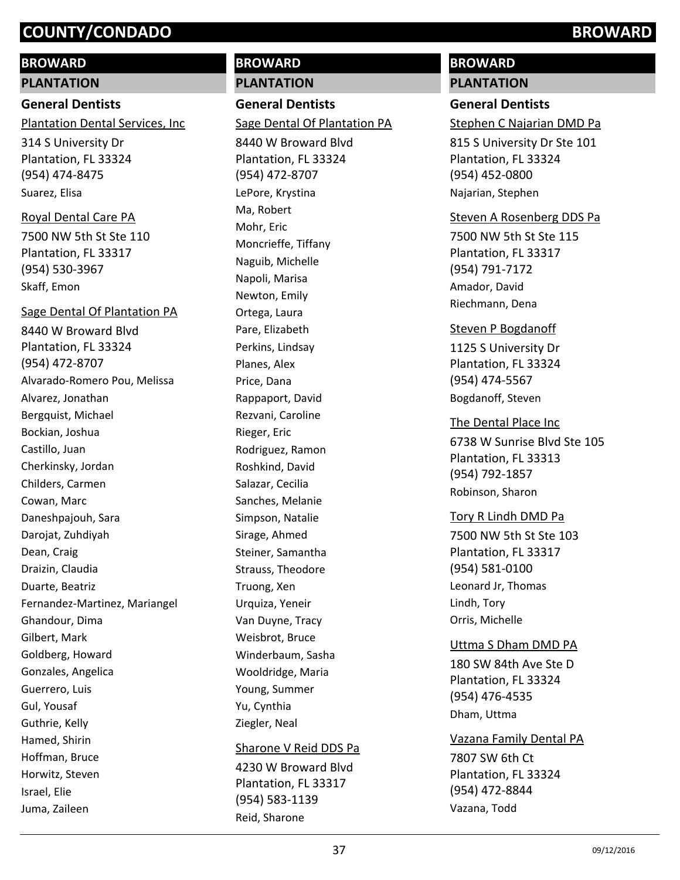# COUNTY/CONDADO BROWARD

## BROWARD

### PLANTATION

#### General Dentists

Plantation Dental Services, Inc

314 S University Dr
Plantation, FL 33324
(954) 474-8475
Suarez, Elisa

Royal Dental Care PA

7500 NW 5th St Ste 110
Plantation, FL 33317
(954) 530-3967
Skaff, Emon

Sage Dental Of Plantation PA

8440 W Broward Blvd
Plantation, FL 33324
(954) 472-8707
Alvarado-Romero Pou, Melissa
Alvarez, Jonathan
Bergquist, Michael
Bockian, Joshua
Castillo, Juan
Cherkinsky, Jordan
Childers, Carmen
Cowan, Marc
Daneshpajouh, Sara
Darojat, Zuhdiyah
Dean, Craig
Draizin, Claudia
Duarte, Beatriz
Fernandez-Martinez, Mariangel
Ghandour, Dima
Gilbert, Mark
Goldberg, Howard
Gonzales, Angelica
Guerrero, Luis
Gul, Yousaf
Guthrie, Kelly
Hamed, Shirin
Hoffman, Bruce
Horwitz, Steven
Israel, Elie
Juma, Zaileen

## BROWARD

### PLANTATION

#### General Dentists

Sage Dental Of Plantation PA

8440 W Broward Blvd
Plantation, FL 33324
(954) 472-8707
LePore, Krystina
Ma, Robert
Mohr, Eric
Moncrieffe, Tiffany
Naguib, Michelle
Napoli, Marisa
Newton, Emily
Ortega, Laura
Pare, Elizabeth
Perkins, Lindsay
Planes, Alex
Price, Dana
Rappaport, David
Rezvani, Caroline
Rieger, Eric
Rodriguez, Ramon
Roshkind, David
Salazar, Cecilia
Sanches, Melanie
Simpson, Natalie
Sirage, Ahmed
Steiner, Samantha
Strauss, Theodore
Truong, Xen
Urquiza, Yeneir
Van Duyne, Tracy
Weisbrot, Bruce
Winderbaum, Sasha
Wooldridge, Maria
Young, Summer
Yu, Cynthia
Ziegler, Neal

Sharone V Reid DDS Pa

4230 W Broward Blvd
Plantation, FL 33317
(954) 583-1139
Reid, Sharone

## BROWARD

### PLANTATION

#### General Dentists

Stephen C Najarian DMD Pa

815 S University Dr Ste 101
Plantation, FL 33324
(954) 452-0800
Najarian, Stephen

Steven A Rosenberg DDS Pa

7500 NW 5th St Ste 115
Plantation, FL 33317
(954) 791-7172
Amador, David
Riechmann, Dena

Steven P Bogdanoff

1125 S University Dr
Plantation, FL 33324
(954) 474-5567
Bogdanoff, Steven

The Dental Place Inc

6738 W Sunrise Blvd Ste 105
Plantation, FL 33313
(954) 792-1857
Robinson, Sharon

Tory R Lindh DMD Pa

7500 NW 5th St Ste 103
Plantation, FL 33317
(954) 581-0100
Leonard Jr, Thomas
Lindh, Tory
Orris, Michelle

Uttma S Dham DMD PA

180 SW 84th Ave Ste D
Plantation, FL 33324
(954) 476-4535
Dham, Uttma

Vazana Family Dental PA

7807 SW 6th Ct
Plantation, FL 33324
(954) 472-8844
Vazana, Todd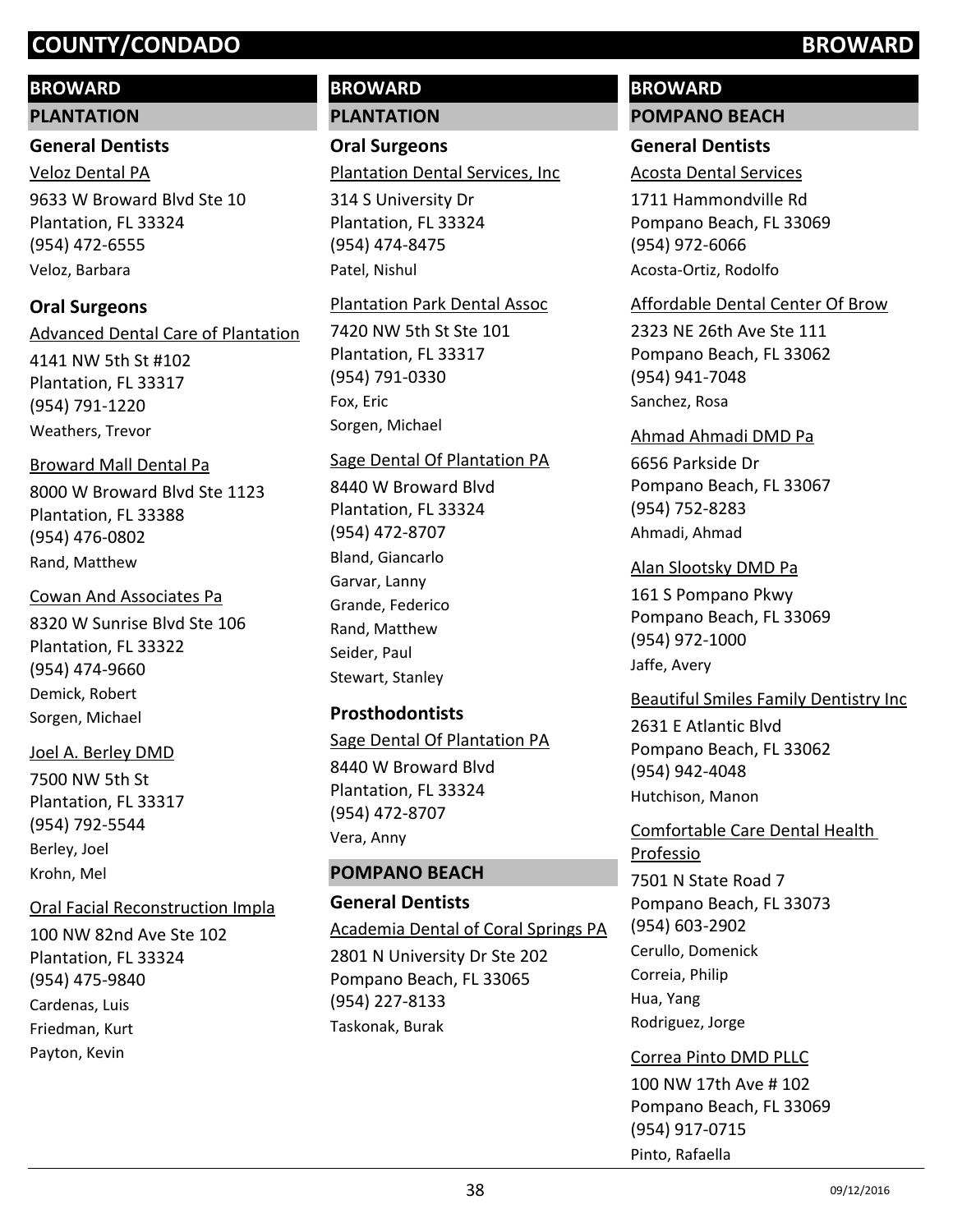# COUNTY/CONDADO BROWARD

## BROWARD

### PLANTATION

#### General Dentists

Veloz Dental PA
9633 W Broward Blvd Ste 10
Plantation, FL 33324
(954) 472-6555
Veloz, Barbara

#### Oral Surgeons

Advanced Dental Care of Plantation
4141 NW 5th St #102
Plantation, FL 33317
(954) 791-1220
Weathers, Trevor

Broward Mall Dental Pa
8000 W Broward Blvd Ste 1123
Plantation, FL 33388
(954) 476-0802
Rand, Matthew

Cowan And Associates Pa
8320 W Sunrise Blvd Ste 106
Plantation, FL 33322
(954) 474-9660
Demick, Robert
Sorgen, Michael

Joel A. Berley DMD
7500 NW 5th St
Plantation, FL 33317
(954) 792-5544
Berley, Joel
Krohn, Mel

Oral Facial Reconstruction Impla
100 NW 82nd Ave Ste 102
Plantation, FL 33324
(954) 475-9840
Cardenas, Luis
Friedman, Kurt
Payton, Kevin

## BROWARD

### PLANTATION

#### Oral Surgeons

Plantation Dental Services, Inc
314 S University Dr
Plantation, FL 33324
(954) 474-8475
Patel, Nishul

Plantation Park Dental Assoc
7420 NW 5th St Ste 101
Plantation, FL 33317
(954) 791-0330
Fox, Eric
Sorgen, Michael

Sage Dental Of Plantation PA
8440 W Broward Blvd
Plantation, FL 33324
(954) 472-8707
Bland, Giancarlo
Garvar, Lanny
Grande, Federico
Rand, Matthew
Seider, Paul
Stewart, Stanley

#### Prosthodontists

Sage Dental Of Plantation PA
8440 W Broward Blvd
Plantation, FL 33324
(954) 472-8707
Vera, Anny

### POMPANO BEACH

#### General Dentists

Academia Dental of Coral Springs PA
2801 N University Dr Ste 202
Pompano Beach, FL 33065
(954) 227-8133
Taskonak, Burak

## BROWARD

### POMPANO BEACH

#### General Dentists

Acosta Dental Services
1711 Hammondville Rd
Pompano Beach, FL 33069
(954) 972-6066
Acosta-Ortiz, Rodolfo

Affordable Dental Center Of Brow
2323 NE 26th Ave Ste 111
Pompano Beach, FL 33062
(954) 941-7048
Sanchez, Rosa

Ahmad Ahmadi DMD Pa
6656 Parkside Dr
Pompano Beach, FL 33067
(954) 752-8283
Ahmadi, Ahmad

Alan Slootsky DMD Pa
161 S Pompano Pkwy
Pompano Beach, FL 33069
(954) 972-1000
Jaffe, Avery

Beautiful Smiles Family Dentistry Inc
2631 E Atlantic Blvd
Pompano Beach, FL 33062
(954) 942-4048
Hutchison, Manon

Comfortable Care Dental Health Professio
7501 N State Road 7
Pompano Beach, FL 33073
(954) 603-2902
Cerullo, Domenick
Correia, Philip
Hua, Yang
Rodriguez, Jorge

Correa Pinto DMD PLLC
100 NW 17th Ave # 102
Pompano Beach, FL 33069
(954) 917-0715
Pinto, Rafaella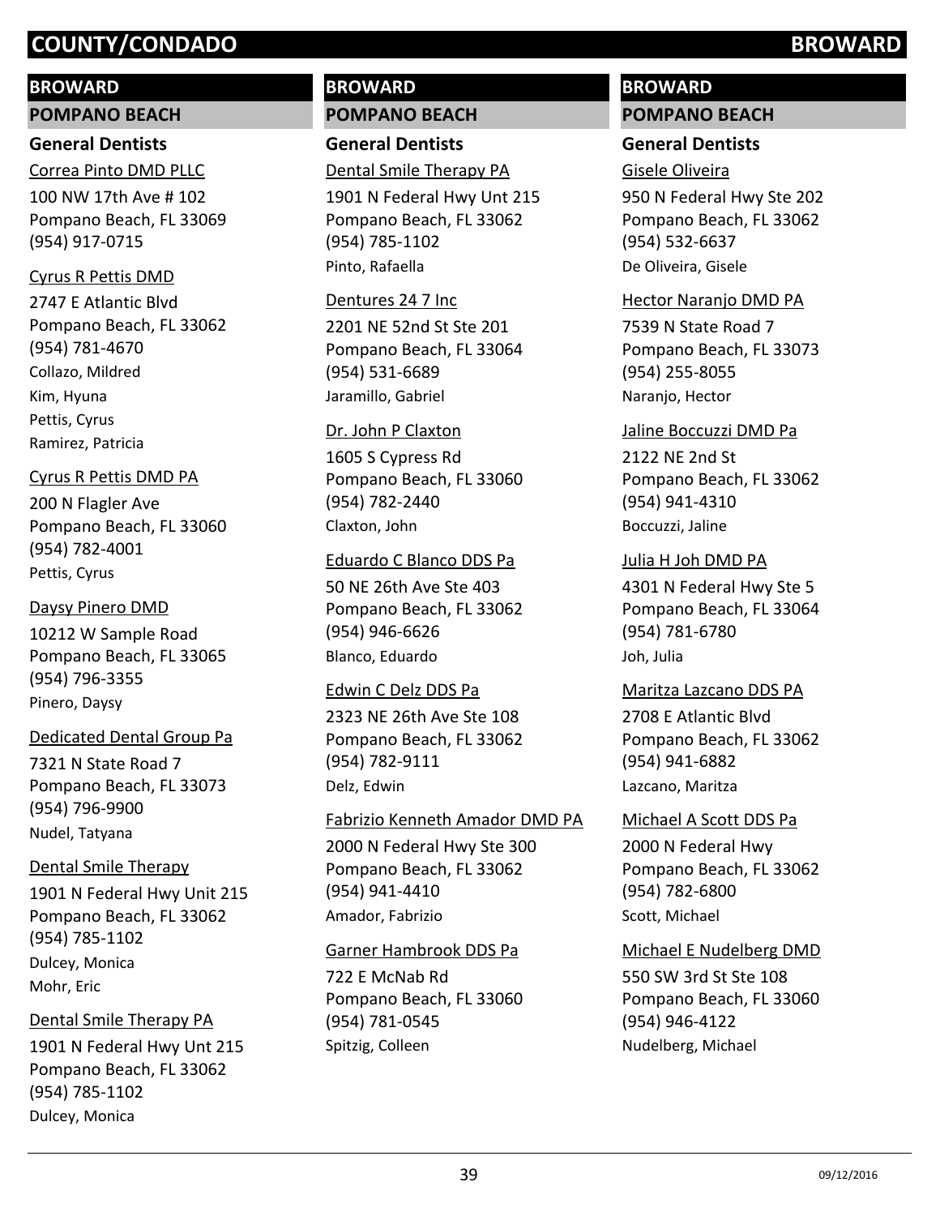## BROWARD

### POMPANO BEACH

#### General Dentists

Correa Pinto DMD PLLC
100 NW 17th Ave # 102
Pompano Beach, FL 33069
(954) 917-0715

Cyrus R Pettis DMD
2747 E Atlantic Blvd
Pompano Beach, FL 33062
(954) 781-4670
Collazo, Mildred
Kim, Hyuna
Pettis, Cyrus
Ramirez, Patricia

Cyrus R Pettis DMD PA
200 N Flagler Ave
Pompano Beach, FL 33060
(954) 782-4001
Pettis, Cyrus

Daysy Pinero DMD
10212 W Sample Road
Pompano Beach, FL 33065
(954) 796-3355
Pinero, Daysy

Dedicated Dental Group Pa
7321 N State Road 7
Pompano Beach, FL 33073
(954) 796-9900
Nudel, Tatyana

Dental Smile Therapy
1901 N Federal Hwy Unit 215
Pompano Beach, FL 33062
(954) 785-1102
Dulcey, Monica
Mohr, Eric

Dental Smile Therapy PA
1901 N Federal Hwy Unt 215
Pompano Beach, FL 33062
(954) 785-1102
Dulcey, Monica

## BROWARD

### POMPANO BEACH

#### General Dentists

Dental Smile Therapy PA
1901 N Federal Hwy Unt 215
Pompano Beach, FL 33062
(954) 785-1102
Pinto, Rafaella

Dentures 24 7 Inc
2201 NE 52nd St Ste 201
Pompano Beach, FL 33064
(954) 531-6689
Jaramillo, Gabriel

Dr. John P Claxton
1605 S Cypress Rd
Pompano Beach, FL 33060
(954) 782-2440
Claxton, John

Eduardo C Blanco DDS Pa
50 NE 26th Ave Ste 403
Pompano Beach, FL 33062
(954) 946-6626
Blanco, Eduardo

Edwin C Delz DDS Pa
2323 NE 26th Ave Ste 108
Pompano Beach, FL 33062
(954) 782-9111
Delz, Edwin

Fabrizio Kenneth Amador DMD PA
2000 N Federal Hwy Ste 300
Pompano Beach, FL 33062
(954) 941-4410
Amador, Fabrizio

Garner Hambrook DDS Pa
722 E McNab Rd
Pompano Beach, FL 33060
(954) 781-0545
Spitzig, Colleen

## BROWARD

### POMPANO BEACH

#### General Dentists

Gisele Oliveira
950 N Federal Hwy Ste 202
Pompano Beach, FL 33062
(954) 532-6637
De Oliveira, Gisele

Hector Naranjo DMD PA
7539 N State Road 7
Pompano Beach, FL 33073
(954) 255-8055
Naranjo, Hector

Jaline Boccuzzi DMD Pa
2122 NE 2nd St
Pompano Beach, FL 33062
(954) 941-4310
Boccuzzi, Jaline

Julia H Joh DMD PA
4301 N Federal Hwy Ste 5
Pompano Beach, FL 33064
(954) 781-6780
Joh, Julia

Maritza Lazcano DDS PA
2708 E Atlantic Blvd
Pompano Beach, FL 33062
(954) 941-6882
Lazcano, Maritza

Michael A Scott DDS Pa
2000 N Federal Hwy
Pompano Beach, FL 33062
(954) 782-6800
Scott, Michael

Michael E Nudelberg DMD
550 SW 3rd St Ste 108
Pompano Beach, FL 33060
(954) 946-4122
Nudelberg, Michael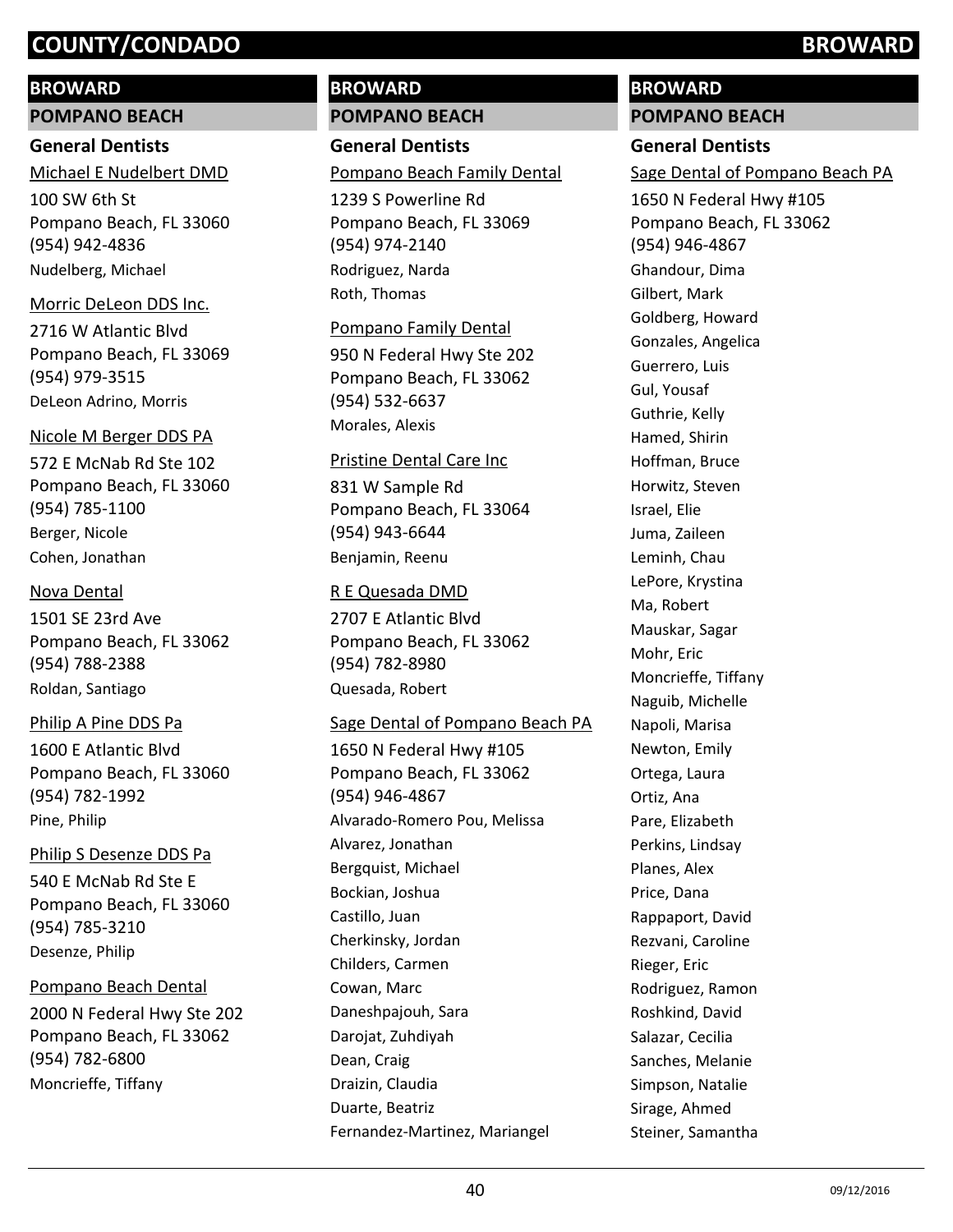# COUNTY/CONDADO — BROWARD

## BROWARD

### POMPANO BEACH

#### General Dentists

Michael E Nudelbert DMD
100 SW 6th St
Pompano Beach, FL 33060
(954) 942-4836
Nudelberg, Michael

Morric DeLeon DDS Inc.
2716 W Atlantic Blvd
Pompano Beach, FL 33069
(954) 979-3515
DeLeon Adrino, Morris

Nicole M Berger DDS PA
572 E McNab Rd Ste 102
Pompano Beach, FL 33060
(954) 785-1100
Berger, Nicole
Cohen, Jonathan

Nova Dental
1501 SE 23rd Ave
Pompano Beach, FL 33062
(954) 788-2388
Roldan, Santiago

Philip A Pine DDS Pa
1600 E Atlantic Blvd
Pompano Beach, FL 33060
(954) 782-1992
Pine, Philip

Philip S Desenze DDS Pa
540 E McNab Rd Ste E
Pompano Beach, FL 33060
(954) 785-3210
Desenze, Philip

Pompano Beach Dental
2000 N Federal Hwy Ste 202
Pompano Beach, FL 33062
(954) 782-6800
Moncrieffe, Tiffany

## BROWARD

### POMPANO BEACH

#### General Dentists

Pompano Beach Family Dental
1239 S Powerline Rd
Pompano Beach, FL 33069
(954) 974-2140
Rodriguez, Narda
Roth, Thomas

Pompano Family Dental
950 N Federal Hwy Ste 202
Pompano Beach, FL 33062
(954) 532-6637
Morales, Alexis

Pristine Dental Care Inc
831 W Sample Rd
Pompano Beach, FL 33064
(954) 943-6644
Benjamin, Reenu

R E Quesada DMD
2707 E Atlantic Blvd
Pompano Beach, FL 33062
(954) 782-8980
Quesada, Robert

Sage Dental of Pompano Beach PA
1650 N Federal Hwy #105
Pompano Beach, FL 33062
(954) 946-4867
Alvarado-Romero Pou, Melissa
Alvarez, Jonathan
Bergquist, Michael
Bockian, Joshua
Castillo, Juan
Cherkinsky, Jordan
Childers, Carmen
Cowan, Marc
Daneshpajouh, Sara
Darojat, Zuhdiyah
Dean, Craig
Draizin, Claudia
Duarte, Beatriz
Fernandez-Martinez, Mariangel

## BROWARD

### POMPANO BEACH

#### General Dentists

Sage Dental of Pompano Beach PA
1650 N Federal Hwy #105
Pompano Beach, FL 33062
(954) 946-4867
Ghandour, Dima
Gilbert, Mark
Goldberg, Howard
Gonzales, Angelica
Guerrero, Luis
Gul, Yousaf
Guthrie, Kelly
Hamed, Shirin
Hoffman, Bruce
Horwitz, Steven
Israel, Elie
Juma, Zaileen
Leminh, Chau
LePore, Krystina
Ma, Robert
Mauskar, Sagar
Mohr, Eric
Moncrieffe, Tiffany
Naguib, Michelle
Napoli, Marisa
Newton, Emily
Ortega, Laura
Ortiz, Ana
Pare, Elizabeth
Perkins, Lindsay
Planes, Alex
Price, Dana
Rappaport, David
Rezvani, Caroline
Rieger, Eric
Rodriguez, Ramon
Roshkind, David
Salazar, Cecilia
Sanches, Melanie
Simpson, Natalie
Sirage, Ahmed
Steiner, Samantha

09/12/2016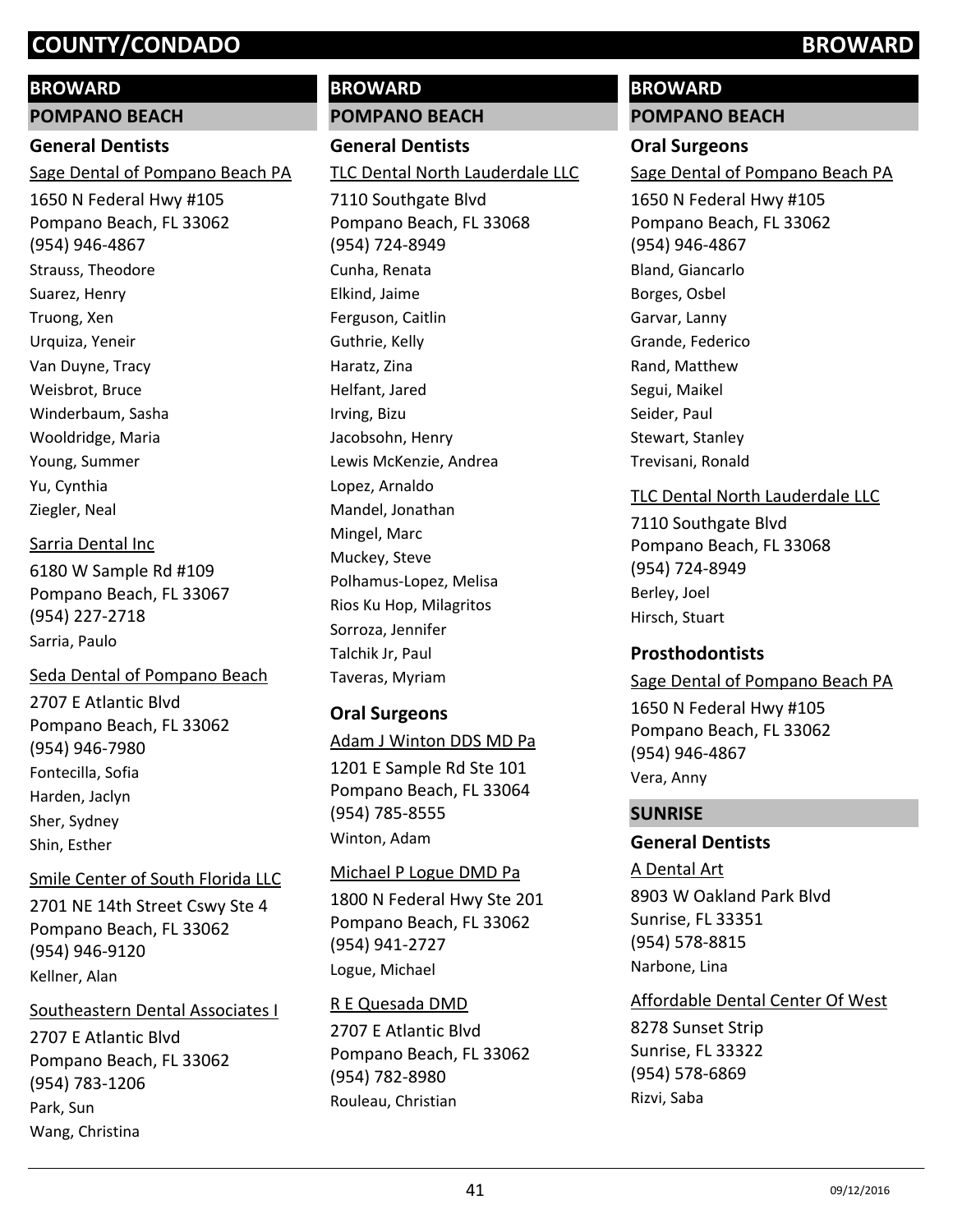# COUNTY/CONDADO — BROWARD

## BROWARD

### POMPANO BEACH

#### General Dentists

Sage Dental of Pompano Beach PA

1650 N Federal Hwy #105
Pompano Beach, FL 33062
(954) 946-4867

Strauss, Theodore
Suarez, Henry
Truong, Xen
Urquiza, Yeneir
Van Duyne, Tracy
Weisbrot, Bruce
Winderbaum, Sasha
Wooldridge, Maria
Young, Summer
Yu, Cynthia
Ziegler, Neal

Sarria Dental Inc

6180 W Sample Rd #109
Pompano Beach, FL 33067
(954) 227-2718

Sarria, Paulo

Seda Dental of Pompano Beach

2707 E Atlantic Blvd
Pompano Beach, FL 33062
(954) 946-7980

Fontecilla, Sofia
Harden, Jaclyn
Sher, Sydney
Shin, Esther

Smile Center of South Florida LLC

2701 NE 14th Street Cswy Ste 4
Pompano Beach, FL 33062
(954) 946-9120

Kellner, Alan

Southeastern Dental Associates I

2707 E Atlantic Blvd
Pompano Beach, FL 33062
(954) 783-1206

Park, Sun
Wang, Christina

## BROWARD

### POMPANO BEACH

#### General Dentists

TLC Dental North Lauderdale LLC

7110 Southgate Blvd
Pompano Beach, FL 33068
(954) 724-8949

Cunha, Renata
Elkind, Jaime
Ferguson, Caitlin
Guthrie, Kelly
Haratz, Zina
Helfant, Jared
Irving, Bizu
Jacobsohn, Henry
Lewis McKenzie, Andrea
Lopez, Arnaldo
Mandel, Jonathan
Mingel, Marc
Muckey, Steve
Polhamus-Lopez, Melisa
Rios Ku Hop, Milagritos
Sorroza, Jennifer
Talchik Jr, Paul
Taveras, Myriam

#### Oral Surgeons

Adam J Winton DDS MD Pa

1201 E Sample Rd Ste 101
Pompano Beach, FL 33064
(954) 785-8555

Winton, Adam

Michael P Logue DMD Pa

1800 N Federal Hwy Ste 201
Pompano Beach, FL 33062
(954) 941-2727

Logue, Michael

R E Quesada DMD

2707 E Atlantic Blvd
Pompano Beach, FL 33062
(954) 782-8980

Rouleau, Christian

## BROWARD

### POMPANO BEACH

#### Oral Surgeons

Sage Dental of Pompano Beach PA

1650 N Federal Hwy #105
Pompano Beach, FL 33062
(954) 946-4867

Bland, Giancarlo
Borges, Osbel
Garvar, Lanny
Grande, Federico
Rand, Matthew
Segui, Maikel
Seider, Paul
Stewart, Stanley
Trevisani, Ronald

TLC Dental North Lauderdale LLC

7110 Southgate Blvd
Pompano Beach, FL 33068
(954) 724-8949

Berley, Joel
Hirsch, Stuart

#### Prosthodontists

Sage Dental of Pompano Beach PA

1650 N Federal Hwy #105
Pompano Beach, FL 33062
(954) 946-4867

Vera, Anny

### SUNRISE

#### General Dentists

A Dental Art

8903 W Oakland Park Blvd
Sunrise, FL 33351
(954) 578-8815

Narbone, Lina

Affordable Dental Center Of West

8278 Sunset Strip
Sunrise, FL 33322
(954) 578-6869

Rizvi, Saba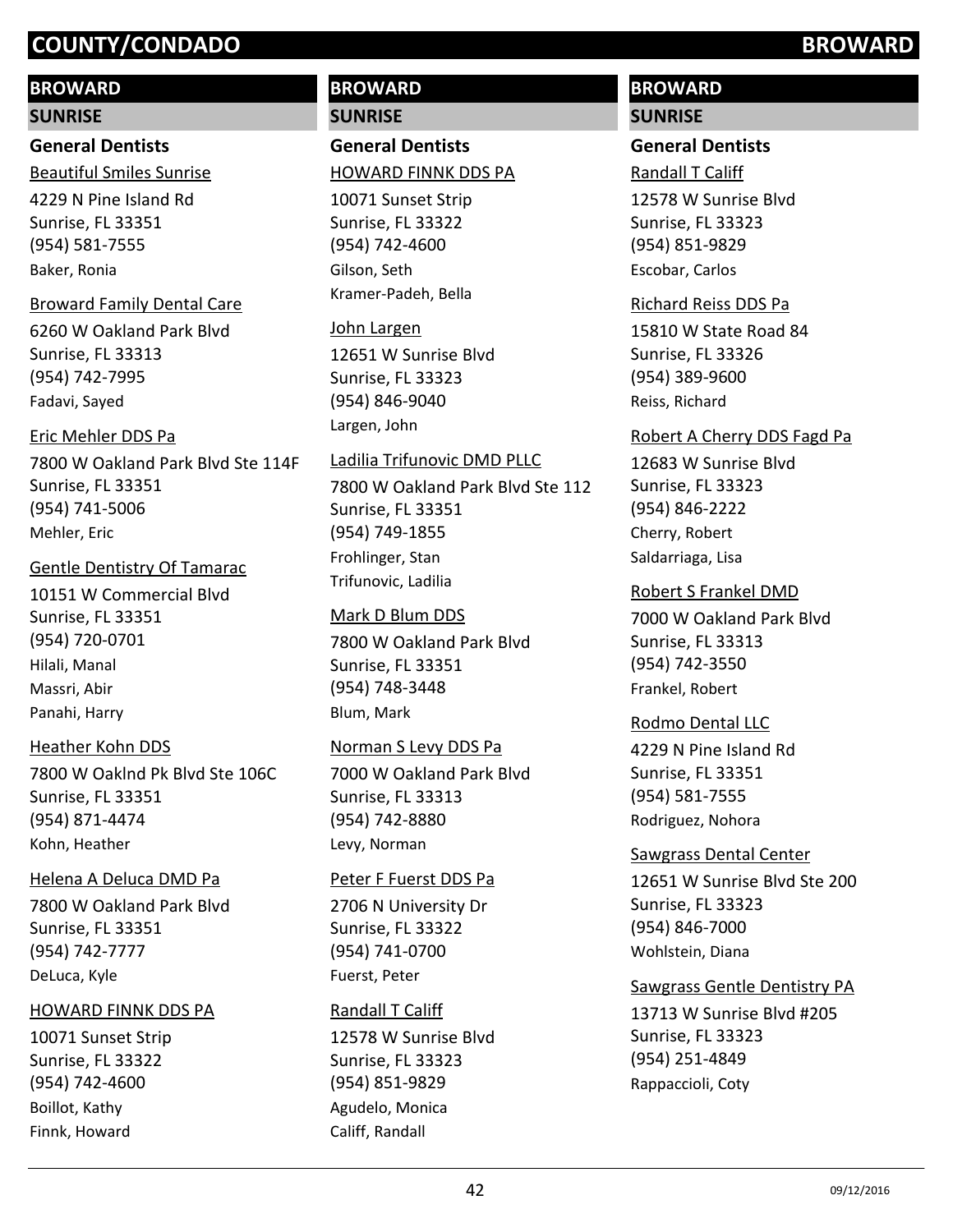# COUNTY/CONDADO BROWARD

## BROWARD

### SUNRISE

#### General Dentists

Beautiful Smiles Sunrise
4229 N Pine Island Rd
Sunrise, FL 33351
(954) 581-7555
Baker, Ronia

Broward Family Dental Care
6260 W Oakland Park Blvd
Sunrise, FL 33313
(954) 742-7995
Fadavi, Sayed

Eric Mehler DDS Pa
7800 W Oakland Park Blvd Ste 114F
Sunrise, FL 33351
(954) 741-5006
Mehler, Eric

Gentle Dentistry Of Tamarac
10151 W Commercial Blvd
Sunrise, FL 33351
(954) 720-0701
Hilali, Manal
Massri, Abir
Panahi, Harry

Heather Kohn DDS
7800 W Oaklnd Pk Blvd Ste 106C
Sunrise, FL 33351
(954) 871-4474
Kohn, Heather

Helena A Deluca DMD Pa
7800 W Oakland Park Blvd
Sunrise, FL 33351
(954) 742-7777
DeLuca, Kyle

HOWARD FINNK DDS PA
10071 Sunset Strip
Sunrise, FL 33322
(954) 742-4600
Boillot, Kathy
Finnk, Howard

## BROWARD

### SUNRISE

#### General Dentists

HOWARD FINNK DDS PA
10071 Sunset Strip
Sunrise, FL 33322
(954) 742-4600
Gilson, Seth
Kramer-Padeh, Bella

John Largen
12651 W Sunrise Blvd
Sunrise, FL 33323
(954) 846-9040
Largen, John

Ladilia Trifunovic DMD PLLC
7800 W Oakland Park Blvd Ste 112
Sunrise, FL 33351
(954) 749-1855
Frohlinger, Stan
Trifunovic, Ladilia

Mark D Blum DDS
7800 W Oakland Park Blvd
Sunrise, FL 33351
(954) 748-3448
Blum, Mark

Norman S Levy DDS Pa
7000 W Oakland Park Blvd
Sunrise, FL 33313
(954) 742-8880
Levy, Norman

Peter F Fuerst DDS Pa
2706 N University Dr
Sunrise, FL 33322
(954) 741-0700
Fuerst, Peter

Randall T Califf
12578 W Sunrise Blvd
Sunrise, FL 33323
(954) 851-9829
Agudelo, Monica
Califf, Randall

## BROWARD

### SUNRISE

#### General Dentists

Randall T Califf
12578 W Sunrise Blvd
Sunrise, FL 33323
(954) 851-9829
Escobar, Carlos

Richard Reiss DDS Pa
15810 W State Road 84
Sunrise, FL 33326
(954) 389-9600
Reiss, Richard

Robert A Cherry DDS Fagd Pa
12683 W Sunrise Blvd
Sunrise, FL 33323
(954) 846-2222
Cherry, Robert
Saldarriaga, Lisa

Robert S Frankel DMD
7000 W Oakland Park Blvd
Sunrise, FL 33313
(954) 742-3550
Frankel, Robert

Rodmo Dental LLC
4229 N Pine Island Rd
Sunrise, FL 33351
(954) 581-7555
Rodriguez, Nohora

Sawgrass Dental Center
12651 W Sunrise Blvd Ste 200
Sunrise, FL 33323
(954) 846-7000
Wohlstein, Diana

Sawgrass Gentle Dentistry PA
13713 W Sunrise Blvd #205
Sunrise, FL 33323
(954) 251-4849
Rappaccioli, Coty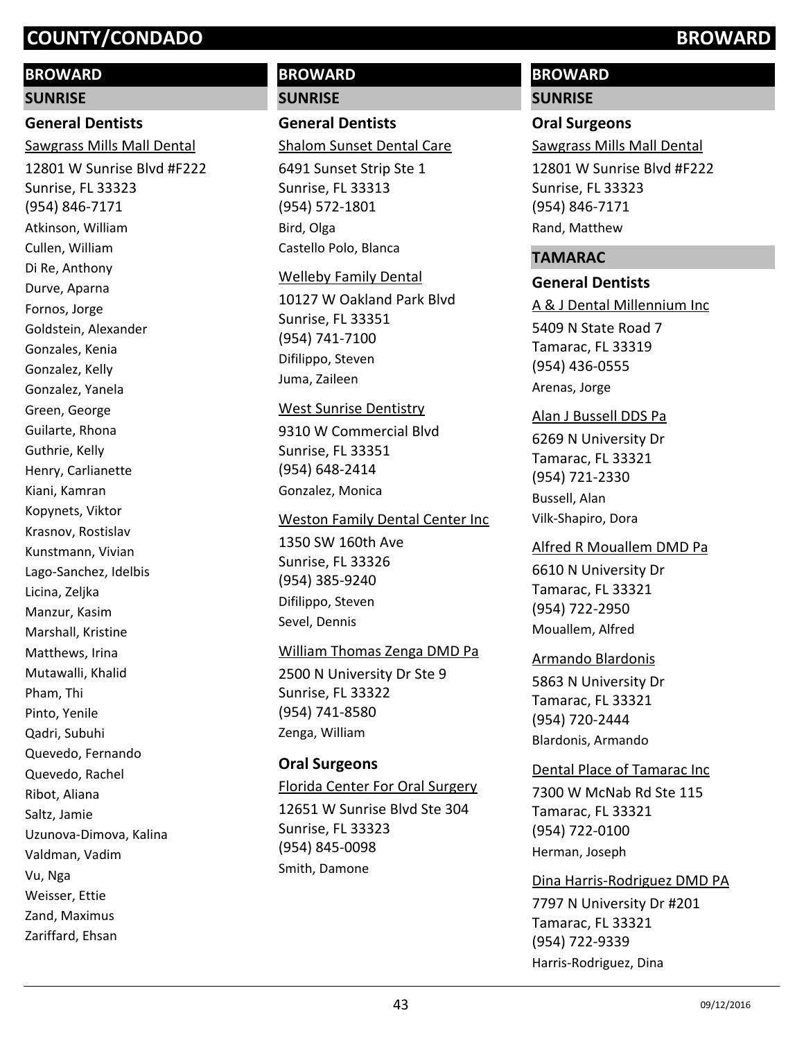# COUNTY/CONDADO BROWARD

## BROWARD

### SUNRISE

#### General Dentists

Sawgrass Mills Mall Dental
12801 W Sunrise Blvd #F222
Sunrise, FL 33323
(954) 846-7171
Atkinson, William
Cullen, William
Di Re, Anthony
Durve, Aparna
Fornos, Jorge
Goldstein, Alexander
Gonzales, Kenia
Gonzalez, Kelly
Gonzalez, Yanela
Green, George
Guilarte, Rhona
Guthrie, Kelly
Henry, Carlianette
Kiani, Kamran
Kopynets, Viktor
Krasnov, Rostislav
Kunstmann, Vivian
Lago-Sanchez, Idelbis
Licina, Zeljka
Manzur, Kasim
Marshall, Kristine
Matthews, Irina
Mutawalli, Khalid
Pham, Thi
Pinto, Yenile
Qadri, Subuhi
Quevedo, Fernando
Quevedo, Rachel
Ribot, Aliana
Saltz, Jamie
Uzunova-Dimova, Kalina
Valdman, Vadim
Vu, Nga
Weisser, Ettie
Zand, Maximus
Zariffard, Ehsan

Shalom Sunset Dental Care
6491 Sunset Strip Ste 1
Sunrise, FL 33313
(954) 572-1801
Bird, Olga
Castello Polo, Blanca

Welleby Family Dental
10127 W Oakland Park Blvd
Sunrise, FL 33351
(954) 741-7100
Difilippo, Steven
Juma, Zaileen

West Sunrise Dentistry
9310 W Commercial Blvd
Sunrise, FL 33351
(954) 648-2414
Gonzalez, Monica

Weston Family Dental Center Inc
1350 SW 160th Ave
Sunrise, FL 33326
(954) 385-9240
Difilippo, Steven
Sevel, Dennis

William Thomas Zenga DMD Pa
2500 N University Dr Ste 9
Sunrise, FL 33322
(954) 741-8580
Zenga, William

#### Oral Surgeons

Florida Center For Oral Surgery
12651 W Sunrise Blvd Ste 304
Sunrise, FL 33323
(954) 845-0098
Smith, Damone

Sawgrass Mills Mall Dental
12801 W Sunrise Blvd #F222
Sunrise, FL 33323
(954) 846-7171
Rand, Matthew

### TAMARAC

#### General Dentists

A & J Dental Millennium Inc
5409 N State Road 7
Tamarac, FL 33319
(954) 436-0555
Arenas, Jorge

Alan J Bussell DDS Pa
6269 N University Dr
Tamarac, FL 33321
(954) 721-2330
Bussell, Alan
Vilk-Shapiro, Dora

Alfred R Mouallem DMD Pa
6610 N University Dr
Tamarac, FL 33321
(954) 722-2950
Mouallem, Alfred

Armando Blardonis
5863 N University Dr
Tamarac, FL 33321
(954) 720-2444
Blardonis, Armando

Dental Place of Tamarac Inc
7300 W McNab Rd Ste 115
Tamarac, FL 33321
(954) 722-0100
Herman, Joseph

Dina Harris-Rodriguez DMD PA
7797 N University Dr #201
Tamarac, FL 33321
(954) 722-9339
Harris-Rodriguez, Dina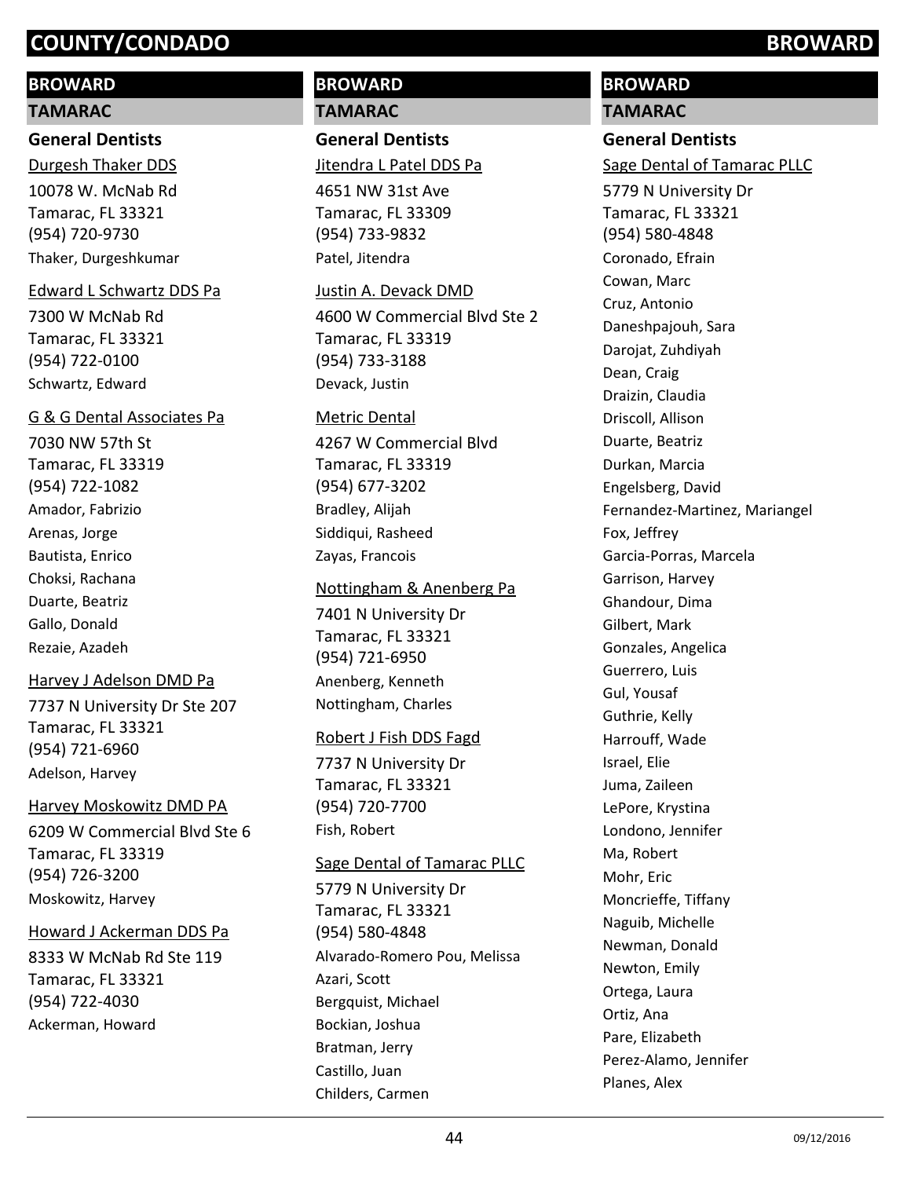## BROWARD

### TAMARAC

#### General Dentists

Durgesh Thaker DDS

10078 W. McNab Rd
Tamarac, FL 33321
(954) 720-9730
Thaker, Durgeshkumar

Edward L Schwartz DDS Pa

7300 W McNab Rd
Tamarac, FL 33321
(954) 722-0100
Schwartz, Edward

G & G Dental Associates Pa

7030 NW 57th St
Tamarac, FL 33319
(954) 722-1082
Amador, Fabrizio
Arenas, Jorge
Bautista, Enrico
Choksi, Rachana
Duarte, Beatriz
Gallo, Donald
Rezaie, Azadeh

Harvey J Adelson DMD Pa

7737 N University Dr Ste 207
Tamarac, FL 33321
(954) 721-6960
Adelson, Harvey

Harvey Moskowitz DMD PA

6209 W Commercial Blvd Ste 6
Tamarac, FL 33319
(954) 726-3200
Moskowitz, Harvey

Howard J Ackerman DDS Pa

8333 W McNab Rd Ste 119
Tamarac, FL 33321
(954) 722-4030
Ackerman, Howard

Jitendra L Patel DDS Pa

4651 NW 31st Ave
Tamarac, FL 33309
(954) 733-9832
Patel, Jitendra

Justin A. Devack DMD

4600 W Commercial Blvd Ste 2
Tamarac, FL 33319
(954) 733-3188
Devack, Justin

Metric Dental

4267 W Commercial Blvd
Tamarac, FL 33319
(954) 677-3202
Bradley, Alijah
Siddiqui, Rasheed
Zayas, Francois

Nottingham & Anenberg Pa

7401 N University Dr
Tamarac, FL 33321
(954) 721-6950
Anenberg, Kenneth
Nottingham, Charles

Robert J Fish DDS Fagd

7737 N University Dr
Tamarac, FL 33321
(954) 720-7700
Fish, Robert

Sage Dental of Tamarac PLLC

5779 N University Dr
Tamarac, FL 33321
(954) 580-4848
Alvarado-Romero Pou, Melissa
Azari, Scott
Bergquist, Michael
Bockian, Joshua
Bratman, Jerry
Castillo, Juan
Childers, Carmen

Sage Dental of Tamarac PLLC

5779 N University Dr
Tamarac, FL 33321
(954) 580-4848
Coronado, Efrain
Cowan, Marc
Cruz, Antonio
Daneshpajouh, Sara
Darojat, Zuhdiyah
Dean, Craig
Draizin, Claudia
Driscoll, Allison
Duarte, Beatriz
Durkan, Marcia
Engelsberg, David
Fernandez-Martinez, Mariangel
Fox, Jeffrey
Garcia-Porras, Marcela
Garrison, Harvey
Ghandour, Dima
Gilbert, Mark
Gonzales, Angelica
Guerrero, Luis
Gul, Yousaf
Guthrie, Kelly
Harrouff, Wade
Israel, Elie
Juma, Zaileen
LePore, Krystina
Londono, Jennifer
Ma, Robert
Mohr, Eric
Moncrieffe, Tiffany
Naguib, Michelle
Newman, Donald
Newton, Emily
Ortega, Laura
Ortiz, Ana
Pare, Elizabeth
Perez-Alamo, Jennifer
Planes, Alex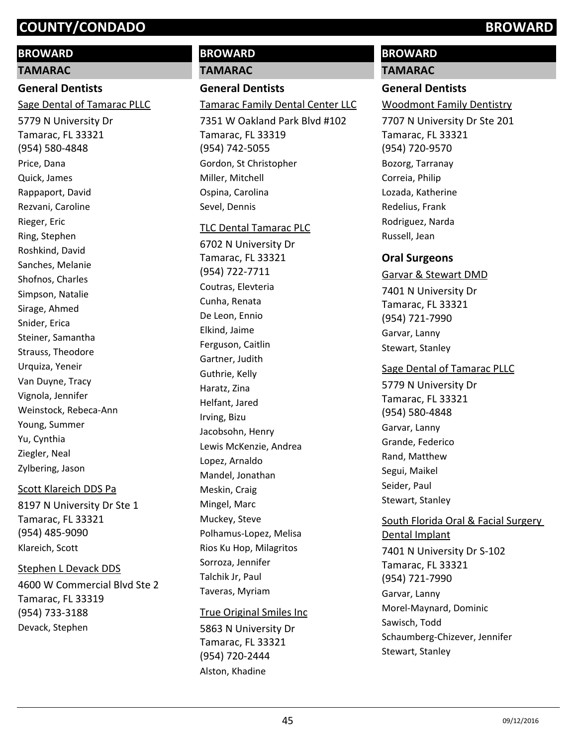# COUNTY/CONDADO BROWARD

## BROWARD

### TAMARAC

#### General Dentists

Sage Dental of Tamarac PLLC

5779 N University Dr
Tamarac, FL 33321
(954) 580-4848

Price, Dana
Quick, James
Rappaport, David
Rezvani, Caroline
Rieger, Eric
Ring, Stephen
Roshkind, David
Sanches, Melanie
Shofnos, Charles
Simpson, Natalie
Sirage, Ahmed
Snider, Erica
Steiner, Samantha
Strauss, Theodore
Urquiza, Yeneir
Van Duyne, Tracy
Vignola, Jennifer
Weinstock, Rebeca-Ann
Young, Summer
Yu, Cynthia
Ziegler, Neal
Zylbering, Jason

Scott Klareich DDS Pa

8197 N University Dr Ste 1
Tamarac, FL 33321
(954) 485-9090

Klareich, Scott

Stephen L Devack DDS

4600 W Commercial Blvd Ste 2
Tamarac, FL 33319
(954) 733-3188

Devack, Stephen

Tamarac Family Dental Center LLC

7351 W Oakland Park Blvd #102
Tamarac, FL 33319
(954) 742-5055

Gordon, St Christopher
Miller, Mitchell
Ospina, Carolina
Sevel, Dennis

TLC Dental Tamarac PLC

6702 N University Dr
Tamarac, FL 33321
(954) 722-7711

Coutras, Elevteria
Cunha, Renata
De Leon, Ennio
Elkind, Jaime
Ferguson, Caitlin
Gartner, Judith
Guthrie, Kelly
Haratz, Zina
Helfant, Jared
Irving, Bizu
Jacobsohn, Henry
Lewis McKenzie, Andrea
Lopez, Arnaldo
Mandel, Jonathan
Meskin, Craig
Mingel, Marc
Muckey, Steve
Polhamus-Lopez, Melisa
Rios Ku Hop, Milagritos
Sorroza, Jennifer
Talchik Jr, Paul
Taveras, Myriam

True Original Smiles Inc

5863 N University Dr
Tamarac, FL 33321
(954) 720-2444

Alston, Khadine

Woodmont Family Dentistry

7707 N University Dr Ste 201
Tamarac, FL 33321
(954) 720-9570

Bozorg, Tarranay
Correia, Philip
Lozada, Katherine
Redelius, Frank
Rodriguez, Narda
Russell, Jean

#### Oral Surgeons

Garvar & Stewart DMD

7401 N University Dr
Tamarac, FL 33321
(954) 721-7990

Garvar, Lanny
Stewart, Stanley

Sage Dental of Tamarac PLLC

5779 N University Dr
Tamarac, FL 33321
(954) 580-4848

Garvar, Lanny
Grande, Federico
Rand, Matthew
Segui, Maikel
Seider, Paul
Stewart, Stanley

South Florida Oral & Facial Surgery Dental Implant

7401 N University Dr S-102
Tamarac, FL 33321
(954) 721-7990

Garvar, Lanny
Morel-Maynard, Dominic
Sawisch, Todd
Schaumberg-Chizever, Jennifer
Stewart, Stanley

09/12/2016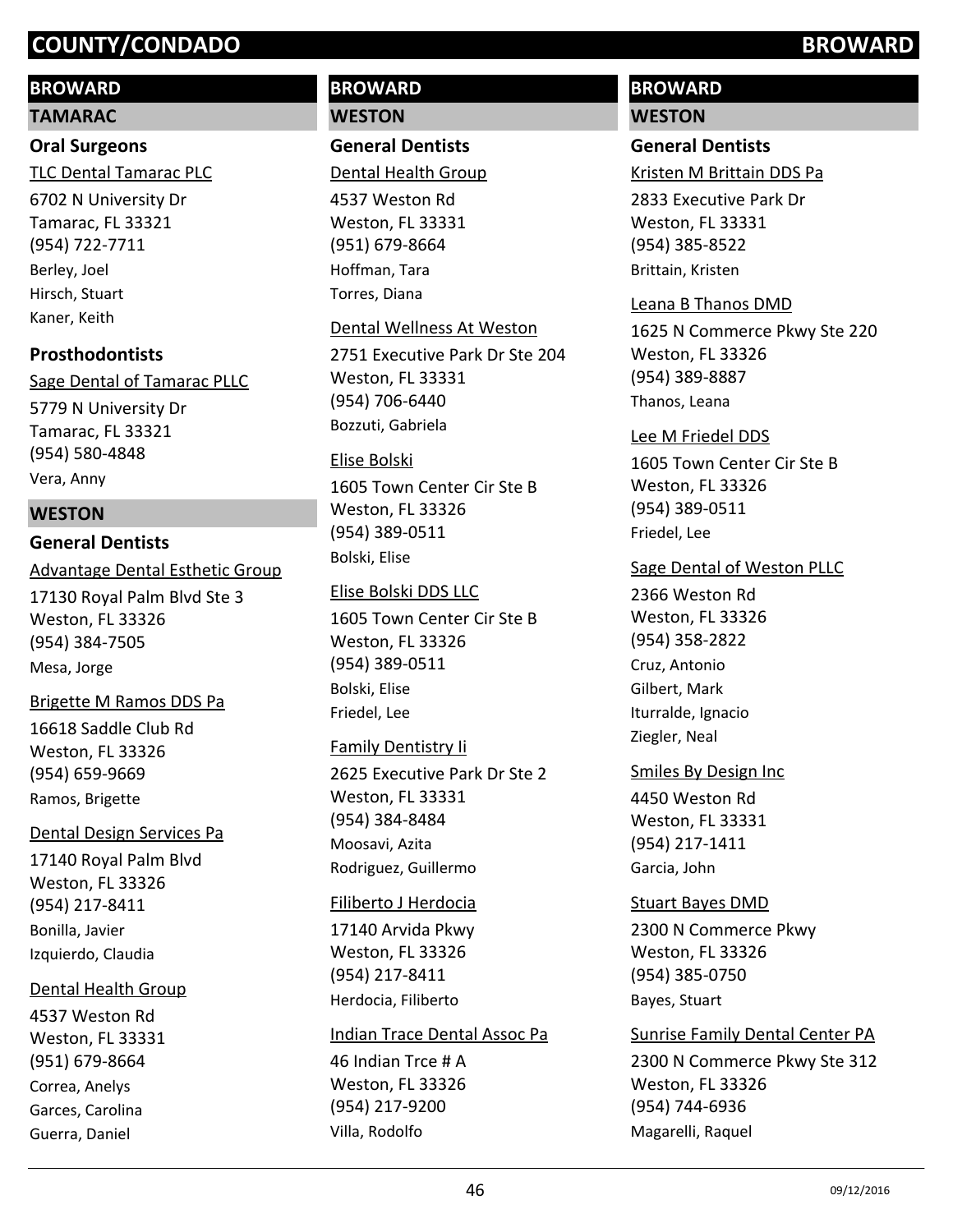# COUNTY/CONDADO BROWARD

## BROWARD

### TAMARAC

#### Oral Surgeons

TLC Dental Tamarac PLC
6702 N University Dr
Tamarac, FL 33321
(954) 722-7711
Berley, Joel
Hirsch, Stuart
Kaner, Keith

#### Prosthodontists

Sage Dental of Tamarac PLLC
5779 N University Dr
Tamarac, FL 33321
(954) 580-4848
Vera, Anny

### WESTON

#### General Dentists

Advantage Dental Esthetic Group
17130 Royal Palm Blvd Ste 3
Weston, FL 33326
(954) 384-7505
Mesa, Jorge

Brigette M Ramos DDS Pa
16618 Saddle Club Rd
Weston, FL 33326
(954) 659-9669
Ramos, Brigette

Dental Design Services Pa
17140 Royal Palm Blvd
Weston, FL 33326
(954) 217-8411
Bonilla, Javier
Izquierdo, Claudia

Dental Health Group
4537 Weston Rd
Weston, FL 33331
(951) 679-8664
Correa, Anelys
Garces, Carolina
Guerra, Daniel

## BROWARD

### WESTON

#### General Dentists

Dental Health Group
4537 Weston Rd
Weston, FL 33331
(951) 679-8664
Hoffman, Tara
Torres, Diana

Dental Wellness At Weston
2751 Executive Park Dr Ste 204
Weston, FL 33331
(954) 706-6440
Bozzuti, Gabriela

Elise Bolski
1605 Town Center Cir Ste B
Weston, FL 33326
(954) 389-0511
Bolski, Elise

Elise Bolski DDS LLC
1605 Town Center Cir Ste B
Weston, FL 33326
(954) 389-0511
Bolski, Elise
Friedel, Lee

Family Dentistry Ii
2625 Executive Park Dr Ste 2
Weston, FL 33331
(954) 384-8484
Moosavi, Azita
Rodriguez, Guillermo

Filiberto J Herdocia
17140 Arvida Pkwy
Weston, FL 33326
(954) 217-8411
Herdocia, Filiberto

Indian Trace Dental Assoc Pa
46 Indian Trce # A
Weston, FL 33326
(954) 217-9200
Villa, Rodolfo

## BROWARD

### WESTON

#### General Dentists

Kristen M Brittain DDS Pa
2833 Executive Park Dr
Weston, FL 33331
(954) 385-8522
Brittain, Kristen

Leana B Thanos DMD
1625 N Commerce Pkwy Ste 220
Weston, FL 33326
(954) 389-8887
Thanos, Leana

Lee M Friedel DDS
1605 Town Center Cir Ste B
Weston, FL 33326
(954) 389-0511
Friedel, Lee

Sage Dental of Weston PLLC
2366 Weston Rd
Weston, FL 33326
(954) 358-2822
Cruz, Antonio
Gilbert, Mark
Iturralde, Ignacio
Ziegler, Neal

Smiles By Design Inc
4450 Weston Rd
Weston, FL 33331
(954) 217-1411
Garcia, John

Stuart Bayes DMD
2300 N Commerce Pkwy
Weston, FL 33326
(954) 385-0750
Bayes, Stuart

Sunrise Family Dental Center PA
2300 N Commerce Pkwy Ste 312
Weston, FL 33326
(954) 744-6936
Magarelli, Raquel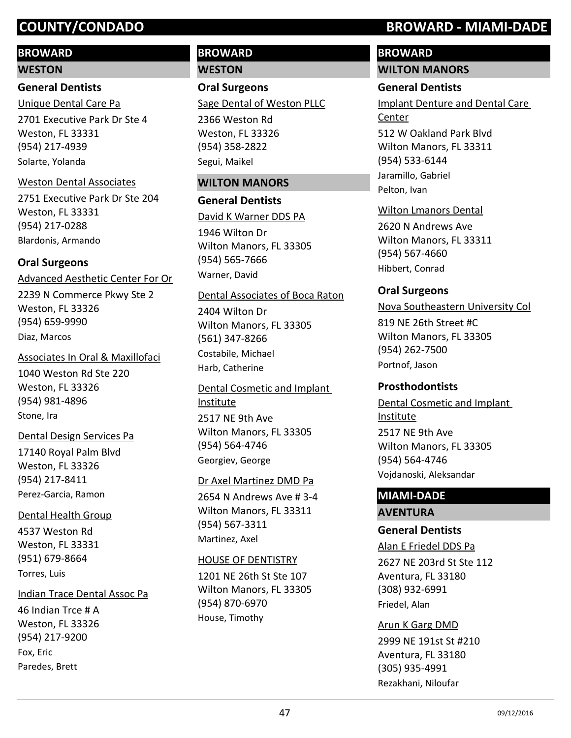# COUNTY/CONDADO — BROWARD - MIAMI-DADE

## BROWARD

### WESTON

#### General Dentists

Unique Dental Care Pa
2701 Executive Park Dr Ste 4
Weston, FL 33331
(954) 217-4939
Solarte, Yolanda

Weston Dental Associates
2751 Executive Park Dr Ste 204
Weston, FL 33331
(954) 217-0288
Blardonis, Armando

#### Oral Surgeons

Advanced Aesthetic Center For Or
2239 N Commerce Pkwy Ste 2
Weston, FL 33326
(954) 659-9990
Diaz, Marcos

Associates In Oral & Maxillofaci
1040 Weston Rd Ste 220
Weston, FL 33326
(954) 981-4896
Stone, Ira

Dental Design Services Pa
17140 Royal Palm Blvd
Weston, FL 33326
(954) 217-8411
Perez-Garcia, Ramon

Dental Health Group
4537 Weston Rd
Weston, FL 33331
(951) 679-8664
Torres, Luis

Indian Trace Dental Assoc Pa
46 Indian Trce # A
Weston, FL 33326
(954) 217-9200
Fox, Eric
Paredes, Brett

## BROWARD

### WESTON

#### Oral Surgeons

Sage Dental of Weston PLLC
2366 Weston Rd
Weston, FL 33326
(954) 358-2822
Segui, Maikel

### WILTON MANORS

#### General Dentists

David K Warner DDS PA
1946 Wilton Dr
Wilton Manors, FL 33305
(954) 565-7666
Warner, David

Dental Associates of Boca Raton
2404 Wilton Dr
Wilton Manors, FL 33305
(561) 347-8266
Costabile, Michael
Harb, Catherine

Dental Cosmetic and Implant Institute
2517 NE 9th Ave
Wilton Manors, FL 33305
(954) 564-4746
Georgiev, George

Dr Axel Martinez DMD Pa
2654 N Andrews Ave # 3-4
Wilton Manors, FL 33311
(954) 567-3311
Martinez, Axel

HOUSE OF DENTISTRY
1201 NE 26th St Ste 107
Wilton Manors, FL 33305
(954) 870-6970
House, Timothy

## BROWARD

### WILTON MANORS

#### General Dentists

Implant Denture and Dental Care Center
512 W Oakland Park Blvd
Wilton Manors, FL 33311
(954) 533-6144
Jaramillo, Gabriel
Pelton, Ivan

Wilton Lmanors Dental
2620 N Andrews Ave
Wilton Manors, FL 33311
(954) 567-4660
Hibbert, Conrad

#### Oral Surgeons

Nova Southeastern University Col
819 NE 26th Street #C
Wilton Manors, FL 33305
(954) 262-7500
Portnof, Jason

#### Prosthodontists

Dental Cosmetic and Implant Institute
2517 NE 9th Ave
Wilton Manors, FL 33305
(954) 564-4746
Vojdanoski, Aleksandar

## MIAMI-DADE

### AVENTURA

#### General Dentists

Alan E Friedel DDS Pa
2627 NE 203rd St Ste 112
Aventura, FL 33180
(308) 932-6991
Friedel, Alan

Arun K Garg DMD
2999 NE 191st St #210
Aventura, FL 33180
(305) 935-4991
Rezakhani, Niloufar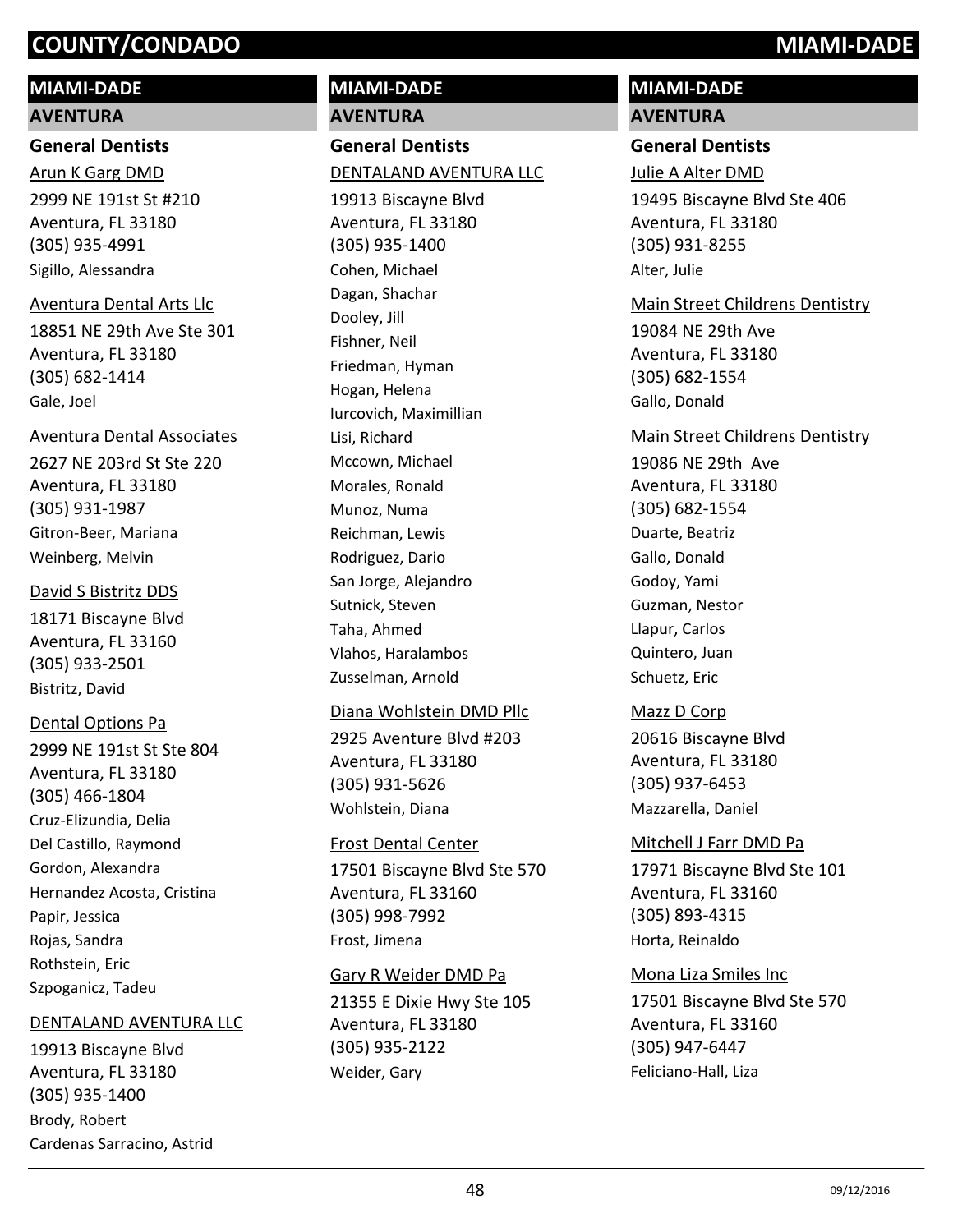# COUNTY/CONDADO MIAMI-DADE

## MIAMI-DADE

### AVENTURA

#### General Dentists

Arun K Garg DMD
2999 NE 191st St #210
Aventura, FL 33180
(305) 935-4991
Sigillo, Alessandra

Aventura Dental Arts Llc
18851 NE 29th Ave Ste 301
Aventura, FL 33180
(305) 682-1414
Gale, Joel

Aventura Dental Associates
2627 NE 203rd St Ste 220
Aventura, FL 33180
(305) 931-1987
Gitron-Beer, Mariana
Weinberg, Melvin

David S Bistritz DDS
18171 Biscayne Blvd
Aventura, FL 33160
(305) 933-2501
Bistritz, David

Dental Options Pa
2999 NE 191st St Ste 804
Aventura, FL 33180
(305) 466-1804
Cruz-Elizundia, Delia
Del Castillo, Raymond
Gordon, Alexandra
Hernandez Acosta, Cristina
Papir, Jessica
Rojas, Sandra
Rothstein, Eric
Szpoganicz, Tadeu

DENTALAND AVENTURA LLC
19913 Biscayne Blvd
Aventura, FL 33180
(305) 935-1400
Brody, Robert
Cardenas Sarracino, Astrid

## MIAMI-DADE

### AVENTURA

#### General Dentists

DENTALAND AVENTURA LLC
19913 Biscayne Blvd
Aventura, FL 33180
(305) 935-1400
Cohen, Michael
Dagan, Shachar
Dooley, Jill
Fishner, Neil
Friedman, Hyman
Hogan, Helena
Iurcovich, Maximillian
Lisi, Richard
Mccown, Michael
Morales, Ronald
Munoz, Numa
Reichman, Lewis
Rodriguez, Dario
San Jorge, Alejandro
Sutnick, Steven
Taha, Ahmed
Vlahos, Haralambos
Zusselman, Arnold

Diana Wohlstein DMD Pllc
2925 Aventure Blvd #203
Aventura, FL 33180
(305) 931-5626
Wohlstein, Diana

Frost Dental Center
17501 Biscayne Blvd Ste 570
Aventura, FL 33160
(305) 998-7992
Frost, Jimena

Gary R Weider DMD Pa
21355 E Dixie Hwy Ste 105
Aventura, FL 33180
(305) 935-2122
Weider, Gary

## MIAMI-DADE

### AVENTURA

#### General Dentists

Julie A Alter DMD
19495 Biscayne Blvd Ste 406
Aventura, FL 33180
(305) 931-8255
Alter, Julie

Main Street Childrens Dentistry
19084 NE 29th Ave
Aventura, FL 33180
(305) 682-1554
Gallo, Donald

Main Street Childrens Dentistry
19086 NE 29th Ave
Aventura, FL 33180
(305) 682-1554
Duarte, Beatriz
Gallo, Donald
Godoy, Yami
Guzman, Nestor
Llapur, Carlos
Quintero, Juan
Schuetz, Eric

Mazz D Corp
20616 Biscayne Blvd
Aventura, FL 33180
(305) 937-6453
Mazzarella, Daniel

Mitchell J Farr DMD Pa
17971 Biscayne Blvd Ste 101
Aventura, FL 33160
(305) 893-4315
Horta, Reinaldo

Mona Liza Smiles Inc
17501 Biscayne Blvd Ste 570
Aventura, FL 33160
(305) 947-6447
Feliciano-Hall, Liza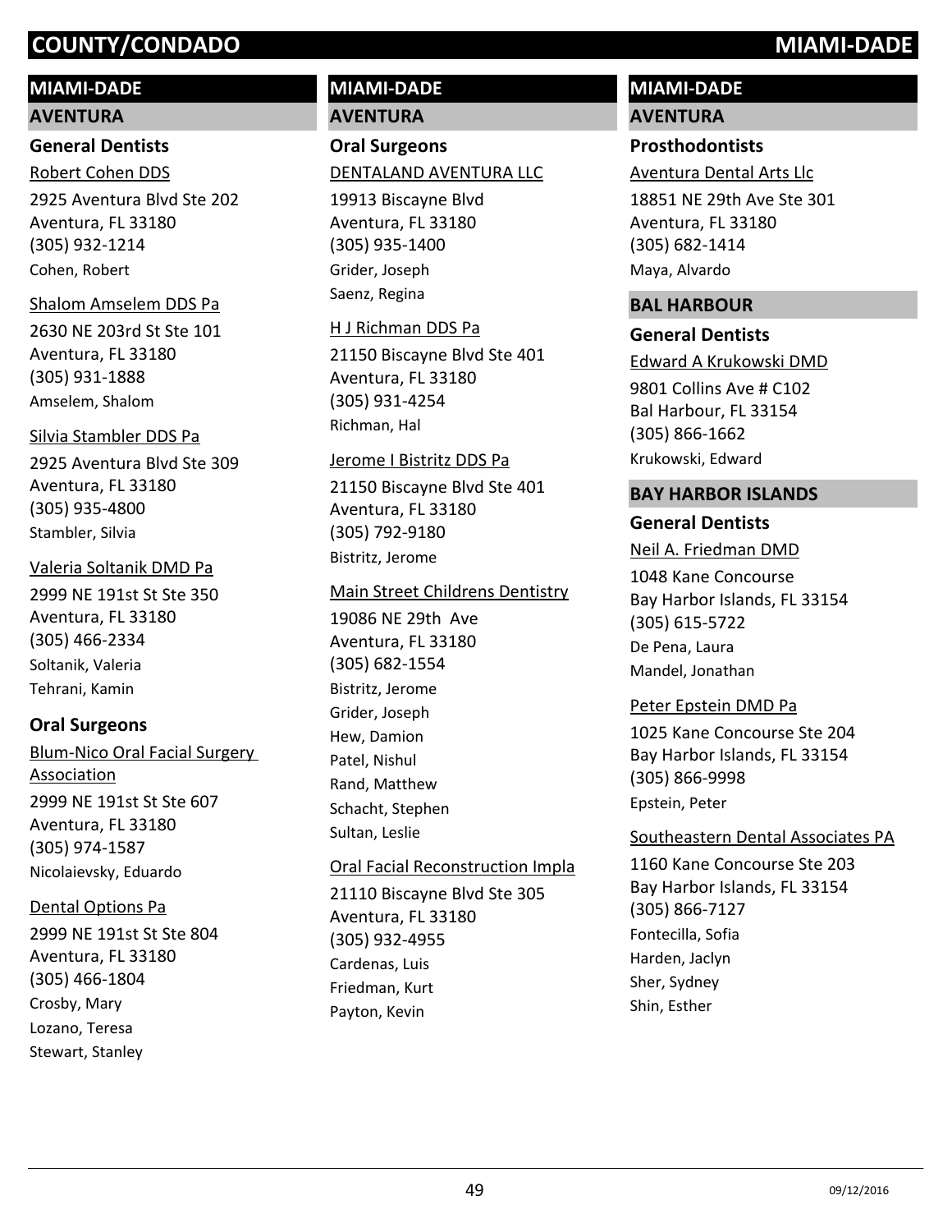# COUNTY/CONDADO — MIAMI-DADE

## MIAMI-DADE

### AVENTURA

#### General Dentists

Robert Cohen DDS
2925 Aventura Blvd Ste 202
Aventura, FL 33180
(305) 932-1214
Cohen, Robert

Shalom Amselem DDS Pa
2630 NE 203rd St Ste 101
Aventura, FL 33180
(305) 931-1888
Amselem, Shalom

Silvia Stambler DDS Pa
2925 Aventura Blvd Ste 309
Aventura, FL 33180
(305) 935-4800
Stambler, Silvia

Valeria Soltanik DMD Pa
2999 NE 191st St Ste 350
Aventura, FL 33180
(305) 466-2334
Soltanik, Valeria
Tehrani, Kamin

#### Oral Surgeons

Blum-Nico Oral Facial Surgery Association
2999 NE 191st St Ste 607
Aventura, FL 33180
(305) 974-1587
Nicolaievsky, Eduardo

Dental Options Pa
2999 NE 191st St Ste 804
Aventura, FL 33180
(305) 466-1804
Crosby, Mary
Lozano, Teresa
Stewart, Stanley

## MIAMI-DADE

### AVENTURA

#### Oral Surgeons

DENTALAND AVENTURA LLC
19913 Biscayne Blvd
Aventura, FL 33180
(305) 935-1400
Grider, Joseph
Saenz, Regina

H J Richman DDS Pa
21150 Biscayne Blvd Ste 401
Aventura, FL 33180
(305) 931-4254
Richman, Hal

Jerome I Bistritz DDS Pa
21150 Biscayne Blvd Ste 401
Aventura, FL 33180
(305) 792-9180
Bistritz, Jerome

Main Street Childrens Dentistry
19086 NE 29th Ave
Aventura, FL 33180
(305) 682-1554
Bistritz, Jerome
Grider, Joseph
Hew, Damion
Patel, Nishul
Rand, Matthew
Schacht, Stephen
Sultan, Leslie

Oral Facial Reconstruction Impla
21110 Biscayne Blvd Ste 305
Aventura, FL 33180
(305) 932-4955
Cardenas, Luis
Friedman, Kurt
Payton, Kevin

## MIAMI-DADE

### AVENTURA

#### Prosthodontists

Aventura Dental Arts Llc
18851 NE 29th Ave Ste 301
Aventura, FL 33180
(305) 682-1414
Maya, Alvardo

### BAL HARBOUR

#### General Dentists

Edward A Krukowski DMD
9801 Collins Ave # C102
Bal Harbour, FL 33154
(305) 866-1662
Krukowski, Edward

### BAY HARBOR ISLANDS

#### General Dentists

Neil A. Friedman DMD
1048 Kane Concourse
Bay Harbor Islands, FL 33154
(305) 615-5722
De Pena, Laura
Mandel, Jonathan

Peter Epstein DMD Pa
1025 Kane Concourse Ste 204
Bay Harbor Islands, FL 33154
(305) 866-9998
Epstein, Peter

Southeastern Dental Associates PA
1160 Kane Concourse Ste 203
Bay Harbor Islands, FL 33154
(305) 866-7127
Fontecilla, Sofia
Harden, Jaclyn
Sher, Sydney
Shin, Esther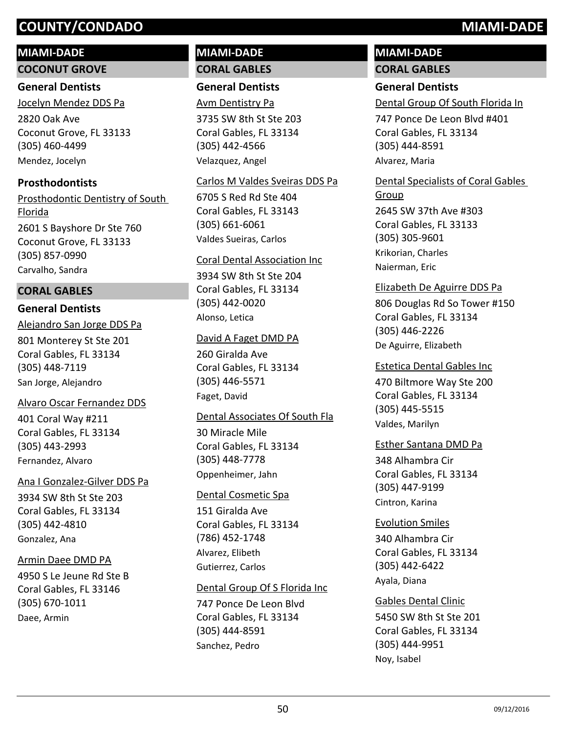# COUNTY/CONDADO MIAMI-DADE

## MIAMI-DADE

### COCONUT GROVE

#### General Dentists

Jocelyn Mendez DDS Pa
2820 Oak Ave
Coconut Grove, FL 33133
(305) 460-4499
Mendez, Jocelyn

#### Prosthodontists

Prosthodontic Dentistry of South Florida
2601 S Bayshore Dr Ste 760
Coconut Grove, FL 33133
(305) 857-0990
Carvalho, Sandra

### CORAL GABLES

#### General Dentists

Alejandro San Jorge DDS Pa
801 Monterey St Ste 201
Coral Gables, FL 33134
(305) 448-7119
San Jorge, Alejandro

Alvaro Oscar Fernandez DDS
401 Coral Way #211
Coral Gables, FL 33134
(305) 443-2993
Fernandez, Alvaro

Ana I Gonzalez-Gilver DDS Pa
3934 SW 8th St Ste 203
Coral Gables, FL 33134
(305) 442-4810
Gonzalez, Ana

Armin Daee DMD PA
4950 S Le Jeune Rd Ste B
Coral Gables, FL 33146
(305) 670-1011
Daee, Armin

## MIAMI-DADE

### CORAL GABLES

#### General Dentists

Avm Dentistry Pa
3735 SW 8th St Ste 203
Coral Gables, FL 33134
(305) 442-4566
Velazquez, Angel

Carlos M Valdes Sveiras DDS Pa
6705 S Red Rd Ste 404
Coral Gables, FL 33143
(305) 661-6061
Valdes Sueiras, Carlos

Coral Dental Association Inc
3934 SW 8th St Ste 204
Coral Gables, FL 33134
(305) 442-0020
Alonso, Letica

David A Faget DMD PA
260 Giralda Ave
Coral Gables, FL 33134
(305) 446-5571
Faget, David

Dental Associates Of South Fla
30 Miracle Mile
Coral Gables, FL 33134
(305) 448-7778
Oppenheimer, Jahn

Dental Cosmetic Spa
151 Giralda Ave
Coral Gables, FL 33134
(786) 452-1748
Alvarez, Elibeth
Gutierrez, Carlos

Dental Group Of S Florida Inc
747 Ponce De Leon Blvd
Coral Gables, FL 33134
(305) 444-8591
Sanchez, Pedro

## MIAMI-DADE

### CORAL GABLES

#### General Dentists

Dental Group Of South Florida In
747 Ponce De Leon Blvd #401
Coral Gables, FL 33134
(305) 444-8591
Alvarez, Maria

Dental Specialists of Coral Gables Group
2645 SW 37th Ave #303
Coral Gables, FL 33133
(305) 305-9601
Krikorian, Charles
Naierman, Eric

Elizabeth De Aguirre DDS Pa
806 Douglas Rd So Tower #150
Coral Gables, FL 33134
(305) 446-2226
De Aguirre, Elizabeth

Estetica Dental Gables Inc
470 Biltmore Way Ste 200
Coral Gables, FL 33134
(305) 445-5515
Valdes, Marilyn

Esther Santana DMD Pa
348 Alhambra Cir
Coral Gables, FL 33134
(305) 447-9199
Cintron, Karina

Evolution Smiles
340 Alhambra Cir
Coral Gables, FL 33134
(305) 442-6422
Ayala, Diana

Gables Dental Clinic
5450 SW 8th St Ste 201
Coral Gables, FL 33134
(305) 444-9951
Noy, Isabel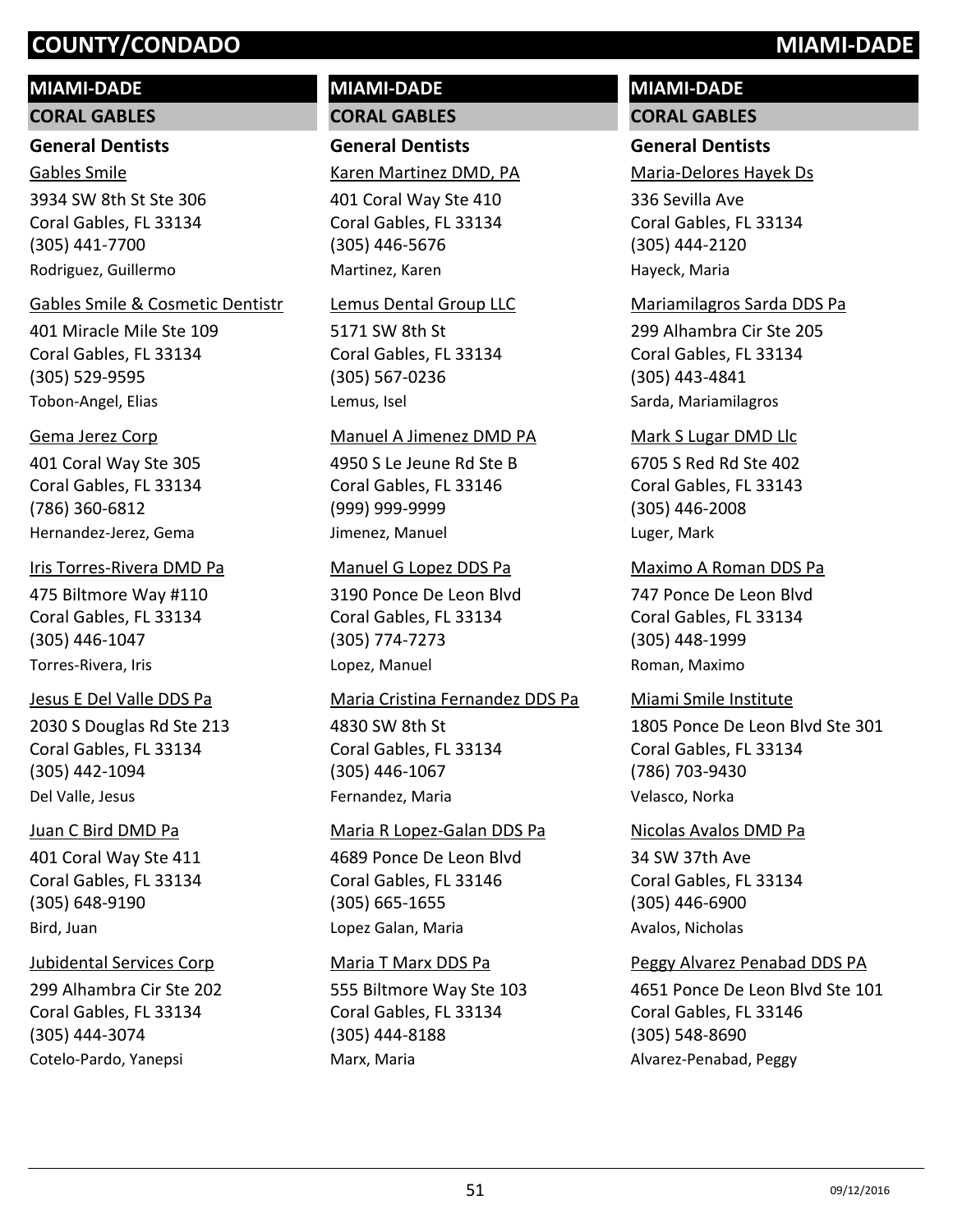# COUNTY/CONDADO MIAMI-DADE

## MIAMI-DADE

### CORAL GABLES

#### General Dentists

Gables Smile
3934 SW 8th St Ste 306
Coral Gables, FL 33134
(305) 441-7700
Rodriguez, Guillermo

Gables Smile & Cosmetic Dentistr
401 Miracle Mile Ste 109
Coral Gables, FL 33134
(305) 529-9595
Tobon-Angel, Elias

Gema Jerez Corp
401 Coral Way Ste 305
Coral Gables, FL 33134
(786) 360-6812
Hernandez-Jerez, Gema

Iris Torres-Rivera DMD Pa
475 Biltmore Way #110
Coral Gables, FL 33134
(305) 446-1047
Torres-Rivera, Iris

Jesus E Del Valle DDS Pa
2030 S Douglas Rd Ste 213
Coral Gables, FL 33134
(305) 442-1094
Del Valle, Jesus

Juan C Bird DMD Pa
401 Coral Way Ste 411
Coral Gables, FL 33134
(305) 648-9190
Bird, Juan

Jubidental Services Corp
299 Alhambra Cir Ste 202
Coral Gables, FL 33134
(305) 444-3074
Cotelo-Pardo, Yanepsi

## MIAMI-DADE

### CORAL GABLES

#### General Dentists

Karen Martinez DMD, PA
401 Coral Way Ste 410
Coral Gables, FL 33134
(305) 446-5676
Martinez, Karen

Lemus Dental Group LLC
5171 SW 8th St
Coral Gables, FL 33134
(305) 567-0236
Lemus, Isel

Manuel A Jimenez DMD PA
4950 S Le Jeune Rd Ste B
Coral Gables, FL 33146
(999) 999-9999
Jimenez, Manuel

Manuel G Lopez DDS Pa
3190 Ponce De Leon Blvd
Coral Gables, FL 33134
(305) 774-7273
Lopez, Manuel

Maria Cristina Fernandez DDS Pa
4830 SW 8th St
Coral Gables, FL 33134
(305) 446-1067
Fernandez, Maria

Maria R Lopez-Galan DDS Pa
4689 Ponce De Leon Blvd
Coral Gables, FL 33146
(305) 665-1655
Lopez Galan, Maria

Maria T Marx DDS Pa
555 Biltmore Way Ste 103
Coral Gables, FL 33134
(305) 444-8188
Marx, Maria

## MIAMI-DADE

### CORAL GABLES

#### General Dentists

Maria-Delores Hayek Ds
336 Sevilla Ave
Coral Gables, FL 33134
(305) 444-2120
Hayeck, Maria

Mariamilagros Sarda DDS Pa
299 Alhambra Cir Ste 205
Coral Gables, FL 33134
(305) 443-4841
Sarda, Mariamilagros

Mark S Lugar DMD Llc
6705 S Red Rd Ste 402
Coral Gables, FL 33143
(305) 446-2008
Luger, Mark

Maximo A Roman DDS Pa
747 Ponce De Leon Blvd
Coral Gables, FL 33134
(305) 448-1999
Roman, Maximo

Miami Smile Institute
1805 Ponce De Leon Blvd Ste 301
Coral Gables, FL 33134
(786) 703-9430
Velasco, Norka

Nicolas Avalos DMD Pa
34 SW 37th Ave
Coral Gables, FL 33134
(305) 446-6900
Avalos, Nicholas

Peggy Alvarez Penabad DDS PA
4651 Ponce De Leon Blvd Ste 101
Coral Gables, FL 33146
(305) 548-8690
Alvarez-Penabad, Peggy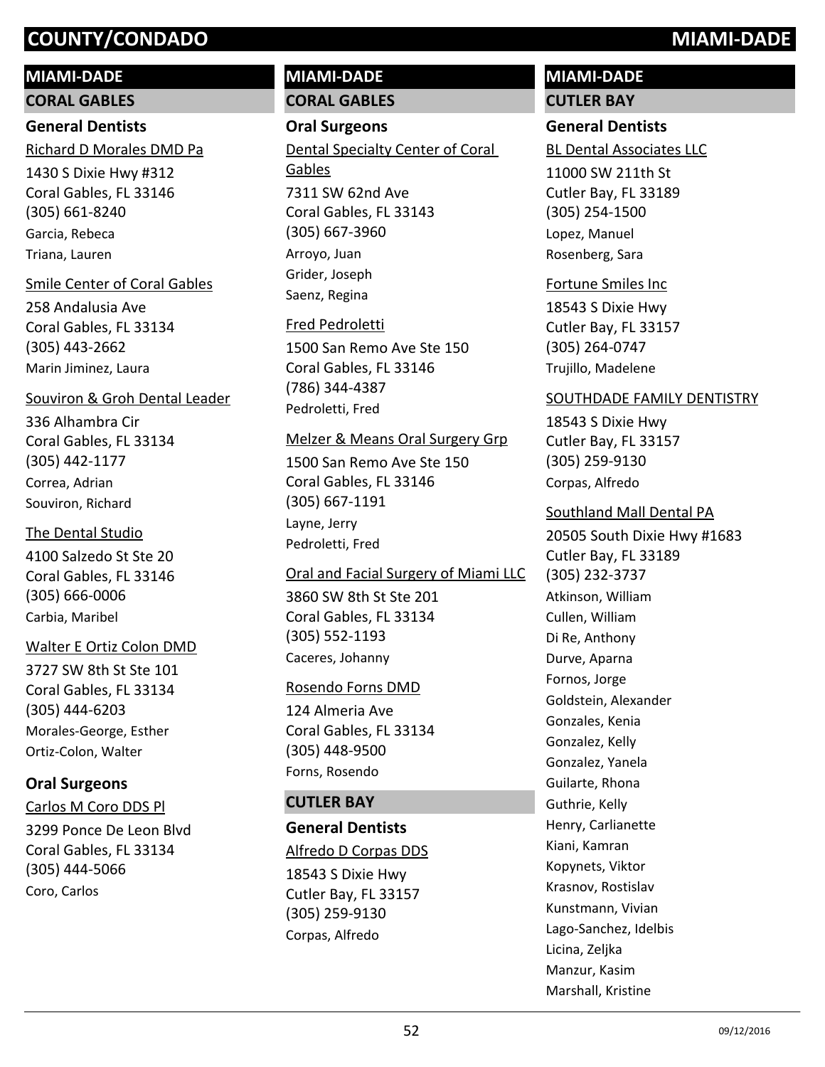# COUNTY/CONDADO MIAMI-DADE

## MIAMI-DADE

### CORAL GABLES

#### General Dentists

Richard D Morales DMD Pa
1430 S Dixie Hwy #312
Coral Gables, FL 33146
(305) 661-8240
Garcia, Rebeca
Triana, Lauren

Smile Center of Coral Gables
258 Andalusia Ave
Coral Gables, FL 33134
(305) 443-2662
Marin Jiminez, Laura

Souviron & Groh Dental Leader
336 Alhambra Cir
Coral Gables, FL 33134
(305) 442-1177
Correa, Adrian
Souviron, Richard

The Dental Studio
4100 Salzedo St Ste 20
Coral Gables, FL 33146
(305) 666-0006
Carbia, Maribel

Walter E Ortiz Colon DMD
3727 SW 8th St Ste 101
Coral Gables, FL 33134
(305) 444-6203
Morales-George, Esther
Ortiz-Colon, Walter

#### Oral Surgeons

Carlos M Coro DDS Pl
3299 Ponce De Leon Blvd
Coral Gables, FL 33134
(305) 444-5066
Coro, Carlos

## MIAMI-DADE

### CORAL GABLES

#### Oral Surgeons

Dental Specialty Center of Coral Gables
7311 SW 62nd Ave
Coral Gables, FL 33143
(305) 667-3960
Arroyo, Juan
Grider, Joseph
Saenz, Regina

Fred Pedroletti
1500 San Remo Ave Ste 150
Coral Gables, FL 33146
(786) 344-4387
Pedroletti, Fred

Melzer & Means Oral Surgery Grp
1500 San Remo Ave Ste 150
Coral Gables, FL 33146
(305) 667-1191
Layne, Jerry
Pedroletti, Fred

Oral and Facial Surgery of Miami LLC
3860 SW 8th St Ste 201
Coral Gables, FL 33134
(305) 552-1193
Caceres, Johanny

Rosendo Forns DMD
124 Almeria Ave
Coral Gables, FL 33134
(305) 448-9500
Forns, Rosendo

### CUTLER BAY

#### General Dentists

Alfredo D Corpas DDS
18543 S Dixie Hwy
Cutler Bay, FL 33157
(305) 259-9130
Corpas, Alfredo

## MIAMI-DADE

### CUTLER BAY

#### General Dentists

BL Dental Associates LLC
11000 SW 211th St
Cutler Bay, FL 33189
(305) 254-1500
Lopez, Manuel
Rosenberg, Sara

Fortune Smiles Inc
18543 S Dixie Hwy
Cutler Bay, FL 33157
(305) 264-0747
Trujillo, Madelene

SOUTHDADE FAMILY DENTISTRY
18543 S Dixie Hwy
Cutler Bay, FL 33157
(305) 259-9130
Corpas, Alfredo

Southland Mall Dental PA
20505 South Dixie Hwy #1683
Cutler Bay, FL 33189
(305) 232-3737
Atkinson, William
Cullen, William
Di Re, Anthony
Durve, Aparna
Fornos, Jorge
Goldstein, Alexander
Gonzales, Kenia
Gonzalez, Kelly
Gonzalez, Yanela
Guilarte, Rhona
Guthrie, Kelly
Henry, Carlianette
Kiani, Kamran
Kopynets, Viktor
Krasnov, Rostislav
Kunstmann, Vivian
Lago-Sanchez, Idelbis
Licina, Zeljka
Manzur, Kasim
Marshall, Kristine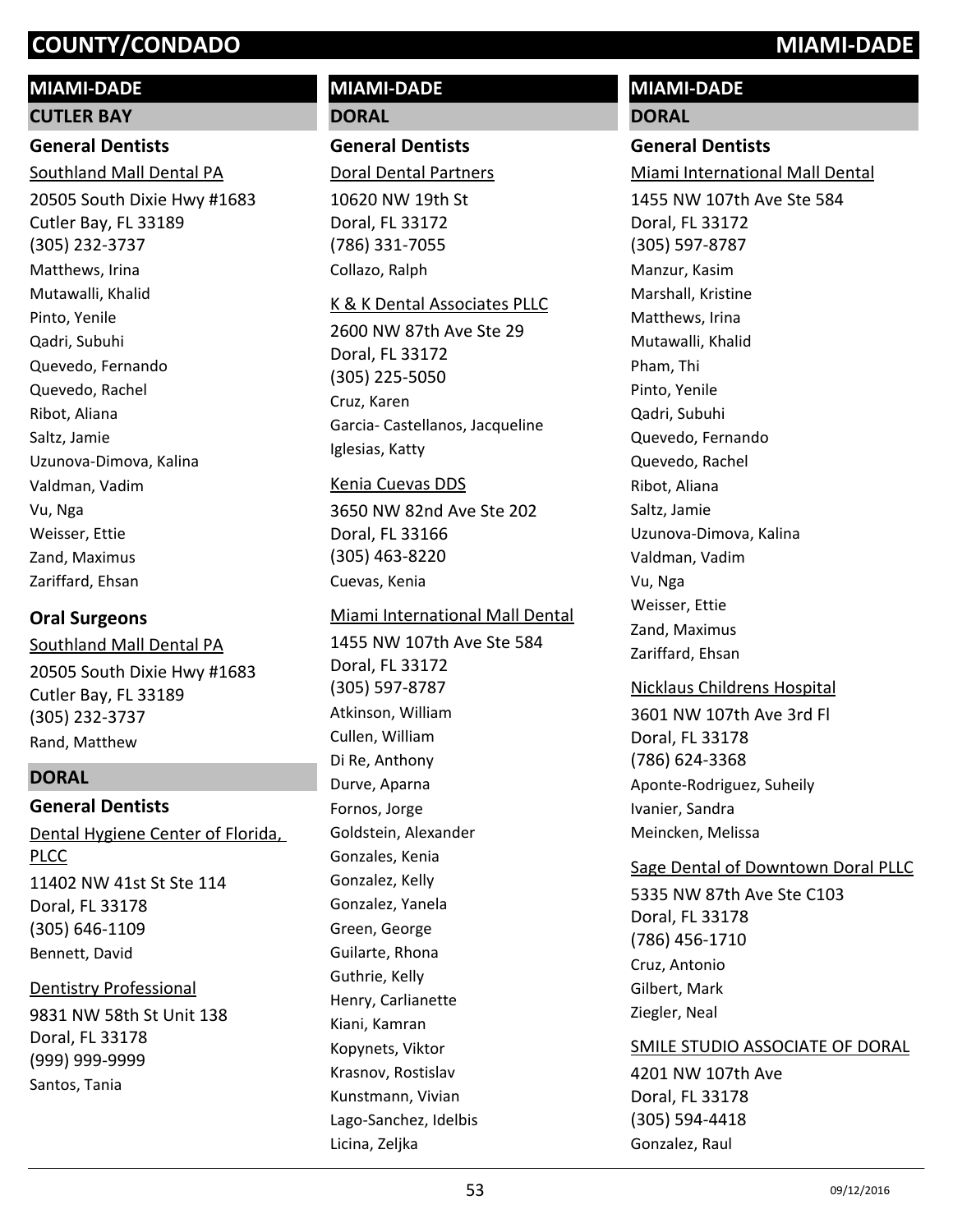# MIAMI-DADE

## CUTLER BAY

### General Dentists

Southland Mall Dental PA

20505 South Dixie Hwy #1683
Cutler Bay, FL 33189
(305) 232-3737

Matthews, Irina
Mutawalli, Khalid
Pinto, Yenile
Qadri, Subuhi
Quevedo, Fernando
Quevedo, Rachel
Ribot, Aliana
Saltz, Jamie
Uzunova-Dimova, Kalina
Valdman, Vadim
Vu, Nga
Weisser, Ettie
Zand, Maximus
Zariffard, Ehsan

### Oral Surgeons

Southland Mall Dental PA

20505 South Dixie Hwy #1683
Cutler Bay, FL 33189
(305) 232-3737

Rand, Matthew

## DORAL

### General Dentists

Dental Hygiene Center of Florida, PLCC

11402 NW 41st St Ste 114
Doral, FL 33178
(305) 646-1109

Bennett, David

Dentistry Professional

9831 NW 58th St Unit 138
Doral, FL 33178
(999) 999-9999

Santos, Tania

Doral Dental Partners

10620 NW 19th St
Doral, FL 33172
(786) 331-7055

Collazo, Ralph

K & K Dental Associates PLLC

2600 NW 87th Ave Ste 29
Doral, FL 33172
(305) 225-5050

Cruz, Karen
Garcia- Castellanos, Jacqueline
Iglesias, Katty

Kenia Cuevas DDS

3650 NW 82nd Ave Ste 202
Doral, FL 33166
(305) 463-8220

Cuevas, Kenia

Miami International Mall Dental

1455 NW 107th Ave Ste 584
Doral, FL 33172
(305) 597-8787

Atkinson, William
Cullen, William
Di Re, Anthony
Durve, Aparna
Fornos, Jorge
Goldstein, Alexander
Gonzales, Kenia
Gonzalez, Kelly
Gonzalez, Yanela
Green, George
Guilarte, Rhona
Guthrie, Kelly
Henry, Carlianette
Kiani, Kamran
Kopynets, Viktor
Krasnov, Rostislav
Kunstmann, Vivian
Lago-Sanchez, Idelbis
Licina, Zeljka
Manzur, Kasim
Marshall, Kristine
Matthews, Irina
Mutawalli, Khalid
Pham, Thi
Pinto, Yenile
Qadri, Subuhi
Quevedo, Fernando
Quevedo, Rachel
Ribot, Aliana
Saltz, Jamie
Uzunova-Dimova, Kalina
Valdman, Vadim
Vu, Nga
Weisser, Ettie
Zand, Maximus
Zariffard, Ehsan

Nicklaus Childrens Hospital

3601 NW 107th Ave 3rd Fl
Doral, FL 33178
(786) 624-3368

Aponte-Rodriguez, Suheily
Ivanier, Sandra
Meincken, Melissa

Sage Dental of Downtown Doral PLLC

5335 NW 87th Ave Ste C103
Doral, FL 33178
(786) 456-1710

Cruz, Antonio
Gilbert, Mark
Ziegler, Neal

SMILE STUDIO ASSOCIATE OF DORAL

4201 NW 107th Ave
Doral, FL 33178
(305) 594-4418

Gonzalez, Raul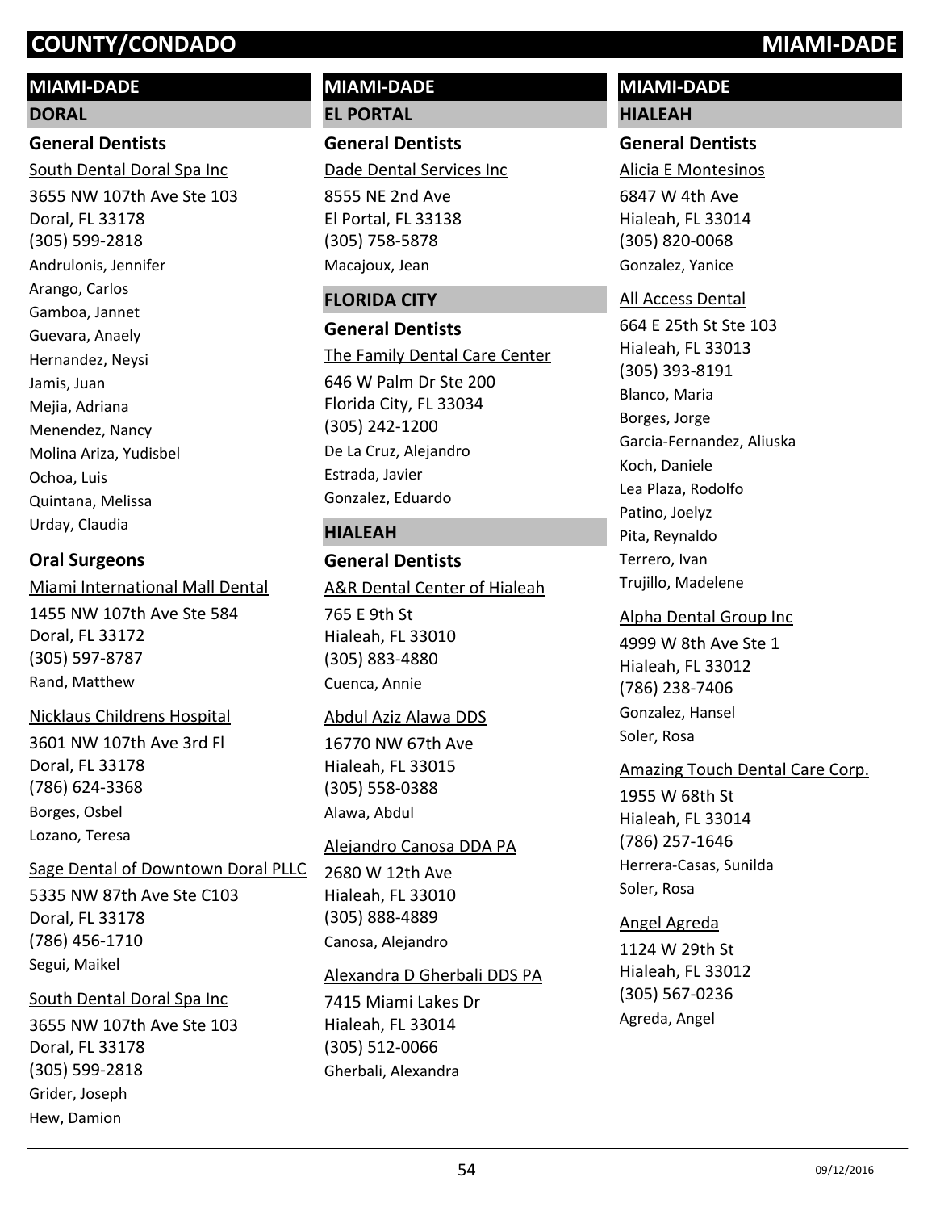# COUNTY/CONDADO — MIAMI-DADE

## MIAMI-DADE

### DORAL

#### General Dentists

South Dental Doral Spa Inc
3655 NW 107th Ave Ste 103
Doral, FL 33178
(305) 599-2818
Andrulonis, Jennifer
Arango, Carlos
Gamboa, Jannet
Guevara, Anaely
Hernandez, Neysi
Jamis, Juan
Mejia, Adriana
Menendez, Nancy
Molina Ariza, Yudisbel
Ochoa, Luis
Quintana, Melissa
Urday, Claudia

#### Oral Surgeons

Miami International Mall Dental
1455 NW 107th Ave Ste 584
Doral, FL 33172
(305) 597-8787
Rand, Matthew

Nicklaus Childrens Hospital
3601 NW 107th Ave 3rd Fl
Doral, FL 33178
(786) 624-3368
Borges, Osbel
Lozano, Teresa

Sage Dental of Downtown Doral PLLC
5335 NW 87th Ave Ste C103
Doral, FL 33178
(786) 456-1710
Segui, Maikel

South Dental Doral Spa Inc
3655 NW 107th Ave Ste 103
Doral, FL 33178
(305) 599-2818
Grider, Joseph
Hew, Damion

## MIAMI-DADE

### EL PORTAL

#### General Dentists

Dade Dental Services Inc
8555 NE 2nd Ave
El Portal, FL 33138
(305) 758-5878
Macajoux, Jean

### FLORIDA CITY

#### General Dentists

The Family Dental Care Center
646 W Palm Dr Ste 200
Florida City, FL 33034
(305) 242-1200
De La Cruz, Alejandro
Estrada, Javier
Gonzalez, Eduardo

### HIALEAH

#### General Dentists

A&R Dental Center of Hialeah
765 E 9th St
Hialeah, FL 33010
(305) 883-4880
Cuenca, Annie

Abdul Aziz Alawa DDS
16770 NW 67th Ave
Hialeah, FL 33015
(305) 558-0388
Alawa, Abdul

Alejandro Canosa DDA PA
2680 W 12th Ave
Hialeah, FL 33010
(305) 888-4889
Canosa, Alejandro

Alexandra D Gherbali DDS PA
7415 Miami Lakes Dr
Hialeah, FL 33014
(305) 512-0066
Gherbali, Alexandra

## MIAMI-DADE

### HIALEAH

#### General Dentists

Alicia E Montesinos
6847 W 4th Ave
Hialeah, FL 33014
(305) 820-0068
Gonzalez, Yanice

All Access Dental
664 E 25th St Ste 103
Hialeah, FL 33013
(305) 393-8191
Blanco, Maria
Borges, Jorge
Garcia-Fernandez, Aliuska
Koch, Daniele
Lea Plaza, Rodolfo
Patino, Joelyz
Pita, Reynaldo
Terrero, Ivan
Trujillo, Madelene

Alpha Dental Group Inc
4999 W 8th Ave Ste 1
Hialeah, FL 33012
(786) 238-7406
Gonzalez, Hansel
Soler, Rosa

Amazing Touch Dental Care Corp.
1955 W 68th St
Hialeah, FL 33014
(786) 257-1646
Herrera-Casas, Sunilda
Soler, Rosa

Angel Agreda
1124 W 29th St
Hialeah, FL 33012
(305) 567-0236
Agreda, Angel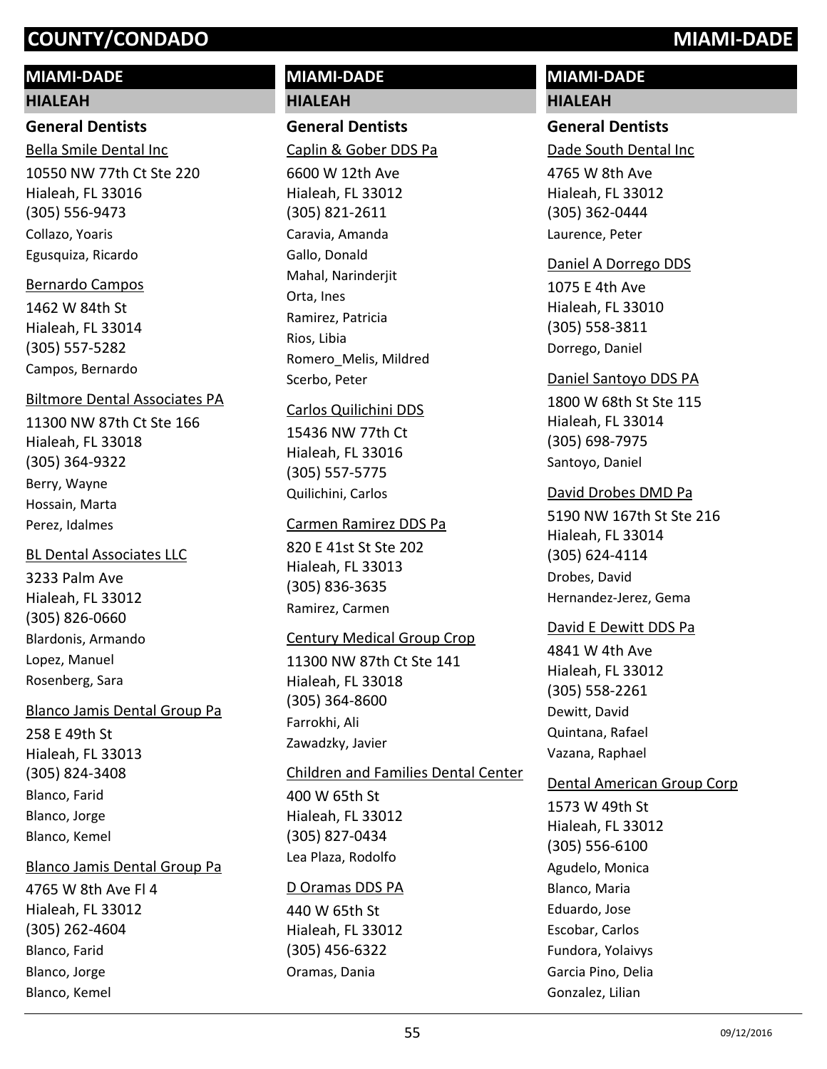# COUNTY/CONDADO MIAMI-DADE

## MIAMI-DADE

### HIALEAH

#### General Dentists

Bella Smile Dental Inc
10550 NW 77th Ct Ste 220
Hialeah, FL 33016
(305) 556-9473
Collazo, Yoaris
Egusquiza, Ricardo

Bernardo Campos
1462 W 84th St
Hialeah, FL 33014
(305) 557-5282
Campos, Bernardo

Biltmore Dental Associates PA
11300 NW 87th Ct Ste 166
Hialeah, FL 33018
(305) 364-9322
Berry, Wayne
Hossain, Marta
Perez, Idalmes

BL Dental Associates LLC
3233 Palm Ave
Hialeah, FL 33012
(305) 826-0660
Blardonis, Armando
Lopez, Manuel
Rosenberg, Sara

Blanco Jamis Dental Group Pa
258 E 49th St
Hialeah, FL 33013
(305) 824-3408
Blanco, Farid
Blanco, Jorge
Blanco, Kemel

Blanco Jamis Dental Group Pa
4765 W 8th Ave Fl 4
Hialeah, FL 33012
(305) 262-4604
Blanco, Farid
Blanco, Jorge
Blanco, Kemel

## MIAMI-DADE

### HIALEAH

#### General Dentists

Caplin & Gober DDS Pa
6600 W 12th Ave
Hialeah, FL 33012
(305) 821-2611
Caravia, Amanda
Gallo, Donald
Mahal, Narinderjit
Orta, Ines
Ramirez, Patricia
Rios, Libia
Romero_Melis, Mildred
Scerbo, Peter

Carlos Quilichini DDS
15436 NW 77th Ct
Hialeah, FL 33016
(305) 557-5775
Quilichini, Carlos

Carmen Ramirez DDS Pa
820 E 41st St Ste 202
Hialeah, FL 33013
(305) 836-3635
Ramirez, Carmen

Century Medical Group Crop
11300 NW 87th Ct Ste 141
Hialeah, FL 33018
(305) 364-8600
Farrokhi, Ali
Zawadzky, Javier

Children and Families Dental Center
400 W 65th St
Hialeah, FL 33012
(305) 827-0434
Lea Plaza, Rodolfo

D Oramas DDS PA
440 W 65th St
Hialeah, FL 33012
(305) 456-6322
Oramas, Dania

## MIAMI-DADE

### HIALEAH

#### General Dentists

Dade South Dental Inc
4765 W 8th Ave
Hialeah, FL 33012
(305) 362-0444
Laurence, Peter

Daniel A Dorrego DDS
1075 E 4th Ave
Hialeah, FL 33010
(305) 558-3811
Dorrego, Daniel

Daniel Santoyo DDS PA
1800 W 68th St Ste 115
Hialeah, FL 33014
(305) 698-7975
Santoyo, Daniel

David Drobes DMD Pa
5190 NW 167th St Ste 216
Hialeah, FL 33014
(305) 624-4114
Drobes, David
Hernandez-Jerez, Gema

David E Dewitt DDS Pa
4841 W 4th Ave
Hialeah, FL 33012
(305) 558-2261
Dewitt, David
Quintana, Rafael
Vazana, Raphael

Dental American Group Corp
1573 W 49th St
Hialeah, FL 33012
(305) 556-6100
Agudelo, Monica
Blanco, Maria
Eduardo, Jose
Escobar, Carlos
Fundora, Yolaivys
Garcia Pino, Delia
Gonzalez, Lilian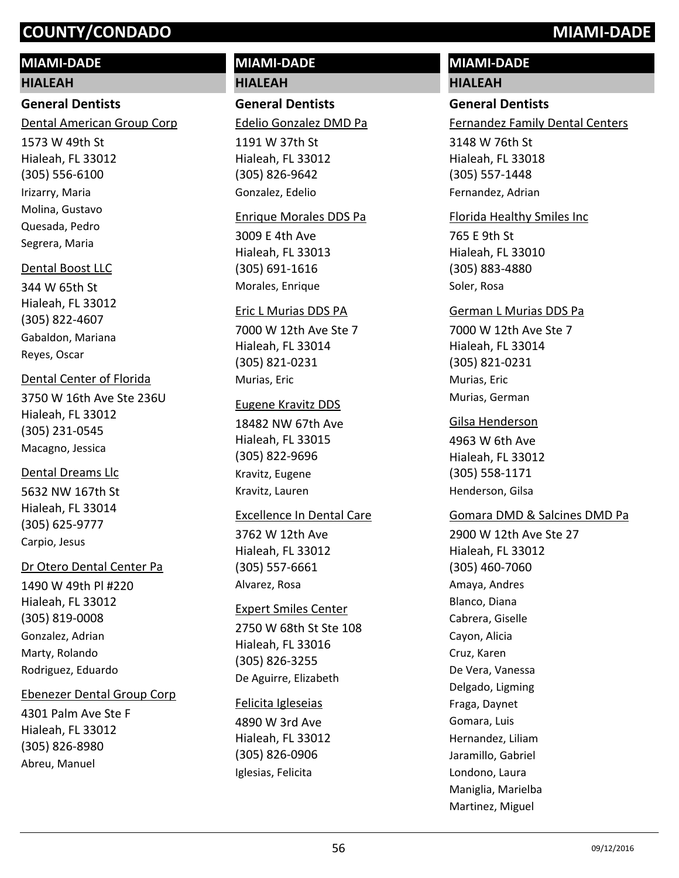# MIAMI-DADE

## HIALEAH

### General Dentists

Dental American Group Corp
1573 W 49th St
Hialeah, FL 33012
(305) 556-6100
Irizarry, Maria
Molina, Gustavo
Quesada, Pedro
Segrera, Maria

Dental Boost LLC
344 W 65th St
Hialeah, FL 33012
(305) 822-4607
Gabaldon, Mariana
Reyes, Oscar

Dental Center of Florida
3750 W 16th Ave Ste 236U
Hialeah, FL 33012
(305) 231-0545
Macagno, Jessica

Dental Dreams Llc
5632 NW 167th St
Hialeah, FL 33014
(305) 625-9777
Carpio, Jesus

Dr Otero Dental Center Pa
1490 W 49th Pl #220
Hialeah, FL 33012
(305) 819-0008
Gonzalez, Adrian
Marty, Rolando
Rodriguez, Eduardo

Ebenezer Dental Group Corp
4301 Palm Ave Ste F
Hialeah, FL 33012
(305) 826-8980
Abreu, Manuel

Edelio Gonzalez DMD Pa
1191 W 37th St
Hialeah, FL 33012
(305) 826-9642
Gonzalez, Edelio

Enrique Morales DDS Pa
3009 E 4th Ave
Hialeah, FL 33013
(305) 691-1616
Morales, Enrique

Eric L Murias DDS PA
7000 W 12th Ave Ste 7
Hialeah, FL 33014
(305) 821-0231
Murias, Eric

Eugene Kravitz DDS
18482 NW 67th Ave
Hialeah, FL 33015
(305) 822-9696
Kravitz, Eugene
Kravitz, Lauren

Excellence In Dental Care
3762 W 12th Ave
Hialeah, FL 33012
(305) 557-6661
Alvarez, Rosa

Expert Smiles Center
2750 W 68th St Ste 108
Hialeah, FL 33016
(305) 826-3255
De Aguirre, Elizabeth

Felicita Igleseias
4890 W 3rd Ave
Hialeah, FL 33012
(305) 826-0906
Iglesias, Felicita

Fernandez Family Dental Centers
3148 W 76th St
Hialeah, FL 33018
(305) 557-1448
Fernandez, Adrian

Florida Healthy Smiles Inc
765 E 9th St
Hialeah, FL 33010
(305) 883-4880
Soler, Rosa

German L Murias DDS Pa
7000 W 12th Ave Ste 7
Hialeah, FL 33014
(305) 821-0231
Murias, Eric
Murias, German

Gilsa Henderson
4963 W 6th Ave
Hialeah, FL 33012
(305) 558-1171
Henderson, Gilsa

Gomara DMD & Salcines DMD Pa
2900 W 12th Ave Ste 27
Hialeah, FL 33012
(305) 460-7060
Amaya, Andres
Blanco, Diana
Cabrera, Giselle
Cayon, Alicia
Cruz, Karen
De Vera, Vanessa
Delgado, Ligming
Fraga, Daynet
Gomara, Luis
Hernandez, Liliam
Jaramillo, Gabriel
Londono, Laura
Maniglia, Marielba
Martinez, Miguel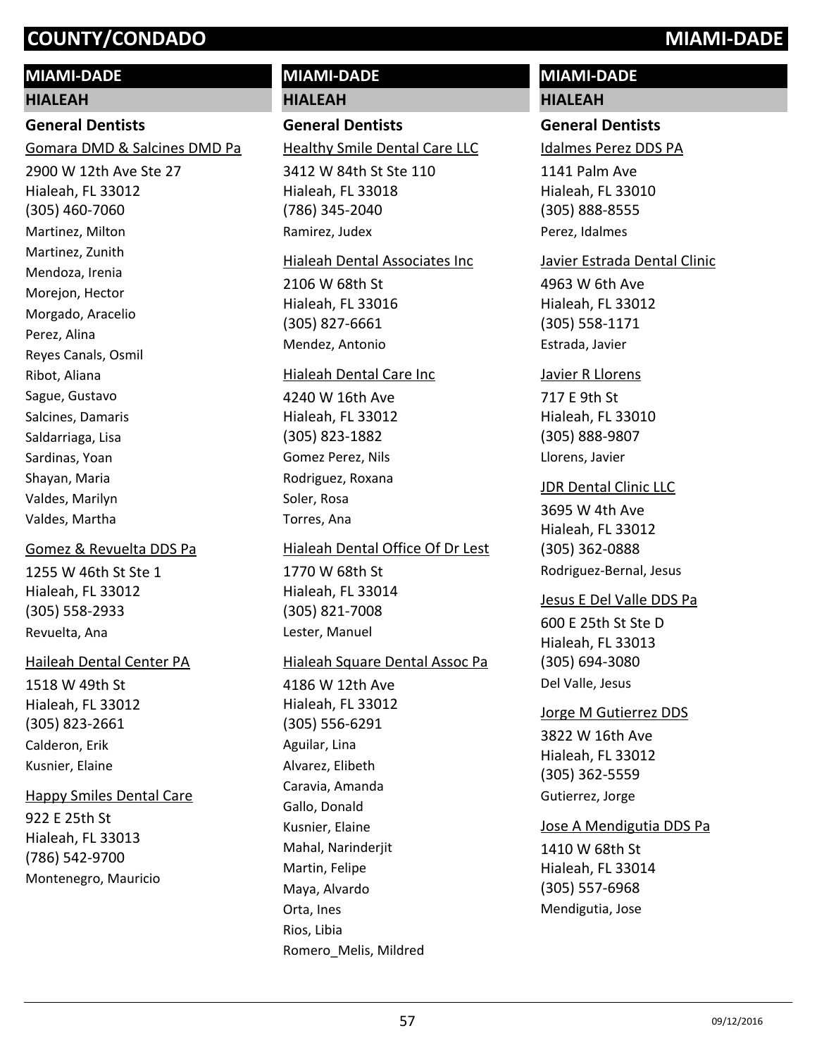# COUNTY/CONDADO MIAMI-DADE

## MIAMI-DADE

### HIALEAH

#### General Dentists

Gomara DMD & Salcines DMD Pa

2900 W 12th Ave Ste 27
Hialeah, FL 33012
(305) 460-7060

Martinez, Milton
Martinez, Zunith
Mendoza, Irenia
Morejon, Hector
Morgado, Aracelio
Perez, Alina
Reyes Canals, Osmil
Ribot, Aliana
Sague, Gustavo
Salcines, Damaris
Saldarriaga, Lisa
Sardinas, Yoan
Shayan, Maria
Valdes, Marilyn
Valdes, Martha

Gomez & Revuelta DDS Pa

1255 W 46th St Ste 1
Hialeah, FL 33012
(305) 558-2933

Revuelta, Ana

Haileah Dental Center PA

1518 W 49th St
Hialeah, FL 33012
(305) 823-2661

Calderon, Erik
Kusnier, Elaine

Happy Smiles Dental Care

922 E 25th St
Hialeah, FL 33013
(786) 542-9700

Montenegro, Mauricio

Healthy Smile Dental Care LLC

3412 W 84th St Ste 110
Hialeah, FL 33018
(786) 345-2040

Ramirez, Judex

Hialeah Dental Associates Inc

2106 W 68th St
Hialeah, FL 33016
(305) 827-6661

Mendez, Antonio

Hialeah Dental Care Inc

4240 W 16th Ave
Hialeah, FL 33012
(305) 823-1882

Gomez Perez, Nils
Rodriguez, Roxana
Soler, Rosa
Torres, Ana

Hialeah Dental Office Of Dr Lest

1770 W 68th St
Hialeah, FL 33014
(305) 821-7008

Lester, Manuel

Hialeah Square Dental Assoc Pa

4186 W 12th Ave
Hialeah, FL 33012
(305) 556-6291

Aguilar, Lina
Alvarez, Elibeth
Caravia, Amanda
Gallo, Donald
Kusnier, Elaine
Mahal, Narinderjit
Martin, Felipe
Maya, Alvardo
Orta, Ines
Rios, Libia
Romero_Melis, Mildred

Idalmes Perez DDS PA

1141 Palm Ave
Hialeah, FL 33010
(305) 888-8555

Perez, Idalmes

Javier Estrada Dental Clinic

4963 W 6th Ave
Hialeah, FL 33012
(305) 558-1171

Estrada, Javier

Javier R Llorens

717 E 9th St
Hialeah, FL 33010
(305) 888-9807

Llorens, Javier

JDR Dental Clinic LLC

3695 W 4th Ave
Hialeah, FL 33012
(305) 362-0888

Rodriguez-Bernal, Jesus

Jesus E Del Valle DDS Pa

600 E 25th St Ste D
Hialeah, FL 33013
(305) 694-3080

Del Valle, Jesus

Jorge M Gutierrez DDS

3822 W 16th Ave
Hialeah, FL 33012
(305) 362-5559

Gutierrez, Jorge

Jose A Mendigutia DDS Pa

1410 W 68th St
Hialeah, FL 33014
(305) 557-6968

Mendigutia, Jose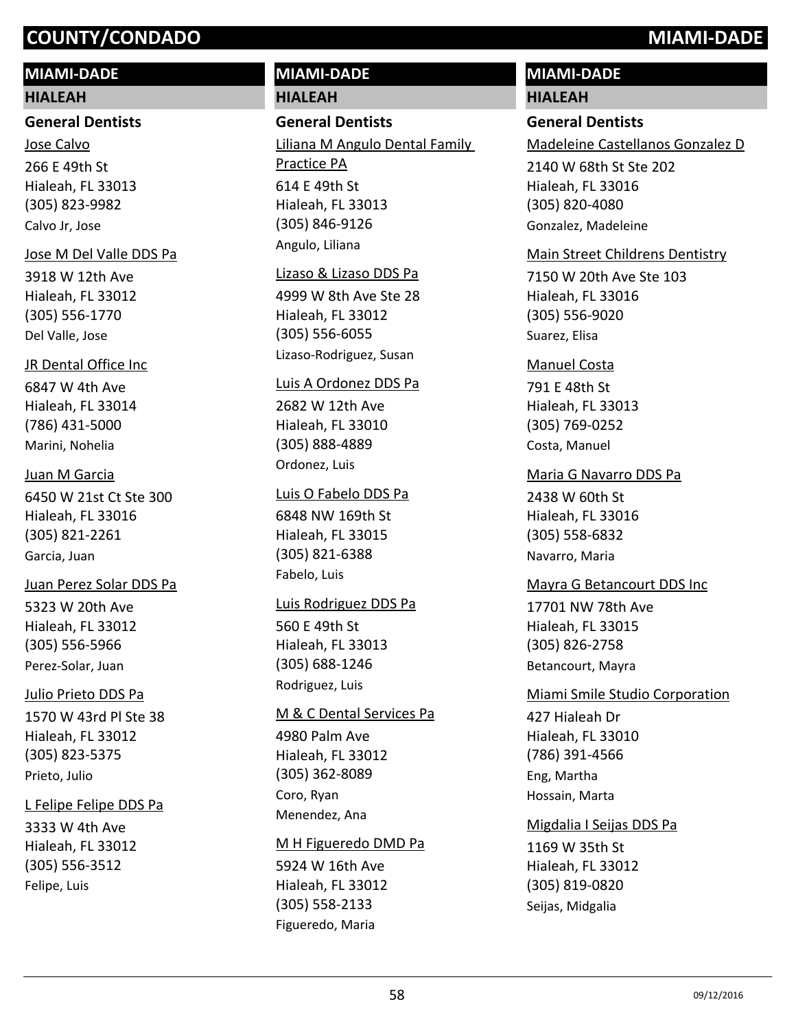# COUNTY/CONDADO MIAMI-DADE

## MIAMI-DADE

### HIALEAH

#### General Dentists

Jose Calvo
266 E 49th St
Hialeah, FL 33013
(305) 823-9982
Calvo Jr, Jose

Jose M Del Valle DDS Pa
3918 W 12th Ave
Hialeah, FL 33012
(305) 556-1770
Del Valle, Jose

JR Dental Office Inc
6847 W 4th Ave
Hialeah, FL 33014
(786) 431-5000
Marini, Nohelia

Juan M Garcia
6450 W 21st Ct Ste 300
Hialeah, FL 33016
(305) 821-2261
Garcia, Juan

Juan Perez Solar DDS Pa
5323 W 20th Ave
Hialeah, FL 33012
(305) 556-5966
Perez-Solar, Juan

Julio Prieto DDS Pa
1570 W 43rd Pl Ste 38
Hialeah, FL 33012
(305) 823-5375
Prieto, Julio

L Felipe Felipe DDS Pa
3333 W 4th Ave
Hialeah, FL 33012
(305) 556-3512
Felipe, Luis

Liliana M Angulo Dental Family Practice PA
614 E 49th St
Hialeah, FL 33013
(305) 846-9126
Angulo, Liliana

Lizaso & Lizaso DDS Pa
4999 W 8th Ave Ste 28
Hialeah, FL 33012
(305) 556-6055
Lizaso-Rodriguez, Susan

Luis A Ordonez DDS Pa
2682 W 12th Ave
Hialeah, FL 33010
(305) 888-4889
Ordonez, Luis

Luis O Fabelo DDS Pa
6848 NW 169th St
Hialeah, FL 33015
(305) 821-6388
Fabelo, Luis

Luis Rodriguez DDS Pa
560 E 49th St
Hialeah, FL 33013
(305) 688-1246
Rodriguez, Luis

M & C Dental Services Pa
4980 Palm Ave
Hialeah, FL 33012
(305) 362-8089
Coro, Ryan
Menendez, Ana

M H Figueredo DMD Pa
5924 W 16th Ave
Hialeah, FL 33012
(305) 558-2133
Figueredo, Maria

Madeleine Castellanos Gonzalez D
2140 W 68th St Ste 202
Hialeah, FL 33016
(305) 820-4080
Gonzalez, Madeleine

Main Street Childrens Dentistry
7150 W 20th Ave Ste 103
Hialeah, FL 33016
(305) 556-9020
Suarez, Elisa

Manuel Costa
791 E 48th St
Hialeah, FL 33013
(305) 769-0252
Costa, Manuel

Maria G Navarro DDS Pa
2438 W 60th St
Hialeah, FL 33016
(305) 558-6832
Navarro, Maria

Mayra G Betancourt DDS Inc
17701 NW 78th Ave
Hialeah, FL 33015
(305) 826-2758
Betancourt, Mayra

Miami Smile Studio Corporation
427 Hialeah Dr
Hialeah, FL 33010
(786) 391-4566
Eng, Martha
Hossain, Marta

Migdalia I Seijas DDS Pa
1169 W 35th St
Hialeah, FL 33012
(305) 819-0820
Seijas, Midgalia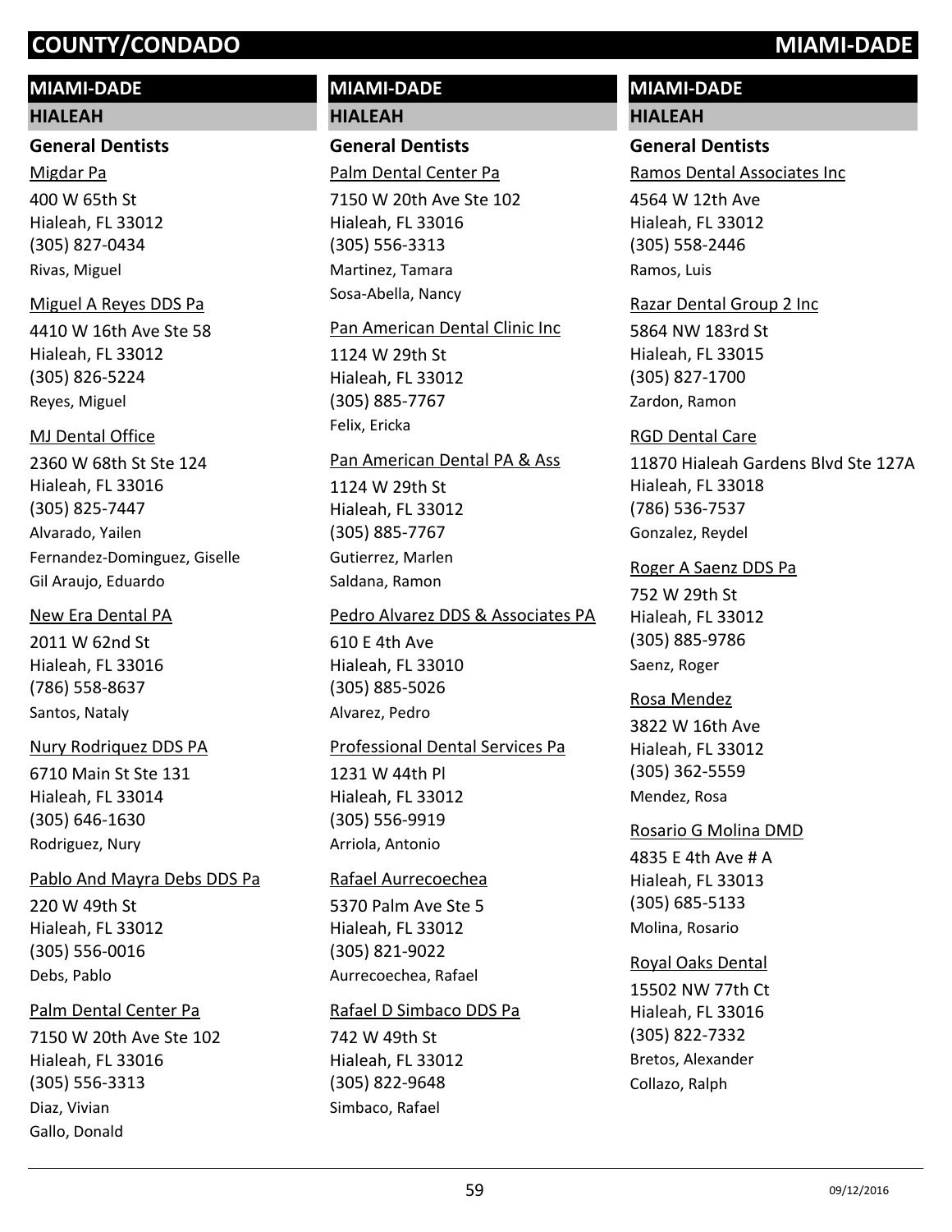## MIAMI-DADE

### HIALEAH

#### General Dentists

Migdar Pa
400 W 65th St
Hialeah, FL 33012
(305) 827-0434
Rivas, Miguel

Miguel A Reyes DDS Pa
4410 W 16th Ave Ste 58
Hialeah, FL 33012
(305) 826-5224
Reyes, Miguel

MJ Dental Office
2360 W 68th St Ste 124
Hialeah, FL 33016
(305) 825-7447
Alvarado, Yailen
Fernandez-Dominguez, Giselle
Gil Araujo, Eduardo

New Era Dental PA
2011 W 62nd St
Hialeah, FL 33016
(786) 558-8637
Santos, Nataly

Nury Rodriquez DDS PA
6710 Main St Ste 131
Hialeah, FL 33014
(305) 646-1630
Rodriguez, Nury

Pablo And Mayra Debs DDS Pa
220 W 49th St
Hialeah, FL 33012
(305) 556-0016
Debs, Pablo

Palm Dental Center Pa
7150 W 20th Ave Ste 102
Hialeah, FL 33016
(305) 556-3313
Diaz, Vivian
Gallo, Donald

## MIAMI-DADE

### HIALEAH

#### General Dentists

Palm Dental Center Pa
7150 W 20th Ave Ste 102
Hialeah, FL 33016
(305) 556-3313
Martinez, Tamara
Sosa-Abella, Nancy

Pan American Dental Clinic Inc
1124 W 29th St
Hialeah, FL 33012
(305) 885-7767
Felix, Ericka

Pan American Dental PA & Ass
1124 W 29th St
Hialeah, FL 33012
(305) 885-7767
Gutierrez, Marlen
Saldana, Ramon

Pedro Alvarez DDS & Associates PA
610 E 4th Ave
Hialeah, FL 33010
(305) 885-5026
Alvarez, Pedro

Professional Dental Services Pa
1231 W 44th Pl
Hialeah, FL 33012
(305) 556-9919
Arriola, Antonio

Rafael Aurrecoechea
5370 Palm Ave Ste 5
Hialeah, FL 33012
(305) 821-9022
Aurrecoechea, Rafael

Rafael D Simbaco DDS Pa
742 W 49th St
Hialeah, FL 33012
(305) 822-9648
Simbaco, Rafael

## MIAMI-DADE

### HIALEAH

#### General Dentists

Ramos Dental Associates Inc
4564 W 12th Ave
Hialeah, FL 33012
(305) 558-2446
Ramos, Luis

Razar Dental Group 2 Inc
5864 NW 183rd St
Hialeah, FL 33015
(305) 827-1700
Zardon, Ramon

RGD Dental Care
11870 Hialeah Gardens Blvd Ste 127A
Hialeah, FL 33018
(786) 536-7537
Gonzalez, Reydel

Roger A Saenz DDS Pa
752 W 29th St
Hialeah, FL 33012
(305) 885-9786
Saenz, Roger

Rosa Mendez
3822 W 16th Ave
Hialeah, FL 33012
(305) 362-5559
Mendez, Rosa

Rosario G Molina DMD
4835 E 4th Ave # A
Hialeah, FL 33013
(305) 685-5133
Molina, Rosario

Royal Oaks Dental
15502 NW 77th Ct
Hialeah, FL 33016
(305) 822-7332
Bretos, Alexander
Collazo, Ralph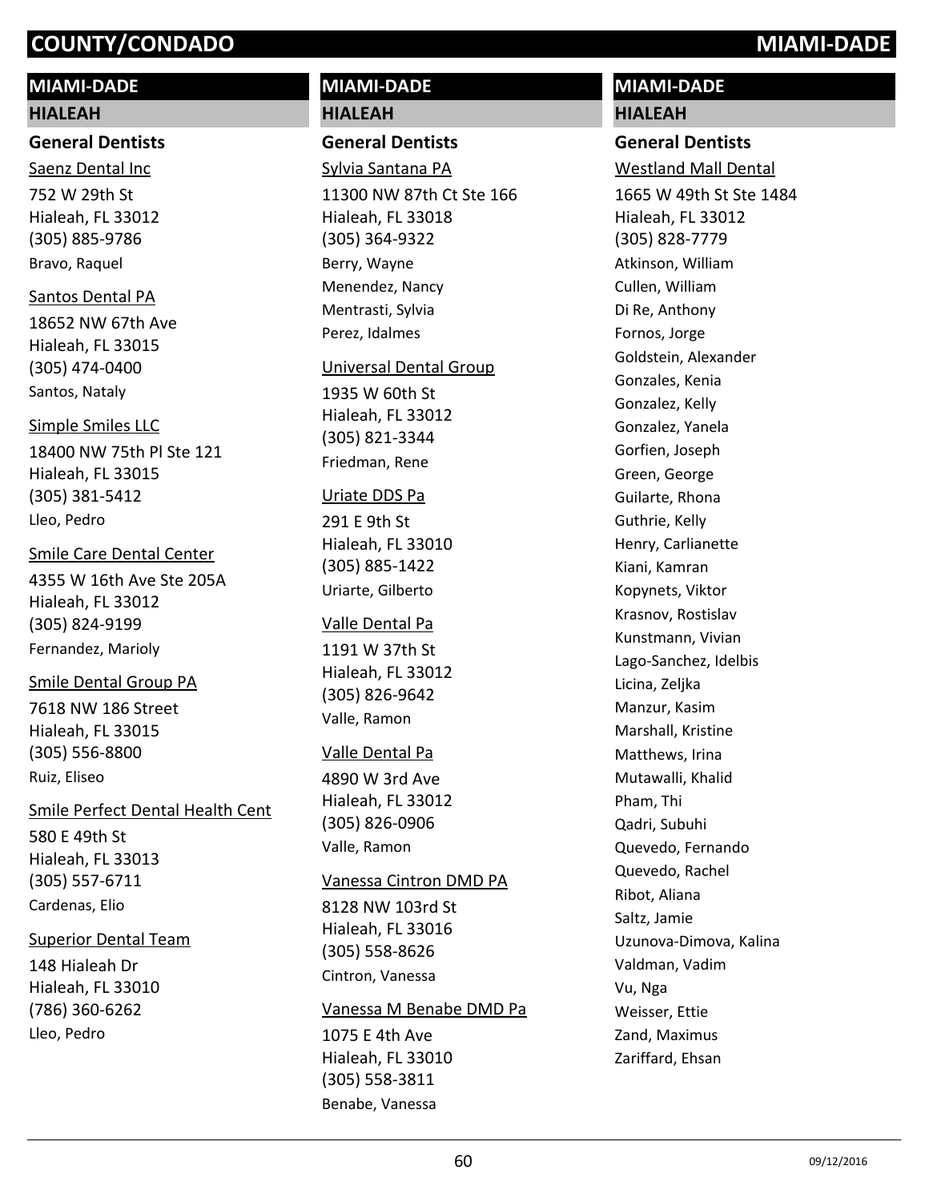# COUNTY/CONDADO MIAMI-DADE

## MIAMI-DADE

### HIALEAH

#### General Dentists

Saenz Dental Inc
752 W 29th St
Hialeah, FL 33012
(305) 885-9786
Bravo, Raquel

Santos Dental PA
18652 NW 67th Ave
Hialeah, FL 33015
(305) 474-0400
Santos, Nataly

Simple Smiles LLC
18400 NW 75th Pl Ste 121
Hialeah, FL 33015
(305) 381-5412
Lleo, Pedro

Smile Care Dental Center
4355 W 16th Ave Ste 205A
Hialeah, FL 33012
(305) 824-9199
Fernandez, Marioly

Smile Dental Group PA
7618 NW 186 Street
Hialeah, FL 33015
(305) 556-8800
Ruiz, Eliseo

Smile Perfect Dental Health Cent
580 E 49th St
Hialeah, FL 33013
(305) 557-6711
Cardenas, Elio

Superior Dental Team
148 Hialeah Dr
Hialeah, FL 33010
(786) 360-6262
Lleo, Pedro

Sylvia Santana PA
11300 NW 87th Ct Ste 166
Hialeah, FL 33018
(305) 364-9322
Berry, Wayne
Menendez, Nancy
Mentrasti, Sylvia
Perez, Idalmes

Universal Dental Group
1935 W 60th St
Hialeah, FL 33012
(305) 821-3344
Friedman, Rene

Uriate DDS Pa
291 E 9th St
Hialeah, FL 33010
(305) 885-1422
Uriarte, Gilberto

Valle Dental Pa
1191 W 37th St
Hialeah, FL 33012
(305) 826-9642
Valle, Ramon

Valle Dental Pa
4890 W 3rd Ave
Hialeah, FL 33012
(305) 826-0906
Valle, Ramon

Vanessa Cintron DMD PA
8128 NW 103rd St
Hialeah, FL 33016
(305) 558-8626
Cintron, Vanessa

Vanessa M Benabe DMD Pa
1075 E 4th Ave
Hialeah, FL 33010
(305) 558-3811
Benabe, Vanessa

Westland Mall Dental
1665 W 49th St Ste 1484
Hialeah, FL 33012
(305) 828-7779
Atkinson, William
Cullen, William
Di Re, Anthony
Fornos, Jorge
Goldstein, Alexander
Gonzales, Kenia
Gonzalez, Kelly
Gonzalez, Yanela
Gorfien, Joseph
Green, George
Guilarte, Rhona
Guthrie, Kelly
Henry, Carlianette
Kiani, Kamran
Kopynets, Viktor
Krasnov, Rostislav
Kunstmann, Vivian
Lago-Sanchez, Idelbis
Licina, Zeljka
Manzur, Kasim
Marshall, Kristine
Matthews, Irina
Mutawalli, Khalid
Pham, Thi
Qadri, Subuhi
Quevedo, Fernando
Quevedo, Rachel
Ribot, Aliana
Saltz, Jamie
Uzunova-Dimova, Kalina
Valdman, Vadim
Vu, Nga
Weisser, Ettie
Zand, Maximus
Zariffard, Ehsan

09/12/2016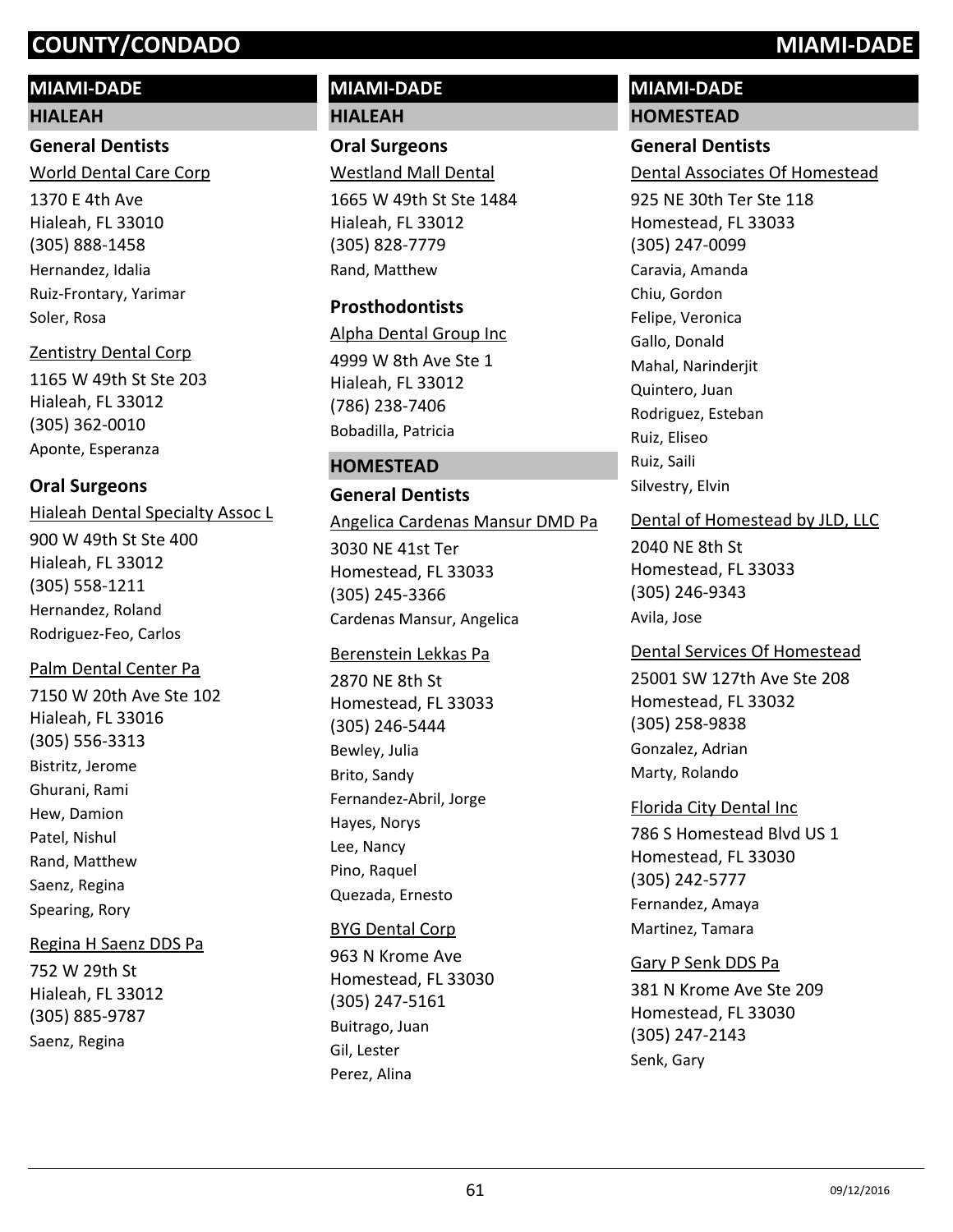# COUNTY/CONDADO MIAMI-DADE

## MIAMI-DADE

### HIALEAH

#### General Dentists

World Dental Care Corp

1370 E 4th Ave
Hialeah, FL 33010
(305) 888-1458
Hernandez, Idalia
Ruiz-Frontary, Yarimar
Soler, Rosa

Zentistry Dental Corp

1165 W 49th St Ste 203
Hialeah, FL 33012
(305) 362-0010
Aponte, Esperanza

#### Oral Surgeons

Hialeah Dental Specialty Assoc L

900 W 49th St Ste 400
Hialeah, FL 33012
(305) 558-1211
Hernandez, Roland
Rodriguez-Feo, Carlos

Palm Dental Center Pa

7150 W 20th Ave Ste 102
Hialeah, FL 33016
(305) 556-3313
Bistritz, Jerome
Ghurani, Rami
Hew, Damion
Patel, Nishul
Rand, Matthew
Saenz, Regina
Spearing, Rory

Regina H Saenz DDS Pa

752 W 29th St
Hialeah, FL 33012
(305) 885-9787
Saenz, Regina

## MIAMI-DADE

### HIALEAH

#### Oral Surgeons

Westland Mall Dental

1665 W 49th St Ste 1484
Hialeah, FL 33012
(305) 828-7779
Rand, Matthew

#### Prosthodontists

Alpha Dental Group Inc

4999 W 8th Ave Ste 1
Hialeah, FL 33012
(786) 238-7406
Bobadilla, Patricia

### HOMESTEAD

#### General Dentists

Angelica Cardenas Mansur DMD Pa

3030 NE 41st Ter
Homestead, FL 33033
(305) 245-3366
Cardenas Mansur, Angelica

Berenstein Lekkas Pa

2870 NE 8th St
Homestead, FL 33033
(305) 246-5444
Bewley, Julia
Brito, Sandy
Fernandez-Abril, Jorge
Hayes, Norys
Lee, Nancy
Pino, Raquel
Quezada, Ernesto

BYG Dental Corp

963 N Krome Ave
Homestead, FL 33030
(305) 247-5161
Buitrago, Juan
Gil, Lester
Perez, Alina

## MIAMI-DADE

### HOMESTEAD

#### General Dentists

Dental Associates Of Homestead

925 NE 30th Ter Ste 118
Homestead, FL 33033
(305) 247-0099
Caravia, Amanda
Chiu, Gordon
Felipe, Veronica
Gallo, Donald
Mahal, Narinderjit
Quintero, Juan
Rodriguez, Esteban
Ruiz, Eliseo
Ruiz, Saili
Silvestry, Elvin

Dental of Homestead by JLD, LLC

2040 NE 8th St
Homestead, FL 33033
(305) 246-9343
Avila, Jose

Dental Services Of Homestead

25001 SW 127th Ave Ste 208
Homestead, FL 33032
(305) 258-9838
Gonzalez, Adrian
Marty, Rolando

Florida City Dental Inc

786 S Homestead Blvd US 1
Homestead, FL 33030
(305) 242-5777
Fernandez, Amaya
Martinez, Tamara

Gary P Senk DDS Pa

381 N Krome Ave Ste 209
Homestead, FL 33030
(305) 247-2143
Senk, Gary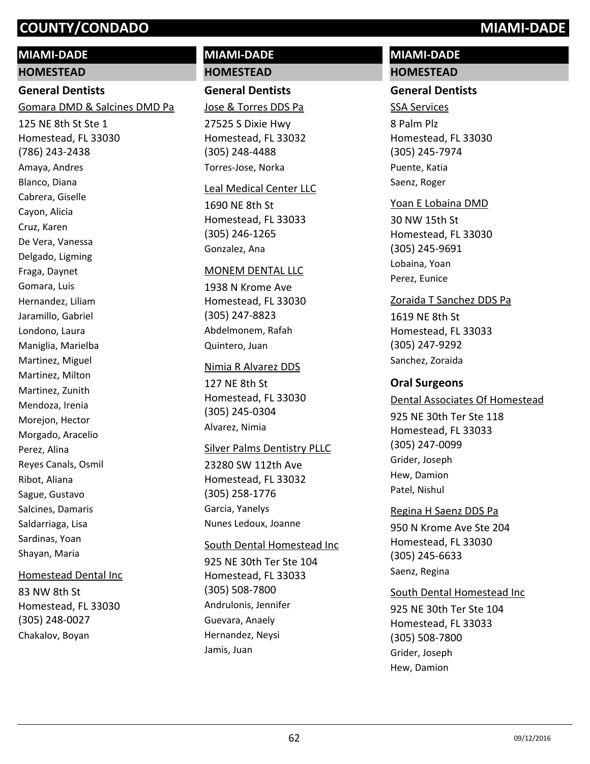# COUNTY/CONDADO — MIAMI-DADE

## MIAMI-DADE

### HOMESTEAD

#### General Dentists

Gomara DMD & Salcines DMD Pa

125 NE 8th St Ste 1
Homestead, FL 33030
(786) 243-2438

Amaya, Andres
Blanco, Diana
Cabrera, Giselle
Cayon, Alicia
Cruz, Karen
De Vera, Vanessa
Delgado, Ligming
Fraga, Daynet
Gomara, Luis
Hernandez, Liliam
Jaramillo, Gabriel
Londono, Laura
Maniglia, Marielba
Martinez, Miguel
Martinez, Milton
Martinez, Zunith
Mendoza, Irenia
Morejon, Hector
Morgado, Aracelio
Perez, Alina
Reyes Canals, Osmil
Ribot, Aliana
Sague, Gustavo
Salcines, Damaris
Saldarriaga, Lisa
Sardinas, Yoan
Shayan, Maria

Homestead Dental Inc

83 NW 8th St
Homestead, FL 33030
(305) 248-0027

Chakalov, Boyan

Jose & Torres DDS Pa

27525 S Dixie Hwy
Homestead, FL 33032
(305) 248-4488

Torres-Jose, Norka

Leal Medical Center LLC

1690 NE 8th St
Homestead, FL 33033
(305) 246-1265

Gonzalez, Ana

MONEM DENTAL LLC

1938 N Krome Ave
Homestead, FL 33030
(305) 247-8823

Abdelmonem, Rafah
Quintero, Juan

Nimia R Alvarez DDS

127 NE 8th St
Homestead, FL 33030
(305) 245-0304

Alvarez, Nimia

Silver Palms Dentistry PLLC

23280 SW 112th Ave
Homestead, FL 33032
(305) 258-1776

Garcia, Yanelys
Nunes Ledoux, Joanne

South Dental Homestead Inc

925 NE 30th Ter Ste 104
Homestead, FL 33033
(305) 508-7800

Andrulonis, Jennifer
Guevara, Anaely
Hernandez, Neysi
Jamis, Juan

SSA Services

8 Palm Plz
Homestead, FL 33030
(305) 245-7974

Puente, Katia
Saenz, Roger

Yoan E Lobaina DMD

30 NW 15th St
Homestead, FL 33030
(305) 245-9691

Lobaina, Yoan
Perez, Eunice

Zoraida T Sanchez DDS Pa

1619 NE 8th St
Homestead, FL 33033
(305) 247-9292

Sanchez, Zoraida

#### Oral Surgeons

Dental Associates Of Homestead

925 NE 30th Ter Ste 118
Homestead, FL 33033
(305) 247-0099

Grider, Joseph
Hew, Damion
Patel, Nishul

Regina H Saenz DDS Pa

950 N Krome Ave Ste 204
Homestead, FL 33030
(305) 245-6633

Saenz, Regina

South Dental Homestead Inc

925 NE 30th Ter Ste 104
Homestead, FL 33033
(305) 508-7800

Grider, Joseph
Hew, Damion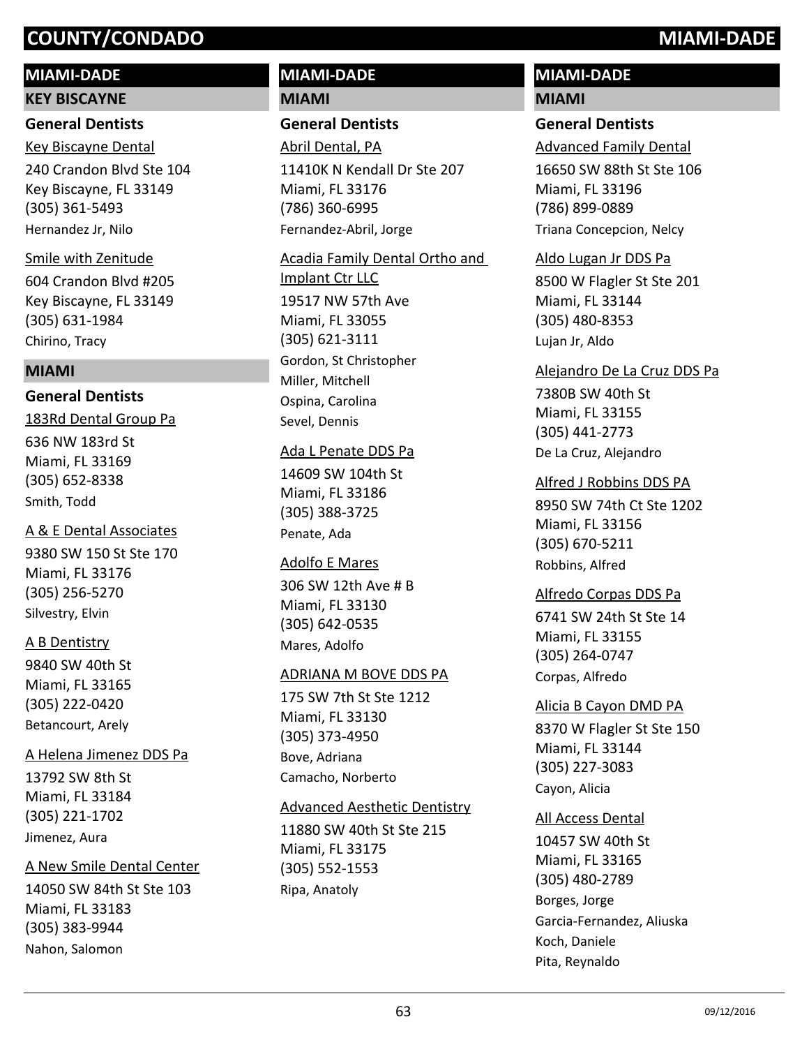# COUNTY/CONDADO — MIAMI-DADE

## MIAMI-DADE

### KEY BISCAYNE

#### General Dentists

Key Biscayne Dental
240 Crandon Blvd Ste 104
Key Biscayne, FL 33149
(305) 361-5493
Hernandez Jr, Nilo

Smile with Zenitude
604 Crandon Blvd #205
Key Biscayne, FL 33149
(305) 631-1984
Chirino, Tracy

### MIAMI

#### General Dentists

183Rd Dental Group Pa
636 NW 183rd St
Miami, FL 33169
(305) 652-8338
Smith, Todd

A & E Dental Associates
9380 SW 150 St Ste 170
Miami, FL 33176
(305) 256-5270
Silvestry, Elvin

A B Dentistry
9840 SW 40th St
Miami, FL 33165
(305) 222-0420
Betancourt, Arely

A Helena Jimenez DDS Pa
13792 SW 8th St
Miami, FL 33184
(305) 221-1702
Jimenez, Aura

A New Smile Dental Center
14050 SW 84th St Ste 103
Miami, FL 33183
(305) 383-9944
Nahon, Salomon

## MIAMI-DADE

### MIAMI

#### General Dentists

Abril Dental, PA
11410K N Kendall Dr Ste 207
Miami, FL 33176
(786) 360-6995
Fernandez-Abril, Jorge

Acadia Family Dental Ortho and Implant Ctr LLC
19517 NW 57th Ave
Miami, FL 33055
(305) 621-3111
Gordon, St Christopher
Miller, Mitchell
Ospina, Carolina
Sevel, Dennis

Ada L Penate DDS Pa
14609 SW 104th St
Miami, FL 33186
(305) 388-3725
Penate, Ada

Adolfo E Mares
306 SW 12th Ave # B
Miami, FL 33130
(305) 642-0535
Mares, Adolfo

ADRIANA M BOVE DDS PA
175 SW 7th St Ste 1212
Miami, FL 33130
(305) 373-4950
Bove, Adriana
Camacho, Norberto

Advanced Aesthetic Dentistry
11880 SW 40th St Ste 215
Miami, FL 33175
(305) 552-1553
Ripa, Anatoly

## MIAMI-DADE

### MIAMI

#### General Dentists

Advanced Family Dental
16650 SW 88th St Ste 106
Miami, FL 33196
(786) 899-0889
Triana Concepcion, Nelcy

Aldo Lugan Jr DDS Pa
8500 W Flagler St Ste 201
Miami, FL 33144
(305) 480-8353
Lujan Jr, Aldo

Alejandro De La Cruz DDS Pa
7380B SW 40th St
Miami, FL 33155
(305) 441-2773
De La Cruz, Alejandro

Alfred J Robbins DDS PA
8950 SW 74th Ct Ste 1202
Miami, FL 33156
(305) 670-5211
Robbins, Alfred

Alfredo Corpas DDS Pa
6741 SW 24th St Ste 14
Miami, FL 33155
(305) 264-0747
Corpas, Alfredo

Alicia B Cayon DMD PA
8370 W Flagler St Ste 150
Miami, FL 33144
(305) 227-3083
Cayon, Alicia

All Access Dental
10457 SW 40th St
Miami, FL 33165
(305) 480-2789
Borges, Jorge
Garcia-Fernandez, Aliuska
Koch, Daniele
Pita, Reynaldo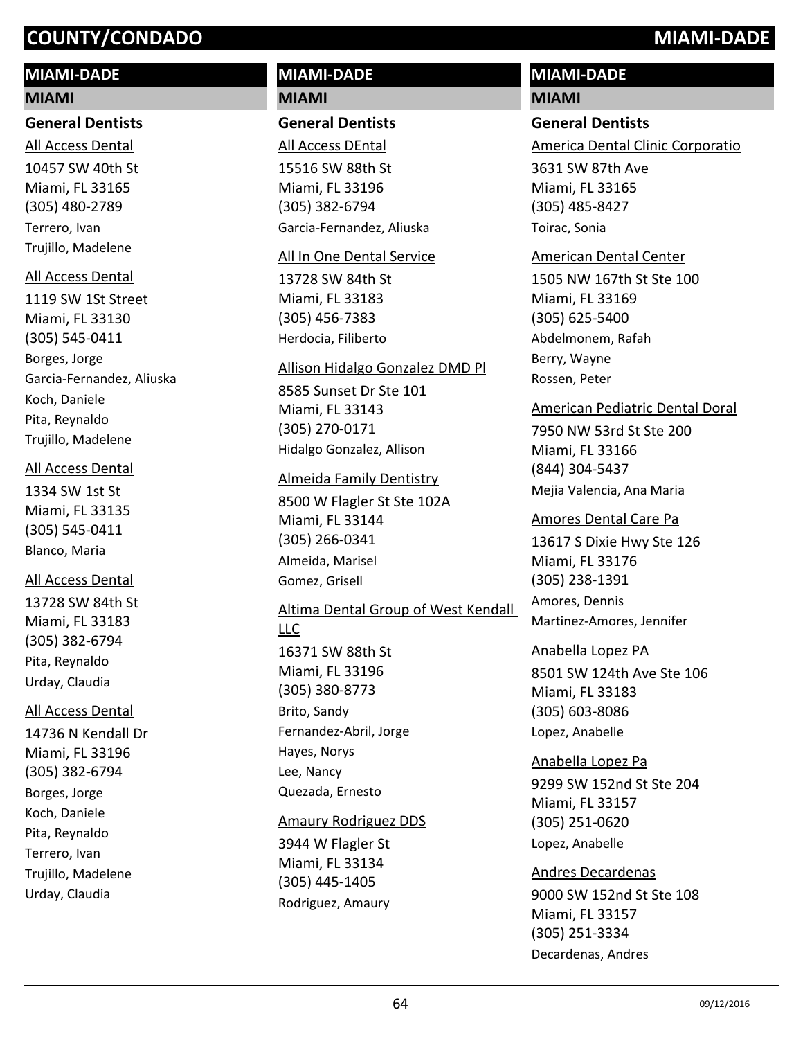# COUNTY/CONDADO MIAMI-DADE

## MIAMI-DADE

### MIAMI

#### General Dentists

All Access Dental
10457 SW 40th St
Miami, FL 33165
(305) 480-2789
Terrero, Ivan
Trujillo, Madelene

All Access Dental
1119 SW 1St Street
Miami, FL 33130
(305) 545-0411
Borges, Jorge
Garcia-Fernandez, Aliuska
Koch, Daniele
Pita, Reynaldo
Trujillo, Madelene

All Access Dental
1334 SW 1st St
Miami, FL 33135
(305) 545-0411
Blanco, Maria

All Access Dental
13728 SW 84th St
Miami, FL 33183
(305) 382-6794
Pita, Reynaldo
Urday, Claudia

All Access Dental
14736 N Kendall Dr
Miami, FL 33196
(305) 382-6794
Borges, Jorge
Koch, Daniele
Pita, Reynaldo
Terrero, Ivan
Trujillo, Madelene
Urday, Claudia

All Access DEntal
15516 SW 88th St
Miami, FL 33196
(305) 382-6794
Garcia-Fernandez, Aliuska

All In One Dental Service
13728 SW 84th St
Miami, FL 33183
(305) 456-7383
Herdocia, Filiberto

Allison Hidalgo Gonzalez DMD Pl
8585 Sunset Dr Ste 101
Miami, FL 33143
(305) 270-0171
Hidalgo Gonzalez, Allison

Almeida Family Dentistry
8500 W Flagler St Ste 102A
Miami, FL 33144
(305) 266-0341
Almeida, Marisel
Gomez, Grisell

Altima Dental Group of West Kendall LLC
16371 SW 88th St
Miami, FL 33196
(305) 380-8773
Brito, Sandy
Fernandez-Abril, Jorge
Hayes, Norys
Lee, Nancy
Quezada, Ernesto

Amaury Rodriguez DDS
3944 W Flagler St
Miami, FL 33134
(305) 445-1405
Rodriguez, Amaury

America Dental Clinic Corporatio
3631 SW 87th Ave
Miami, FL 33165
(305) 485-8427
Toirac, Sonia

American Dental Center
1505 NW 167th St Ste 100
Miami, FL 33169
(305) 625-5400
Abdelmonem, Rafah
Berry, Wayne
Rossen, Peter

American Pediatric Dental Doral
7950 NW 53rd St Ste 200
Miami, FL 33166
(844) 304-5437
Mejia Valencia, Ana Maria

Amores Dental Care Pa
13617 S Dixie Hwy Ste 126
Miami, FL 33176
(305) 238-1391
Amores, Dennis
Martinez-Amores, Jennifer

Anabella Lopez PA
8501 SW 124th Ave Ste 106
Miami, FL 33183
(305) 603-8086
Lopez, Anabelle

Anabella Lopez Pa
9299 SW 152nd St Ste 204
Miami, FL 33157
(305) 251-0620
Lopez, Anabelle

Andres Decardenas
9000 SW 152nd St Ste 108
Miami, FL 33157
(305) 251-3334
Decardenas, Andres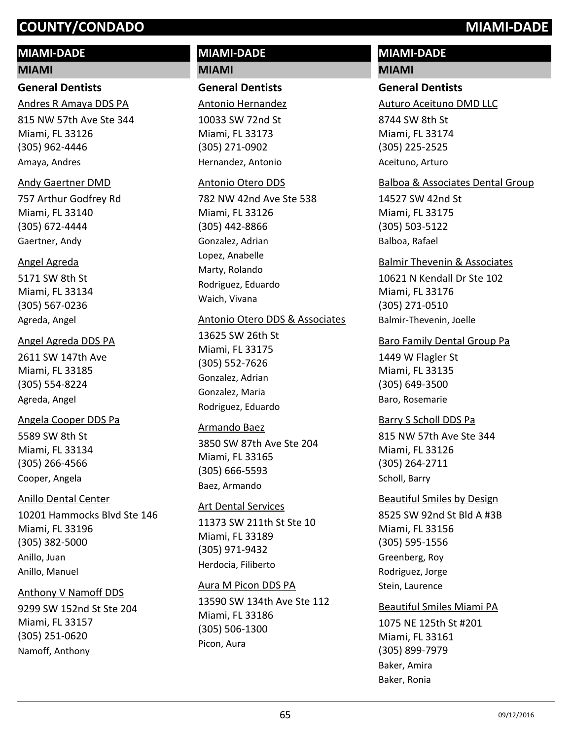# COUNTY/CONDADO MIAMI-DADE

## MIAMI-DADE

### MIAMI

#### General Dentists

Andres R Amaya DDS PA
815 NW 57th Ave Ste 344
Miami, FL 33126
(305) 962-4446
Amaya, Andres

Andy Gaertner DMD
757 Arthur Godfrey Rd
Miami, FL 33140
(305) 672-4444
Gaertner, Andy

Angel Agreda
5171 SW 8th St
Miami, FL 33134
(305) 567-0236
Agreda, Angel

Angel Agreda DDS PA
2611 SW 147th Ave
Miami, FL 33185
(305) 554-8224
Agreda, Angel

Angela Cooper DDS Pa
5589 SW 8th St
Miami, FL 33134
(305) 266-4566
Cooper, Angela

Anillo Dental Center
10201 Hammocks Blvd Ste 146
Miami, FL 33196
(305) 382-5000
Anillo, Juan
Anillo, Manuel

Anthony V Namoff DDS
9299 SW 152nd St Ste 204
Miami, FL 33157
(305) 251-0620
Namoff, Anthony

Antonio Hernandez
10033 SW 72nd St
Miami, FL 33173
(305) 271-0902
Hernandez, Antonio

Antonio Otero DDS
782 NW 42nd Ave Ste 538
Miami, FL 33126
(305) 442-8866
Gonzalez, Adrian
Lopez, Anabelle
Marty, Rolando
Rodriguez, Eduardo
Waich, Vivana

Antonio Otero DDS & Associates
13625 SW 26th St
Miami, FL 33175
(305) 552-7626
Gonzalez, Adrian
Gonzalez, Maria
Rodriguez, Eduardo

Armando Baez
3850 SW 87th Ave Ste 204
Miami, FL 33165
(305) 666-5593
Baez, Armando

Art Dental Services
11373 SW 211th St Ste 10
Miami, FL 33189
(305) 971-9432
Herdocia, Filiberto

Aura M Picon DDS PA
13590 SW 134th Ave Ste 112
Miami, FL 33186
(305) 506-1300
Picon, Aura

Auturo Aceituno DMD LLC
8744 SW 8th St
Miami, FL 33174
(305) 225-2525
Aceituno, Arturo

Balboa & Associates Dental Group
14527 SW 42nd St
Miami, FL 33175
(305) 503-5122
Balboa, Rafael

Balmir Thevenin & Associates
10621 N Kendall Dr Ste 102
Miami, FL 33176
(305) 271-0510
Balmir-Thevenin, Joelle

Baro Family Dental Group Pa
1449 W Flagler St
Miami, FL 33135
(305) 649-3500
Baro, Rosemarie

Barry S Scholl DDS Pa
815 NW 57th Ave Ste 344
Miami, FL 33126
(305) 264-2711
Scholl, Barry

Beautiful Smiles by Design
8525 SW 92nd St Bld A #3B
Miami, FL 33156
(305) 595-1556
Greenberg, Roy
Rodriguez, Jorge
Stein, Laurence

Beautiful Smiles Miami PA
1075 NE 125th St #201
Miami, FL 33161
(305) 899-7979
Baker, Amira
Baker, Ronia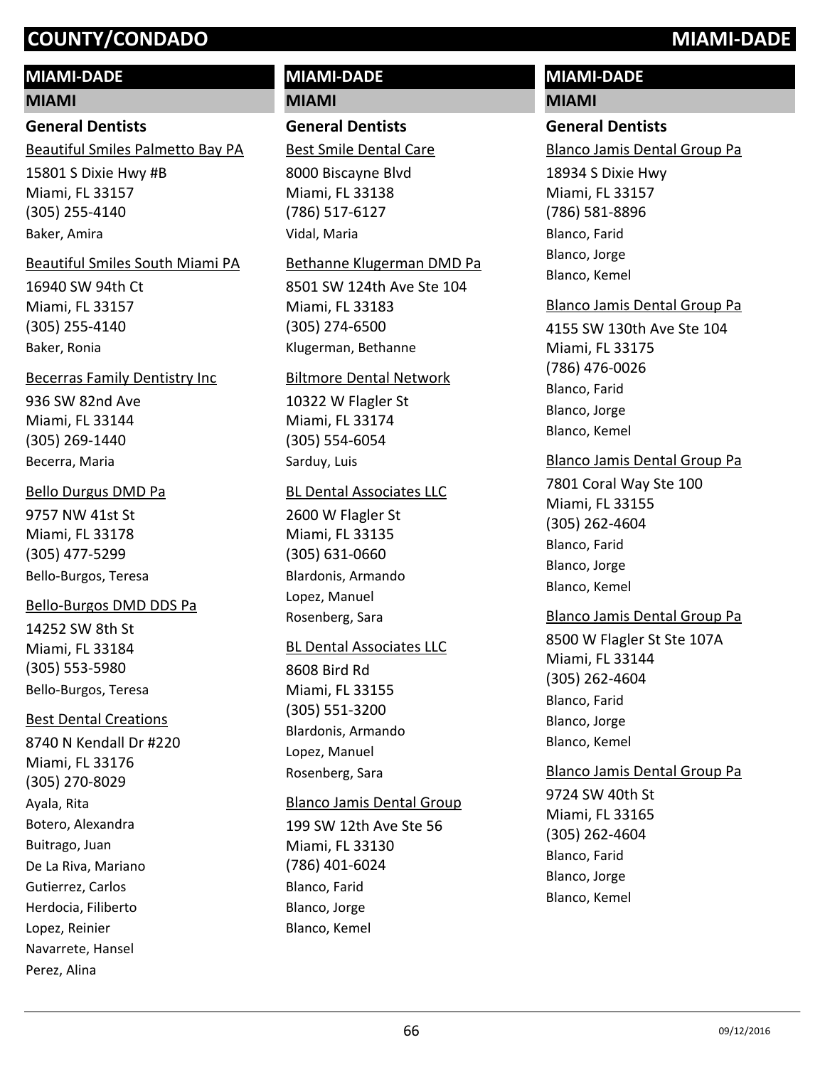# COUNTY/CONDADO MIAMI-DADE

## MIAMI-DADE

### MIAMI

#### General Dentists

Beautiful Smiles Palmetto Bay PA
15801 S Dixie Hwy #B
Miami, FL 33157
(305) 255-4140
Baker, Amira

Beautiful Smiles South Miami PA
16940 SW 94th Ct
Miami, FL 33157
(305) 255-4140
Baker, Ronia

Becerras Family Dentistry Inc
936 SW 82nd Ave
Miami, FL 33144
(305) 269-1440
Becerra, Maria

Bello Durgus DMD Pa
9757 NW 41st St
Miami, FL 33178
(305) 477-5299
Bello-Burgos, Teresa

Bello-Burgos DMD DDS Pa
14252 SW 8th St
Miami, FL 33184
(305) 553-5980
Bello-Burgos, Teresa

Best Dental Creations
8740 N Kendall Dr #220
Miami, FL 33176
(305) 270-8029
Ayala, Rita
Botero, Alexandra
Buitrago, Juan
De La Riva, Mariano
Gutierrez, Carlos
Herdocia, Filiberto
Lopez, Reinier
Navarrete, Hansel
Perez, Alina

## MIAMI-DADE

### MIAMI

#### General Dentists

Best Smile Dental Care
8000 Biscayne Blvd
Miami, FL 33138
(786) 517-6127
Vidal, Maria

Bethanne Klugerman DMD Pa
8501 SW 124th Ave Ste 104
Miami, FL 33183
(305) 274-6500
Klugerman, Bethanne

Biltmore Dental Network
10322 W Flagler St
Miami, FL 33174
(305) 554-6054
Sarduy, Luis

BL Dental Associates LLC
2600 W Flagler St
Miami, FL 33135
(305) 631-0660
Blardonis, Armando
Lopez, Manuel
Rosenberg, Sara

BL Dental Associates LLC
8608 Bird Rd
Miami, FL 33155
(305) 551-3200
Blardonis, Armando
Lopez, Manuel
Rosenberg, Sara

Blanco Jamis Dental Group
199 SW 12th Ave Ste 56
Miami, FL 33130
(786) 401-6024
Blanco, Farid
Blanco, Jorge
Blanco, Kemel

## MIAMI-DADE

### MIAMI

#### General Dentists

Blanco Jamis Dental Group Pa
18934 S Dixie Hwy
Miami, FL 33157
(786) 581-8896
Blanco, Farid
Blanco, Jorge
Blanco, Kemel

Blanco Jamis Dental Group Pa
4155 SW 130th Ave Ste 104
Miami, FL 33175
(786) 476-0026
Blanco, Farid
Blanco, Jorge
Blanco, Kemel

Blanco Jamis Dental Group Pa
7801 Coral Way Ste 100
Miami, FL 33155
(305) 262-4604
Blanco, Farid
Blanco, Jorge
Blanco, Kemel

Blanco Jamis Dental Group Pa
8500 W Flagler St Ste 107A
Miami, FL 33144
(305) 262-4604
Blanco, Farid
Blanco, Jorge
Blanco, Kemel

Blanco Jamis Dental Group Pa
9724 SW 40th St
Miami, FL 33165
(305) 262-4604
Blanco, Farid
Blanco, Jorge
Blanco, Kemel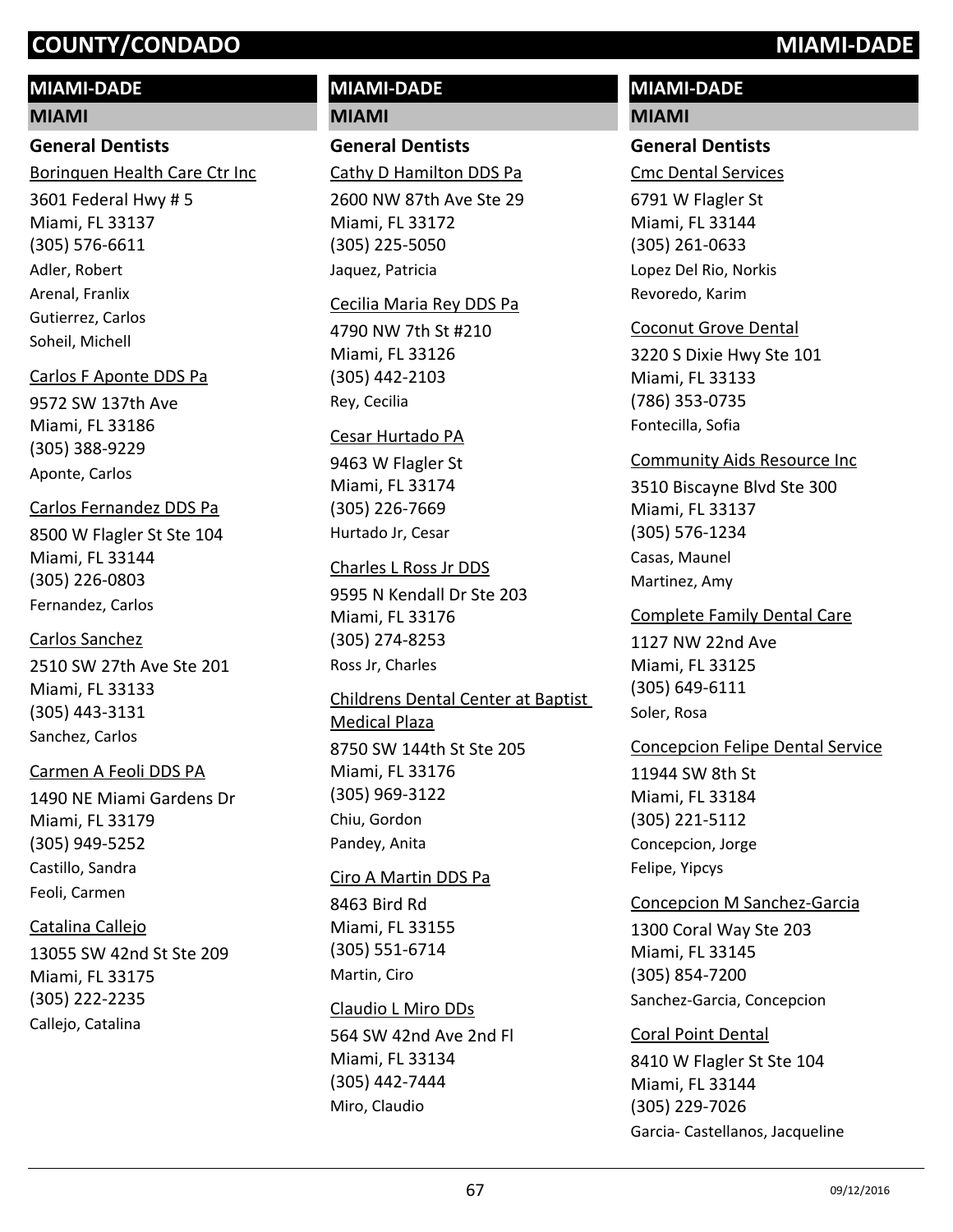# COUNTY/CONDADO MIAMI-DADE

## MIAMI-DADE

### MIAMI

#### General Dentists

Borinquen Health Care Ctr Inc
3601 Federal Hwy # 5
Miami, FL 33137
(305) 576-6611
Adler, Robert
Arenal, Franlix
Gutierrez, Carlos
Soheil, Michell

Carlos F Aponte DDS Pa
9572 SW 137th Ave
Miami, FL 33186
(305) 388-9229
Aponte, Carlos

Carlos Fernandez DDS Pa
8500 W Flagler St Ste 104
Miami, FL 33144
(305) 226-0803
Fernandez, Carlos

Carlos Sanchez
2510 SW 27th Ave Ste 201
Miami, FL 33133
(305) 443-3131
Sanchez, Carlos

Carmen A Feoli DDS PA
1490 NE Miami Gardens Dr
Miami, FL 33179
(305) 949-5252
Castillo, Sandra
Feoli, Carmen

Catalina Callejo
13055 SW 42nd St Ste 209
Miami, FL 33175
(305) 222-2235
Callejo, Catalina

Cathy D Hamilton DDS Pa
2600 NW 87th Ave Ste 29
Miami, FL 33172
(305) 225-5050
Jaquez, Patricia

Cecilia Maria Rey DDS Pa
4790 NW 7th St #210
Miami, FL 33126
(305) 442-2103
Rey, Cecilia

Cesar Hurtado PA
9463 W Flagler St
Miami, FL 33174
(305) 226-7669
Hurtado Jr, Cesar

Charles L Ross Jr DDS
9595 N Kendall Dr Ste 203
Miami, FL 33176
(305) 274-8253
Ross Jr, Charles

Childrens Dental Center at Baptist Medical Plaza
8750 SW 144th St Ste 205
Miami, FL 33176
(305) 969-3122
Chiu, Gordon
Pandey, Anita

Ciro A Martin DDS Pa
8463 Bird Rd
Miami, FL 33155
(305) 551-6714
Martin, Ciro

Claudio L Miro DDs
564 SW 42nd Ave 2nd Fl
Miami, FL 33134
(305) 442-7444
Miro, Claudio

Cmc Dental Services
6791 W Flagler St
Miami, FL 33144
(305) 261-0633
Lopez Del Rio, Norkis
Revoredo, Karim

Coconut Grove Dental
3220 S Dixie Hwy Ste 101
Miami, FL 33133
(786) 353-0735
Fontecilla, Sofia

Community Aids Resource Inc
3510 Biscayne Blvd Ste 300
Miami, FL 33137
(305) 576-1234
Casas, Maunel
Martinez, Amy

Complete Family Dental Care
1127 NW 22nd Ave
Miami, FL 33125
(305) 649-6111
Soler, Rosa

Concepcion Felipe Dental Service
11944 SW 8th St
Miami, FL 33184
(305) 221-5112
Concepcion, Jorge
Felipe, Yipcys

Concepcion M Sanchez-Garcia
1300 Coral Way Ste 203
Miami, FL 33145
(305) 854-7200
Sanchez-Garcia, Concepcion

Coral Point Dental
8410 W Flagler St Ste 104
Miami, FL 33144
(305) 229-7026
Garcia- Castellanos, Jacqueline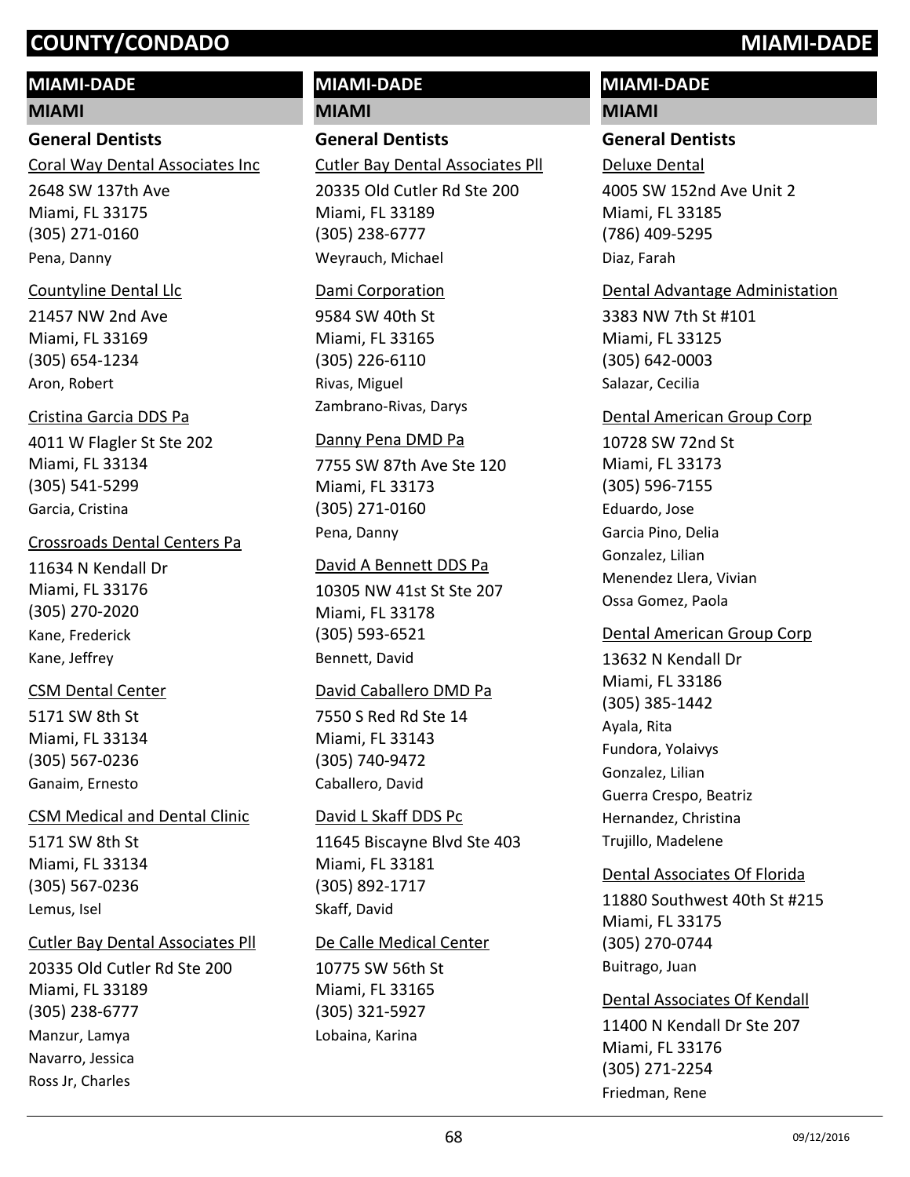# COUNTY/CONDADO MIAMI-DADE

## MIAMI-DADE

### MIAMI

#### General Dentists

Coral Way Dental Associates Inc
2648 SW 137th Ave
Miami, FL 33175
(305) 271-0160
Pena, Danny

Countyline Dental Llc
21457 NW 2nd Ave
Miami, FL 33169
(305) 654-1234
Aron, Robert

Cristina Garcia DDS Pa
4011 W Flagler St Ste 202
Miami, FL 33134
(305) 541-5299
Garcia, Cristina

Crossroads Dental Centers Pa
11634 N Kendall Dr
Miami, FL 33176
(305) 270-2020
Kane, Frederick
Kane, Jeffrey

CSM Dental Center
5171 SW 8th St
Miami, FL 33134
(305) 567-0236
Ganaim, Ernesto

CSM Medical and Dental Clinic
5171 SW 8th St
Miami, FL 33134
(305) 567-0236
Lemus, Isel

Cutler Bay Dental Associates Pll
20335 Old Cutler Rd Ste 200
Miami, FL 33189
(305) 238-6777
Manzur, Lamya
Navarro, Jessica
Ross Jr, Charles

Cutler Bay Dental Associates Pll
20335 Old Cutler Rd Ste 200
Miami, FL 33189
(305) 238-6777
Weyrauch, Michael

Dami Corporation
9584 SW 40th St
Miami, FL 33165
(305) 226-6110
Rivas, Miguel
Zambrano-Rivas, Darys

Danny Pena DMD Pa
7755 SW 87th Ave Ste 120
Miami, FL 33173
(305) 271-0160
Pena, Danny

David A Bennett DDS Pa
10305 NW 41st St Ste 207
Miami, FL 33178
(305) 593-6521
Bennett, David

David Caballero DMD Pa
7550 S Red Rd Ste 14
Miami, FL 33143
(305) 740-9472
Caballero, David

David L Skaff DDS Pc
11645 Biscayne Blvd Ste 403
Miami, FL 33181
(305) 892-1717
Skaff, David

De Calle Medical Center
10775 SW 56th St
Miami, FL 33165
(305) 321-5927
Lobaina, Karina

Deluxe Dental
4005 SW 152nd Ave Unit 2
Miami, FL 33185
(786) 409-5295
Diaz, Farah

Dental Advantage Administation
3383 NW 7th St #101
Miami, FL 33125
(305) 642-0003
Salazar, Cecilia

Dental American Group Corp
10728 SW 72nd St
Miami, FL 33173
(305) 596-7155
Eduardo, Jose
Garcia Pino, Delia
Gonzalez, Lilian
Menendez Llera, Vivian
Ossa Gomez, Paola

Dental American Group Corp
13632 N Kendall Dr
Miami, FL 33186
(305) 385-1442
Ayala, Rita
Fundora, Yolaivys
Gonzalez, Lilian
Guerra Crespo, Beatriz
Hernandez, Christina
Trujillo, Madelene

Dental Associates Of Florida
11880 Southwest 40th St #215
Miami, FL 33175
(305) 270-0744
Buitrago, Juan

Dental Associates Of Kendall
11400 N Kendall Dr Ste 207
Miami, FL 33176
(305) 271-2254
Friedman, Rene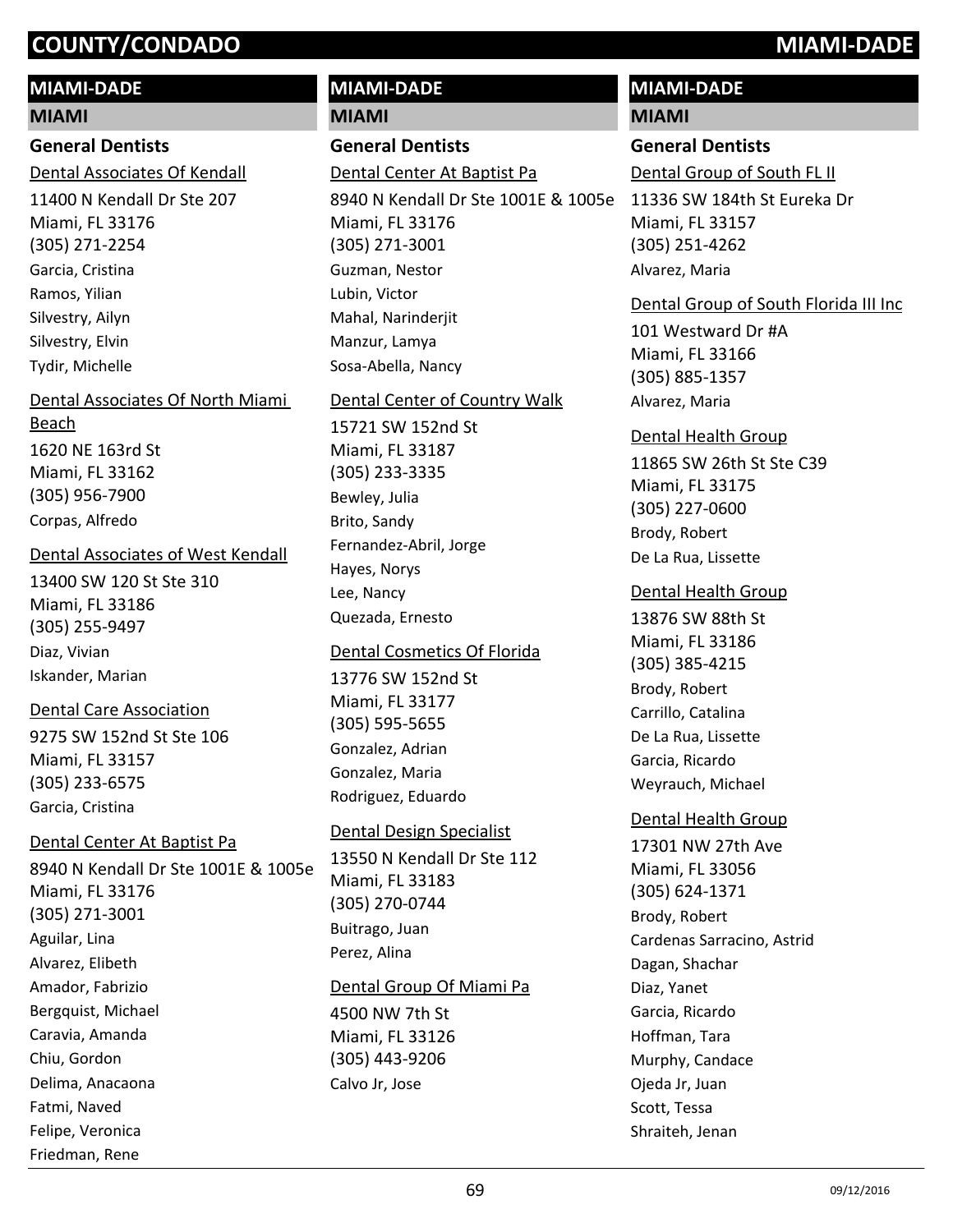# COUNTY/CONDADO MIAMI-DADE

## MIAMI-DADE

### MIAMI

#### General Dentists

Dental Associates Of Kendall
11400 N Kendall Dr Ste 207
Miami, FL 33176
(305) 271-2254
Garcia, Cristina
Ramos, Yilian
Silvestry, Ailyn
Silvestry, Elvin
Tydir, Michelle

Dental Associates Of North Miami Beach
1620 NE 163rd St
Miami, FL 33162
(305) 956-7900
Corpas, Alfredo

Dental Associates of West Kendall
13400 SW 120 St Ste 310
Miami, FL 33186
(305) 255-9497
Diaz, Vivian
Iskander, Marian

Dental Care Association
9275 SW 152nd St Ste 106
Miami, FL 33157
(305) 233-6575
Garcia, Cristina

Dental Center At Baptist Pa
8940 N Kendall Dr Ste 1001E & 1005e
Miami, FL 33176
(305) 271-3001
Aguilar, Lina
Alvarez, Elibeth
Amador, Fabrizio
Bergquist, Michael
Caravia, Amanda
Chiu, Gordon
Delima, Anacaona
Fatmi, Naved
Felipe, Veronica
Friedman, Rene

## MIAMI-DADE

### MIAMI

#### General Dentists

Dental Center At Baptist Pa
8940 N Kendall Dr Ste 1001E & 1005e
Miami, FL 33176
(305) 271-3001
Guzman, Nestor
Lubin, Victor
Mahal, Narinderjit
Manzur, Lamya
Sosa-Abella, Nancy

Dental Center of Country Walk
15721 SW 152nd St
Miami, FL 33187
(305) 233-3335
Bewley, Julia
Brito, Sandy
Fernandez-Abril, Jorge
Hayes, Norys
Lee, Nancy
Quezada, Ernesto

Dental Cosmetics Of Florida
13776 SW 152nd St
Miami, FL 33177
(305) 595-5655
Gonzalez, Adrian
Gonzalez, Maria
Rodriguez, Eduardo

Dental Design Specialist
13550 N Kendall Dr Ste 112
Miami, FL 33183
(305) 270-0744
Buitrago, Juan
Perez, Alina

Dental Group Of Miami Pa
4500 NW 7th St
Miami, FL 33126
(305) 443-9206
Calvo Jr, Jose

## MIAMI-DADE

### MIAMI

#### General Dentists

Dental Group of South FL II
11336 SW 184th St Eureka Dr
Miami, FL 33157
(305) 251-4262
Alvarez, Maria

Dental Group of South Florida III Inc
101 Westward Dr #A
Miami, FL 33166
(305) 885-1357
Alvarez, Maria

Dental Health Group
11865 SW 26th St Ste C39
Miami, FL 33175
(305) 227-0600
Brody, Robert
De La Rua, Lissette

Dental Health Group
13876 SW 88th St
Miami, FL 33186
(305) 385-4215
Brody, Robert
Carrillo, Catalina
De La Rua, Lissette
Garcia, Ricardo
Weyrauch, Michael

Dental Health Group
17301 NW 27th Ave
Miami, FL 33056
(305) 624-1371
Brody, Robert
Cardenas Sarracino, Astrid
Dagan, Shachar
Diaz, Yanet
Garcia, Ricardo
Hoffman, Tara
Murphy, Candace
Ojeda Jr, Juan
Scott, Tessa
Shraiteh, Jenan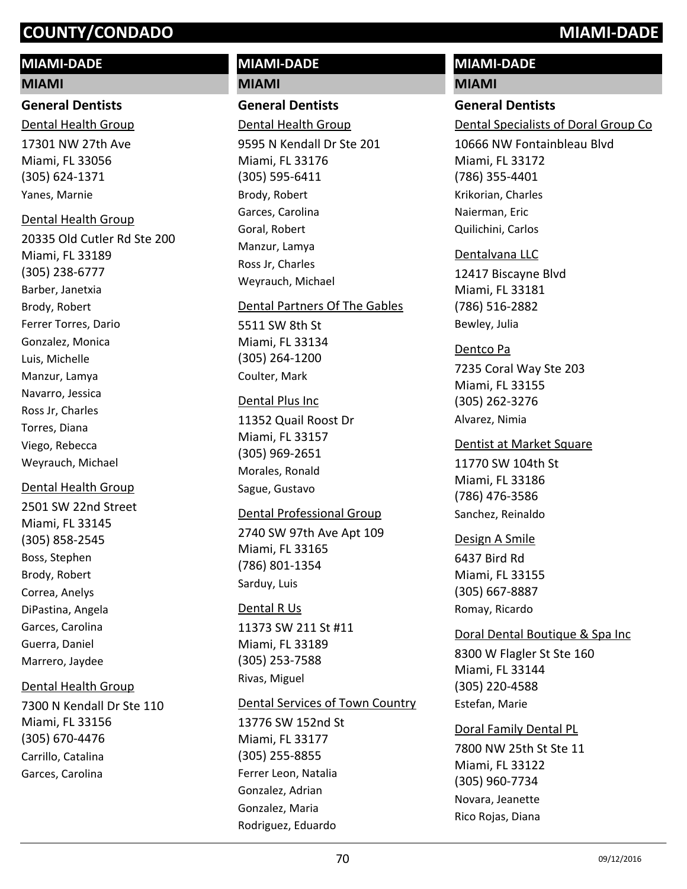# COUNTY/CONDADO MIAMI-DADE

## MIAMI-DADE

### MIAMI

#### General Dentists

Dental Health Group
17301 NW 27th Ave
Miami, FL 33056
(305) 624-1371
Yanes, Marnie

Dental Health Group
20335 Old Cutler Rd Ste 200
Miami, FL 33189
(305) 238-6777
Barber, Janetxia
Brody, Robert
Ferrer Torres, Dario
Gonzalez, Monica
Luis, Michelle
Manzur, Lamya
Navarro, Jessica
Ross Jr, Charles
Torres, Diana
Viego, Rebecca
Weyrauch, Michael

Dental Health Group
2501 SW 22nd Street
Miami, FL 33145
(305) 858-2545
Boss, Stephen
Brody, Robert
Correa, Anelys
DiPastina, Angela
Garces, Carolina
Guerra, Daniel
Marrero, Jaydee

Dental Health Group
7300 N Kendall Dr Ste 110
Miami, FL 33156
(305) 670-4476
Carrillo, Catalina
Garces, Carolina

## MIAMI-DADE

### MIAMI

#### General Dentists

Dental Health Group
9595 N Kendall Dr Ste 201
Miami, FL 33176
(305) 595-6411
Brody, Robert
Garces, Carolina
Goral, Robert
Manzur, Lamya
Ross Jr, Charles
Weyrauch, Michael

Dental Partners Of The Gables
5511 SW 8th St
Miami, FL 33134
(305) 264-1200
Coulter, Mark

Dental Plus Inc
11352 Quail Roost Dr
Miami, FL 33157
(305) 969-2651
Morales, Ronald
Sague, Gustavo

Dental Professional Group
2740 SW 97th Ave Apt 109
Miami, FL 33165
(786) 801-1354
Sarduy, Luis

Dental R Us
11373 SW 211 St #11
Miami, FL 33189
(305) 253-7588
Rivas, Miguel

Dental Services of Town Country
13776 SW 152nd St
Miami, FL 33177
(305) 255-8855
Ferrer Leon, Natalia
Gonzalez, Adrian
Gonzalez, Maria
Rodriguez, Eduardo

## MIAMI-DADE

### MIAMI

#### General Dentists

Dental Specialists of Doral Group Co
10666 NW Fontainbleau Blvd
Miami, FL 33172
(786) 355-4401
Krikorian, Charles
Naierman, Eric
Quilichini, Carlos

Dentalvana LLC
12417 Biscayne Blvd
Miami, FL 33181
(786) 516-2882
Bewley, Julia

Dentco Pa
7235 Coral Way Ste 203
Miami, FL 33155
(305) 262-3276
Alvarez, Nimia

Dentist at Market Square
11770 SW 104th St
Miami, FL 33186
(786) 476-3586
Sanchez, Reinaldo

Design A Smile
6437 Bird Rd
Miami, FL 33155
(305) 667-8887
Romay, Ricardo

Doral Dental Boutique & Spa Inc
8300 W Flagler St Ste 160
Miami, FL 33144
(305) 220-4588
Estefan, Marie

Doral Family Dental PL
7800 NW 25th St Ste 11
Miami, FL 33122
(305) 960-7734
Novara, Jeanette
Rico Rojas, Diana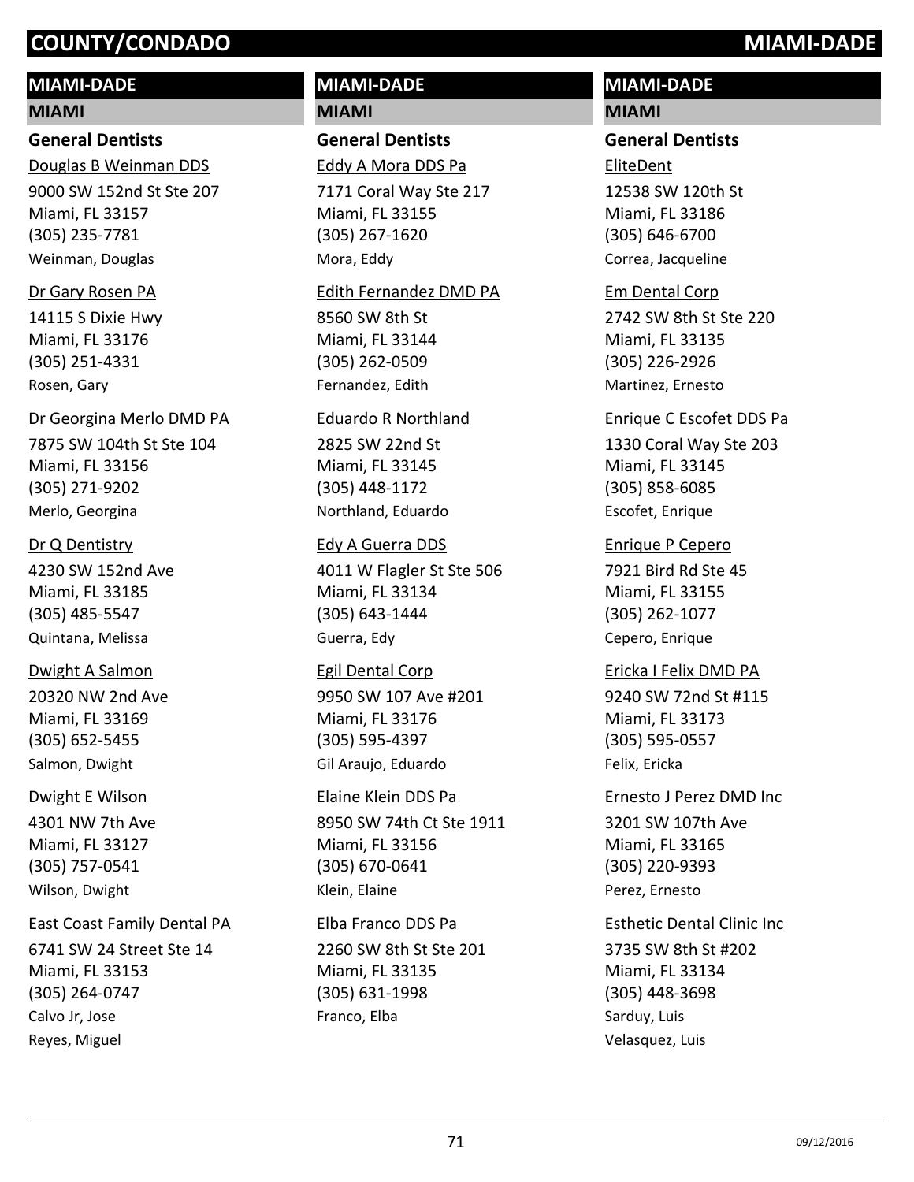## MIAMI-DADE

### MIAMI

#### General Dentists

Douglas B Weinman DDS
9000 SW 152nd St Ste 207
Miami, FL 33157
(305) 235-7781
Weinman, Douglas

Dr Gary Rosen PA
14115 S Dixie Hwy
Miami, FL 33176
(305) 251-4331
Rosen, Gary

Dr Georgina Merlo DMD PA
7875 SW 104th St Ste 104
Miami, FL 33156
(305) 271-9202
Merlo, Georgina

Dr Q Dentistry
4230 SW 152nd Ave
Miami, FL 33185
(305) 485-5547
Quintana, Melissa

Dwight A Salmon
20320 NW 2nd Ave
Miami, FL 33169
(305) 652-5455
Salmon, Dwight

Dwight E Wilson
4301 NW 7th Ave
Miami, FL 33127
(305) 757-0541
Wilson, Dwight

East Coast Family Dental PA
6741 SW 24 Street Ste 14
Miami, FL 33153
(305) 264-0747
Calvo Jr, Jose
Reyes, Miguel

Eddy A Mora DDS Pa
7171 Coral Way Ste 217
Miami, FL 33155
(305) 267-1620
Mora, Eddy

Edith Fernandez DMD PA
8560 SW 8th St
Miami, FL 33144
(305) 262-0509
Fernandez, Edith

Eduardo R Northland
2825 SW 22nd St
Miami, FL 33145
(305) 448-1172
Northland, Eduardo

Edy A Guerra DDS
4011 W Flagler St Ste 506
Miami, FL 33134
(305) 643-1444
Guerra, Edy

Egil Dental Corp
9950 SW 107 Ave #201
Miami, FL 33176
(305) 595-4397
Gil Araujo, Eduardo

Elaine Klein DDS Pa
8950 SW 74th Ct Ste 1911
Miami, FL 33156
(305) 670-0641
Klein, Elaine

Elba Franco DDS Pa
2260 SW 8th St Ste 201
Miami, FL 33135
(305) 631-1998
Franco, Elba

EliteDent
12538 SW 120th St
Miami, FL 33186
(305) 646-6700
Correa, Jacqueline

Em Dental Corp
2742 SW 8th St Ste 220
Miami, FL 33135
(305) 226-2926
Martinez, Ernesto

Enrique C Escofet DDS Pa
1330 Coral Way Ste 203
Miami, FL 33145
(305) 858-6085
Escofet, Enrique

Enrique P Cepero
7921 Bird Rd Ste 45
Miami, FL 33155
(305) 262-1077
Cepero, Enrique

Ericka I Felix DMD PA
9240 SW 72nd St #115
Miami, FL 33173
(305) 595-0557
Felix, Ericka

Ernesto J Perez DMD Inc
3201 SW 107th Ave
Miami, FL 33165
(305) 220-9393
Perez, Ernesto

Esthetic Dental Clinic Inc
3735 SW 8th St #202
Miami, FL 33134
(305) 448-3698
Sarduy, Luis
Velasquez, Luis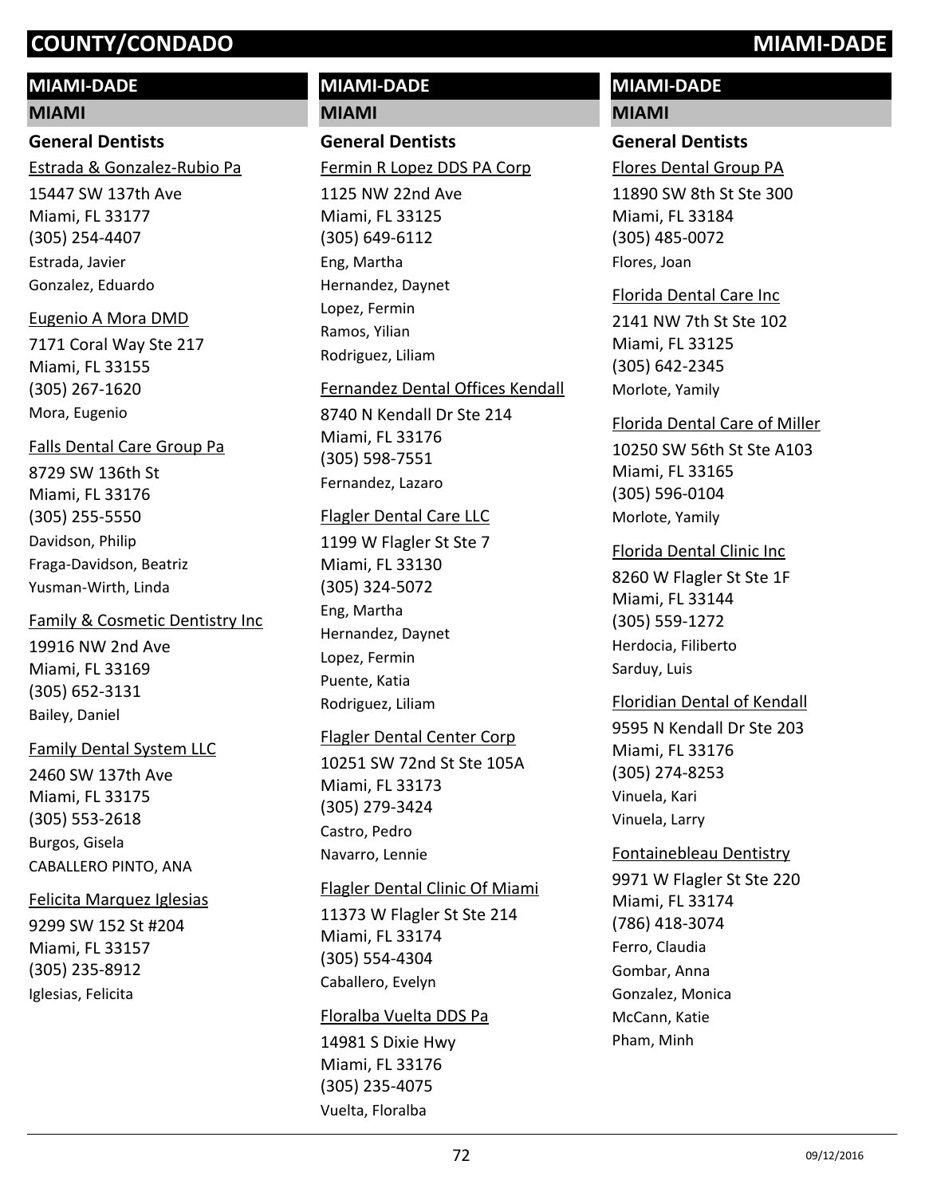## MIAMI-DADE

### MIAMI

#### General Dentists

Estrada & Gonzalez-Rubio Pa
15447 SW 137th Ave
Miami, FL 33177
(305) 254-4407
Estrada, Javier
Gonzalez, Eduardo

Eugenio A Mora DMD
7171 Coral Way Ste 217
Miami, FL 33155
(305) 267-1620
Mora, Eugenio

Falls Dental Care Group Pa
8729 SW 136th St
Miami, FL 33176
(305) 255-5550
Davidson, Philip
Fraga-Davidson, Beatriz
Yusman-Wirth, Linda

Family & Cosmetic Dentistry Inc
19916 NW 2nd Ave
Miami, FL 33169
(305) 652-3131
Bailey, Daniel

Family Dental System LLC
2460 SW 137th Ave
Miami, FL 33175
(305) 553-2618
Burgos, Gisela
CABALLERO PINTO, ANA

Felicita Marquez Iglesias
9299 SW 152 St #204
Miami, FL 33157
(305) 235-8912
Iglesias, Felicita

Fermin R Lopez DDS PA Corp
1125 NW 22nd Ave
Miami, FL 33125
(305) 649-6112
Eng, Martha
Hernandez, Daynet
Lopez, Fermin
Ramos, Yilian
Rodriguez, Liliam

Fernandez Dental Offices Kendall
8740 N Kendall Dr Ste 214
Miami, FL 33176
(305) 598-7551
Fernandez, Lazaro

Flagler Dental Care LLC
1199 W Flagler St Ste 7
Miami, FL 33130
(305) 324-5072
Eng, Martha
Hernandez, Daynet
Lopez, Fermin
Puente, Katia
Rodriguez, Liliam

Flagler Dental Center Corp
10251 SW 72nd St Ste 105A
Miami, FL 33173
(305) 279-3424
Castro, Pedro
Navarro, Lennie

Flagler Dental Clinic Of Miami
11373 W Flagler St Ste 214
Miami, FL 33174
(305) 554-4304
Caballero, Evelyn

Floralba Vuelta DDS Pa
14981 S Dixie Hwy
Miami, FL 33176
(305) 235-4075
Vuelta, Floralba

Flores Dental Group PA
11890 SW 8th St Ste 300
Miami, FL 33184
(305) 485-0072
Flores, Joan

Florida Dental Care Inc
2141 NW 7th St Ste 102
Miami, FL 33125
(305) 642-2345
Morlote, Yamily

Florida Dental Care of Miller
10250 SW 56th St Ste A103
Miami, FL 33165
(305) 596-0104
Morlote, Yamily

Florida Dental Clinic Inc
8260 W Flagler St Ste 1F
Miami, FL 33144
(305) 559-1272
Herdocia, Filiberto
Sarduy, Luis

Floridian Dental of Kendall
9595 N Kendall Dr Ste 203
Miami, FL 33176
(305) 274-8253
Vinuela, Kari
Vinuela, Larry

Fontainebleau Dentistry
9971 W Flagler St Ste 220
Miami, FL 33174
(786) 418-3074
Ferro, Claudia
Gombar, Anna
Gonzalez, Monica
McCann, Katie
Pham, Minh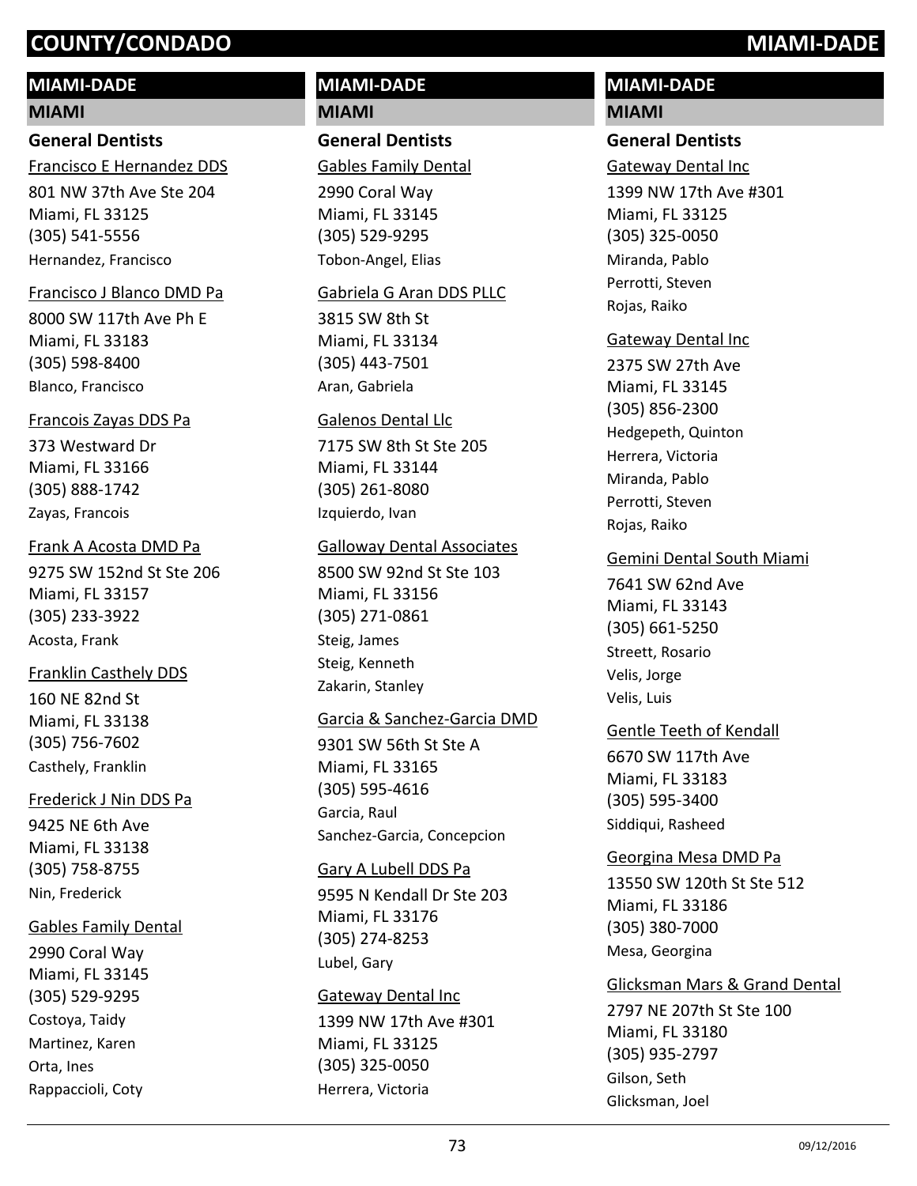# COUNTY/CONDADO MIAMI-DADE

## MIAMI-DADE

### MIAMI

#### General Dentists

Francisco E Hernandez DDS
801 NW 37th Ave Ste 204
Miami, FL 33125
(305) 541-5556
Hernandez, Francisco

Francisco J Blanco DMD Pa
8000 SW 117th Ave Ph E
Miami, FL 33183
(305) 598-8400
Blanco, Francisco

Francois Zayas DDS Pa
373 Westward Dr
Miami, FL 33166
(305) 888-1742
Zayas, Francois

Frank A Acosta DMD Pa
9275 SW 152nd St Ste 206
Miami, FL 33157
(305) 233-3922
Acosta, Frank

Franklin Casthely DDS
160 NE 82nd St
Miami, FL 33138
(305) 756-7602
Casthely, Franklin

Frederick J Nin DDS Pa
9425 NE 6th Ave
Miami, FL 33138
(305) 758-8755
Nin, Frederick

Gables Family Dental
2990 Coral Way
Miami, FL 33145
(305) 529-9295
Costoya, Taidy
Martinez, Karen
Orta, Ines
Rappaccioli, Coty

Gables Family Dental
2990 Coral Way
Miami, FL 33145
(305) 529-9295
Tobon-Angel, Elias

Gabriela G Aran DDS PLLC
3815 SW 8th St
Miami, FL 33134
(305) 443-7501
Aran, Gabriela

Galenos Dental Llc
7175 SW 8th St Ste 205
Miami, FL 33144
(305) 261-8080
Izquierdo, Ivan

Galloway Dental Associates
8500 SW 92nd St Ste 103
Miami, FL 33156
(305) 271-0861
Steig, James
Steig, Kenneth
Zakarin, Stanley

Garcia & Sanchez-Garcia DMD
9301 SW 56th St Ste A
Miami, FL 33165
(305) 595-4616
Garcia, Raul
Sanchez-Garcia, Concepcion

Gary A Lubell DDS Pa
9595 N Kendall Dr Ste 203
Miami, FL 33176
(305) 274-8253
Lubel, Gary

Gateway Dental Inc
1399 NW 17th Ave #301
Miami, FL 33125
(305) 325-0050
Herrera, Victoria

Gateway Dental Inc
1399 NW 17th Ave #301
Miami, FL 33125
(305) 325-0050
Miranda, Pablo
Perrotti, Steven
Rojas, Raiko

Gateway Dental Inc
2375 SW 27th Ave
Miami, FL 33145
(305) 856-2300
Hedgepeth, Quinton
Herrera, Victoria
Miranda, Pablo
Perrotti, Steven
Rojas, Raiko

Gemini Dental South Miami
7641 SW 62nd Ave
Miami, FL 33143
(305) 661-5250
Streett, Rosario
Velis, Jorge
Velis, Luis

Gentle Teeth of Kendall
6670 SW 117th Ave
Miami, FL 33183
(305) 595-3400
Siddiqui, Rasheed

Georgina Mesa DMD Pa
13550 SW 120th St Ste 512
Miami, FL 33186
(305) 380-7000
Mesa, Georgina

Glicksman Mars & Grand Dental
2797 NE 207th St Ste 100
Miami, FL 33180
(305) 935-2797
Gilson, Seth
Glicksman, Joel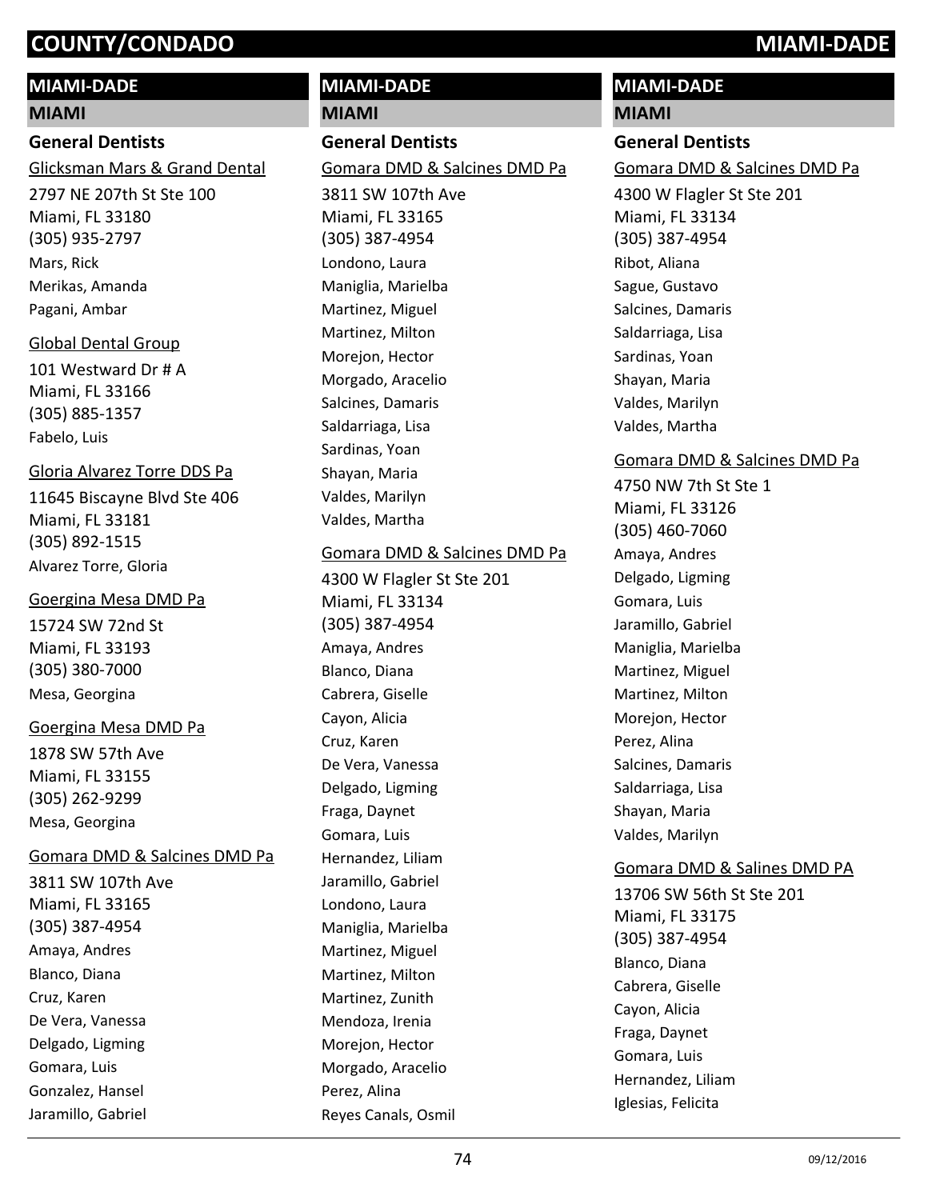## MIAMI-DADE

### MIAMI

#### General Dentists

Glicksman Mars & Grand Dental
2797 NE 207th St Ste 100
Miami, FL 33180
(305) 935-2797
Mars, Rick
Merikas, Amanda
Pagani, Ambar

Global Dental Group
101 Westward Dr # A
Miami, FL 33166
(305) 885-1357
Fabelo, Luis

Gloria Alvarez Torre DDS Pa
11645 Biscayne Blvd Ste 406
Miami, FL 33181
(305) 892-1515
Alvarez Torre, Gloria

Goergina Mesa DMD Pa
15724 SW 72nd St
Miami, FL 33193
(305) 380-7000
Mesa, Georgina

Goergina Mesa DMD Pa
1878 SW 57th Ave
Miami, FL 33155
(305) 262-9299
Mesa, Georgina

Gomara DMD & Salcines DMD Pa
3811 SW 107th Ave
Miami, FL 33165
(305) 387-4954
Amaya, Andres
Blanco, Diana
Cruz, Karen
De Vera, Vanessa
Delgado, Ligming
Gomara, Luis
Gonzalez, Hansel
Jaramillo, Gabriel

## MIAMI-DADE

### MIAMI

#### General Dentists

Gomara DMD & Salcines DMD Pa
3811 SW 107th Ave
Miami, FL 33165
(305) 387-4954
Londono, Laura
Maniglia, Marielba
Martinez, Miguel
Martinez, Milton
Morejon, Hector
Morgado, Aracelio
Salcines, Damaris
Saldarriaga, Lisa
Sardinas, Yoan
Shayan, Maria
Valdes, Marilyn
Valdes, Martha

Gomara DMD & Salcines DMD Pa
4300 W Flagler St Ste 201
Miami, FL 33134
(305) 387-4954
Amaya, Andres
Blanco, Diana
Cabrera, Giselle
Cayon, Alicia
Cruz, Karen
De Vera, Vanessa
Delgado, Ligming
Fraga, Daynet
Gomara, Luis
Hernandez, Liliam
Jaramillo, Gabriel
Londono, Laura
Maniglia, Marielba
Martinez, Miguel
Martinez, Milton
Martinez, Zunith
Mendoza, Irenia
Morejon, Hector
Morgado, Aracelio
Perez, Alina
Reyes Canals, Osmil

## MIAMI-DADE

### MIAMI

#### General Dentists

Gomara DMD & Salcines DMD Pa
4300 W Flagler St Ste 201
Miami, FL 33134
(305) 387-4954
Ribot, Aliana
Sague, Gustavo
Salcines, Damaris
Saldarriaga, Lisa
Sardinas, Yoan
Shayan, Maria
Valdes, Marilyn
Valdes, Martha

Gomara DMD & Salcines DMD Pa
4750 NW 7th St Ste 1
Miami, FL 33126
(305) 460-7060
Amaya, Andres
Delgado, Ligming
Gomara, Luis
Jaramillo, Gabriel
Maniglia, Marielba
Martinez, Miguel
Martinez, Milton
Morejon, Hector
Perez, Alina
Salcines, Damaris
Saldarriaga, Lisa
Shayan, Maria
Valdes, Marilyn

Gomara DMD & Salines DMD PA
13706 SW 56th St Ste 201
Miami, FL 33175
(305) 387-4954
Blanco, Diana
Cabrera, Giselle
Cayon, Alicia
Fraga, Daynet
Gomara, Luis
Hernandez, Liliam
Iglesias, Felicita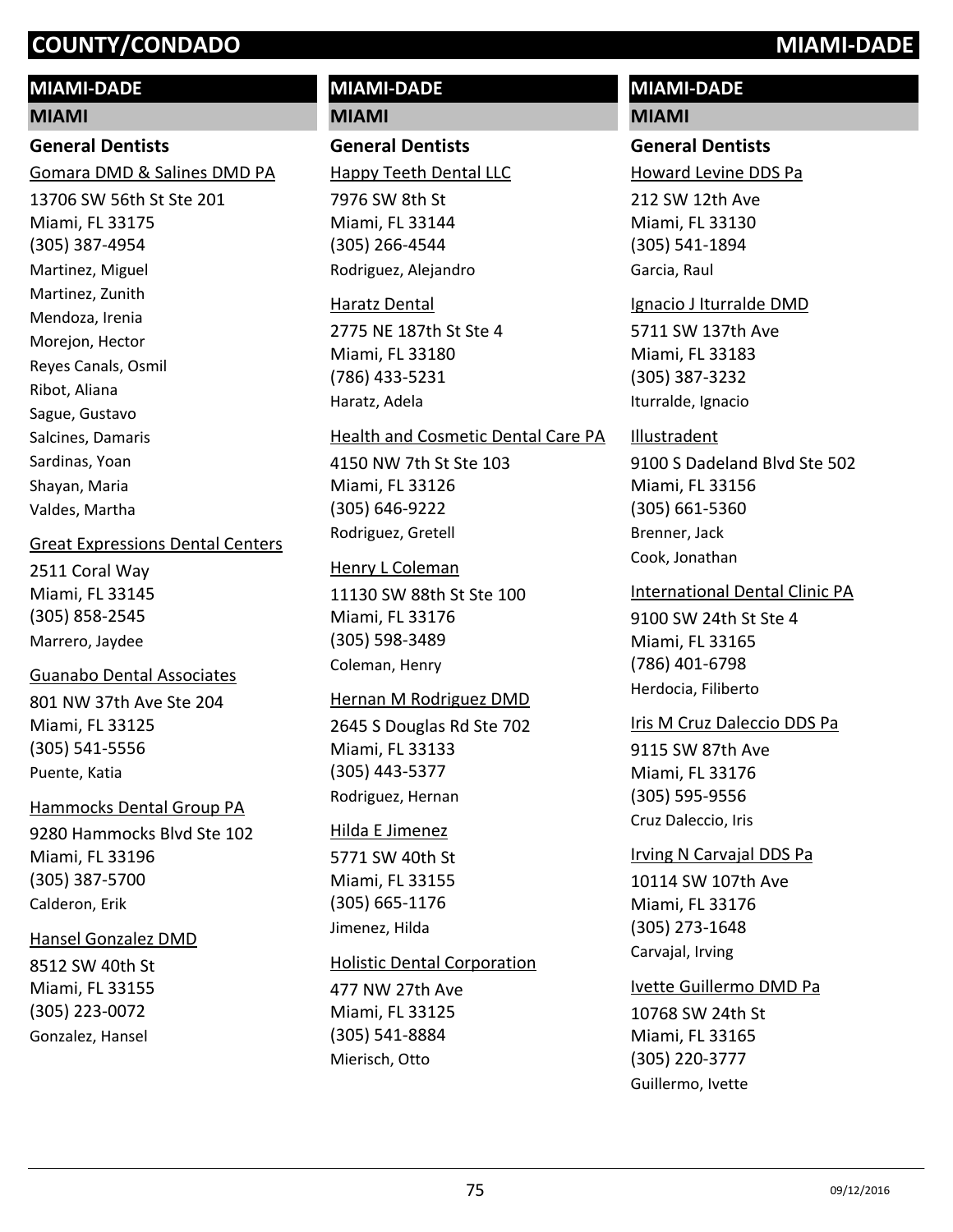# COUNTY/CONDADO — MIAMI-DADE

## MIAMI-DADE

### MIAMI

#### General Dentists

Gomara DMD & Salines DMD PA
13706 SW 56th St Ste 201
Miami, FL 33175
(305) 387-4954
Martinez, Miguel
Martinez, Zunith
Mendoza, Irenia
Morejon, Hector
Reyes Canals, Osmil
Ribot, Aliana
Sague, Gustavo
Salcines, Damaris
Sardinas, Yoan
Shayan, Maria
Valdes, Martha

Great Expressions Dental Centers
2511 Coral Way
Miami, FL 33145
(305) 858-2545
Marrero, Jaydee

Guanabo Dental Associates
801 NW 37th Ave Ste 204
Miami, FL 33125
(305) 541-5556
Puente, Katia

Hammocks Dental Group PA
9280 Hammocks Blvd Ste 102
Miami, FL 33196
(305) 387-5700
Calderon, Erik

Hansel Gonzalez DMD
8512 SW 40th St
Miami, FL 33155
(305) 223-0072
Gonzalez, Hansel

Happy Teeth Dental LLC
7976 SW 8th St
Miami, FL 33144
(305) 266-4544
Rodriguez, Alejandro

Haratz Dental
2775 NE 187th St Ste 4
Miami, FL 33180
(786) 433-5231
Haratz, Adela

Health and Cosmetic Dental Care PA
4150 NW 7th St Ste 103
Miami, FL 33126
(305) 646-9222
Rodriguez, Gretell

Henry L Coleman
11130 SW 88th St Ste 100
Miami, FL 33176
(305) 598-3489
Coleman, Henry

Hernan M Rodriguez DMD
2645 S Douglas Rd Ste 702
Miami, FL 33133
(305) 443-5377
Rodriguez, Hernan

Hilda E Jimenez
5771 SW 40th St
Miami, FL 33155
(305) 665-1176
Jimenez, Hilda

Holistic Dental Corporation
477 NW 27th Ave
Miami, FL 33125
(305) 541-8884
Mierisch, Otto

Howard Levine DDS Pa
212 SW 12th Ave
Miami, FL 33130
(305) 541-1894
Garcia, Raul

Ignacio J Iturralde DMD
5711 SW 137th Ave
Miami, FL 33183
(305) 387-3232
Iturralde, Ignacio

Illustradent
9100 S Dadeland Blvd Ste 502
Miami, FL 33156
(305) 661-5360
Brenner, Jack
Cook, Jonathan

International Dental Clinic PA
9100 SW 24th St Ste 4
Miami, FL 33165
(786) 401-6798
Herdocia, Filiberto

Iris M Cruz Daleccio DDS Pa
9115 SW 87th Ave
Miami, FL 33176
(305) 595-9556
Cruz Daleccio, Iris

Irving N Carvajal DDS Pa
10114 SW 107th Ave
Miami, FL 33176
(305) 273-1648
Carvajal, Irving

Ivette Guillermo DMD Pa
10768 SW 24th St
Miami, FL 33165
(305) 220-3777
Guillermo, Ivette

09/12/2016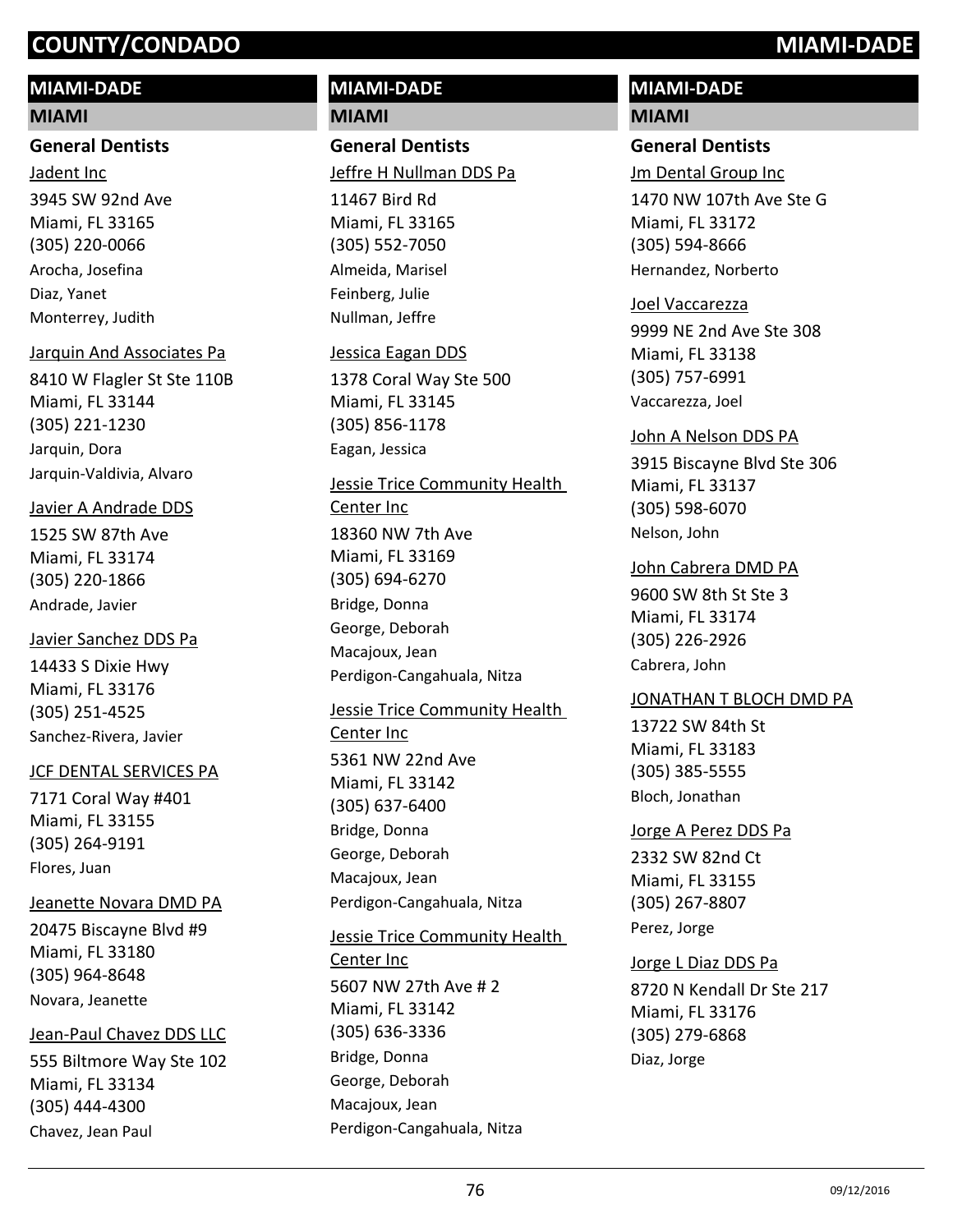## MIAMI-DADE

### MIAMI

#### General Dentists

Jadent Inc
3945 SW 92nd Ave
Miami, FL 33165
(305) 220-0066
Arocha, Josefina
Diaz, Yanet
Monterrey, Judith

Jarquin And Associates Pa
8410 W Flagler St Ste 110B
Miami, FL 33144
(305) 221-1230
Jarquin, Dora
Jarquin-Valdivia, Alvaro

Javier A Andrade DDS
1525 SW 87th Ave
Miami, FL 33174
(305) 220-1866
Andrade, Javier

Javier Sanchez DDS Pa
14433 S Dixie Hwy
Miami, FL 33176
(305) 251-4525
Sanchez-Rivera, Javier

JCF DENTAL SERVICES PA
7171 Coral Way #401
Miami, FL 33155
(305) 264-9191
Flores, Juan

Jeanette Novara DMD PA
20475 Biscayne Blvd #9
Miami, FL 33180
(305) 964-8648
Novara, Jeanette

Jean-Paul Chavez DDS LLC
555 Biltmore Way Ste 102
Miami, FL 33134
(305) 444-4300
Chavez, Jean Paul

Jeffre H Nullman DDS Pa
11467 Bird Rd
Miami, FL 33165
(305) 552-7050
Almeida, Marisel
Feinberg, Julie
Nullman, Jeffre

Jessica Eagan DDS
1378 Coral Way Ste 500
Miami, FL 33145
(305) 856-1178
Eagan, Jessica

Jessie Trice Community Health Center Inc
18360 NW 7th Ave
Miami, FL 33169
(305) 694-6270
Bridge, Donna
George, Deborah
Macajoux, Jean
Perdigon-Cangahuala, Nitza

Jessie Trice Community Health Center Inc
5361 NW 22nd Ave
Miami, FL 33142
(305) 637-6400
Bridge, Donna
George, Deborah
Macajoux, Jean
Perdigon-Cangahuala, Nitza

Jessie Trice Community Health Center Inc
5607 NW 27th Ave # 2
Miami, FL 33142
(305) 636-3336
Bridge, Donna
George, Deborah
Macajoux, Jean
Perdigon-Cangahuala, Nitza

Jm Dental Group Inc
1470 NW 107th Ave Ste G
Miami, FL 33172
(305) 594-8666
Hernandez, Norberto

Joel Vaccarezza
9999 NE 2nd Ave Ste 308
Miami, FL 33138
(305) 757-6991
Vaccarezza, Joel

John A Nelson DDS PA
3915 Biscayne Blvd Ste 306
Miami, FL 33137
(305) 598-6070
Nelson, John

John Cabrera DMD PA
9600 SW 8th St Ste 3
Miami, FL 33174
(305) 226-2926
Cabrera, John

JONATHAN T BLOCH DMD PA
13722 SW 84th St
Miami, FL 33183
(305) 385-5555
Bloch, Jonathan

Jorge A Perez DDS Pa
2332 SW 82nd Ct
Miami, FL 33155
(305) 267-8807
Perez, Jorge

Jorge L Diaz DDS Pa
8720 N Kendall Dr Ste 217
Miami, FL 33176
(305) 279-6868
Diaz, Jorge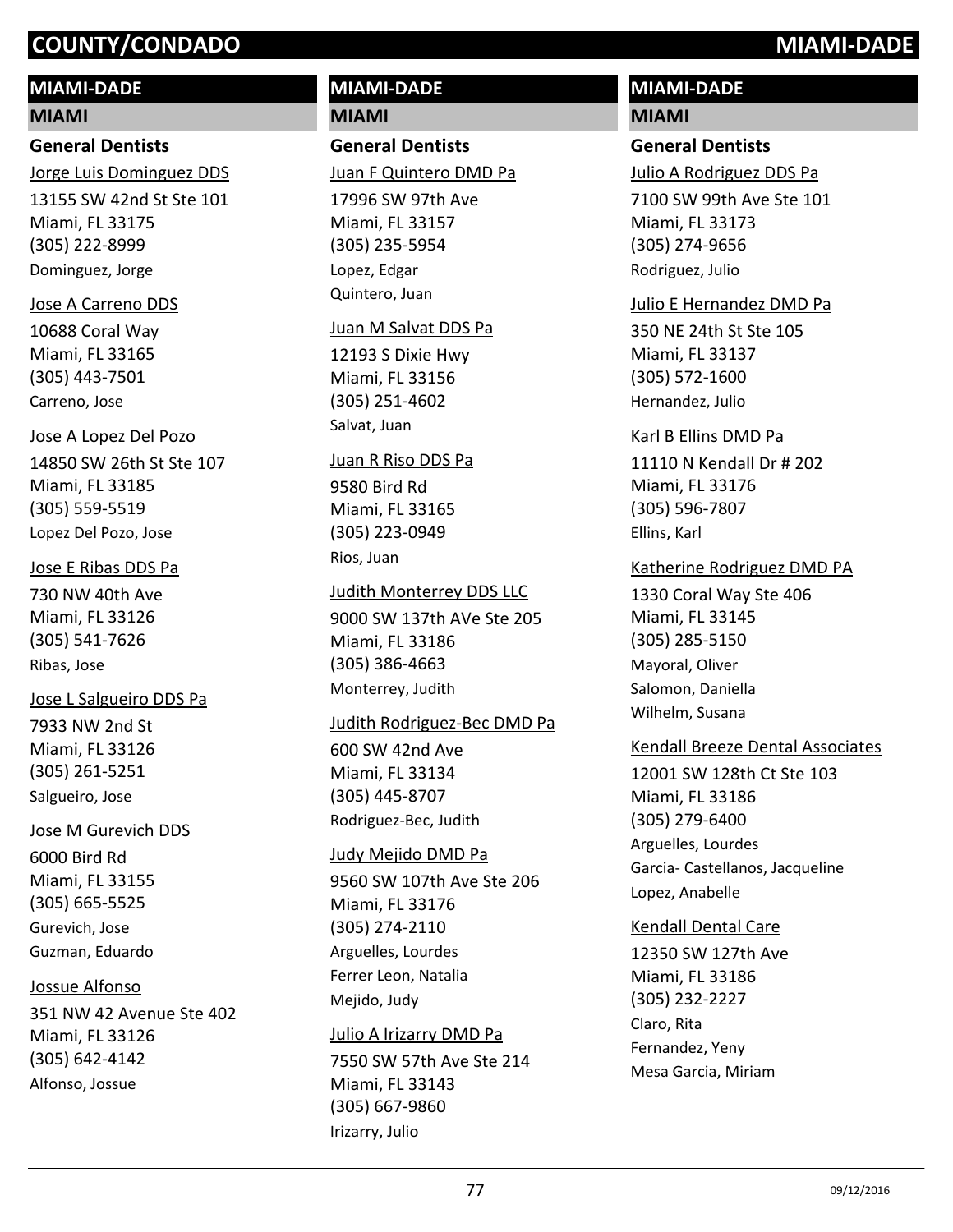# COUNTY/CONDADO MIAMI-DADE

## MIAMI-DADE

### MIAMI

#### General Dentists

Jorge Luis Dominguez DDS
13155 SW 42nd St Ste 101
Miami, FL 33175
(305) 222-8999
Dominguez, Jorge

Jose A Carreno DDS
10688 Coral Way
Miami, FL 33165
(305) 443-7501
Carreno, Jose

Jose A Lopez Del Pozo
14850 SW 26th St Ste 107
Miami, FL 33185
(305) 559-5519
Lopez Del Pozo, Jose

Jose E Ribas DDS Pa
730 NW 40th Ave
Miami, FL 33126
(305) 541-7626
Ribas, Jose

Jose L Salgueiro DDS Pa
7933 NW 2nd St
Miami, FL 33126
(305) 261-5251
Salgueiro, Jose

Jose M Gurevich DDS
6000 Bird Rd
Miami, FL 33155
(305) 665-5525
Gurevich, Jose
Guzman, Eduardo

Jossue Alfonso
351 NW 42 Avenue Ste 402
Miami, FL 33126
(305) 642-4142
Alfonso, Jossue

Juan F Quintero DMD Pa
17996 SW 97th Ave
Miami, FL 33157
(305) 235-5954
Lopez, Edgar
Quintero, Juan

Juan M Salvat DDS Pa
12193 S Dixie Hwy
Miami, FL 33156
(305) 251-4602
Salvat, Juan

Juan R Riso DDS Pa
9580 Bird Rd
Miami, FL 33165
(305) 223-0949
Rios, Juan

Judith Monterrey DDS LLC
9000 SW 137th AVe Ste 205
Miami, FL 33186
(305) 386-4663
Monterrey, Judith

Judith Rodriguez-Bec DMD Pa
600 SW 42nd Ave
Miami, FL 33134
(305) 445-8707
Rodriguez-Bec, Judith

Judy Mejido DMD Pa
9560 SW 107th Ave Ste 206
Miami, FL 33176
(305) 274-2110
Arguelles, Lourdes
Ferrer Leon, Natalia
Mejido, Judy

Julio A Irizarry DMD Pa
7550 SW 57th Ave Ste 214
Miami, FL 33143
(305) 667-9860
Irizarry, Julio

Julio A Rodriguez DDS Pa
7100 SW 99th Ave Ste 101
Miami, FL 33173
(305) 274-9656
Rodriguez, Julio

Julio E Hernandez DMD Pa
350 NE 24th St Ste 105
Miami, FL 33137
(305) 572-1600
Hernandez, Julio

Karl B Ellins DMD Pa
11110 N Kendall Dr # 202
Miami, FL 33176
(305) 596-7807
Ellins, Karl

Katherine Rodriguez DMD PA
1330 Coral Way Ste 406
Miami, FL 33145
(305) 285-5150
Mayoral, Oliver
Salomon, Daniella
Wilhelm, Susana

Kendall Breeze Dental Associates
12001 SW 128th Ct Ste 103
Miami, FL 33186
(305) 279-6400
Arguelles, Lourdes
Garcia- Castellanos, Jacqueline
Lopez, Anabelle

Kendall Dental Care
12350 SW 127th Ave
Miami, FL 33186
(305) 232-2227
Claro, Rita
Fernandez, Yeny
Mesa Garcia, Miriam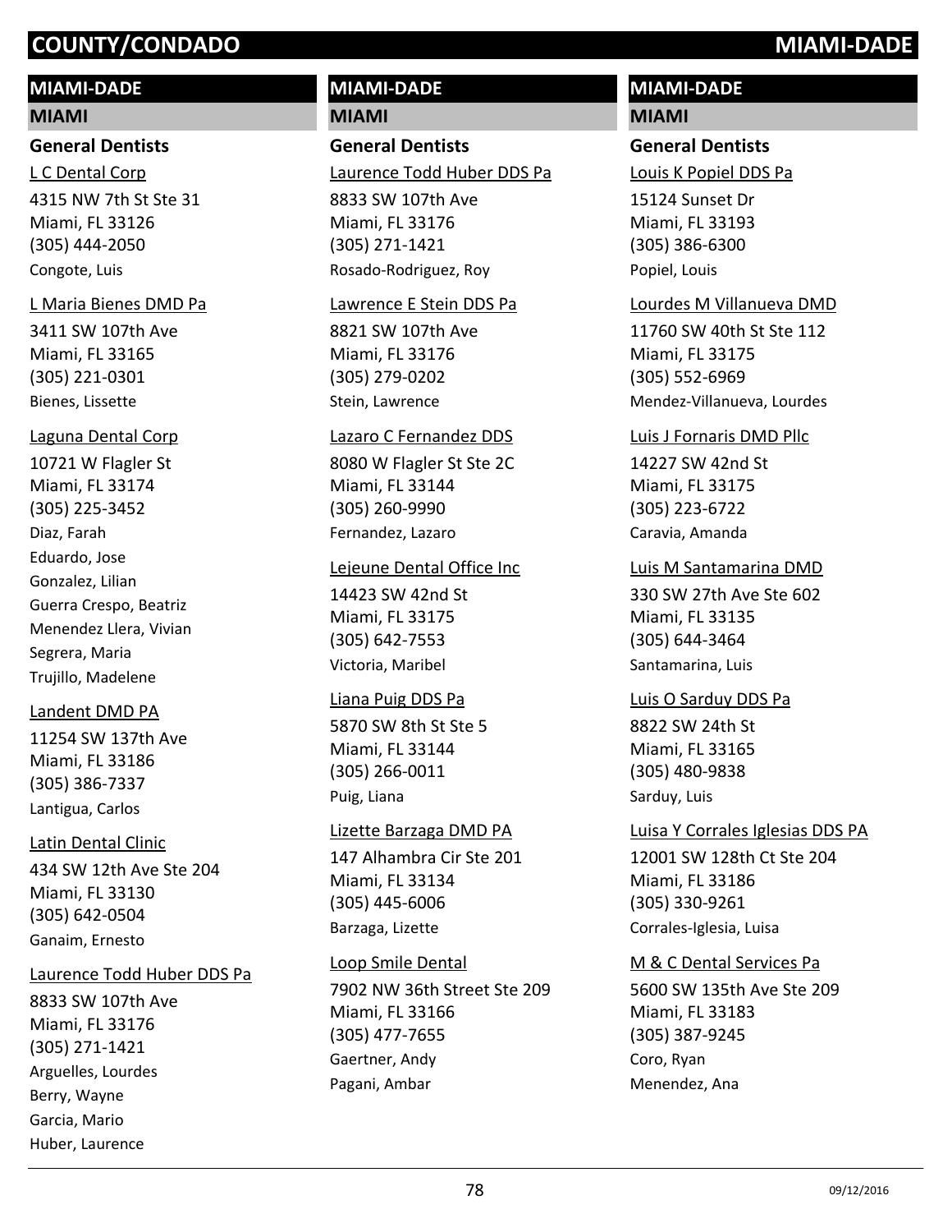## MIAMI-DADE

### MIAMI

#### General Dentists

L C Dental Corp
4315 NW 7th St Ste 31
Miami, FL 33126
(305) 444-2050
Congote, Luis

L Maria Bienes DMD Pa
3411 SW 107th Ave
Miami, FL 33165
(305) 221-0301
Bienes, Lissette

Laguna Dental Corp
10721 W Flagler St
Miami, FL 33174
(305) 225-3452
Diaz, Farah
Eduardo, Jose
Gonzalez, Lilian
Guerra Crespo, Beatriz
Menendez Llera, Vivian
Segrera, Maria
Trujillo, Madelene

Landent DMD PA
11254 SW 137th Ave
Miami, FL 33186
(305) 386-7337
Lantigua, Carlos

Latin Dental Clinic
434 SW 12th Ave Ste 204
Miami, FL 33130
(305) 642-0504
Ganaim, Ernesto

Laurence Todd Huber DDS Pa
8833 SW 107th Ave
Miami, FL 33176
(305) 271-1421
Arguelles, Lourdes
Berry, Wayne
Garcia, Mario
Huber, Laurence

Laurence Todd Huber DDS Pa
8833 SW 107th Ave
Miami, FL 33176
(305) 271-1421
Rosado-Rodriguez, Roy

Lawrence E Stein DDS Pa
8821 SW 107th Ave
Miami, FL 33176
(305) 279-0202
Stein, Lawrence

Lazaro C Fernandez DDS
8080 W Flagler St Ste 2C
Miami, FL 33144
(305) 260-9990
Fernandez, Lazaro

Lejeune Dental Office Inc
14423 SW 42nd St
Miami, FL 33175
(305) 642-7553
Victoria, Maribel

Liana Puig DDS Pa
5870 SW 8th St Ste 5
Miami, FL 33144
(305) 266-0011
Puig, Liana

Lizette Barzaga DMD PA
147 Alhambra Cir Ste 201
Miami, FL 33134
(305) 445-6006
Barzaga, Lizette

Loop Smile Dental
7902 NW 36th Street Ste 209
Miami, FL 33166
(305) 477-7655
Gaertner, Andy
Pagani, Ambar

Louis K Popiel DDS Pa
15124 Sunset Dr
Miami, FL 33193
(305) 386-6300
Popiel, Louis

Lourdes M Villanueva DMD
11760 SW 40th St Ste 112
Miami, FL 33175
(305) 552-6969
Mendez-Villanueva, Lourdes

Luis J Fornaris DMD Pllc
14227 SW 42nd St
Miami, FL 33175
(305) 223-6722
Caravia, Amanda

Luis M Santamarina DMD
330 SW 27th Ave Ste 602
Miami, FL 33135
(305) 644-3464
Santamarina, Luis

Luis O Sarduy DDS Pa
8822 SW 24th St
Miami, FL 33165
(305) 480-9838
Sarduy, Luis

Luisa Y Corrales Iglesias DDS PA
12001 SW 128th Ct Ste 204
Miami, FL 33186
(305) 330-9261
Corrales-Iglesia, Luisa

M & C Dental Services Pa
5600 SW 135th Ave Ste 209
Miami, FL 33183
(305) 387-9245
Coro, Ryan
Menendez, Ana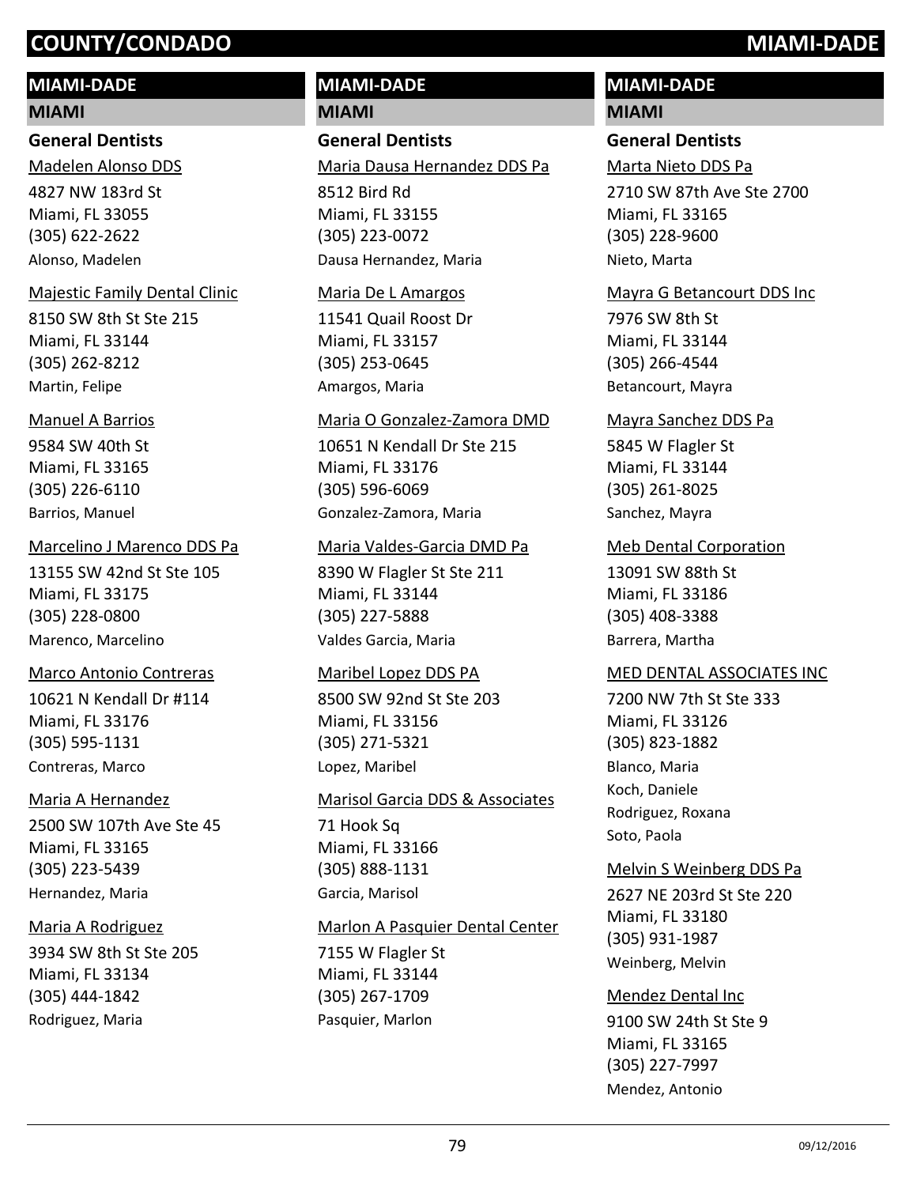# COUNTY/CONDADO MIAMI-DADE

## MIAMI-DADE

### MIAMI

#### General Dentists

Madelen Alonso DDS
4827 NW 183rd St
Miami, FL 33055
(305) 622-2622
Alonso, Madelen

Majestic Family Dental Clinic
8150 SW 8th St Ste 215
Miami, FL 33144
(305) 262-8212
Martin, Felipe

Manuel A Barrios
9584 SW 40th St
Miami, FL 33165
(305) 226-6110
Barrios, Manuel

Marcelino J Marenco DDS Pa
13155 SW 42nd St Ste 105
Miami, FL 33175
(305) 228-0800
Marenco, Marcelino

Marco Antonio Contreras
10621 N Kendall Dr #114
Miami, FL 33176
(305) 595-1131
Contreras, Marco

Maria A Hernandez
2500 SW 107th Ave Ste 45
Miami, FL 33165
(305) 223-5439
Hernandez, Maria

Maria A Rodriguez
3934 SW 8th St Ste 205
Miami, FL 33134
(305) 444-1842
Rodriguez, Maria

Maria Dausa Hernandez DDS Pa
8512 Bird Rd
Miami, FL 33155
(305) 223-0072
Dausa Hernandez, Maria

Maria De L Amargos
11541 Quail Roost Dr
Miami, FL 33157
(305) 253-0645
Amargos, Maria

Maria O Gonzalez-Zamora DMD
10651 N Kendall Dr Ste 215
Miami, FL 33176
(305) 596-6069
Gonzalez-Zamora, Maria

Maria Valdes-Garcia DMD Pa
8390 W Flagler St Ste 211
Miami, FL 33144
(305) 227-5888
Valdes Garcia, Maria

Maribel Lopez DDS PA
8500 SW 92nd St Ste 203
Miami, FL 33156
(305) 271-5321
Lopez, Maribel

Marisol Garcia DDS & Associates
71 Hook Sq
Miami, FL 33166
(305) 888-1131
Garcia, Marisol

Marlon A Pasquier Dental Center
7155 W Flagler St
Miami, FL 33144
(305) 267-1709
Pasquier, Marlon

Marta Nieto DDS Pa
2710 SW 87th Ave Ste 2700
Miami, FL 33165
(305) 228-9600
Nieto, Marta

Mayra G Betancourt DDS Inc
7976 SW 8th St
Miami, FL 33144
(305) 266-4544
Betancourt, Mayra

Mayra Sanchez DDS Pa
5845 W Flagler St
Miami, FL 33144
(305) 261-8025
Sanchez, Mayra

Meb Dental Corporation
13091 SW 88th St
Miami, FL 33186
(305) 408-3388
Barrera, Martha

MED DENTAL ASSOCIATES INC
7200 NW 7th St Ste 333
Miami, FL 33126
(305) 823-1882
Blanco, Maria
Koch, Daniele
Rodriguez, Roxana
Soto, Paola

Melvin S Weinberg DDS Pa
2627 NE 203rd St Ste 220
Miami, FL 33180
(305) 931-1987
Weinberg, Melvin

Mendez Dental Inc
9100 SW 24th St Ste 9
Miami, FL 33165
(305) 227-7997
Mendez, Antonio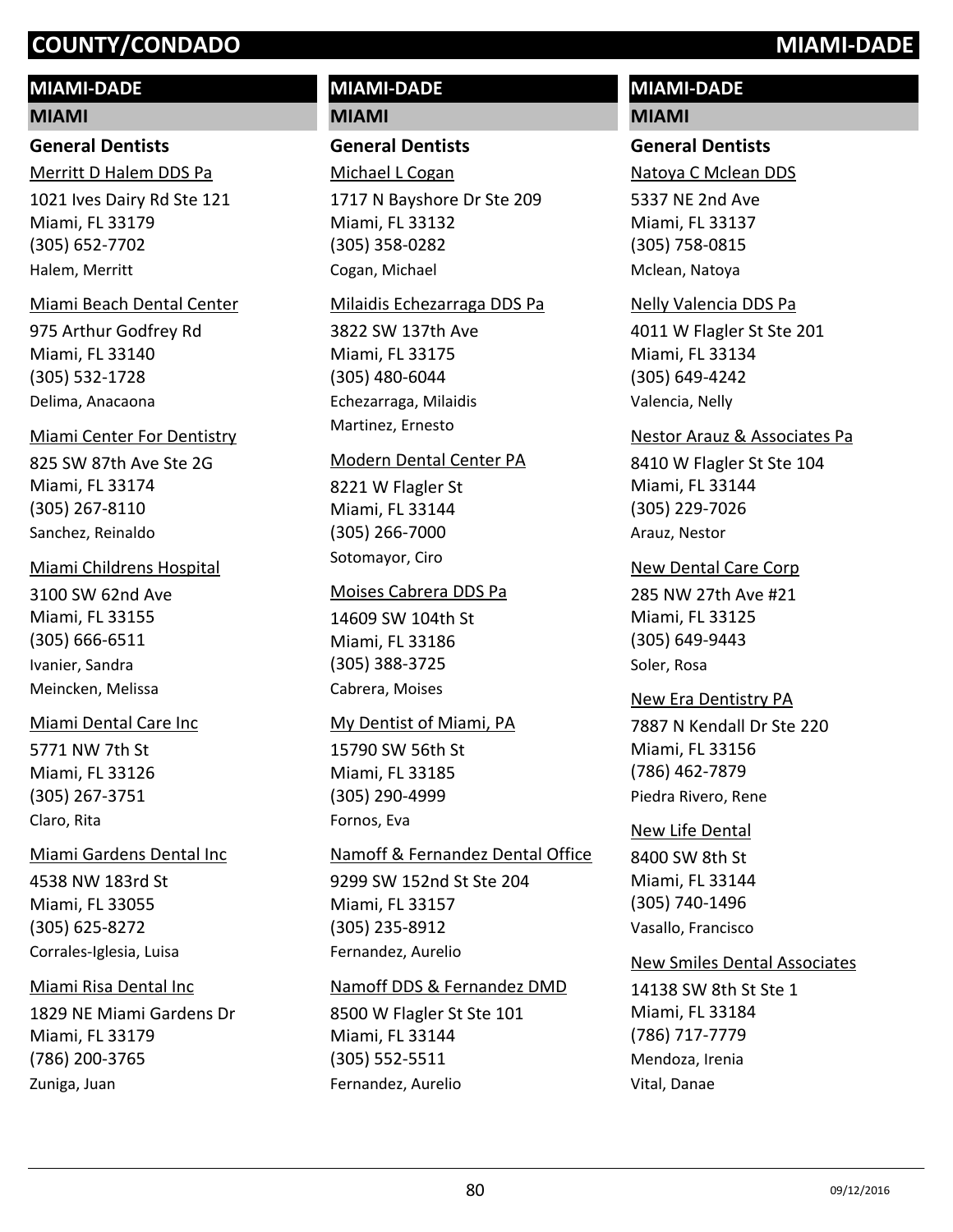# COUNTY/CONDADO MIAMI-DADE

## MIAMI-DADE

### MIAMI

#### General Dentists

Merritt D Halem DDS Pa
1021 Ives Dairy Rd Ste 121
Miami, FL 33179
(305) 652-7702
Halem, Merritt

Miami Beach Dental Center
975 Arthur Godfrey Rd
Miami, FL 33140
(305) 532-1728
Delima, Anacaona

Miami Center For Dentistry
825 SW 87th Ave Ste 2G
Miami, FL 33174
(305) 267-8110
Sanchez, Reinaldo

Miami Childrens Hospital
3100 SW 62nd Ave
Miami, FL 33155
(305) 666-6511
Ivanier, Sandra
Meincken, Melissa

Miami Dental Care Inc
5771 NW 7th St
Miami, FL 33126
(305) 267-3751
Claro, Rita

Miami Gardens Dental Inc
4538 NW 183rd St
Miami, FL 33055
(305) 625-8272
Corrales-Iglesia, Luisa

Miami Risa Dental Inc
1829 NE Miami Gardens Dr
Miami, FL 33179
(786) 200-3765
Zuniga, Juan

Michael L Cogan
1717 N Bayshore Dr Ste 209
Miami, FL 33132
(305) 358-0282
Cogan, Michael

Milaidis Echezarraga DDS Pa
3822 SW 137th Ave
Miami, FL 33175
(305) 480-6044
Echezarraga, Milaidis
Martinez, Ernesto

Modern Dental Center PA
8221 W Flagler St
Miami, FL 33144
(305) 266-7000
Sotomayor, Ciro

Moises Cabrera DDS Pa
14609 SW 104th St
Miami, FL 33186
(305) 388-3725
Cabrera, Moises

My Dentist of Miami, PA
15790 SW 56th St
Miami, FL 33185
(305) 290-4999
Fornos, Eva

Namoff & Fernandez Dental Office
9299 SW 152nd St Ste 204
Miami, FL 33157
(305) 235-8912
Fernandez, Aurelio

Namoff DDS & Fernandez DMD
8500 W Flagler St Ste 101
Miami, FL 33144
(305) 552-5511
Fernandez, Aurelio

Natoya C Mclean DDS
5337 NE 2nd Ave
Miami, FL 33137
(305) 758-0815
Mclean, Natoya

Nelly Valencia DDS Pa
4011 W Flagler St Ste 201
Miami, FL 33134
(305) 649-4242
Valencia, Nelly

Nestor Arauz & Associates Pa
8410 W Flagler St Ste 104
Miami, FL 33144
(305) 229-7026
Arauz, Nestor

New Dental Care Corp
285 NW 27th Ave #21
Miami, FL 33125
(305) 649-9443
Soler, Rosa

New Era Dentistry PA
7887 N Kendall Dr Ste 220
Miami, FL 33156
(786) 462-7879
Piedra Rivero, Rene

New Life Dental
8400 SW 8th St
Miami, FL 33144
(305) 740-1496
Vasallo, Francisco

New Smiles Dental Associates
14138 SW 8th St Ste 1
Miami, FL 33184
(786) 717-7779
Mendoza, Irenia
Vital, Danae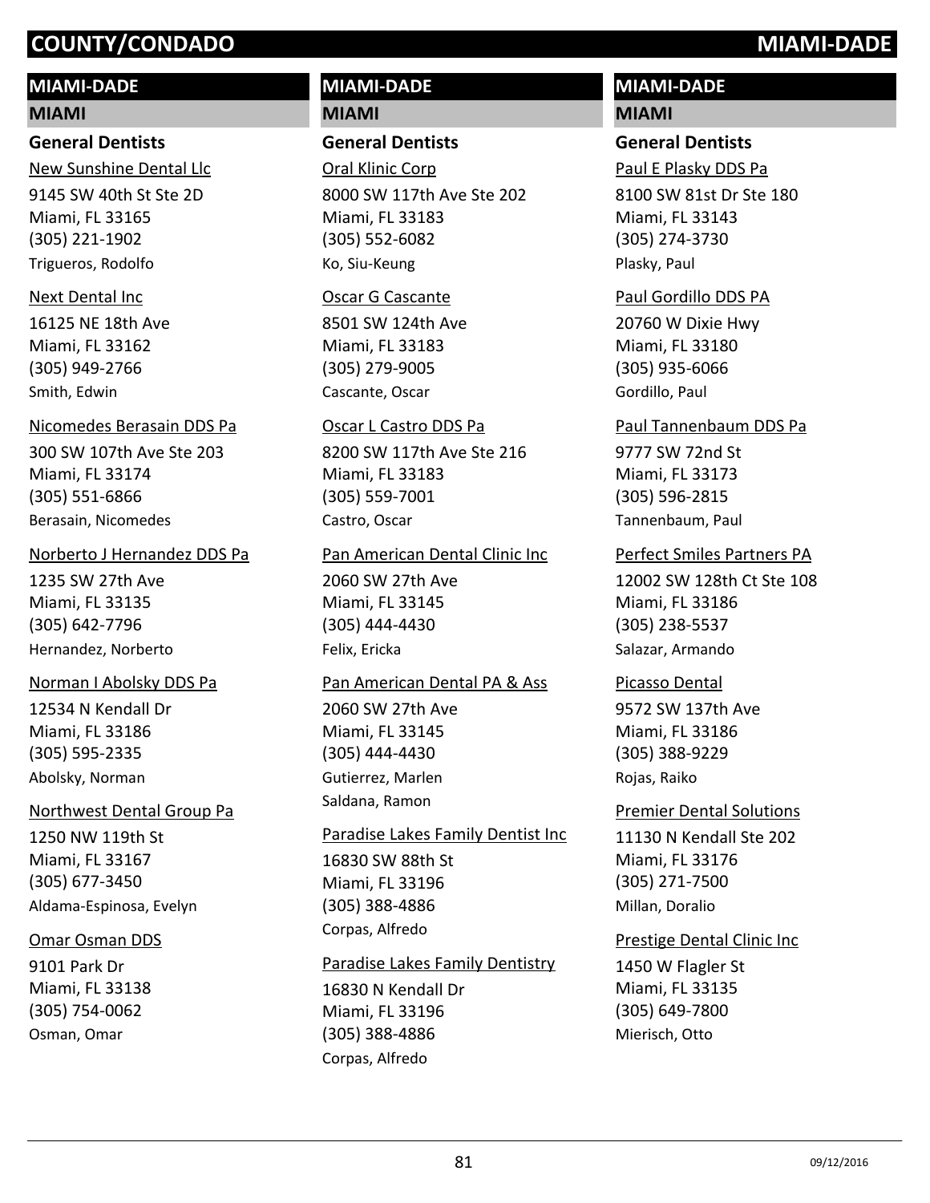# COUNTY/CONDADO MIAMI-DADE

## MIAMI-DADE

### MIAMI

#### General Dentists

New Sunshine Dental Llc
9145 SW 40th St Ste 2D
Miami, FL 33165
(305) 221-1902
Trigueros, Rodolfo

Next Dental Inc
16125 NE 18th Ave
Miami, FL 33162
(305) 949-2766
Smith, Edwin

Nicomedes Berasain DDS Pa
300 SW 107th Ave Ste 203
Miami, FL 33174
(305) 551-6866
Berasain, Nicomedes

Norberto J Hernandez DDS Pa
1235 SW 27th Ave
Miami, FL 33135
(305) 642-7796
Hernandez, Norberto

Norman I Abolsky DDS Pa
12534 N Kendall Dr
Miami, FL 33186
(305) 595-2335
Abolsky, Norman

Northwest Dental Group Pa
1250 NW 119th St
Miami, FL 33167
(305) 677-3450
Aldama-Espinosa, Evelyn

Omar Osman DDS
9101 Park Dr
Miami, FL 33138
(305) 754-0062
Osman, Omar

Oral Klinic Corp
8000 SW 117th Ave Ste 202
Miami, FL 33183
(305) 552-6082
Ko, Siu-Keung

Oscar G Cascante
8501 SW 124th Ave
Miami, FL 33183
(305) 279-9005
Cascante, Oscar

Oscar L Castro DDS Pa
8200 SW 117th Ave Ste 216
Miami, FL 33183
(305) 559-7001
Castro, Oscar

Pan American Dental Clinic Inc
2060 SW 27th Ave
Miami, FL 33145
(305) 444-4430
Felix, Ericka

Pan American Dental PA & Ass
2060 SW 27th Ave
Miami, FL 33145
(305) 444-4430
Gutierrez, Marlen
Saldana, Ramon

Paradise Lakes Family Dentist Inc
16830 SW 88th St
Miami, FL 33196
(305) 388-4886
Corpas, Alfredo

Paradise Lakes Family Dentistry
16830 N Kendall Dr
Miami, FL 33196
(305) 388-4886
Corpas, Alfredo

Paul E Plasky DDS Pa
8100 SW 81st Dr Ste 180
Miami, FL 33143
(305) 274-3730
Plasky, Paul

Paul Gordillo DDS PA
20760 W Dixie Hwy
Miami, FL 33180
(305) 935-6066
Gordillo, Paul

Paul Tannenbaum DDS Pa
9777 SW 72nd St
Miami, FL 33173
(305) 596-2815
Tannenbaum, Paul

Perfect Smiles Partners PA
12002 SW 128th Ct Ste 108
Miami, FL 33186
(305) 238-5537
Salazar, Armando

Picasso Dental
9572 SW 137th Ave
Miami, FL 33186
(305) 388-9229
Rojas, Raiko

Premier Dental Solutions
11130 N Kendall Ste 202
Miami, FL 33176
(305) 271-7500
Millan, Doralio

Prestige Dental Clinic Inc
1450 W Flagler St
Miami, FL 33135
(305) 649-7800
Mierisch, Otto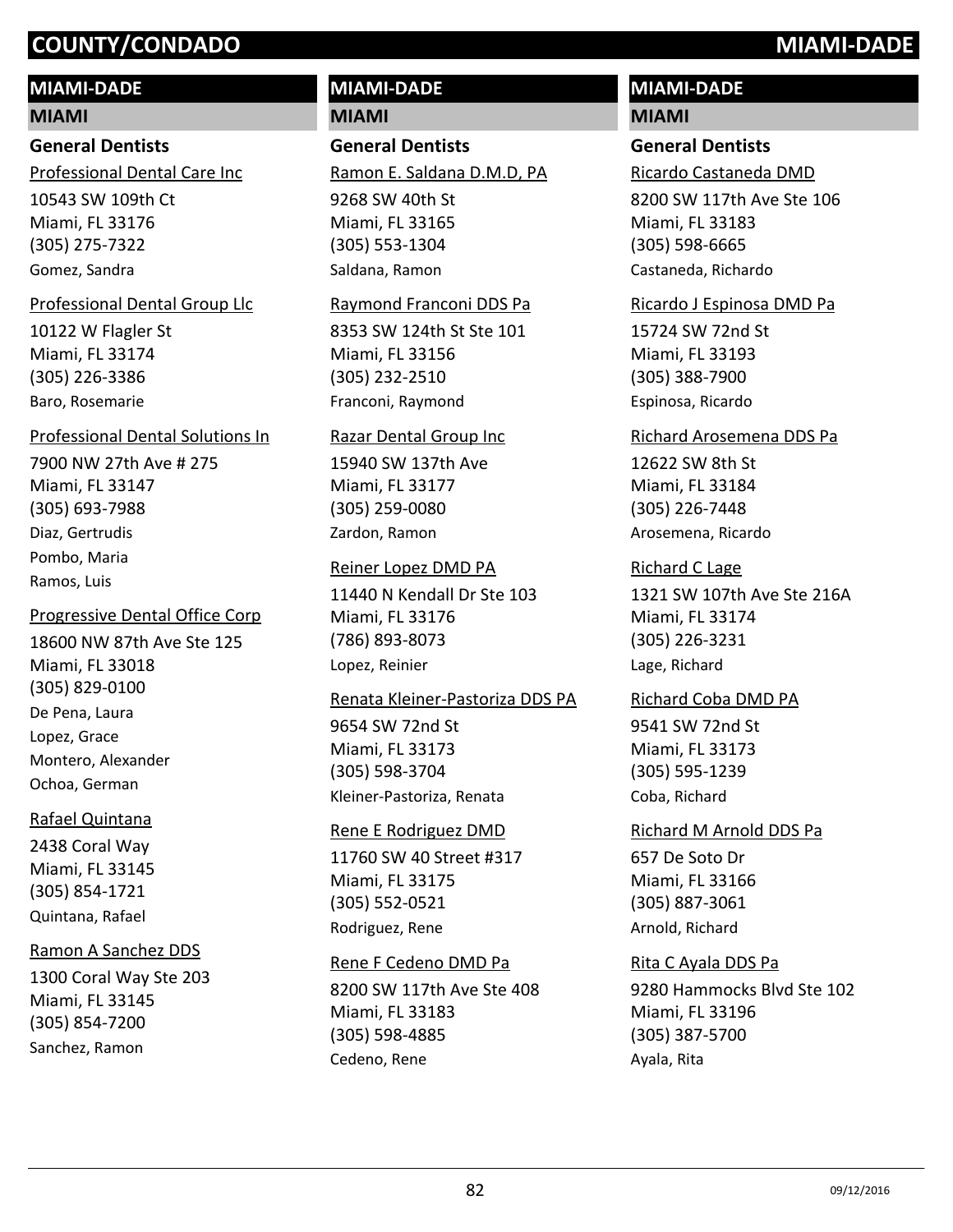# COUNTY/CONDADO MIAMI-DADE

## MIAMI-DADE

### MIAMI

#### General Dentists

Professional Dental Care Inc
10543 SW 109th Ct
Miami, FL 33176
(305) 275-7322
Gomez, Sandra

Professional Dental Group Llc
10122 W Flagler St
Miami, FL 33174
(305) 226-3386
Baro, Rosemarie

Professional Dental Solutions In
7900 NW 27th Ave # 275
Miami, FL 33147
(305) 693-7988
Diaz, Gertrudis
Pombo, Maria
Ramos, Luis

Progressive Dental Office Corp
18600 NW 87th Ave Ste 125
Miami, FL 33018
(305) 829-0100
De Pena, Laura
Lopez, Grace
Montero, Alexander
Ochoa, German

Rafael Quintana
2438 Coral Way
Miami, FL 33145
(305) 854-1721
Quintana, Rafael

Ramon A Sanchez DDS
1300 Coral Way Ste 203
Miami, FL 33145
(305) 854-7200
Sanchez, Ramon

## MIAMI-DADE

### MIAMI

#### General Dentists

Ramon E. Saldana D.M.D, PA
9268 SW 40th St
Miami, FL 33165
(305) 553-1304
Saldana, Ramon

Raymond Franconi DDS Pa
8353 SW 124th St Ste 101
Miami, FL 33156
(305) 232-2510
Franconi, Raymond

Razar Dental Group Inc
15940 SW 137th Ave
Miami, FL 33177
(305) 259-0080
Zardon, Ramon

Reiner Lopez DMD PA
11440 N Kendall Dr Ste 103
Miami, FL 33176
(786) 893-8073
Lopez, Reinier

Renata Kleiner-Pastoriza DDS PA
9654 SW 72nd St
Miami, FL 33173
(305) 598-3704
Kleiner-Pastoriza, Renata

Rene E Rodriguez DMD
11760 SW 40 Street #317
Miami, FL 33175
(305) 552-0521
Rodriguez, Rene

Rene F Cedeno DMD Pa
8200 SW 117th Ave Ste 408
Miami, FL 33183
(305) 598-4885
Cedeno, Rene

## MIAMI-DADE

### MIAMI

#### General Dentists

Ricardo Castaneda DMD
8200 SW 117th Ave Ste 106
Miami, FL 33183
(305) 598-6665
Castaneda, Richardo

Ricardo J Espinosa DMD Pa
15724 SW 72nd St
Miami, FL 33193
(305) 388-7900
Espinosa, Ricardo

Richard Arosemena DDS Pa
12622 SW 8th St
Miami, FL 33184
(305) 226-7448
Arosemena, Ricardo

Richard C Lage
1321 SW 107th Ave Ste 216A
Miami, FL 33174
(305) 226-3231
Lage, Richard

Richard Coba DMD PA
9541 SW 72nd St
Miami, FL 33173
(305) 595-1239
Coba, Richard

Richard M Arnold DDS Pa
657 De Soto Dr
Miami, FL 33166
(305) 887-3061
Arnold, Richard

Rita C Ayala DDS Pa
9280 Hammocks Blvd Ste 102
Miami, FL 33196
(305) 387-5700
Ayala, Rita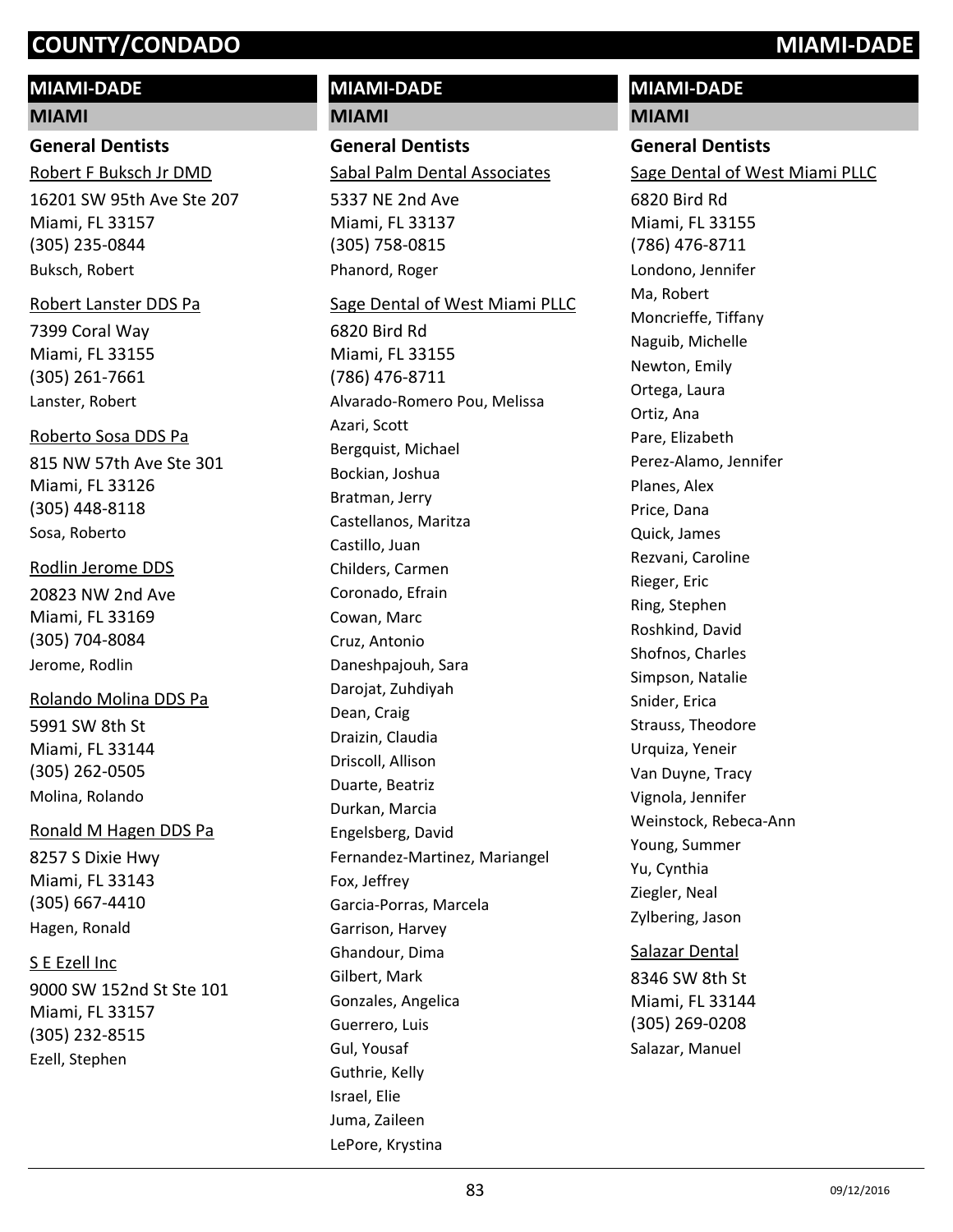## MIAMI-DADE

### MIAMI

#### General Dentists

Robert F Buksch Jr DMD
16201 SW 95th Ave Ste 207
Miami, FL 33157
(305) 235-0844
Buksch, Robert

Robert Lanster DDS Pa
7399 Coral Way
Miami, FL 33155
(305) 261-7661
Lanster, Robert

Roberto Sosa DDS Pa
815 NW 57th Ave Ste 301
Miami, FL 33126
(305) 448-8118
Sosa, Roberto

Rodlin Jerome DDS
20823 NW 2nd Ave
Miami, FL 33169
(305) 704-8084
Jerome, Rodlin

Rolando Molina DDS Pa
5991 SW 8th St
Miami, FL 33144
(305) 262-0505
Molina, Rolando

Ronald M Hagen DDS Pa
8257 S Dixie Hwy
Miami, FL 33143
(305) 667-4410
Hagen, Ronald

S E Ezell Inc
9000 SW 152nd St Ste 101
Miami, FL 33157
(305) 232-8515
Ezell, Stephen

Sabal Palm Dental Associates
5337 NE 2nd Ave
Miami, FL 33137
(305) 758-0815
Phanord, Roger

Sage Dental of West Miami PLLC
6820 Bird Rd
Miami, FL 33155
(786) 476-8711
Alvarado-Romero Pou, Melissa
Azari, Scott
Bergquist, Michael
Bockian, Joshua
Bratman, Jerry
Castellanos, Maritza
Castillo, Juan
Childers, Carmen
Coronado, Efrain
Cowan, Marc
Cruz, Antonio
Daneshpajouh, Sara
Darojat, Zuhdiyah
Dean, Craig
Draizin, Claudia
Driscoll, Allison
Duarte, Beatriz
Durkan, Marcia
Engelsberg, David
Fernandez-Martinez, Mariangel
Fox, Jeffrey
Garcia-Porras, Marcela
Garrison, Harvey
Ghandour, Dima
Gilbert, Mark
Gonzales, Angelica
Guerrero, Luis
Gul, Yousaf
Guthrie, Kelly
Israel, Elie
Juma, Zaileen
LePore, Krystina

Sage Dental of West Miami PLLC
6820 Bird Rd
Miami, FL 33155
(786) 476-8711
Londono, Jennifer
Ma, Robert
Moncrieffe, Tiffany
Naguib, Michelle
Newton, Emily
Ortega, Laura
Ortiz, Ana
Pare, Elizabeth
Perez-Alamo, Jennifer
Planes, Alex
Price, Dana
Quick, James
Rezvani, Caroline
Rieger, Eric
Ring, Stephen
Roshkind, David
Shofnos, Charles
Simpson, Natalie
Snider, Erica
Strauss, Theodore
Urquiza, Yeneir
Van Duyne, Tracy
Vignola, Jennifer
Weinstock, Rebeca-Ann
Young, Summer
Yu, Cynthia
Ziegler, Neal
Zylbering, Jason

Salazar Dental
8346 SW 8th St
Miami, FL 33144
(305) 269-0208
Salazar, Manuel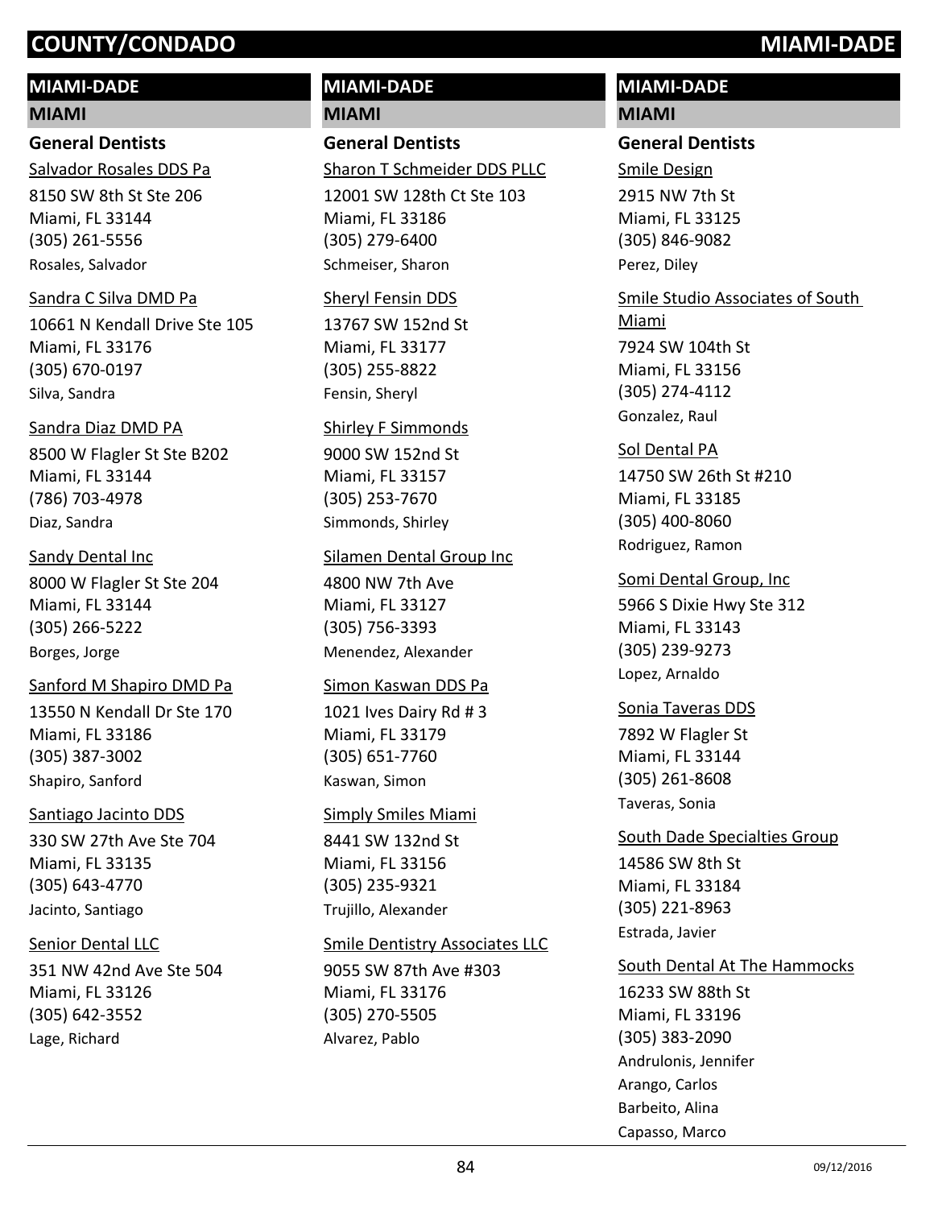# COUNTY/CONDADO MIAMI-DADE

## MIAMI-DADE

### MIAMI

#### General Dentists

Salvador Rosales DDS Pa
8150 SW 8th St Ste 206
Miami, FL 33144
(305) 261-5556
Rosales, Salvador

Sandra C Silva DMD Pa
10661 N Kendall Drive Ste 105
Miami, FL 33176
(305) 670-0197
Silva, Sandra

Sandra Diaz DMD PA
8500 W Flagler St Ste B202
Miami, FL 33144
(786) 703-4978
Diaz, Sandra

Sandy Dental Inc
8000 W Flagler St Ste 204
Miami, FL 33144
(305) 266-5222
Borges, Jorge

Sanford M Shapiro DMD Pa
13550 N Kendall Dr Ste 170
Miami, FL 33186
(305) 387-3002
Shapiro, Sanford

Santiago Jacinto DDS
330 SW 27th Ave Ste 704
Miami, FL 33135
(305) 643-4770
Jacinto, Santiago

Senior Dental LLC
351 NW 42nd Ave Ste 504
Miami, FL 33126
(305) 642-3552
Lage, Richard

Sharon T Schmeider DDS PLLC
12001 SW 128th Ct Ste 103
Miami, FL 33186
(305) 279-6400
Schmeiser, Sharon

Sheryl Fensin DDS
13767 SW 152nd St
Miami, FL 33177
(305) 255-8822
Fensin, Sheryl

Shirley F Simmonds
9000 SW 152nd St
Miami, FL 33157
(305) 253-7670
Simmonds, Shirley

Silamen Dental Group Inc
4800 NW 7th Ave
Miami, FL 33127
(305) 756-3393
Menendez, Alexander

Simon Kaswan DDS Pa
1021 Ives Dairy Rd # 3
Miami, FL 33179
(305) 651-7760
Kaswan, Simon

Simply Smiles Miami
8441 SW 132nd St
Miami, FL 33156
(305) 235-9321
Trujillo, Alexander

Smile Dentistry Associates LLC
9055 SW 87th Ave #303
Miami, FL 33176
(305) 270-5505
Alvarez, Pablo

Smile Design
2915 NW 7th St
Miami, FL 33125
(305) 846-9082
Perez, Diley

Smile Studio Associates of South Miami
7924 SW 104th St
Miami, FL 33156
(305) 274-4112
Gonzalez, Raul

Sol Dental PA
14750 SW 26th St #210
Miami, FL 33185
(305) 400-8060
Rodriguez, Ramon

Somi Dental Group, Inc
5966 S Dixie Hwy Ste 312
Miami, FL 33143
(305) 239-9273
Lopez, Arnaldo

Sonia Taveras DDS
7892 W Flagler St
Miami, FL 33144
(305) 261-8608
Taveras, Sonia

South Dade Specialties Group
14586 SW 8th St
Miami, FL 33184
(305) 221-8963
Estrada, Javier

South Dental At The Hammocks
16233 SW 88th St
Miami, FL 33196
(305) 383-2090
Andrulonis, Jennifer
Arango, Carlos
Barbeito, Alina
Capasso, Marco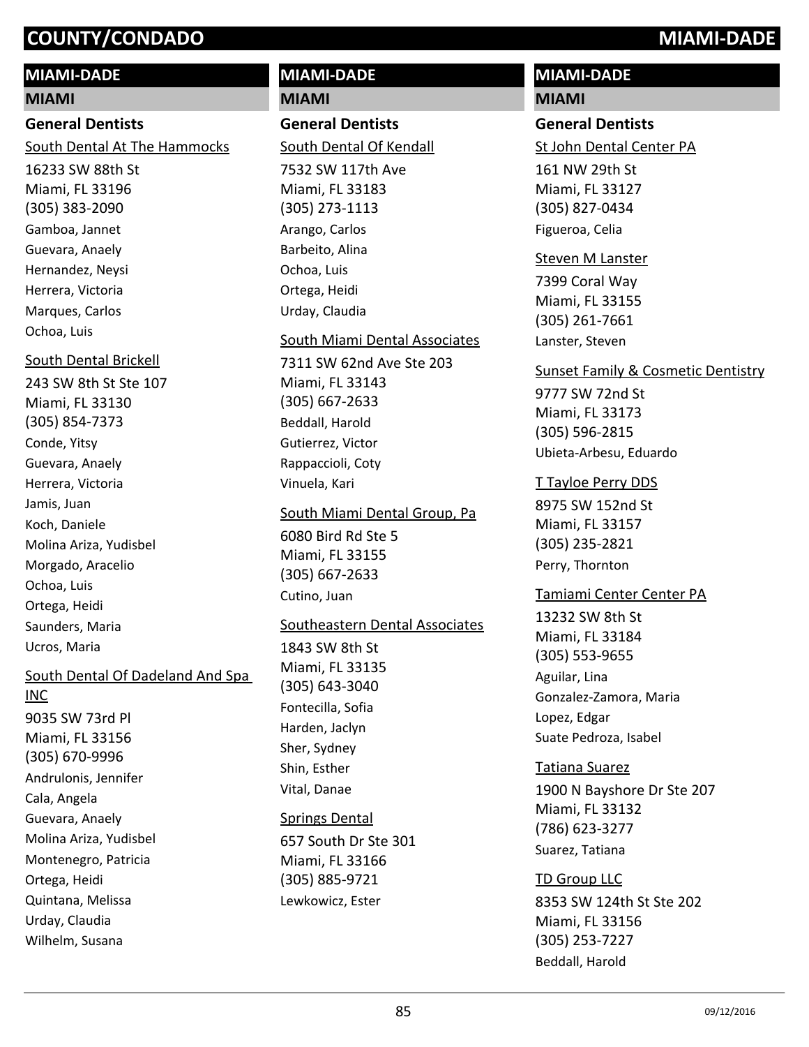## MIAMI-DADE

### MIAMI

#### General Dentists

South Dental At The Hammocks

16233 SW 88th St
Miami, FL 33196
(305) 383-2090

Gamboa, Jannet
Guevara, Anaely
Hernandez, Neysi
Herrera, Victoria
Marques, Carlos
Ochoa, Luis

South Dental Brickell

243 SW 8th St Ste 107
Miami, FL 33130
(305) 854-7373

Conde, Yitsy
Guevara, Anaely
Herrera, Victoria
Jamis, Juan
Koch, Daniele
Molina Ariza, Yudisbel
Morgado, Aracelio
Ochoa, Luis
Ortega, Heidi
Saunders, Maria
Ucros, Maria

South Dental Of Dadeland And Spa INC

9035 SW 73rd Pl
Miami, FL 33156
(305) 670-9996

Andrulonis, Jennifer
Cala, Angela
Guevara, Anaely
Molina Ariza, Yudisbel
Montenegro, Patricia
Ortega, Heidi
Quintana, Melissa
Urday, Claudia
Wilhelm, Susana

South Dental Of Kendall

7532 SW 117th Ave
Miami, FL 33183
(305) 273-1113

Arango, Carlos
Barbeito, Alina
Ochoa, Luis
Ortega, Heidi
Urday, Claudia

South Miami Dental Associates

7311 SW 62nd Ave Ste 203
Miami, FL 33143
(305) 667-2633

Beddall, Harold
Gutierrez, Victor
Rappaccioli, Coty
Vinuela, Kari

South Miami Dental Group, Pa

6080 Bird Rd Ste 5
Miami, FL 33155
(305) 667-2633

Cutino, Juan

Southeastern Dental Associates

1843 SW 8th St
Miami, FL 33135
(305) 643-3040

Fontecilla, Sofia
Harden, Jaclyn
Sher, Sydney
Shin, Esther
Vital, Danae

Springs Dental

657 South Dr Ste 301
Miami, FL 33166
(305) 885-9721

Lewkowicz, Ester

St John Dental Center PA

161 NW 29th St
Miami, FL 33127
(305) 827-0434

Figueroa, Celia

Steven M Lanster

7399 Coral Way
Miami, FL 33155
(305) 261-7661

Lanster, Steven

Sunset Family & Cosmetic Dentistry

9777 SW 72nd St
Miami, FL 33173
(305) 596-2815

Ubieta-Arbesu, Eduardo

T Tayloe Perry DDS

8975 SW 152nd St
Miami, FL 33157
(305) 235-2821

Perry, Thornton

Tamiami Center Center PA

13232 SW 8th St
Miami, FL 33184
(305) 553-9655

Aguilar, Lina
Gonzalez-Zamora, Maria
Lopez, Edgar
Suate Pedroza, Isabel

Tatiana Suarez

1900 N Bayshore Dr Ste 207
Miami, FL 33132
(786) 623-3277

Suarez, Tatiana

TD Group LLC

8353 SW 124th St Ste 202
Miami, FL 33156
(305) 253-7227

Beddall, Harold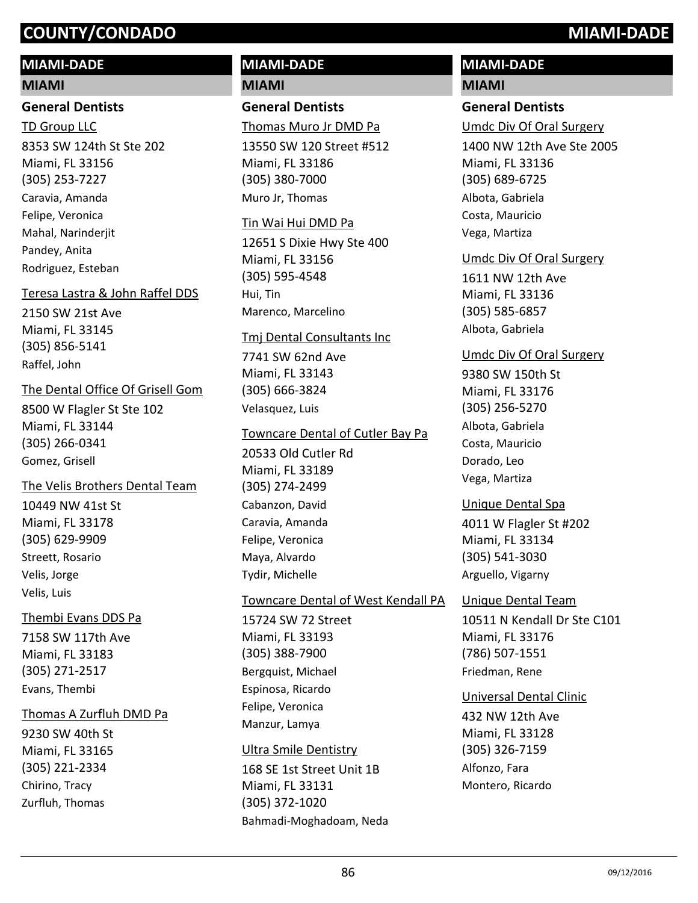# COUNTY/CONDADO MIAMI-DADE

## MIAMI-DADE

### MIAMI

#### General Dentists

TD Group LLC
8353 SW 124th St Ste 202
Miami, FL 33156
(305) 253-7227
Caravia, Amanda
Felipe, Veronica
Mahal, Narinderjit
Pandey, Anita
Rodriguez, Esteban

Teresa Lastra & John Raffel DDS
2150 SW 21st Ave
Miami, FL 33145
(305) 856-5141
Raffel, John

The Dental Office Of Grisell Gom
8500 W Flagler St Ste 102
Miami, FL 33144
(305) 266-0341
Gomez, Grisell

The Velis Brothers Dental Team
10449 NW 41st St
Miami, FL 33178
(305) 629-9909
Streett, Rosario
Velis, Jorge
Velis, Luis

Thembi Evans DDS Pa
7158 SW 117th Ave
Miami, FL 33183
(305) 271-2517
Evans, Thembi

Thomas A Zurfluh DMD Pa
9230 SW 40th St
Miami, FL 33165
(305) 221-2334
Chirino, Tracy
Zurfluh, Thomas

Thomas Muro Jr DMD Pa
13550 SW 120 Street #512
Miami, FL 33186
(305) 380-7000
Muro Jr, Thomas

Tin Wai Hui DMD Pa
12651 S Dixie Hwy Ste 400
Miami, FL 33156
(305) 595-4548
Hui, Tin
Marenco, Marcelino

Tmj Dental Consultants Inc
7741 SW 62nd Ave
Miami, FL 33143
(305) 666-3824
Velasquez, Luis

Towncare Dental of Cutler Bay Pa
20533 Old Cutler Rd
Miami, FL 33189
(305) 274-2499
Cabanzon, David
Caravia, Amanda
Felipe, Veronica
Maya, Alvardo
Tydir, Michelle

Towncare Dental of West Kendall PA
15724 SW 72 Street
Miami, FL 33193
(305) 388-7900
Bergquist, Michael
Espinosa, Ricardo
Felipe, Veronica
Manzur, Lamya

Ultra Smile Dentistry
168 SE 1st Street Unit 1B
Miami, FL 33131
(305) 372-1020
Bahmadi-Moghadoam, Neda

Umdc Div Of Oral Surgery
1400 NW 12th Ave Ste 2005
Miami, FL 33136
(305) 689-6725
Albota, Gabriela
Costa, Mauricio
Vega, Martiza

Umdc Div Of Oral Surgery
1611 NW 12th Ave
Miami, FL 33136
(305) 585-6857
Albota, Gabriela

Umdc Div Of Oral Surgery
9380 SW 150th St
Miami, FL 33176
(305) 256-5270
Albota, Gabriela
Costa, Mauricio
Dorado, Leo
Vega, Martiza

Unique Dental Spa
4011 W Flagler St #202
Miami, FL 33134
(305) 541-3030
Arguello, Vigarny

Unique Dental Team
10511 N Kendall Dr Ste C101
Miami, FL 33176
(786) 507-1551
Friedman, Rene

Universal Dental Clinic
432 NW 12th Ave
Miami, FL 33128
(305) 326-7159
Alfonzo, Fara
Montero, Ricardo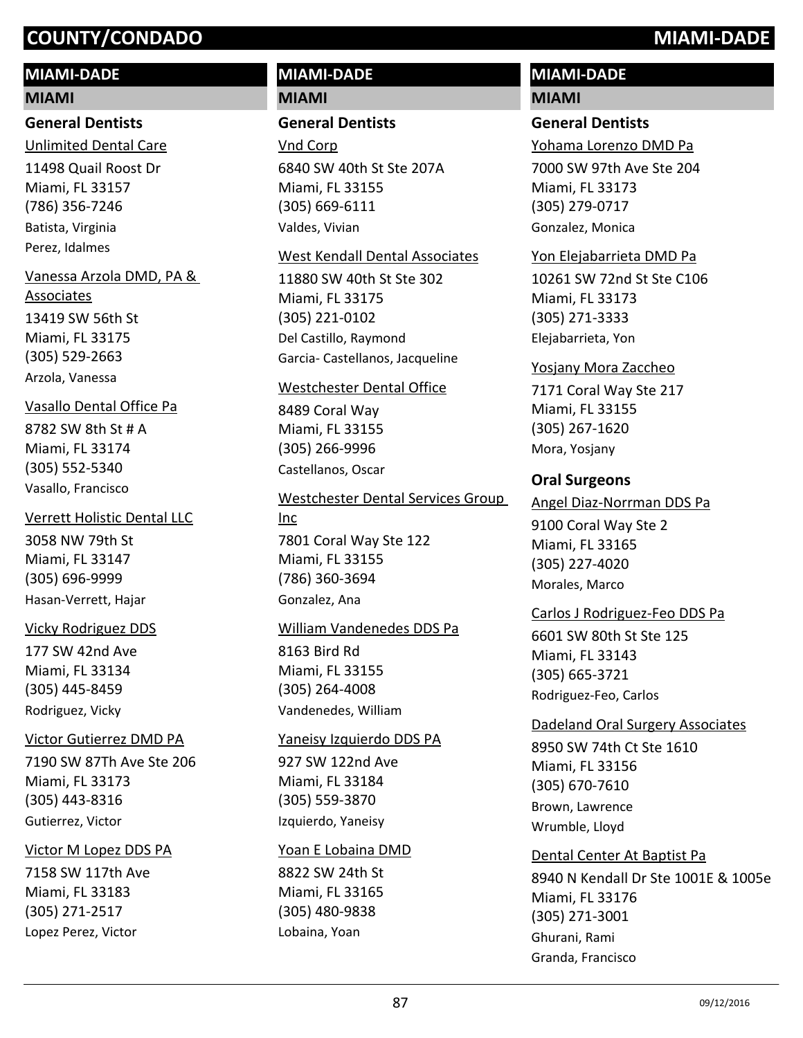# COUNTY/CONDADO MIAMI-DADE

## MIAMI-DADE

### MIAMI

#### General Dentists

Unlimited Dental Care
11498 Quail Roost Dr
Miami, FL 33157
(786) 356-7246
Batista, Virginia
Perez, Idalmes

Vanessa Arzola DMD, PA & Associates
13419 SW 56th St
Miami, FL 33175
(305) 529-2663
Arzola, Vanessa

Vasallo Dental Office Pa
8782 SW 8th St # A
Miami, FL 33174
(305) 552-5340
Vasallo, Francisco

Verrett Holistic Dental LLC
3058 NW 79th St
Miami, FL 33147
(305) 696-9999
Hasan-Verrett, Hajar

Vicky Rodriguez DDS
177 SW 42nd Ave
Miami, FL 33134
(305) 445-8459
Rodriguez, Vicky

Victor Gutierrez DMD PA
7190 SW 87Th Ave Ste 206
Miami, FL 33173
(305) 443-8316
Gutierrez, Victor

Victor M Lopez DDS PA
7158 SW 117th Ave
Miami, FL 33183
(305) 271-2517
Lopez Perez, Victor

Vnd Corp
6840 SW 40th St Ste 207A
Miami, FL 33155
(305) 669-6111
Valdes, Vivian

West Kendall Dental Associates
11880 SW 40th St Ste 302
Miami, FL 33175
(305) 221-0102
Del Castillo, Raymond
Garcia- Castellanos, Jacqueline

Westchester Dental Office
8489 Coral Way
Miami, FL 33155
(305) 266-9996
Castellanos, Oscar

Westchester Dental Services Group Inc
7801 Coral Way Ste 122
Miami, FL 33155
(786) 360-3694
Gonzalez, Ana

William Vandenedes DDS Pa
8163 Bird Rd
Miami, FL 33155
(305) 264-4008
Vandenedes, William

Yaneisy Izquierdo DDS PA
927 SW 122nd Ave
Miami, FL 33184
(305) 559-3870
Izquierdo, Yaneisy

Yoan E Lobaina DMD
8822 SW 24th St
Miami, FL 33165
(305) 480-9838
Lobaina, Yoan

Yohama Lorenzo DMD Pa
7000 SW 97th Ave Ste 204
Miami, FL 33173
(305) 279-0717
Gonzalez, Monica

Yon Elejabarrieta DMD Pa
10261 SW 72nd St Ste C106
Miami, FL 33173
(305) 271-3333
Elejabarrieta, Yon

Yosjany Mora Zaccheo
7171 Coral Way Ste 217
Miami, FL 33155
(305) 267-1620
Mora, Yosjany

#### Oral Surgeons

Angel Diaz-Norrman DDS Pa
9100 Coral Way Ste 2
Miami, FL 33165
(305) 227-4020
Morales, Marco

Carlos J Rodriguez-Feo DDS Pa
6601 SW 80th St Ste 125
Miami, FL 33143
(305) 665-3721
Rodriguez-Feo, Carlos

Dadeland Oral Surgery Associates
8950 SW 74th Ct Ste 1610
Miami, FL 33156
(305) 670-7610
Brown, Lawrence
Wrumble, Lloyd

Dental Center At Baptist Pa
8940 N Kendall Dr Ste 1001E & 1005e
Miami, FL 33176
(305) 271-3001
Ghurani, Rami
Granda, Francisco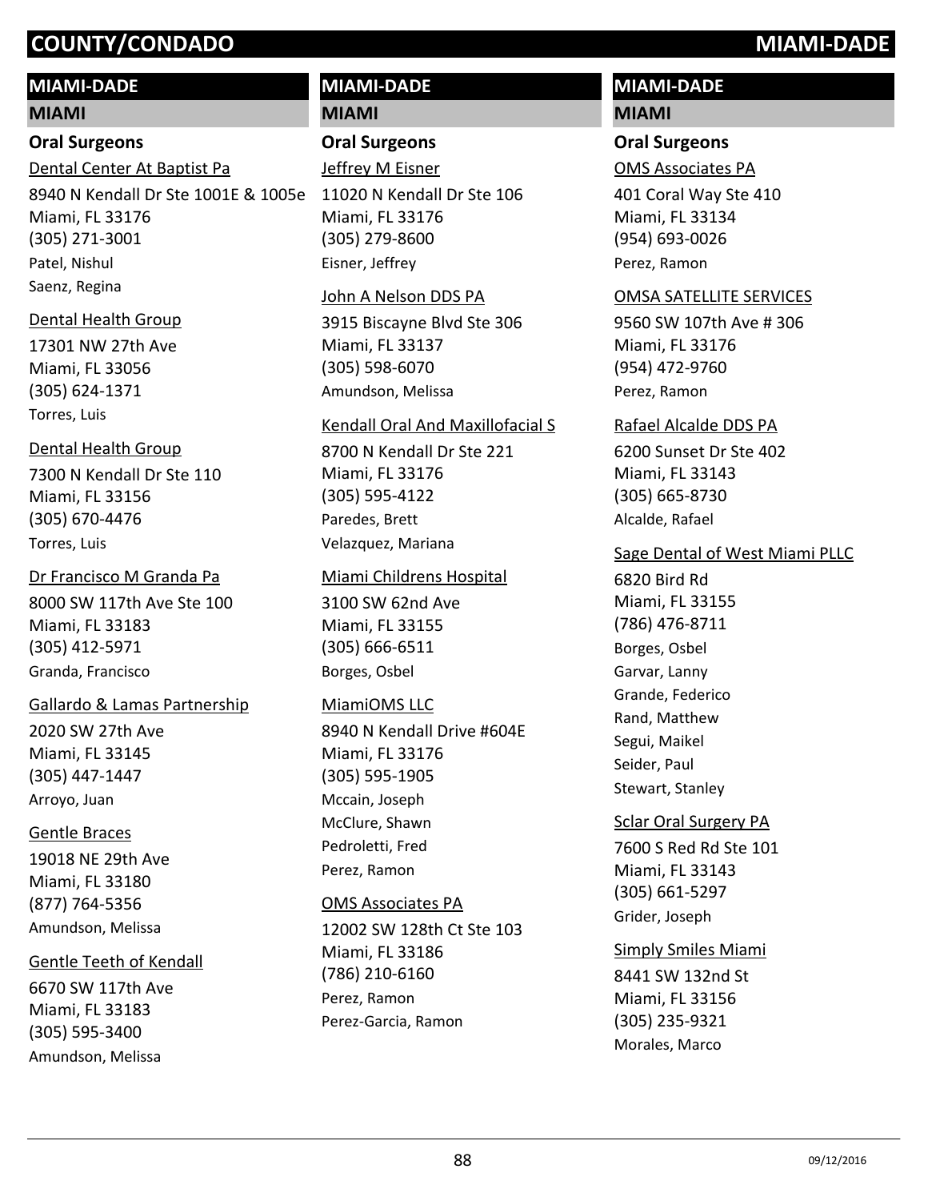## MIAMI-DADE

### MIAMI

#### Oral Surgeons

Dental Center At Baptist Pa
8940 N Kendall Dr Ste 1001E & 1005e
Miami, FL 33176
(305) 271-3001
Patel, Nishul
Saenz, Regina

Dental Health Group
17301 NW 27th Ave
Miami, FL 33056
(305) 624-1371
Torres, Luis

Dental Health Group
7300 N Kendall Dr Ste 110
Miami, FL 33156
(305) 670-4476
Torres, Luis

Dr Francisco M Granda Pa
8000 SW 117th Ave Ste 100
Miami, FL 33183
(305) 412-5971
Granda, Francisco

Gallardo & Lamas Partnership
2020 SW 27th Ave
Miami, FL 33145
(305) 447-1447
Arroyo, Juan

Gentle Braces
19018 NE 29th Ave
Miami, FL 33180
(877) 764-5356
Amundson, Melissa

Gentle Teeth of Kendall
6670 SW 117th Ave
Miami, FL 33183
(305) 595-3400
Amundson, Melissa

Jeffrey M Eisner
11020 N Kendall Dr Ste 106
Miami, FL 33176
(305) 279-8600
Eisner, Jeffrey

John A Nelson DDS PA
3915 Biscayne Blvd Ste 306
Miami, FL 33137
(305) 598-6070
Amundson, Melissa

Kendall Oral And Maxillofacial S
8700 N Kendall Dr Ste 221
Miami, FL 33176
(305) 595-4122
Paredes, Brett
Velazquez, Mariana

Miami Childrens Hospital
3100 SW 62nd Ave
Miami, FL 33155
(305) 666-6511
Borges, Osbel

MiamiOMS LLC
8940 N Kendall Drive #604E
Miami, FL 33176
(305) 595-1905
Mccain, Joseph
McClure, Shawn
Pedroletti, Fred
Perez, Ramon

OMS Associates PA
12002 SW 128th Ct Ste 103
Miami, FL 33186
(786) 210-6160
Perez, Ramon
Perez-Garcia, Ramon

OMS Associates PA
401 Coral Way Ste 410
Miami, FL 33134
(954) 693-0026
Perez, Ramon

OMSA SATELLITE SERVICES
9560 SW 107th Ave # 306
Miami, FL 33176
(954) 472-9760
Perez, Ramon

Rafael Alcalde DDS PA
6200 Sunset Dr Ste 402
Miami, FL 33143
(305) 665-8730
Alcalde, Rafael

Sage Dental of West Miami PLLC
6820 Bird Rd
Miami, FL 33155
(786) 476-8711
Borges, Osbel
Garvar, Lanny
Grande, Federico
Rand, Matthew
Segui, Maikel
Seider, Paul
Stewart, Stanley

Sclar Oral Surgery PA
7600 S Red Rd Ste 101
Miami, FL 33143
(305) 661-5297
Grider, Joseph

Simply Smiles Miami
8441 SW 132nd St
Miami, FL 33156
(305) 235-9321
Morales, Marco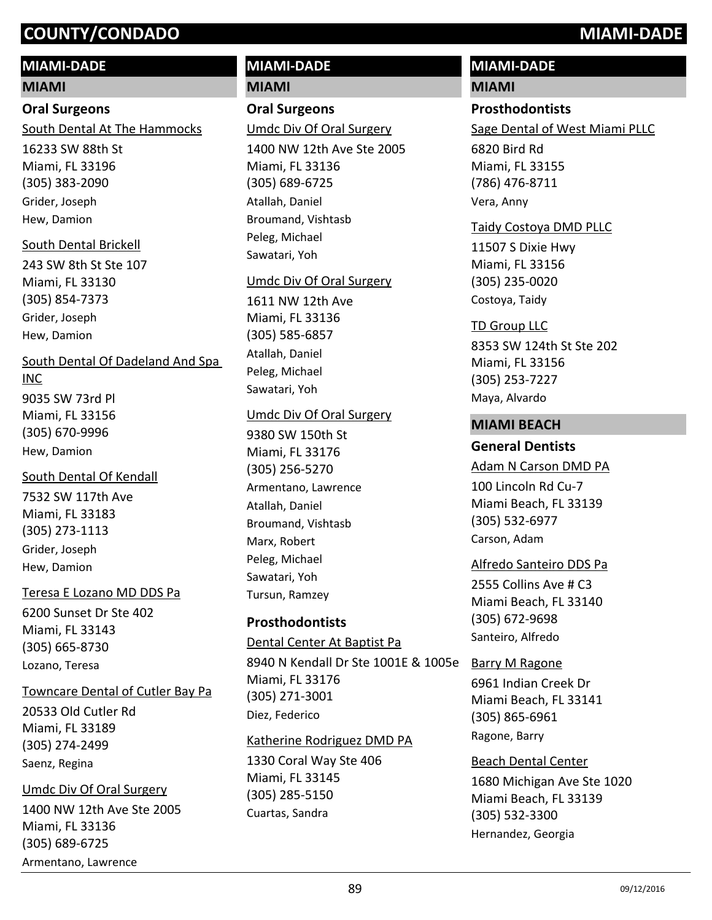## MIAMI-DADE

### MIAMI

#### Oral Surgeons

South Dental At The Hammocks
16233 SW 88th St
Miami, FL 33196
(305) 383-2090
Grider, Joseph
Hew, Damion

South Dental Brickell
243 SW 8th St Ste 107
Miami, FL 33130
(305) 854-7373
Grider, Joseph
Hew, Damion

South Dental Of Dadeland And Spa INC
9035 SW 73rd Pl
Miami, FL 33156
(305) 670-9996
Hew, Damion

South Dental Of Kendall
7532 SW 117th Ave
Miami, FL 33183
(305) 273-1113
Grider, Joseph
Hew, Damion

Teresa E Lozano MD DDS Pa
6200 Sunset Dr Ste 402
Miami, FL 33143
(305) 665-8730
Lozano, Teresa

Towncare Dental of Cutler Bay Pa
20533 Old Cutler Rd
Miami, FL 33189
(305) 274-2499
Saenz, Regina

Umdc Div Of Oral Surgery
1400 NW 12th Ave Ste 2005
Miami, FL 33136
(305) 689-6725
Armentano, Lawrence

## MIAMI-DADE

### MIAMI

#### Oral Surgeons

Umdc Div Of Oral Surgery
1400 NW 12th Ave Ste 2005
Miami, FL 33136
(305) 689-6725
Atallah, Daniel
Broumand, Vishtasb
Peleg, Michael
Sawatari, Yoh

Umdc Div Of Oral Surgery
1611 NW 12th Ave
Miami, FL 33136
(305) 585-6857
Atallah, Daniel
Peleg, Michael
Sawatari, Yoh

Umdc Div Of Oral Surgery
9380 SW 150th St
Miami, FL 33176
(305) 256-5270
Armentano, Lawrence
Atallah, Daniel
Broumand, Vishtasb
Marx, Robert
Peleg, Michael
Sawatari, Yoh
Tursun, Ramzey

#### Prosthodontists

Dental Center At Baptist Pa
8940 N Kendall Dr Ste 1001E & 1005e
Miami, FL 33176
(305) 271-3001
Diez, Federico

Katherine Rodriguez DMD PA
1330 Coral Way Ste 406
Miami, FL 33145
(305) 285-5150
Cuartas, Sandra

## MIAMI-DADE

### MIAMI

#### Prosthodontists

Sage Dental of West Miami PLLC
6820 Bird Rd
Miami, FL 33155
(786) 476-8711
Vera, Anny

Taidy Costoya DMD PLLC
11507 S Dixie Hwy
Miami, FL 33156
(305) 235-0020
Costoya, Taidy

TD Group LLC
8353 SW 124th St Ste 202
Miami, FL 33156
(305) 253-7227
Maya, Alvardo

### MIAMI BEACH

#### General Dentists

Adam N Carson DMD PA
100 Lincoln Rd Cu-7
Miami Beach, FL 33139
(305) 532-6977
Carson, Adam

Alfredo Santeiro DDS Pa
2555 Collins Ave # C3
Miami Beach, FL 33140
(305) 672-9698
Santeiro, Alfredo

Barry M Ragone
6961 Indian Creek Dr
Miami Beach, FL 33141
(305) 865-6961
Ragone, Barry

Beach Dental Center
1680 Michigan Ave Ste 1020
Miami Beach, FL 33139
(305) 532-3300
Hernandez, Georgia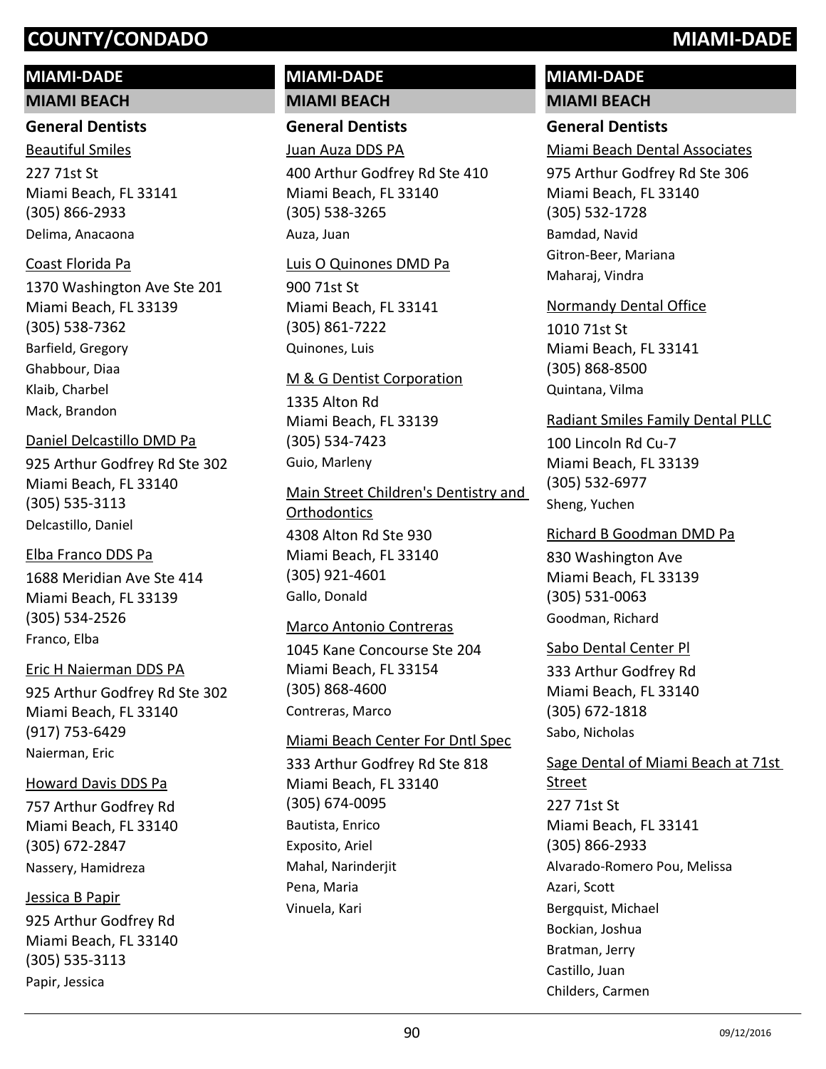# COUNTY/CONDADO — MIAMI-DADE

## MIAMI-DADE

### MIAMI BEACH

#### General Dentists

Beautiful Smiles
227 71st St
Miami Beach, FL 33141
(305) 866-2933
Delima, Anacaona

Coast Florida Pa
1370 Washington Ave Ste 201
Miami Beach, FL 33139
(305) 538-7362
Barfield, Gregory
Ghabbour, Diaa
Klaib, Charbel
Mack, Brandon

Daniel Delcastillo DMD Pa
925 Arthur Godfrey Rd Ste 302
Miami Beach, FL 33140
(305) 535-3113
Delcastillo, Daniel

Elba Franco DDS Pa
1688 Meridian Ave Ste 414
Miami Beach, FL 33139
(305) 534-2526
Franco, Elba

Eric H Naierman DDS PA
925 Arthur Godfrey Rd Ste 302
Miami Beach, FL 33140
(917) 753-6429
Naierman, Eric

Howard Davis DDS Pa
757 Arthur Godfrey Rd
Miami Beach, FL 33140
(305) 672-2847
Nassery, Hamidreza

Jessica B Papir
925 Arthur Godfrey Rd
Miami Beach, FL 33140
(305) 535-3113
Papir, Jessica

Juan Auza DDS PA
400 Arthur Godfrey Rd Ste 410
Miami Beach, FL 33140
(305) 538-3265
Auza, Juan

Luis O Quinones DMD Pa
900 71st St
Miami Beach, FL 33141
(305) 861-7222
Quinones, Luis

M & G Dentist Corporation
1335 Alton Rd
Miami Beach, FL 33139
(305) 534-7423
Guio, Marleny

Main Street Children's Dentistry and Orthodontics
4308 Alton Rd Ste 930
Miami Beach, FL 33140
(305) 921-4601
Gallo, Donald

Marco Antonio Contreras
1045 Kane Concourse Ste 204
Miami Beach, FL 33154
(305) 868-4600
Contreras, Marco

Miami Beach Center For Dntl Spec
333 Arthur Godfrey Rd Ste 818
Miami Beach, FL 33140
(305) 674-0095
Bautista, Enrico
Exposito, Ariel
Mahal, Narinderjit
Pena, Maria
Vinuela, Kari

Miami Beach Dental Associates
975 Arthur Godfrey Rd Ste 306
Miami Beach, FL 33140
(305) 532-1728
Bamdad, Navid
Gitron-Beer, Mariana
Maharaj, Vindra

Normandy Dental Office
1010 71st St
Miami Beach, FL 33141
(305) 868-8500
Quintana, Vilma

Radiant Smiles Family Dental PLLC
100 Lincoln Rd Cu-7
Miami Beach, FL 33139
(305) 532-6977
Sheng, Yuchen

Richard B Goodman DMD Pa
830 Washington Ave
Miami Beach, FL 33139
(305) 531-0063
Goodman, Richard

Sabo Dental Center Pl
333 Arthur Godfrey Rd
Miami Beach, FL 33140
(305) 672-1818
Sabo, Nicholas

Sage Dental of Miami Beach at 71st Street
227 71st St
Miami Beach, FL 33141
(305) 866-2933
Alvarado-Romero Pou, Melissa
Azari, Scott
Bergquist, Michael
Bockian, Joshua
Bratman, Jerry
Castillo, Juan
Childers, Carmen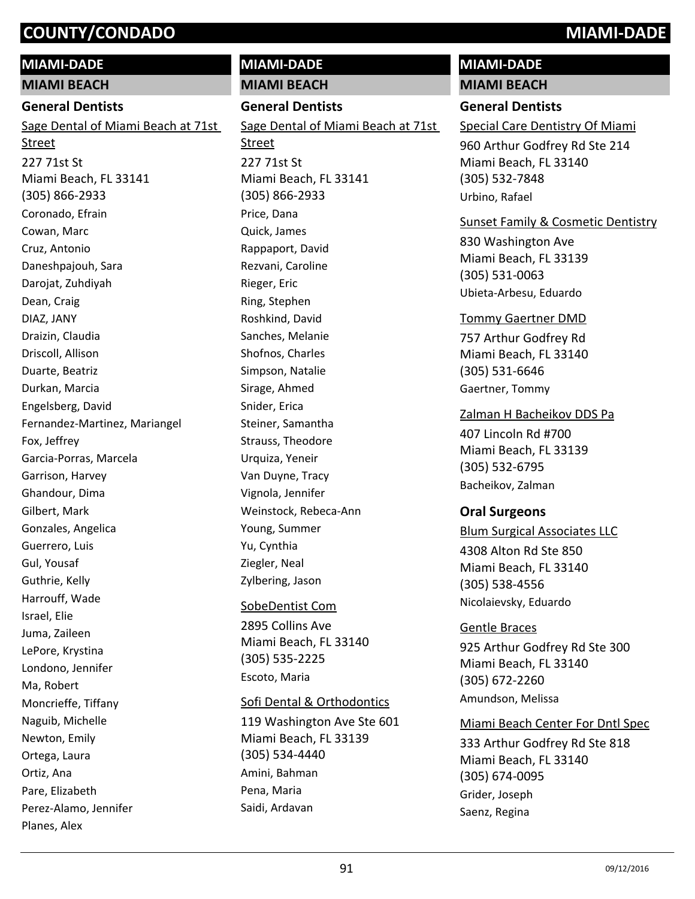# COUNTY/CONDADO MIAMI-DADE

## MIAMI-DADE

### MIAMI BEACH

#### General Dentists

Sage Dental of Miami Beach at 71st Street

227 71st St
Miami Beach, FL 33141
(305) 866-2933

Coronado, Efrain
Cowan, Marc
Cruz, Antonio
Daneshpajouh, Sara
Darojat, Zuhdiyah
Dean, Craig
DIAZ, JANY
Draizin, Claudia
Driscoll, Allison
Duarte, Beatriz
Durkan, Marcia
Engelsberg, David
Fernandez-Martinez, Mariangel
Fox, Jeffrey
Garcia-Porras, Marcela
Garrison, Harvey
Ghandour, Dima
Gilbert, Mark
Gonzales, Angelica
Guerrero, Luis
Gul, Yousaf
Guthrie, Kelly
Harrouff, Wade
Israel, Elie
Juma, Zaileen
LePore, Krystina
Londono, Jennifer
Ma, Robert
Moncrieffe, Tiffany
Naguib, Michelle
Newton, Emily
Ortega, Laura
Ortiz, Ana
Pare, Elizabeth
Perez-Alamo, Jennifer
Planes, Alex

## MIAMI-DADE

### MIAMI BEACH

#### General Dentists

Sage Dental of Miami Beach at 71st Street

227 71st St
Miami Beach, FL 33141
(305) 866-2933

Price, Dana
Quick, James
Rappaport, David
Rezvani, Caroline
Rieger, Eric
Ring, Stephen
Roshkind, David
Sanches, Melanie
Shofnos, Charles
Simpson, Natalie
Sirage, Ahmed
Snider, Erica
Steiner, Samantha
Strauss, Theodore
Urquiza, Yeneir
Van Duyne, Tracy
Vignola, Jennifer
Weinstock, Rebeca-Ann
Young, Summer
Yu, Cynthia
Ziegler, Neal
Zylbering, Jason

SobeDentist Com

2895 Collins Ave
Miami Beach, FL 33140
(305) 535-2225

Escoto, Maria

Sofi Dental & Orthodontics

119 Washington Ave Ste 601
Miami Beach, FL 33139
(305) 534-4440

Amini, Bahman
Pena, Maria
Saidi, Ardavan

## MIAMI-DADE

### MIAMI BEACH

#### General Dentists

Special Care Dentistry Of Miami

960 Arthur Godfrey Rd Ste 214
Miami Beach, FL 33140
(305) 532-7848

Urbino, Rafael

Sunset Family & Cosmetic Dentistry

830 Washington Ave
Miami Beach, FL 33139
(305) 531-0063

Ubieta-Arbesu, Eduardo

Tommy Gaertner DMD

757 Arthur Godfrey Rd
Miami Beach, FL 33140
(305) 531-6646

Gaertner, Tommy

Zalman H Bacheikov DDS Pa

407 Lincoln Rd #700
Miami Beach, FL 33139
(305) 532-6795

Bacheikov, Zalman

#### Oral Surgeons

Blum Surgical Associates LLC

4308 Alton Rd Ste 850
Miami Beach, FL 33140
(305) 538-4556

Nicolaievsky, Eduardo

Gentle Braces

925 Arthur Godfrey Rd Ste 300
Miami Beach, FL 33140
(305) 672-2260

Amundson, Melissa

Miami Beach Center For Dntl Spec

333 Arthur Godfrey Rd Ste 818
Miami Beach, FL 33140
(305) 674-0095

Grider, Joseph
Saenz, Regina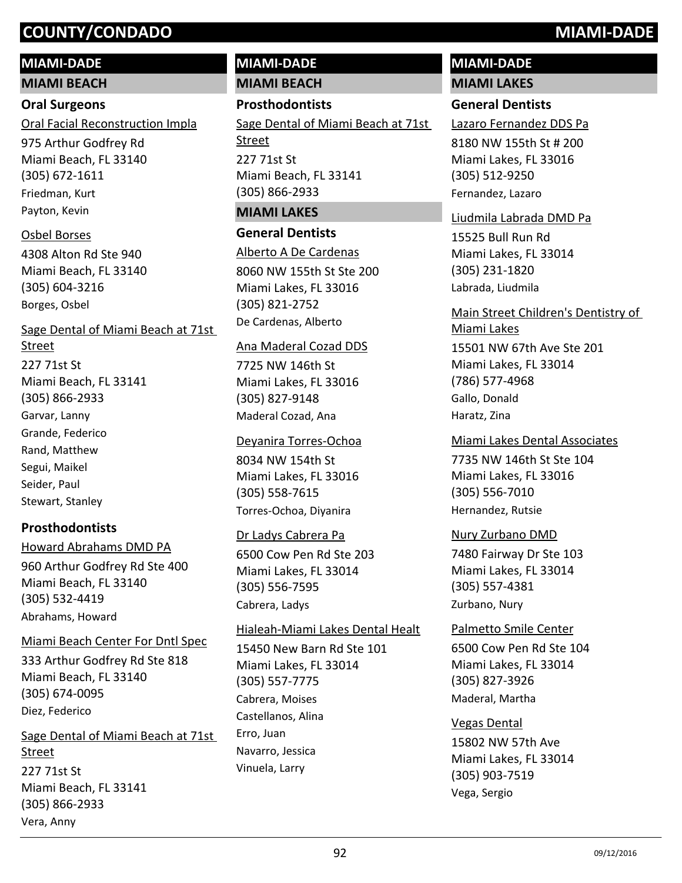## MIAMI-DADE

### MIAMI BEACH

#### Oral Surgeons

Oral Facial Reconstruction Impla
975 Arthur Godfrey Rd
Miami Beach, FL 33140
(305) 672-1611
Friedman, Kurt
Payton, Kevin

Osbel Borses
4308 Alton Rd Ste 940
Miami Beach, FL 33140
(305) 604-3216
Borges, Osbel

Sage Dental of Miami Beach at 71st Street
227 71st St
Miami Beach, FL 33141
(305) 866-2933
Garvar, Lanny
Grande, Federico
Rand, Matthew
Segui, Maikel
Seider, Paul
Stewart, Stanley

#### Prosthodontists

Howard Abrahams DMD PA
960 Arthur Godfrey Rd Ste 400
Miami Beach, FL 33140
(305) 532-4419
Abrahams, Howard

Miami Beach Center For Dntl Spec
333 Arthur Godfrey Rd Ste 818
Miami Beach, FL 33140
(305) 674-0095
Diez, Federico

Sage Dental of Miami Beach at 71st Street
227 71st St
Miami Beach, FL 33141
(305) 866-2933
Vera, Anny

## MIAMI-DADE

### MIAMI BEACH

#### Prosthodontists

Sage Dental of Miami Beach at 71st Street
227 71st St
Miami Beach, FL 33141
(305) 866-2933

### MIAMI LAKES

#### General Dentists

Alberto A De Cardenas
8060 NW 155th St Ste 200
Miami Lakes, FL 33016
(305) 821-2752
De Cardenas, Alberto

Ana Maderal Cozad DDS
7725 NW 146th St
Miami Lakes, FL 33016
(305) 827-9148
Maderal Cozad, Ana

Deyanira Torres-Ochoa
8034 NW 154th St
Miami Lakes, FL 33016
(305) 558-7615
Torres-Ochoa, Diyanira

Dr Ladys Cabrera Pa
6500 Cow Pen Rd Ste 203
Miami Lakes, FL 33014
(305) 556-7595
Cabrera, Ladys

Hialeah-Miami Lakes Dental Healt
15450 New Barn Rd Ste 101
Miami Lakes, FL 33014
(305) 557-7775
Cabrera, Moises
Castellanos, Alina
Erro, Juan
Navarro, Jessica
Vinuela, Larry

## MIAMI-DADE

### MIAMI LAKES

#### General Dentists

Lazaro Fernandez DDS Pa
8180 NW 155th St # 200
Miami Lakes, FL 33016
(305) 512-9250
Fernandez, Lazaro

Liudmila Labrada DMD Pa
15525 Bull Run Rd
Miami Lakes, FL 33014
(305) 231-1820
Labrada, Liudmila

Main Street Children's Dentistry of Miami Lakes
15501 NW 67th Ave Ste 201
Miami Lakes, FL 33014
(786) 577-4968
Gallo, Donald
Haratz, Zina

Miami Lakes Dental Associates
7735 NW 146th St Ste 104
Miami Lakes, FL 33016
(305) 556-7010
Hernandez, Rutsie

Nury Zurbano DMD
7480 Fairway Dr Ste 103
Miami Lakes, FL 33014
(305) 557-4381
Zurbano, Nury

Palmetto Smile Center
6500 Cow Pen Rd Ste 104
Miami Lakes, FL 33014
(305) 827-3926
Maderal, Martha

Vegas Dental
15802 NW 57th Ave
Miami Lakes, FL 33014
(305) 903-7519
Vega, Sergio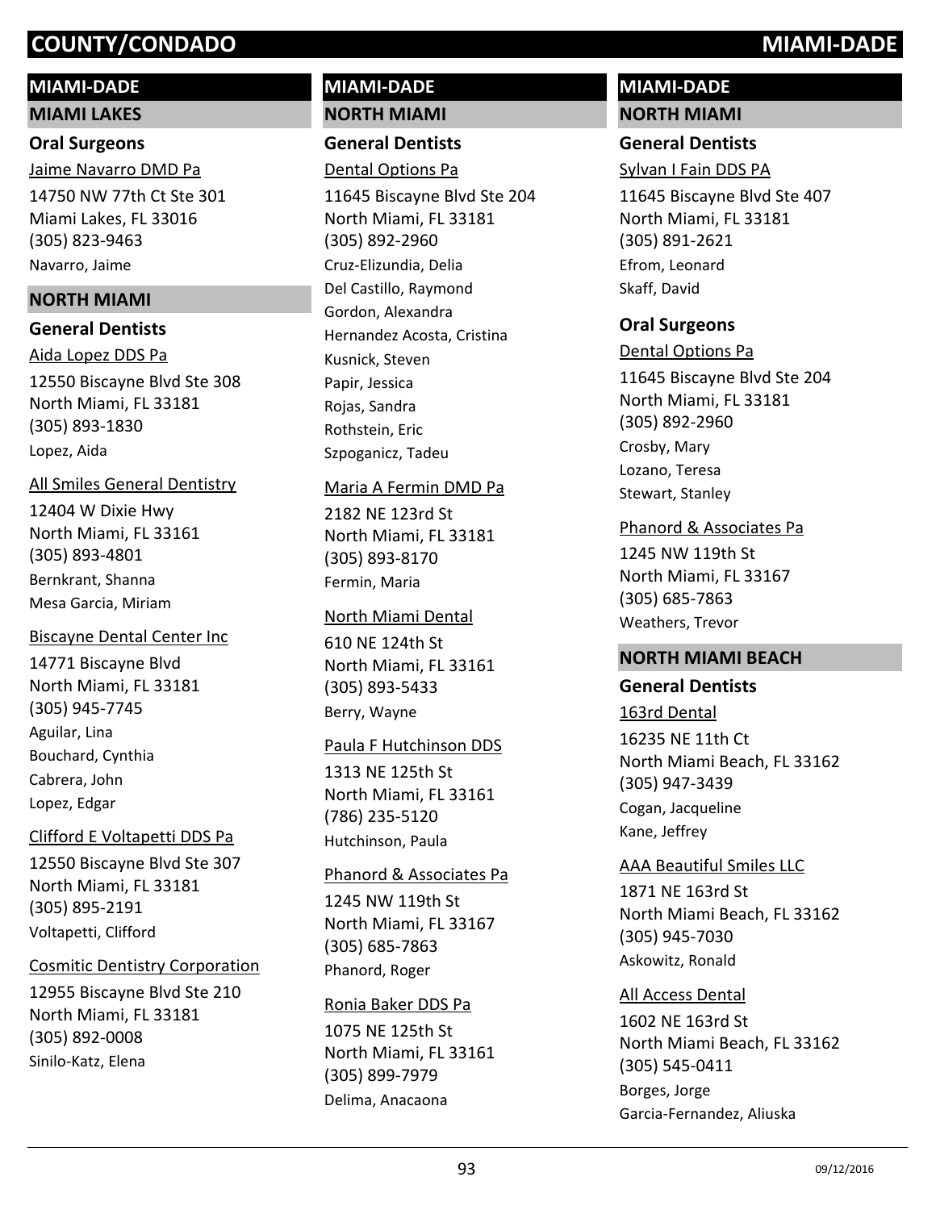## MIAMI-DADE

### MIAMI LAKES

#### Oral Surgeons

Jaime Navarro DMD Pa
14750 NW 77th Ct Ste 301
Miami Lakes, FL 33016
(305) 823-9463
Navarro, Jaime

### NORTH MIAMI

#### General Dentists

Aida Lopez DDS Pa
12550 Biscayne Blvd Ste 308
North Miami, FL 33181
(305) 893-1830
Lopez, Aida

All Smiles General Dentistry
12404 W Dixie Hwy
North Miami, FL 33161
(305) 893-4801
Bernkrant, Shanna
Mesa Garcia, Miriam

Biscayne Dental Center Inc
14771 Biscayne Blvd
North Miami, FL 33181
(305) 945-7745
Aguilar, Lina
Bouchard, Cynthia
Cabrera, John
Lopez, Edgar

Clifford E Voltapetti DDS Pa
12550 Biscayne Blvd Ste 307
North Miami, FL 33181
(305) 895-2191
Voltapetti, Clifford

Cosmitic Dentistry Corporation
12955 Biscayne Blvd Ste 210
North Miami, FL 33181
(305) 892-0008
Sinilo-Katz, Elena

## MIAMI-DADE

### NORTH MIAMI

#### General Dentists

Dental Options Pa
11645 Biscayne Blvd Ste 204
North Miami, FL 33181
(305) 892-2960
Cruz-Elizundia, Delia
Del Castillo, Raymond
Gordon, Alexandra
Hernandez Acosta, Cristina
Kusnick, Steven
Papir, Jessica
Rojas, Sandra
Rothstein, Eric
Szpoganicz, Tadeu

Maria A Fermin DMD Pa
2182 NE 123rd St
North Miami, FL 33181
(305) 893-8170
Fermin, Maria

North Miami Dental
610 NE 124th St
North Miami, FL 33161
(305) 893-5433
Berry, Wayne

Paula F Hutchinson DDS
1313 NE 125th St
North Miami, FL 33161
(786) 235-5120
Hutchinson, Paula

Phanord & Associates Pa
1245 NW 119th St
North Miami, FL 33167
(305) 685-7863
Phanord, Roger

Ronia Baker DDS Pa
1075 NE 125th St
North Miami, FL 33161
(305) 899-7979
Delima, Anacaona

## MIAMI-DADE

### NORTH MIAMI

#### General Dentists

Sylvan I Fain DDS PA
11645 Biscayne Blvd Ste 407
North Miami, FL 33181
(305) 891-2621
Efrom, Leonard
Skaff, David

#### Oral Surgeons

Dental Options Pa
11645 Biscayne Blvd Ste 204
North Miami, FL 33181
(305) 892-2960
Crosby, Mary
Lozano, Teresa
Stewart, Stanley

Phanord & Associates Pa
1245 NW 119th St
North Miami, FL 33167
(305) 685-7863
Weathers, Trevor

### NORTH MIAMI BEACH

#### General Dentists

163rd Dental
16235 NE 11th Ct
North Miami Beach, FL 33162
(305) 947-3439
Cogan, Jacqueline
Kane, Jeffrey

AAA Beautiful Smiles LLC
1871 NE 163rd St
North Miami Beach, FL 33162
(305) 945-7030
Askowitz, Ronald

All Access Dental
1602 NE 163rd St
North Miami Beach, FL 33162
(305) 545-0411
Borges, Jorge
Garcia-Fernandez, Aliuska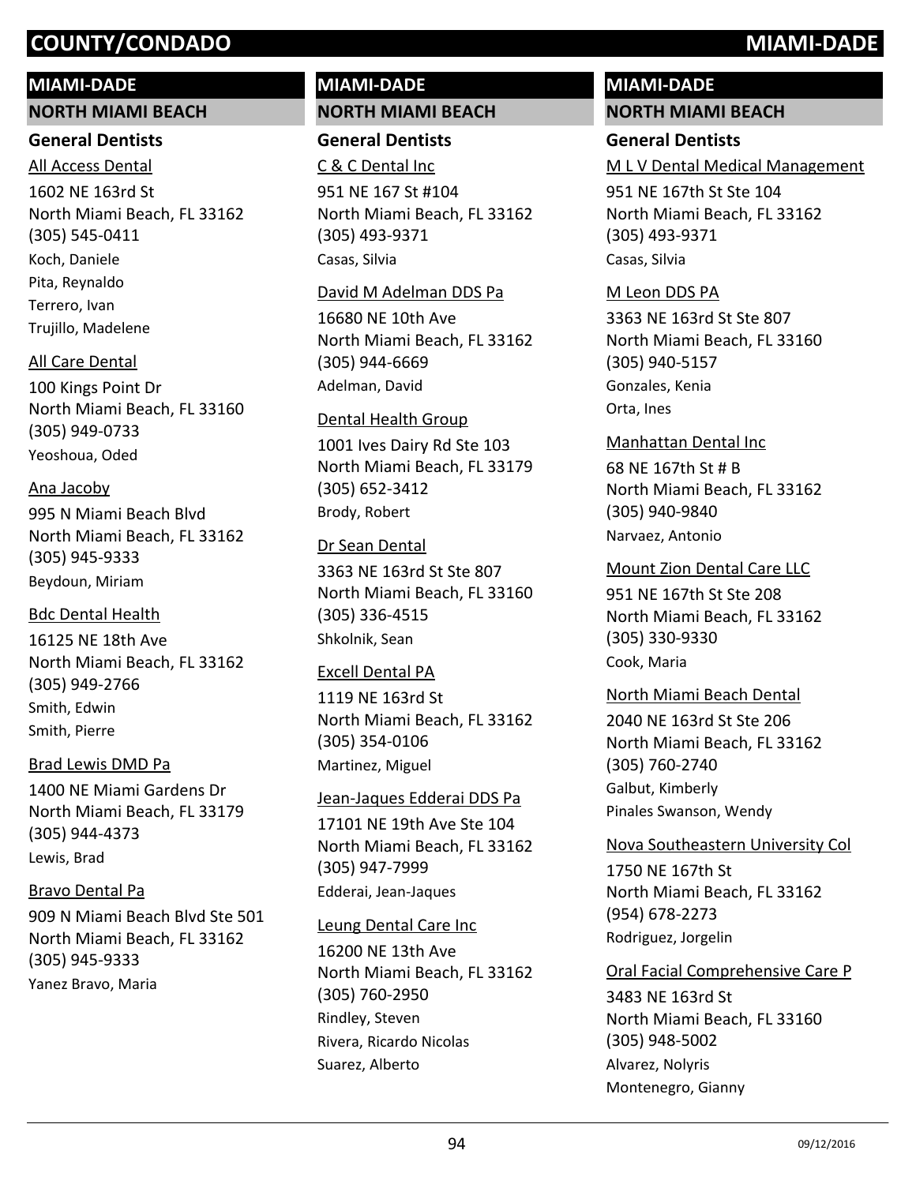# COUNTY/CONDADO — MIAMI-DADE

## MIAMI-DADE

### NORTH MIAMI BEACH

#### General Dentists

All Access Dental
1602 NE 163rd St
North Miami Beach, FL 33162
(305) 545-0411
Koch, Daniele
Pita, Reynaldo
Terrero, Ivan
Trujillo, Madelene

All Care Dental
100 Kings Point Dr
North Miami Beach, FL 33160
(305) 949-0733
Yeoshoua, Oded

Ana Jacoby
995 N Miami Beach Blvd
North Miami Beach, FL 33162
(305) 945-9333
Beydoun, Miriam

Bdc Dental Health
16125 NE 18th Ave
North Miami Beach, FL 33162
(305) 949-2766
Smith, Edwin
Smith, Pierre

Brad Lewis DMD Pa
1400 NE Miami Gardens Dr
North Miami Beach, FL 33179
(305) 944-4373
Lewis, Brad

Bravo Dental Pa
909 N Miami Beach Blvd Ste 501
North Miami Beach, FL 33162
(305) 945-9333
Yanez Bravo, Maria

C & C Dental Inc
951 NE 167 St #104
North Miami Beach, FL 33162
(305) 493-9371
Casas, Silvia

David M Adelman DDS Pa
16680 NE 10th Ave
North Miami Beach, FL 33162
(305) 944-6669
Adelman, David

Dental Health Group
1001 Ives Dairy Rd Ste 103
North Miami Beach, FL 33179
(305) 652-3412
Brody, Robert

Dr Sean Dental
3363 NE 163rd St Ste 807
North Miami Beach, FL 33160
(305) 336-4515
Shkolnik, Sean

Excell Dental PA
1119 NE 163rd St
North Miami Beach, FL 33162
(305) 354-0106
Martinez, Miguel

Jean-Jaques Edderai DDS Pa
17101 NE 19th Ave Ste 104
North Miami Beach, FL 33162
(305) 947-7999
Edderai, Jean-Jaques

Leung Dental Care Inc
16200 NE 13th Ave
North Miami Beach, FL 33162
(305) 760-2950
Rindley, Steven
Rivera, Ricardo Nicolas
Suarez, Alberto

M L V Dental Medical Management
951 NE 167th St Ste 104
North Miami Beach, FL 33162
(305) 493-9371
Casas, Silvia

M Leon DDS PA
3363 NE 163rd St Ste 807
North Miami Beach, FL 33160
(305) 940-5157
Gonzales, Kenia
Orta, Ines

Manhattan Dental Inc
68 NE 167th St # B
North Miami Beach, FL 33162
(305) 940-9840
Narvaez, Antonio

Mount Zion Dental Care LLC
951 NE 167th St Ste 208
North Miami Beach, FL 33162
(305) 330-9330
Cook, Maria

North Miami Beach Dental
2040 NE 163rd St Ste 206
North Miami Beach, FL 33162
(305) 760-2740
Galbut, Kimberly
Pinales Swanson, Wendy

Nova Southeastern University Col
1750 NE 167th St
North Miami Beach, FL 33162
(954) 678-2273
Rodriguez, Jorgelin

Oral Facial Comprehensive Care P
3483 NE 163rd St
North Miami Beach, FL 33160
(305) 948-5002
Alvarez, Nolyris
Montenegro, Gianny

09/12/2016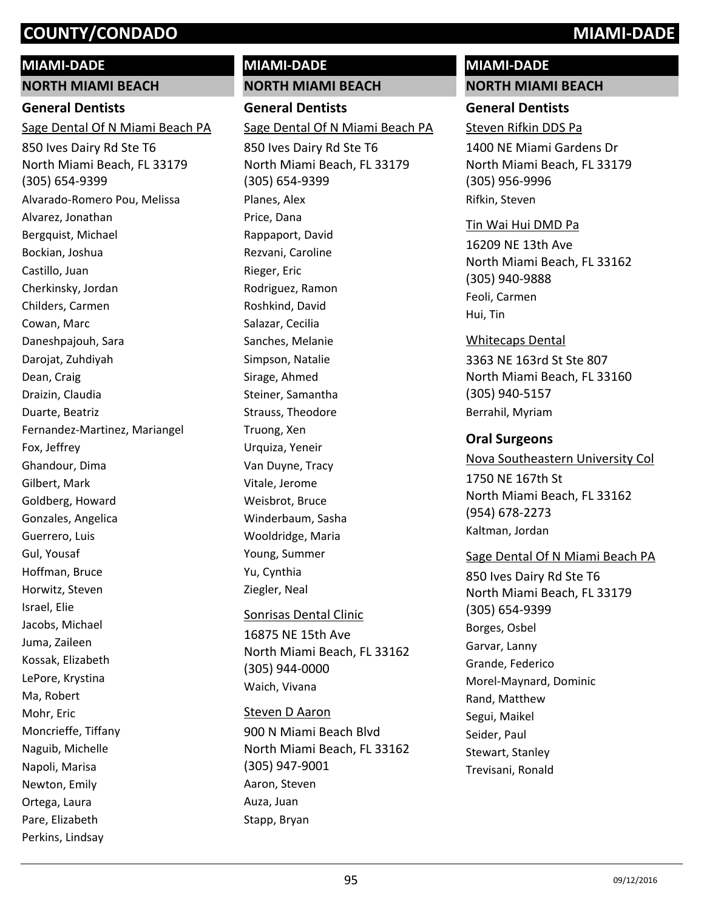## MIAMI-DADE

### NORTH MIAMI BEACH

#### General Dentists

Sage Dental Of N Miami Beach PA

850 Ives Dairy Rd Ste T6
North Miami Beach, FL 33179
(305) 654-9399

Alvarado-Romero Pou, Melissa
Alvarez, Jonathan
Bergquist, Michael
Bockian, Joshua
Castillo, Juan
Cherkinsky, Jordan
Childers, Carmen
Cowan, Marc
Daneshpajouh, Sara
Darojat, Zuhdiyah
Dean, Craig
Draizin, Claudia
Duarte, Beatriz
Fernandez-Martinez, Mariangel
Fox, Jeffrey
Ghandour, Dima
Gilbert, Mark
Goldberg, Howard
Gonzales, Angelica
Guerrero, Luis
Gul, Yousaf
Hoffman, Bruce
Horwitz, Steven
Israel, Elie
Jacobs, Michael
Juma, Zaileen
Kossak, Elizabeth
LePore, Krystina
Ma, Robert
Mohr, Eric
Moncrieffe, Tiffany
Naguib, Michelle
Napoli, Marisa
Newton, Emily
Ortega, Laura
Pare, Elizabeth
Perkins, Lindsay

## MIAMI-DADE

### NORTH MIAMI BEACH

#### General Dentists

Sage Dental Of N Miami Beach PA

850 Ives Dairy Rd Ste T6
North Miami Beach, FL 33179
(305) 654-9399

Planes, Alex
Price, Dana
Rappaport, David
Rezvani, Caroline
Rieger, Eric
Rodriguez, Ramon
Roshkind, David
Salazar, Cecilia
Sanches, Melanie
Simpson, Natalie
Sirage, Ahmed
Steiner, Samantha
Strauss, Theodore
Truong, Xen
Urquiza, Yeneir
Van Duyne, Tracy
Vitale, Jerome
Weisbrot, Bruce
Winderbaum, Sasha
Wooldridge, Maria
Young, Summer
Yu, Cynthia
Ziegler, Neal

Sonrisas Dental Clinic

16875 NE 15th Ave
North Miami Beach, FL 33162
(305) 944-0000

Waich, Vivana

Steven D Aaron

900 N Miami Beach Blvd
North Miami Beach, FL 33162
(305) 947-9001

Aaron, Steven
Auza, Juan
Stapp, Bryan

## MIAMI-DADE

### NORTH MIAMI BEACH

#### General Dentists

Steven Rifkin DDS Pa

1400 NE Miami Gardens Dr
North Miami Beach, FL 33179
(305) 956-9996

Rifkin, Steven

Tin Wai Hui DMD Pa

16209 NE 13th Ave
North Miami Beach, FL 33162
(305) 940-9888

Feoli, Carmen
Hui, Tin

Whitecaps Dental

3363 NE 163rd St Ste 807
North Miami Beach, FL 33160
(305) 940-5157

Berrahil, Myriam

#### Oral Surgeons

Nova Southeastern University Col

1750 NE 167th St
North Miami Beach, FL 33162
(954) 678-2273

Kaltman, Jordan

Sage Dental Of N Miami Beach PA

850 Ives Dairy Rd Ste T6
North Miami Beach, FL 33179
(305) 654-9399

Borges, Osbel
Garvar, Lanny
Grande, Federico
Morel-Maynard, Dominic
Rand, Matthew
Segui, Maikel
Seider, Paul
Stewart, Stanley
Trevisani, Ronald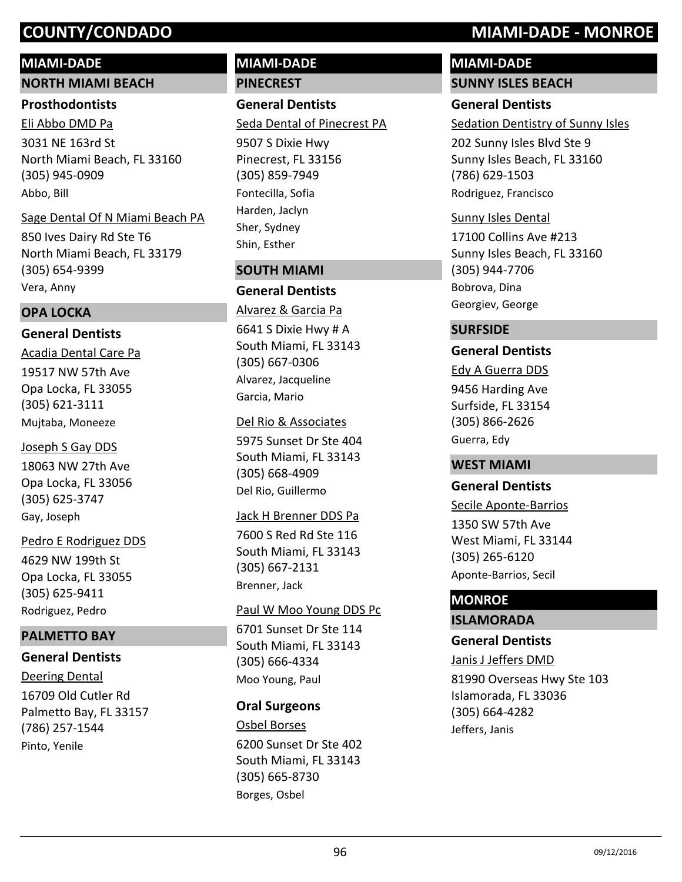## MIAMI-DADE

### NORTH MIAMI BEACH

#### Prosthodontists

Eli Abbo DMD Pa
3031 NE 163rd St
North Miami Beach, FL 33160
(305) 945-0909
Abbo, Bill

Sage Dental Of N Miami Beach PA
850 Ives Dairy Rd Ste T6
North Miami Beach, FL 33179
(305) 654-9399
Vera, Anny

### OPA LOCKA

#### General Dentists

Acadia Dental Care Pa
19517 NW 57th Ave
Opa Locka, FL 33055
(305) 621-3111
Mujtaba, Moneeze

Joseph S Gay DDS
18063 NW 27th Ave
Opa Locka, FL 33056
(305) 625-3747
Gay, Joseph

Pedro E Rodriguez DDS
4629 NW 199th St
Opa Locka, FL 33055
(305) 625-9411
Rodriguez, Pedro

### PALMETTO BAY

#### General Dentists

Deering Dental
16709 Old Cutler Rd
Palmetto Bay, FL 33157
(786) 257-1544
Pinto, Yenile

## MIAMI-DADE

### PINECREST

#### General Dentists

Seda Dental of Pinecrest PA
9507 S Dixie Hwy
Pinecrest, FL 33156
(305) 859-7949
Fontecilla, Sofia
Harden, Jaclyn
Sher, Sydney
Shin, Esther

### SOUTH MIAMI

#### General Dentists

Alvarez & Garcia Pa
6641 S Dixie Hwy # A
South Miami, FL 33143
(305) 667-0306
Alvarez, Jacqueline
Garcia, Mario

Del Rio & Associates
5975 Sunset Dr Ste 404
South Miami, FL 33143
(305) 668-4909
Del Rio, Guillermo

Jack H Brenner DDS Pa
7600 S Red Rd Ste 116
South Miami, FL 33143
(305) 667-2131
Brenner, Jack

Paul W Moo Young DDS Pc
6701 Sunset Dr Ste 114
South Miami, FL 33143
(305) 666-4334
Moo Young, Paul

#### Oral Surgeons

Osbel Borses
6200 Sunset Dr Ste 402
South Miami, FL 33143
(305) 665-8730
Borges, Osbel

## MIAMI-DADE

### SUNNY ISLES BEACH

#### General Dentists

Sedation Dentistry of Sunny Isles
202 Sunny Isles Blvd Ste 9
Sunny Isles Beach, FL 33160
(786) 629-1503
Rodriguez, Francisco

Sunny Isles Dental
17100 Collins Ave #213
Sunny Isles Beach, FL 33160
(305) 944-7706
Bobrova, Dina
Georgiev, George

### SURFSIDE

#### General Dentists

Edy A Guerra DDS
9456 Harding Ave
Surfside, FL 33154
(305) 866-2626
Guerra, Edy

### WEST MIAMI

#### General Dentists

Secile Aponte-Barrios
1350 SW 57th Ave
West Miami, FL 33144
(305) 265-6120
Aponte-Barrios, Secil

## MONROE

### ISLAMORADA

#### General Dentists

Janis J Jeffers DMD
81990 Overseas Hwy Ste 103
Islamorada, FL 33036
(305) 664-4282
Jeffers, Janis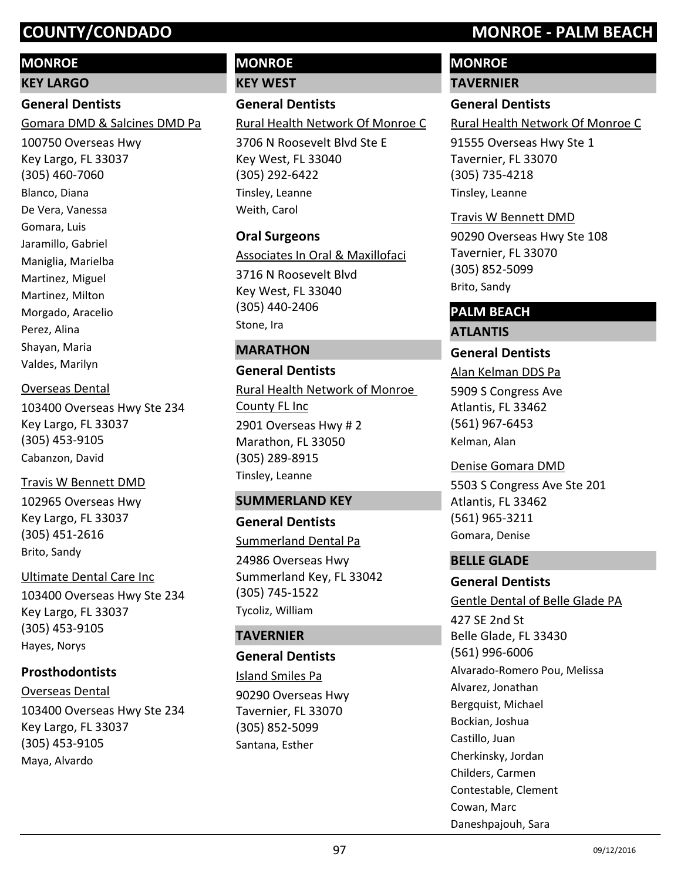## MONROE

### KEY LARGO

#### General Dentists

Gomara DMD & Salcines DMD Pa

100750 Overseas Hwy
Key Largo, FL 33037
(305) 460-7060

Blanco, Diana
De Vera, Vanessa
Gomara, Luis
Jaramillo, Gabriel
Maniglia, Marielba
Martinez, Miguel
Martinez, Milton
Morgado, Aracelio
Perez, Alina
Shayan, Maria
Valdes, Marilyn

Overseas Dental

103400 Overseas Hwy Ste 234
Key Largo, FL 33037
(305) 453-9105

Cabanzon, David

Travis W Bennett DMD

102965 Overseas Hwy
Key Largo, FL 33037
(305) 451-2616

Brito, Sandy

Ultimate Dental Care Inc

103400 Overseas Hwy Ste 234
Key Largo, FL 33037
(305) 453-9105

Hayes, Norys

#### Prosthodontists

Overseas Dental

103400 Overseas Hwy Ste 234
Key Largo, FL 33037
(305) 453-9105

Maya, Alvardo

## MONROE

### KEY WEST

#### General Dentists

Rural Health Network Of Monroe C

3706 N Roosevelt Blvd Ste E
Key West, FL 33040
(305) 292-6422

Tinsley, Leanne
Weith, Carol

#### Oral Surgeons

Associates In Oral & Maxillofaci

3716 N Roosevelt Blvd
Key West, FL 33040
(305) 440-2406

Stone, Ira

### MARATHON

#### General Dentists

Rural Health Network of Monroe County FL Inc

2901 Overseas Hwy # 2
Marathon, FL 33050
(305) 289-8915

Tinsley, Leanne

### SUMMERLAND KEY

#### General Dentists

Summerland Dental Pa

24986 Overseas Hwy
Summerland Key, FL 33042
(305) 745-1522

Tycoliz, William

### TAVERNIER

#### General Dentists

Island Smiles Pa

90290 Overseas Hwy
Tavernier, FL 33070
(305) 852-5099

Santana, Esther

## MONROE

### TAVERNIER

#### General Dentists

Rural Health Network Of Monroe C

91555 Overseas Hwy Ste 1
Tavernier, FL 33070
(305) 735-4218

Tinsley, Leanne

Travis W Bennett DMD

90290 Overseas Hwy Ste 108
Tavernier, FL 33070
(305) 852-5099

Brito, Sandy

## PALM BEACH

### ATLANTIS

#### General Dentists

Alan Kelman DDS Pa

5909 S Congress Ave
Atlantis, FL 33462
(561) 967-6453

Kelman, Alan

Denise Gomara DMD

5503 S Congress Ave Ste 201
Atlantis, FL 33462
(561) 965-3211

Gomara, Denise

### BELLE GLADE

#### General Dentists

Gentle Dental of Belle Glade PA

427 SE 2nd St
Belle Glade, FL 33430
(561) 996-6006

Alvarado-Romero Pou, Melissa
Alvarez, Jonathan
Bergquist, Michael
Bockian, Joshua
Castillo, Juan
Cherkinsky, Jordan
Childers, Carmen
Contestable, Clement
Cowan, Marc
Daneshpajouh, Sara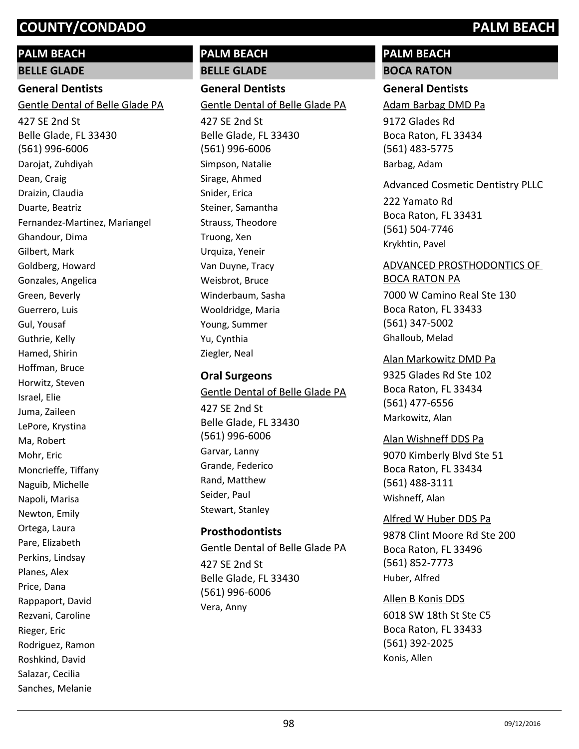## PALM BEACH

### BELLE GLADE

#### General Dentists

Gentle Dental of Belle Glade PA

427 SE 2nd St
Belle Glade, FL 33430
(561) 996-6006

Darojat, Zuhdiyah
Dean, Craig
Draizin, Claudia
Duarte, Beatriz
Fernandez-Martinez, Mariangel
Ghandour, Dima
Gilbert, Mark
Goldberg, Howard
Gonzales, Angelica
Green, Beverly
Guerrero, Luis
Gul, Yousaf
Guthrie, Kelly
Hamed, Shirin
Hoffman, Bruce
Horwitz, Steven
Israel, Elie
Juma, Zaileen
LePore, Krystina
Ma, Robert
Mohr, Eric
Moncrieffe, Tiffany
Naguib, Michelle
Napoli, Marisa
Newton, Emily
Ortega, Laura
Pare, Elizabeth
Perkins, Lindsay
Planes, Alex
Price, Dana
Rappaport, David
Rezvani, Caroline
Rieger, Eric
Rodriguez, Ramon
Roshkind, David
Salazar, Cecilia
Sanches, Melanie

## PALM BEACH

### BELLE GLADE

#### General Dentists

Gentle Dental of Belle Glade PA

427 SE 2nd St
Belle Glade, FL 33430
(561) 996-6006

Simpson, Natalie
Sirage, Ahmed
Snider, Erica
Steiner, Samantha
Strauss, Theodore
Truong, Xen
Urquiza, Yeneir
Van Duyne, Tracy
Weisbrot, Bruce
Winderbaum, Sasha
Wooldridge, Maria
Young, Summer
Yu, Cynthia
Ziegler, Neal

#### Oral Surgeons

Gentle Dental of Belle Glade PA

427 SE 2nd St
Belle Glade, FL 33430
(561) 996-6006

Garvar, Lanny
Grande, Federico
Rand, Matthew
Seider, Paul
Stewart, Stanley

#### Prosthodontists

Gentle Dental of Belle Glade PA

427 SE 2nd St
Belle Glade, FL 33430
(561) 996-6006

Vera, Anny

## PALM BEACH

### BOCA RATON

#### General Dentists

Adam Barbag DMD Pa

9172 Glades Rd
Boca Raton, FL 33434
(561) 483-5775

Barbag, Adam

Advanced Cosmetic Dentistry PLLC

222 Yamato Rd
Boca Raton, FL 33431
(561) 504-7746

Krykhtin, Pavel

ADVANCED PROSTHODONTICS OF BOCA RATON PA

7000 W Camino Real Ste 130
Boca Raton, FL 33433
(561) 347-5002

Ghalloub, Melad

Alan Markowitz DMD Pa

9325 Glades Rd Ste 102
Boca Raton, FL 33434
(561) 477-6556

Markowitz, Alan

Alan Wishneff DDS Pa

9070 Kimberly Blvd Ste 51
Boca Raton, FL 33434
(561) 488-3111

Wishneff, Alan

Alfred W Huber DDS Pa

9878 Clint Moore Rd Ste 200
Boca Raton, FL 33496
(561) 852-7773

Huber, Alfred

Allen B Konis DDS

6018 SW 18th St Ste C5
Boca Raton, FL 33433
(561) 392-2025

Konis, Allen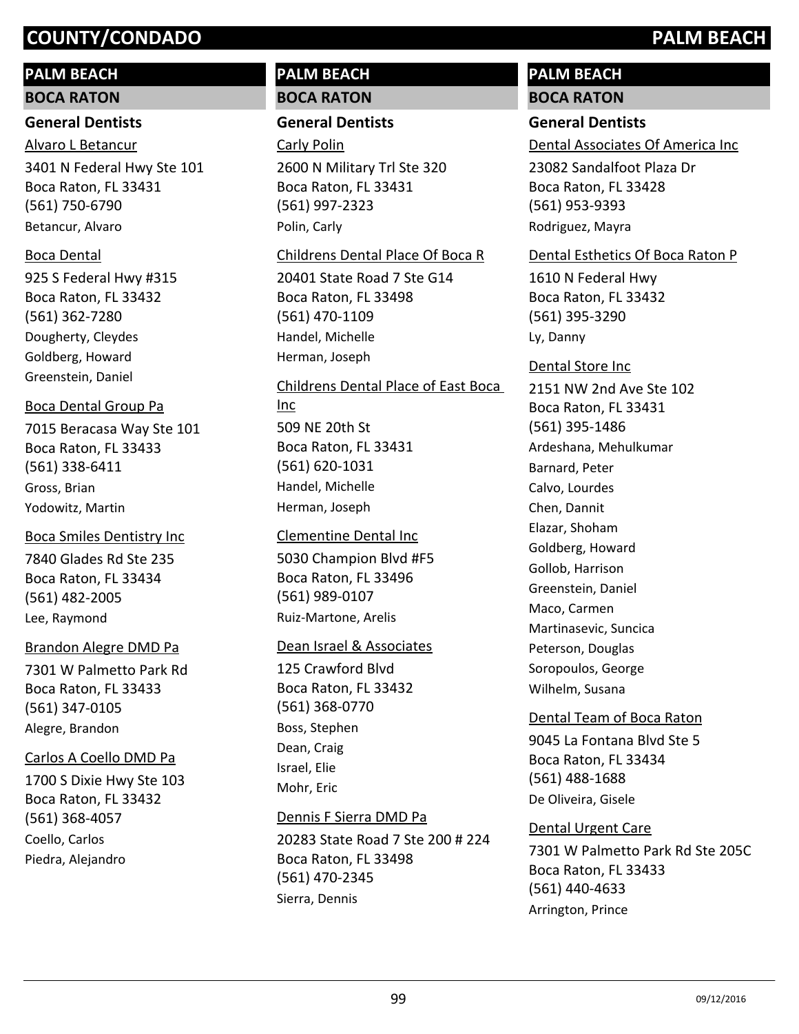# COUNTY/CONDADO PALM BEACH

## PALM BEACH

### BOCA RATON

#### General Dentists

Alvaro L Betancur
3401 N Federal Hwy Ste 101
Boca Raton, FL 33431
(561) 750-6790
Betancur, Alvaro

Boca Dental
925 S Federal Hwy #315
Boca Raton, FL 33432
(561) 362-7280
Dougherty, Cleydes
Goldberg, Howard
Greenstein, Daniel

Boca Dental Group Pa
7015 Beracasa Way Ste 101
Boca Raton, FL 33433
(561) 338-6411
Gross, Brian
Yodowitz, Martin

Boca Smiles Dentistry Inc
7840 Glades Rd Ste 235
Boca Raton, FL 33434
(561) 482-2005
Lee, Raymond

Brandon Alegre DMD Pa
7301 W Palmetto Park Rd
Boca Raton, FL 33433
(561) 347-0105
Alegre, Brandon

Carlos A Coello DMD Pa
1700 S Dixie Hwy Ste 103
Boca Raton, FL 33432
(561) 368-4057
Coello, Carlos
Piedra, Alejandro

Carly Polin
2600 N Military Trl Ste 320
Boca Raton, FL 33431
(561) 997-2323
Polin, Carly

Childrens Dental Place Of Boca R
20401 State Road 7 Ste G14
Boca Raton, FL 33498
(561) 470-1109
Handel, Michelle
Herman, Joseph

Childrens Dental Place of East Boca Inc
509 NE 20th St
Boca Raton, FL 33431
(561) 620-1031
Handel, Michelle
Herman, Joseph

Clementine Dental Inc
5030 Champion Blvd #F5
Boca Raton, FL 33496
(561) 989-0107
Ruiz-Martone, Arelis

Dean Israel & Associates
125 Crawford Blvd
Boca Raton, FL 33432
(561) 368-0770
Boss, Stephen
Dean, Craig
Israel, Elie
Mohr, Eric

Dennis F Sierra DMD Pa
20283 State Road 7 Ste 200 # 224
Boca Raton, FL 33498
(561) 470-2345
Sierra, Dennis

Dental Associates Of America Inc
23082 Sandalfoot Plaza Dr
Boca Raton, FL 33428
(561) 953-9393
Rodriguez, Mayra

Dental Esthetics Of Boca Raton P
1610 N Federal Hwy
Boca Raton, FL 33432
(561) 395-3290
Ly, Danny

Dental Store Inc
2151 NW 2nd Ave Ste 102
Boca Raton, FL 33431
(561) 395-1486
Ardeshana, Mehulkumar
Barnard, Peter
Calvo, Lourdes
Chen, Dannit
Elazar, Shoham
Goldberg, Howard
Gollob, Harrison
Greenstein, Daniel
Maco, Carmen
Martinasevic, Suncica
Peterson, Douglas
Soropoulos, George
Wilhelm, Susana

Dental Team of Boca Raton
9045 La Fontana Blvd Ste 5
Boca Raton, FL 33434
(561) 488-1688
De Oliveira, Gisele

Dental Urgent Care
7301 W Palmetto Park Rd Ste 205C
Boca Raton, FL 33433
(561) 440-4633
Arrington, Prince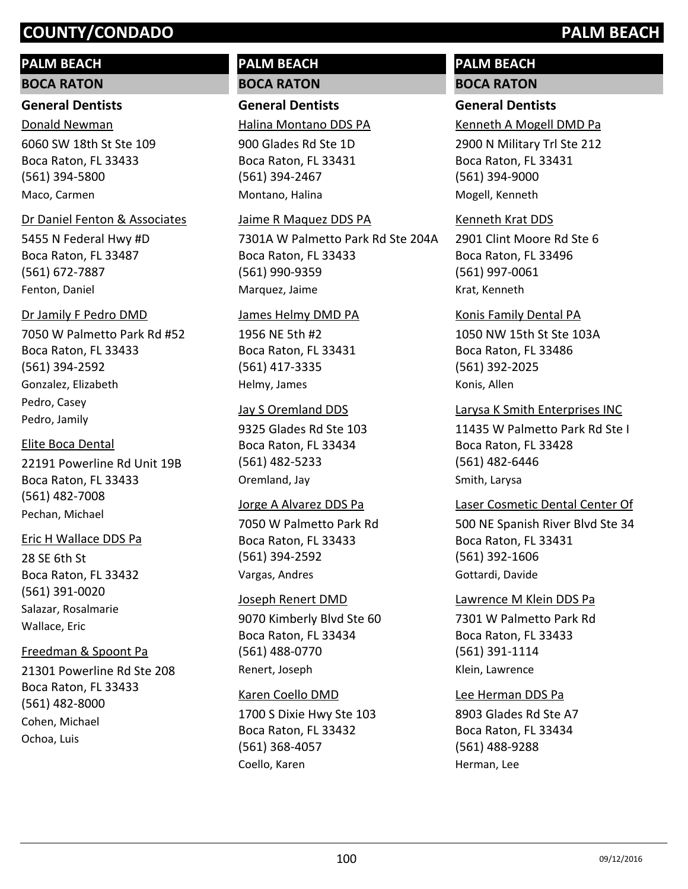## PALM BEACH

### BOCA RATON

#### General Dentists

Donald Newman
6060 SW 18th St Ste 109
Boca Raton, FL 33433
(561) 394-5800
Maco, Carmen

Dr Daniel Fenton & Associates
5455 N Federal Hwy #D
Boca Raton, FL 33487
(561) 672-7887
Fenton, Daniel

Dr Jamily F Pedro DMD
7050 W Palmetto Park Rd #52
Boca Raton, FL 33433
(561) 394-2592
Gonzalez, Elizabeth
Pedro, Casey
Pedro, Jamily

Elite Boca Dental
22191 Powerline Rd Unit 19B
Boca Raton, FL 33433
(561) 482-7008
Pechan, Michael

Eric H Wallace DDS Pa
28 SE 6th St
Boca Raton, FL 33432
(561) 391-0020
Salazar, Rosalmarie
Wallace, Eric

Freedman & Spoont Pa
21301 Powerline Rd Ste 208
Boca Raton, FL 33433
(561) 482-8000
Cohen, Michael
Ochoa, Luis

Halina Montano DDS PA
900 Glades Rd Ste 1D
Boca Raton, FL 33431
(561) 394-2467
Montano, Halina

Jaime R Maquez DDS PA
7301A W Palmetto Park Rd Ste 204A
Boca Raton, FL 33433
(561) 990-9359
Marquez, Jaime

James Helmy DMD PA
1956 NE 5th #2
Boca Raton, FL 33431
(561) 417-3335
Helmy, James

Jay S Oremland DDS
9325 Glades Rd Ste 103
Boca Raton, FL 33434
(561) 482-5233
Oremland, Jay

Jorge A Alvarez DDS Pa
7050 W Palmetto Park Rd
Boca Raton, FL 33433
(561) 394-2592
Vargas, Andres

Joseph Renert DMD
9070 Kimberly Blvd Ste 60
Boca Raton, FL 33434
(561) 488-0770
Renert, Joseph

Karen Coello DMD
1700 S Dixie Hwy Ste 103
Boca Raton, FL 33432
(561) 368-4057
Coello, Karen

Kenneth A Mogell DMD Pa
2900 N Military Trl Ste 212
Boca Raton, FL 33431
(561) 394-9000
Mogell, Kenneth

Kenneth Krat DDS
2901 Clint Moore Rd Ste 6
Boca Raton, FL 33496
(561) 997-0061
Krat, Kenneth

Konis Family Dental PA
1050 NW 15th St Ste 103A
Boca Raton, FL 33486
(561) 392-2025
Konis, Allen

Larysa K Smith Enterprises INC
11435 W Palmetto Park Rd Ste I
Boca Raton, FL 33428
(561) 482-6446
Smith, Larysa

Laser Cosmetic Dental Center Of
500 NE Spanish River Blvd Ste 34
Boca Raton, FL 33431
(561) 392-1606
Gottardi, Davide

Lawrence M Klein DDS Pa
7301 W Palmetto Park Rd
Boca Raton, FL 33433
(561) 391-1114
Klein, Lawrence

Lee Herman DDS Pa
8903 Glades Rd Ste A7
Boca Raton, FL 33434
(561) 488-9288
Herman, Lee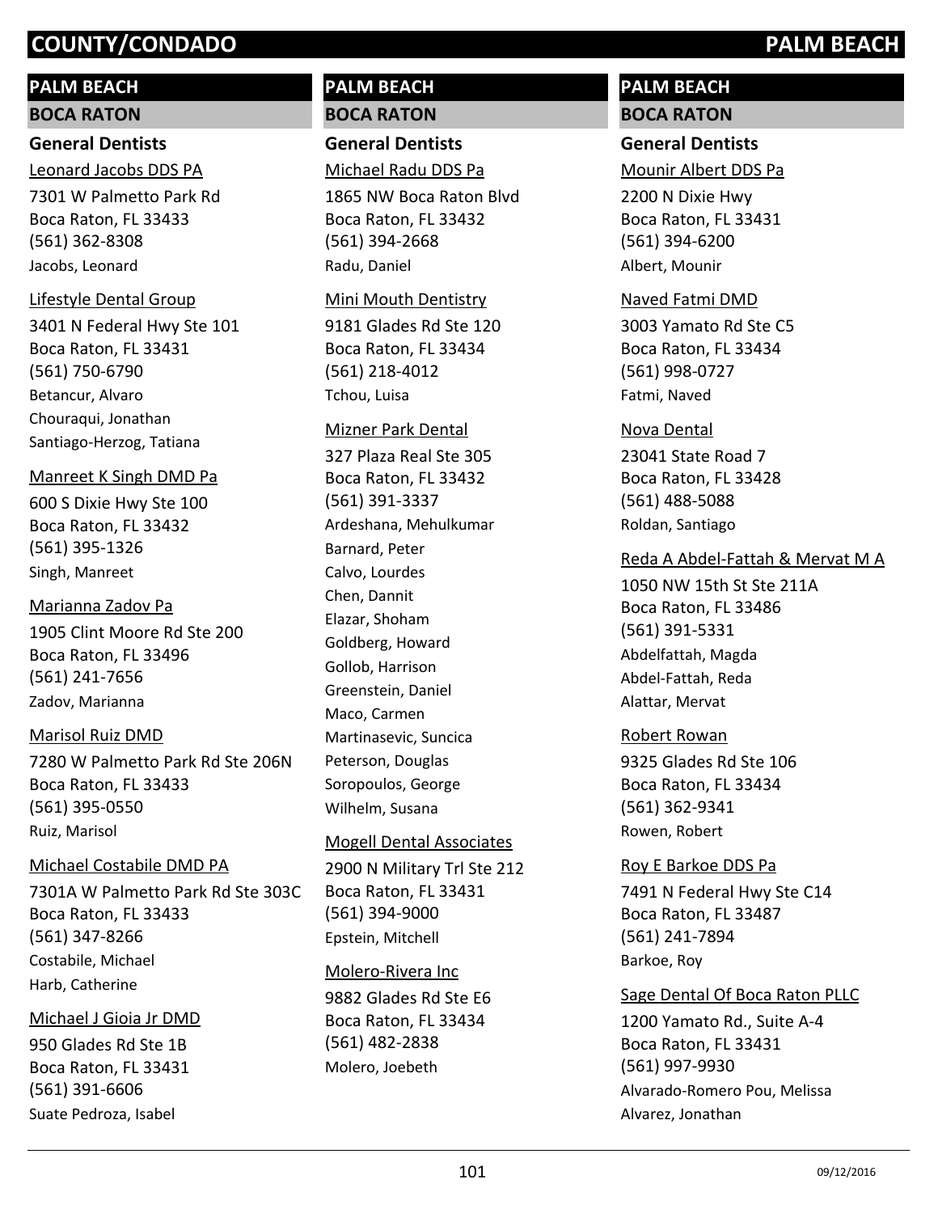## PALM BEACH

### BOCA RATON

#### General Dentists

Leonard Jacobs DDS PA
7301 W Palmetto Park Rd
Boca Raton, FL 33433
(561) 362-8308
Jacobs, Leonard

Lifestyle Dental Group
3401 N Federal Hwy Ste 101
Boca Raton, FL 33431
(561) 750-6790
Betancur, Alvaro
Chouraqui, Jonathan
Santiago-Herzog, Tatiana

Manreet K Singh DMD Pa
600 S Dixie Hwy Ste 100
Boca Raton, FL 33432
(561) 395-1326
Singh, Manreet

Marianna Zadov Pa
1905 Clint Moore Rd Ste 200
Boca Raton, FL 33496
(561) 241-7656
Zadov, Marianna

Marisol Ruiz DMD
7280 W Palmetto Park Rd Ste 206N
Boca Raton, FL 33433
(561) 395-0550
Ruiz, Marisol

Michael Costabile DMD PA
7301A W Palmetto Park Rd Ste 303C
Boca Raton, FL 33433
(561) 347-8266
Costabile, Michael
Harb, Catherine

Michael J Gioia Jr DMD
950 Glades Rd Ste 1B
Boca Raton, FL 33431
(561) 391-6606
Suate Pedroza, Isabel

Michael Radu DDS Pa
1865 NW Boca Raton Blvd
Boca Raton, FL 33432
(561) 394-2668
Radu, Daniel

Mini Mouth Dentistry
9181 Glades Rd Ste 120
Boca Raton, FL 33434
(561) 218-4012
Tchou, Luisa

Mizner Park Dental
327 Plaza Real Ste 305
Boca Raton, FL 33432
(561) 391-3337
Ardeshana, Mehulkumar
Barnard, Peter
Calvo, Lourdes
Chen, Dannit
Elazar, Shoham
Goldberg, Howard
Gollob, Harrison
Greenstein, Daniel
Maco, Carmen
Martinasevic, Suncica
Peterson, Douglas
Soropoulos, George
Wilhelm, Susana

Mogell Dental Associates
2900 N Military Trl Ste 212
Boca Raton, FL 33431
(561) 394-9000
Epstein, Mitchell

Molero-Rivera Inc
9882 Glades Rd Ste E6
Boca Raton, FL 33434
(561) 482-2838
Molero, Joebeth

Mounir Albert DDS Pa
2200 N Dixie Hwy
Boca Raton, FL 33431
(561) 394-6200
Albert, Mounir

Naved Fatmi DMD
3003 Yamato Rd Ste C5
Boca Raton, FL 33434
(561) 998-0727
Fatmi, Naved

Nova Dental
23041 State Road 7
Boca Raton, FL 33428
(561) 488-5088
Roldan, Santiago

Reda A Abdel-Fattah & Mervat M A
1050 NW 15th St Ste 211A
Boca Raton, FL 33486
(561) 391-5331
Abdelfattah, Magda
Abdel-Fattah, Reda
Alattar, Mervat

Robert Rowan
9325 Glades Rd Ste 106
Boca Raton, FL 33434
(561) 362-9341
Rowen, Robert

Roy E Barkoe DDS Pa
7491 N Federal Hwy Ste C14
Boca Raton, FL 33487
(561) 241-7894
Barkoe, Roy

Sage Dental Of Boca Raton PLLC
1200 Yamato Rd., Suite A-4
Boca Raton, FL 33431
(561) 997-9930
Alvarado-Romero Pou, Melissa
Alvarez, Jonathan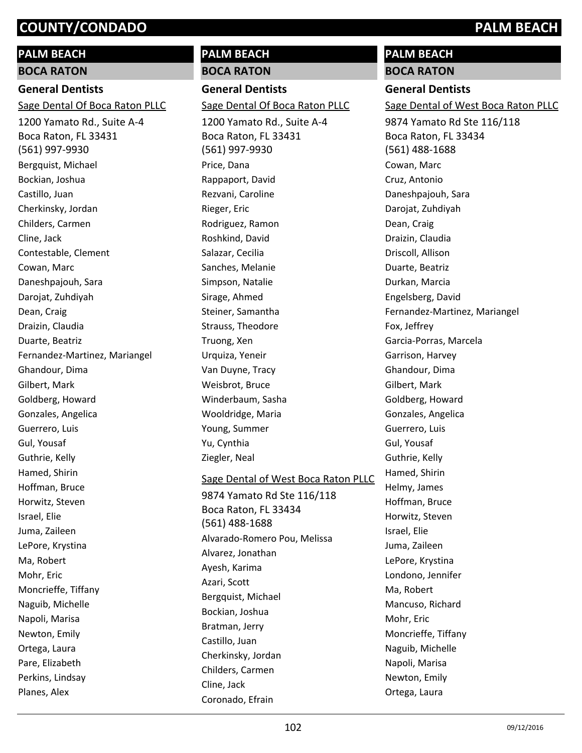## PALM BEACH

### BOCA RATON

#### General Dentists

Sage Dental Of Boca Raton PLLC

1200 Yamato Rd., Suite A-4
Boca Raton, FL 33431
(561) 997-9930

Bergquist, Michael
Bockian, Joshua
Castillo, Juan
Cherkinsky, Jordan
Childers, Carmen
Cline, Jack
Contestable, Clement
Cowan, Marc
Daneshpajouh, Sara
Darojat, Zuhdiyah
Dean, Craig
Draizin, Claudia
Duarte, Beatriz
Fernandez-Martinez, Mariangel
Ghandour, Dima
Gilbert, Mark
Goldberg, Howard
Gonzales, Angelica
Guerrero, Luis
Gul, Yousaf
Guthrie, Kelly
Hamed, Shirin
Hoffman, Bruce
Horwitz, Steven
Israel, Elie
Juma, Zaileen
LePore, Krystina
Ma, Robert
Mohr, Eric
Moncrieffe, Tiffany
Naguib, Michelle
Napoli, Marisa
Newton, Emily
Ortega, Laura
Pare, Elizabeth
Perkins, Lindsay
Planes, Alex

## PALM BEACH

### BOCA RATON

#### General Dentists

Sage Dental Of Boca Raton PLLC

1200 Yamato Rd., Suite A-4
Boca Raton, FL 33431
(561) 997-9930

Price, Dana
Rappaport, David
Rezvani, Caroline
Rieger, Eric
Rodriguez, Ramon
Roshkind, David
Salazar, Cecilia
Sanches, Melanie
Simpson, Natalie
Sirage, Ahmed
Steiner, Samantha
Strauss, Theodore
Truong, Xen
Urquiza, Yeneir
Van Duyne, Tracy
Weisbrot, Bruce
Winderbaum, Sasha
Wooldridge, Maria
Young, Summer
Yu, Cynthia
Ziegler, Neal

Sage Dental of West Boca Raton PLLC

9874 Yamato Rd Ste 116/118
Boca Raton, FL 33434
(561) 488-1688

Alvarado-Romero Pou, Melissa
Alvarez, Jonathan
Ayesh, Karima
Azari, Scott
Bergquist, Michael
Bockian, Joshua
Bratman, Jerry
Castillo, Juan
Cherkinsky, Jordan
Childers, Carmen
Cline, Jack
Coronado, Efrain

## PALM BEACH

### BOCA RATON

#### General Dentists

Sage Dental of West Boca Raton PLLC

9874 Yamato Rd Ste 116/118
Boca Raton, FL 33434
(561) 488-1688

Cowan, Marc
Cruz, Antonio
Daneshpajouh, Sara
Darojat, Zuhdiyah
Dean, Craig
Draizin, Claudia
Driscoll, Allison
Duarte, Beatriz
Durkan, Marcia
Engelsberg, David
Fernandez-Martinez, Mariangel
Fox, Jeffrey
Garcia-Porras, Marcela
Garrison, Harvey
Ghandour, Dima
Gilbert, Mark
Goldberg, Howard
Gonzales, Angelica
Guerrero, Luis
Gul, Yousaf
Guthrie, Kelly
Hamed, Shirin
Helmy, James
Hoffman, Bruce
Horwitz, Steven
Israel, Elie
Juma, Zaileen
LePore, Krystina
Londono, Jennifer
Ma, Robert
Mancuso, Richard
Mohr, Eric
Moncrieffe, Tiffany
Naguib, Michelle
Napoli, Marisa
Newton, Emily
Ortega, Laura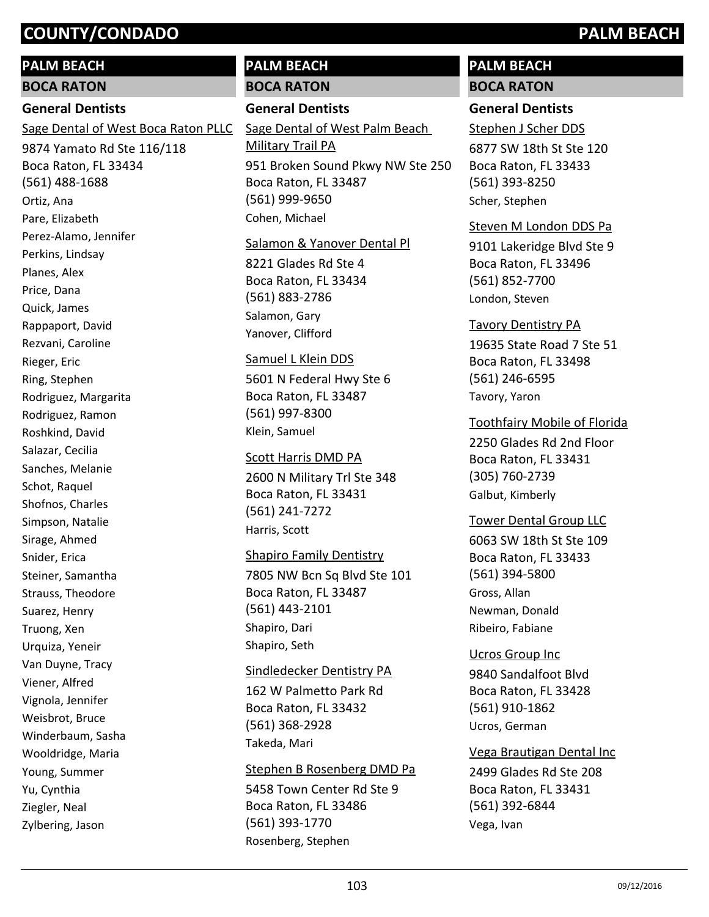## PALM BEACH

### BOCA RATON

#### General Dentists

Sage Dental of West Boca Raton PLLC
9874 Yamato Rd Ste 116/118
Boca Raton, FL 33434
(561) 488-1688
Ortiz, Ana
Pare, Elizabeth
Perez-Alamo, Jennifer
Perkins, Lindsay
Planes, Alex
Price, Dana
Quick, James
Rappaport, David
Rezvani, Caroline
Rieger, Eric
Ring, Stephen
Rodriguez, Margarita
Rodriguez, Ramon
Roshkind, David
Salazar, Cecilia
Sanches, Melanie
Schot, Raquel
Shofnos, Charles
Simpson, Natalie
Sirage, Ahmed
Snider, Erica
Steiner, Samantha
Strauss, Theodore
Suarez, Henry
Truong, Xen
Urquiza, Yeneir
Van Duyne, Tracy
Viener, Alfred
Vignola, Jennifer
Weisbrot, Bruce
Winderbaum, Sasha
Wooldridge, Maria
Young, Summer
Yu, Cynthia
Ziegler, Neal
Zylbering, Jason

Sage Dental of West Palm Beach Military Trail PA
951 Broken Sound Pkwy NW Ste 250
Boca Raton, FL 33487
(561) 999-9650
Cohen, Michael

Salamon & Yanover Dental Pl
8221 Glades Rd Ste 4
Boca Raton, FL 33434
(561) 883-2786
Salamon, Gary
Yanover, Clifford

Samuel L Klein DDS
5601 N Federal Hwy Ste 6
Boca Raton, FL 33487
(561) 997-8300
Klein, Samuel

Scott Harris DMD PA
2600 N Military Trl Ste 348
Boca Raton, FL 33431
(561) 241-7272
Harris, Scott

Shapiro Family Dentistry
7805 NW Bcn Sq Blvd Ste 101
Boca Raton, FL 33487
(561) 443-2101
Shapiro, Dari
Shapiro, Seth

Sindledecker Dentistry PA
162 W Palmetto Park Rd
Boca Raton, FL 33432
(561) 368-2928
Takeda, Mari

Stephen B Rosenberg DMD Pa
5458 Town Center Rd Ste 9
Boca Raton, FL 33486
(561) 393-1770
Rosenberg, Stephen

Stephen J Scher DDS
6877 SW 18th St Ste 120
Boca Raton, FL 33433
(561) 393-8250
Scher, Stephen

Steven M London DDS Pa
9101 Lakeridge Blvd Ste 9
Boca Raton, FL 33496
(561) 852-7700
London, Steven

Tavory Dentistry PA
19635 State Road 7 Ste 51
Boca Raton, FL 33498
(561) 246-6595
Tavory, Yaron

Toothfairy Mobile of Florida
2250 Glades Rd 2nd Floor
Boca Raton, FL 33431
(305) 760-2739
Galbut, Kimberly

Tower Dental Group LLC
6063 SW 18th St Ste 109
Boca Raton, FL 33433
(561) 394-5800
Gross, Allan
Newman, Donald
Ribeiro, Fabiane

Ucros Group Inc
9840 Sandalfoot Blvd
Boca Raton, FL 33428
(561) 910-1862
Ucros, German

Vega Brautigan Dental Inc
2499 Glades Rd Ste 208
Boca Raton, FL 33431
(561) 392-6844
Vega, Ivan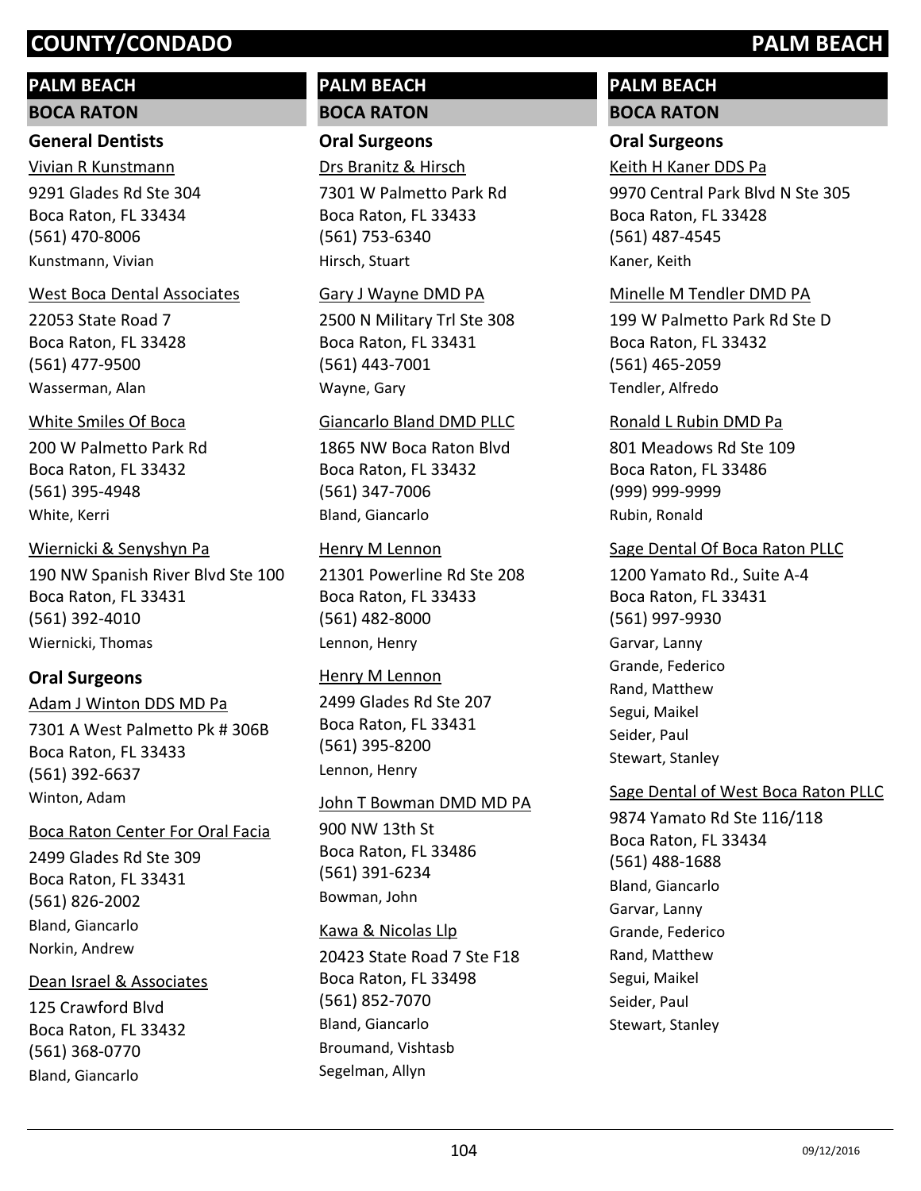# COUNTY/CONDADO — PALM BEACH

## PALM BEACH

### BOCA RATON

#### General Dentists

Vivian R Kunstmann
9291 Glades Rd Ste 304
Boca Raton, FL 33434
(561) 470-8006
Kunstmann, Vivian

West Boca Dental Associates
22053 State Road 7
Boca Raton, FL 33428
(561) 477-9500
Wasserman, Alan

White Smiles Of Boca
200 W Palmetto Park Rd
Boca Raton, FL 33432
(561) 395-4948
White, Kerri

Wiernicki & Senyshyn Pa
190 NW Spanish River Blvd Ste 100
Boca Raton, FL 33431
(561) 392-4010
Wiernicki, Thomas

#### Oral Surgeons

Adam J Winton DDS MD Pa
7301 A West Palmetto Pk # 306B
Boca Raton, FL 33433
(561) 392-6637
Winton, Adam

Boca Raton Center For Oral Facia
2499 Glades Rd Ste 309
Boca Raton, FL 33431
(561) 826-2002
Bland, Giancarlo
Norkin, Andrew

Dean Israel & Associates
125 Crawford Blvd
Boca Raton, FL 33432
(561) 368-0770
Bland, Giancarlo

## PALM BEACH

### BOCA RATON

#### Oral Surgeons

Drs Branitz & Hirsch
7301 W Palmetto Park Rd
Boca Raton, FL 33433
(561) 753-6340
Hirsch, Stuart

Gary J Wayne DMD PA
2500 N Military Trl Ste 308
Boca Raton, FL 33431
(561) 443-7001
Wayne, Gary

Giancarlo Bland DMD PLLC
1865 NW Boca Raton Blvd
Boca Raton, FL 33432
(561) 347-7006
Bland, Giancarlo

Henry M Lennon
21301 Powerline Rd Ste 208
Boca Raton, FL 33433
(561) 482-8000
Lennon, Henry

Henry M Lennon
2499 Glades Rd Ste 207
Boca Raton, FL 33431
(561) 395-8200
Lennon, Henry

John T Bowman DMD MD PA
900 NW 13th St
Boca Raton, FL 33486
(561) 391-6234
Bowman, John

Kawa & Nicolas Llp
20423 State Road 7 Ste F18
Boca Raton, FL 33498
(561) 852-7070
Bland, Giancarlo
Broumand, Vishtasb
Segelman, Allyn

## PALM BEACH

### BOCA RATON

#### Oral Surgeons

Keith H Kaner DDS Pa
9970 Central Park Blvd N Ste 305
Boca Raton, FL 33428
(561) 487-4545
Kaner, Keith

Minelle M Tendler DMD PA
199 W Palmetto Park Rd Ste D
Boca Raton, FL 33432
(561) 465-2059
Tendler, Alfredo

Ronald L Rubin DMD Pa
801 Meadows Rd Ste 109
Boca Raton, FL 33486
(999) 999-9999
Rubin, Ronald

Sage Dental Of Boca Raton PLLC
1200 Yamato Rd., Suite A-4
Boca Raton, FL 33431
(561) 997-9930
Garvar, Lanny
Grande, Federico
Rand, Matthew
Segui, Maikel
Seider, Paul
Stewart, Stanley

Sage Dental of West Boca Raton PLLC
9874 Yamato Rd Ste 116/118
Boca Raton, FL 33434
(561) 488-1688
Bland, Giancarlo
Garvar, Lanny
Grande, Federico
Rand, Matthew
Segui, Maikel
Seider, Paul
Stewart, Stanley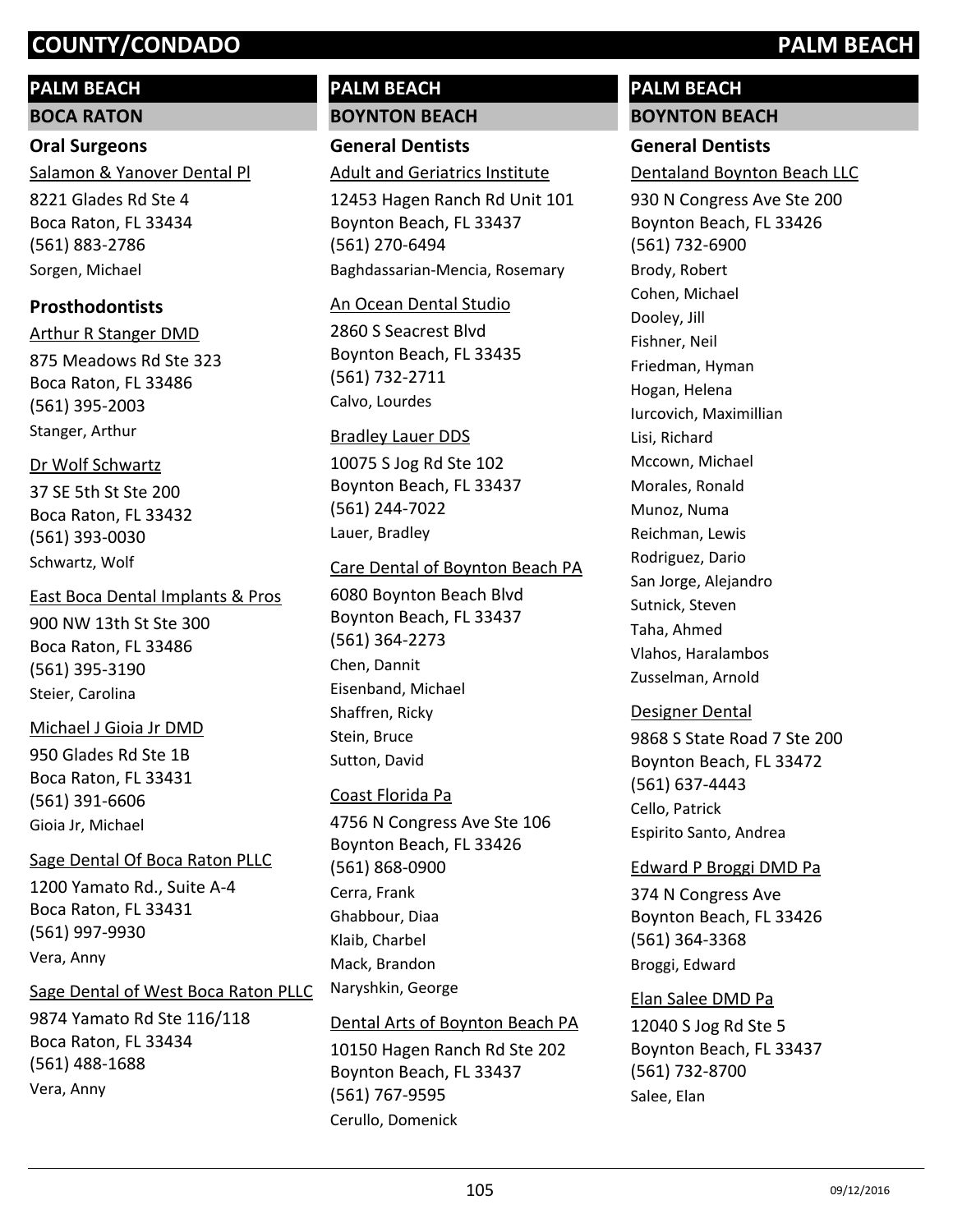# COUNTY/CONDADO PALM BEACH

## PALM BEACH

### BOCA RATON

#### Oral Surgeons

Salamon & Yanover Dental Pl

8221 Glades Rd Ste 4
Boca Raton, FL 33434
(561) 883-2786
Sorgen, Michael

#### Prosthodontists

Arthur R Stanger DMD

875 Meadows Rd Ste 323
Boca Raton, FL 33486
(561) 395-2003
Stanger, Arthur

Dr Wolf Schwartz

37 SE 5th St Ste 200
Boca Raton, FL 33432
(561) 393-0030
Schwartz, Wolf

East Boca Dental Implants & Pros

900 NW 13th St Ste 300
Boca Raton, FL 33486
(561) 395-3190
Steier, Carolina

Michael J Gioia Jr DMD

950 Glades Rd Ste 1B
Boca Raton, FL 33431
(561) 391-6606
Gioia Jr, Michael

Sage Dental Of Boca Raton PLLC

1200 Yamato Rd., Suite A-4
Boca Raton, FL 33431
(561) 997-9930
Vera, Anny

Sage Dental of West Boca Raton PLLC

9874 Yamato Rd Ste 116/118
Boca Raton, FL 33434
(561) 488-1688
Vera, Anny

## PALM BEACH

### BOYNTON BEACH

#### General Dentists

Adult and Geriatrics Institute

12453 Hagen Ranch Rd Unit 101
Boynton Beach, FL 33437
(561) 270-6494
Baghdassarian-Mencia, Rosemary

An Ocean Dental Studio

2860 S Seacrest Blvd
Boynton Beach, FL 33435
(561) 732-2711
Calvo, Lourdes

Bradley Lauer DDS

10075 S Jog Rd Ste 102
Boynton Beach, FL 33437
(561) 244-7022
Lauer, Bradley

Care Dental of Boynton Beach PA

6080 Boynton Beach Blvd
Boynton Beach, FL 33437
(561) 364-2273
Chen, Dannit
Eisenband, Michael
Shaffren, Ricky
Stein, Bruce
Sutton, David

Coast Florida Pa

4756 N Congress Ave Ste 106
Boynton Beach, FL 33426
(561) 868-0900
Cerra, Frank
Ghabbour, Diaa
Klaib, Charbel
Mack, Brandon
Naryshkin, George

Dental Arts of Boynton Beach PA

10150 Hagen Ranch Rd Ste 202
Boynton Beach, FL 33437
(561) 767-9595
Cerullo, Domenick

## PALM BEACH

### BOYNTON BEACH

#### General Dentists

Dentaland Boynton Beach LLC

930 N Congress Ave Ste 200
Boynton Beach, FL 33426
(561) 732-6900
Brody, Robert
Cohen, Michael
Dooley, Jill
Fishner, Neil
Friedman, Hyman
Hogan, Helena
Iurcovich, Maximillian
Lisi, Richard
Mccown, Michael
Morales, Ronald
Munoz, Numa
Reichman, Lewis
Rodriguez, Dario
San Jorge, Alejandro
Sutnick, Steven
Taha, Ahmed
Vlahos, Haralambos
Zusselman, Arnold

Designer Dental

9868 S State Road 7 Ste 200
Boynton Beach, FL 33472
(561) 637-4443
Cello, Patrick
Espirito Santo, Andrea

Edward P Broggi DMD Pa

374 N Congress Ave
Boynton Beach, FL 33426
(561) 364-3368
Broggi, Edward

Elan Salee DMD Pa

12040 S Jog Rd Ste 5
Boynton Beach, FL 33437
(561) 732-8700
Salee, Elan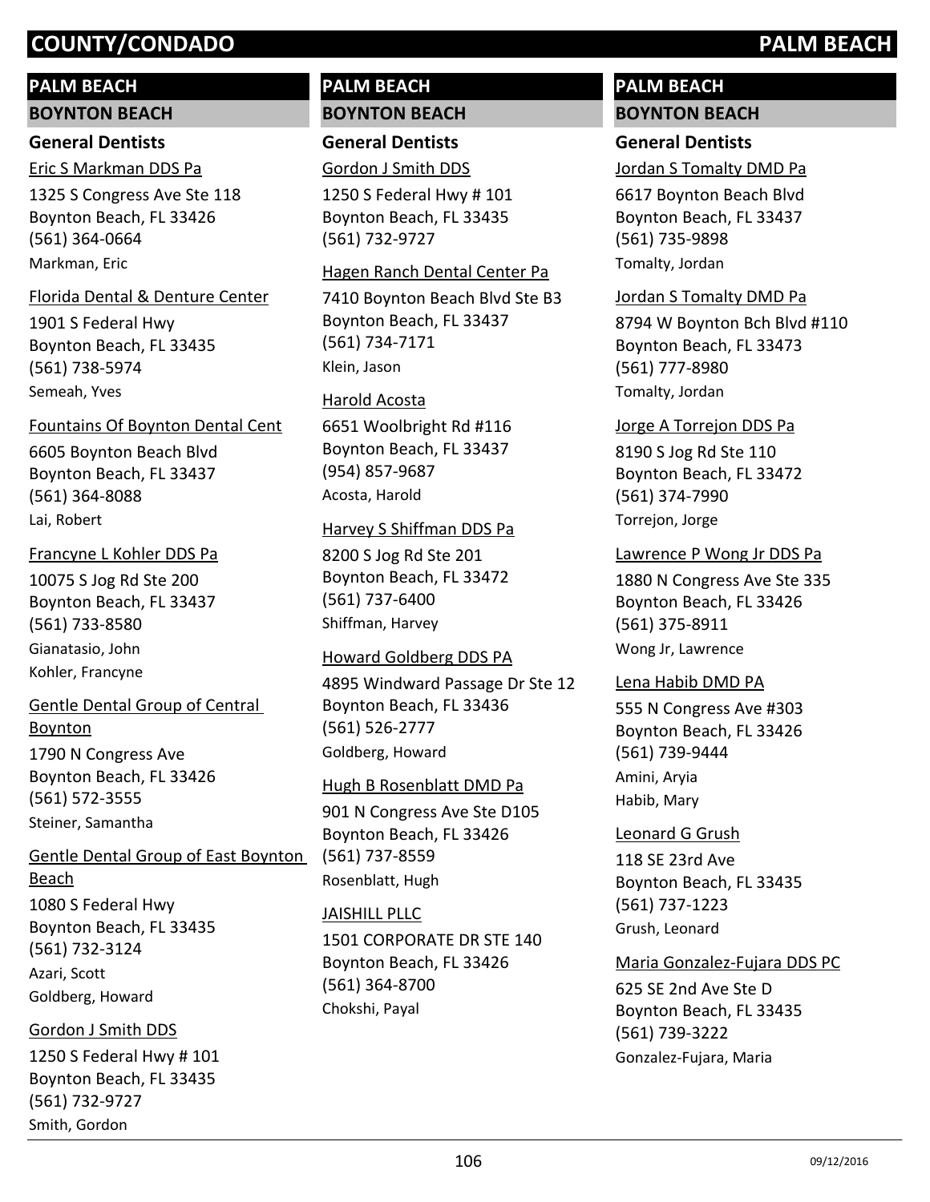# COUNTY/CONDADO PALM BEACH

## PALM BEACH

### BOYNTON BEACH

#### General Dentists

Eric S Markman DDS Pa
1325 S Congress Ave Ste 118
Boynton Beach, FL 33426
(561) 364-0664
Markman, Eric

Florida Dental & Denture Center
1901 S Federal Hwy
Boynton Beach, FL 33435
(561) 738-5974
Semeah, Yves

Fountains Of Boynton Dental Cent
6605 Boynton Beach Blvd
Boynton Beach, FL 33437
(561) 364-8088
Lai, Robert

Francyne L Kohler DDS Pa
10075 S Jog Rd Ste 200
Boynton Beach, FL 33437
(561) 733-8580
Gianatasio, John
Kohler, Francyne

Gentle Dental Group of Central Boynton
1790 N Congress Ave
Boynton Beach, FL 33426
(561) 572-3555
Steiner, Samantha

Gentle Dental Group of East Boynton Beach
1080 S Federal Hwy
Boynton Beach, FL 33435
(561) 732-3124
Azari, Scott
Goldberg, Howard

Gordon J Smith DDS
1250 S Federal Hwy # 101
Boynton Beach, FL 33435
(561) 732-9727
Smith, Gordon

## PALM BEACH

### BOYNTON BEACH

#### General Dentists

Gordon J Smith DDS
1250 S Federal Hwy # 101
Boynton Beach, FL 33435
(561) 732-9727

Hagen Ranch Dental Center Pa
7410 Boynton Beach Blvd Ste B3
Boynton Beach, FL 33437
(561) 734-7171
Klein, Jason

Harold Acosta
6651 Woolbright Rd #116
Boynton Beach, FL 33437
(954) 857-9687
Acosta, Harold

Harvey S Shiffman DDS Pa
8200 S Jog Rd Ste 201
Boynton Beach, FL 33472
(561) 737-6400
Shiffman, Harvey

Howard Goldberg DDS PA
4895 Windward Passage Dr Ste 12
Boynton Beach, FL 33436
(561) 526-2777
Goldberg, Howard

Hugh B Rosenblatt DMD Pa
901 N Congress Ave Ste D105
Boynton Beach, FL 33426
(561) 737-8559
Rosenblatt, Hugh

JAISHILL PLLC
1501 CORPORATE DR STE 140
Boynton Beach, FL 33426
(561) 364-8700
Chokshi, Payal

## PALM BEACH

### BOYNTON BEACH

#### General Dentists

Jordan S Tomalty DMD Pa
6617 Boynton Beach Blvd
Boynton Beach, FL 33437
(561) 735-9898
Tomalty, Jordan

Jordan S Tomalty DMD Pa
8794 W Boynton Bch Blvd #110
Boynton Beach, FL 33473
(561) 777-8980
Tomalty, Jordan

Jorge A Torrejon DDS Pa
8190 S Jog Rd Ste 110
Boynton Beach, FL 33472
(561) 374-7990
Torrejon, Jorge

Lawrence P Wong Jr DDS Pa
1880 N Congress Ave Ste 335
Boynton Beach, FL 33426
(561) 375-8911
Wong Jr, Lawrence

Lena Habib DMD PA
555 N Congress Ave #303
Boynton Beach, FL 33426
(561) 739-9444
Amini, Aryia
Habib, Mary

Leonard G Grush
118 SE 23rd Ave
Boynton Beach, FL 33435
(561) 737-1223
Grush, Leonard

Maria Gonzalez-Fujara DDS PC
625 SE 2nd Ave Ste D
Boynton Beach, FL 33435
(561) 739-3222
Gonzalez-Fujara, Maria

09/12/2016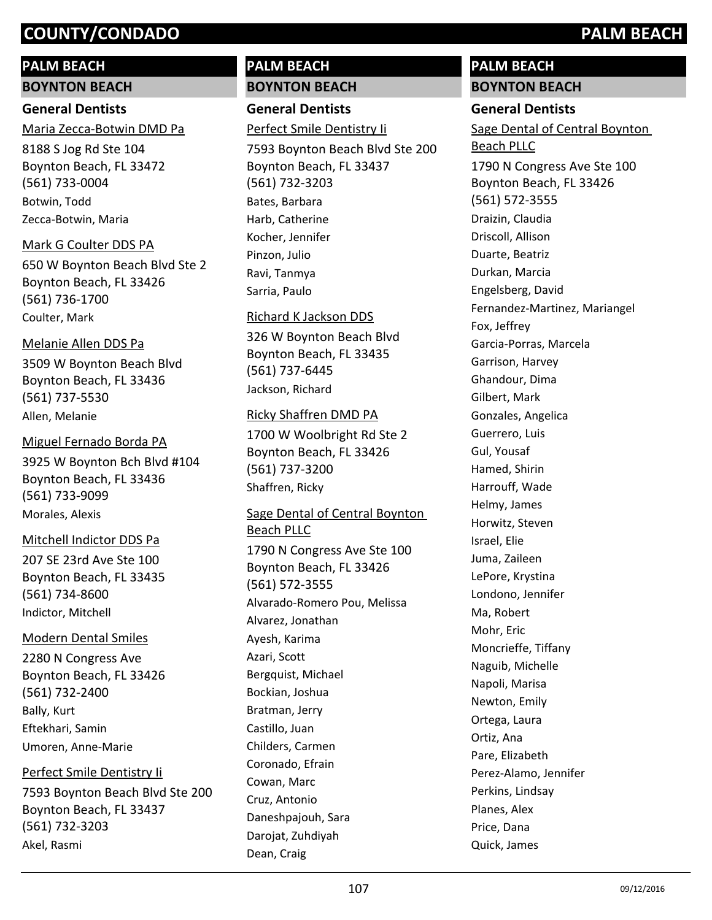## PALM BEACH

### BOYNTON BEACH

#### General Dentists

Maria Zecca-Botwin DMD Pa
8188 S Jog Rd Ste 104
Boynton Beach, FL 33472
(561) 733-0004
Botwin, Todd
Zecca-Botwin, Maria

Mark G Coulter DDS PA
650 W Boynton Beach Blvd Ste 2
Boynton Beach, FL 33426
(561) 736-1700
Coulter, Mark

Melanie Allen DDS Pa
3509 W Boynton Beach Blvd
Boynton Beach, FL 33436
(561) 737-5530
Allen, Melanie

Miguel Fernado Borda PA
3925 W Boynton Bch Blvd #104
Boynton Beach, FL 33436
(561) 733-9099
Morales, Alexis

Mitchell Indictor DDS Pa
207 SE 23rd Ave Ste 100
Boynton Beach, FL 33435
(561) 734-8600
Indictor, Mitchell

Modern Dental Smiles
2280 N Congress Ave
Boynton Beach, FL 33426
(561) 732-2400
Bally, Kurt
Eftekhari, Samin
Umoren, Anne-Marie

Perfect Smile Dentistry Ii
7593 Boynton Beach Blvd Ste 200
Boynton Beach, FL 33437
(561) 732-3203
Akel, Rasmi

## PALM BEACH

### BOYNTON BEACH

#### General Dentists

Perfect Smile Dentistry Ii
7593 Boynton Beach Blvd Ste 200
Boynton Beach, FL 33437
(561) 732-3203
Bates, Barbara
Harb, Catherine
Kocher, Jennifer
Pinzon, Julio
Ravi, Tanmya
Sarria, Paulo

Richard K Jackson DDS
326 W Boynton Beach Blvd
Boynton Beach, FL 33435
(561) 737-6445
Jackson, Richard

Ricky Shaffren DMD PA
1700 W Woolbright Rd Ste 2
Boynton Beach, FL 33426
(561) 737-3200
Shaffren, Ricky

Sage Dental of Central Boynton Beach PLLC
1790 N Congress Ave Ste 100
Boynton Beach, FL 33426
(561) 572-3555
Alvarado-Romero Pou, Melissa
Alvarez, Jonathan
Ayesh, Karima
Azari, Scott
Bergquist, Michael
Bockian, Joshua
Bratman, Jerry
Castillo, Juan
Childers, Carmen
Coronado, Efrain
Cowan, Marc
Cruz, Antonio
Daneshpajouh, Sara
Darojat, Zuhdiyah
Dean, Craig

## PALM BEACH

### BOYNTON BEACH

#### General Dentists

Sage Dental of Central Boynton Beach PLLC
1790 N Congress Ave Ste 100
Boynton Beach, FL 33426
(561) 572-3555
Draizin, Claudia
Driscoll, Allison
Duarte, Beatriz
Durkan, Marcia
Engelsberg, David
Fernandez-Martinez, Mariangel
Fox, Jeffrey
Garcia-Porras, Marcela
Garrison, Harvey
Ghandour, Dima
Gilbert, Mark
Gonzales, Angelica
Guerrero, Luis
Gul, Yousaf
Hamed, Shirin
Harrouff, Wade
Helmy, James
Horwitz, Steven
Israel, Elie
Juma, Zaileen
LePore, Krystina
Londono, Jennifer
Ma, Robert
Mohr, Eric
Moncrieffe, Tiffany
Naguib, Michelle
Napoli, Marisa
Newton, Emily
Ortega, Laura
Ortiz, Ana
Pare, Elizabeth
Perez-Alamo, Jennifer
Perkins, Lindsay
Planes, Alex
Price, Dana
Quick, James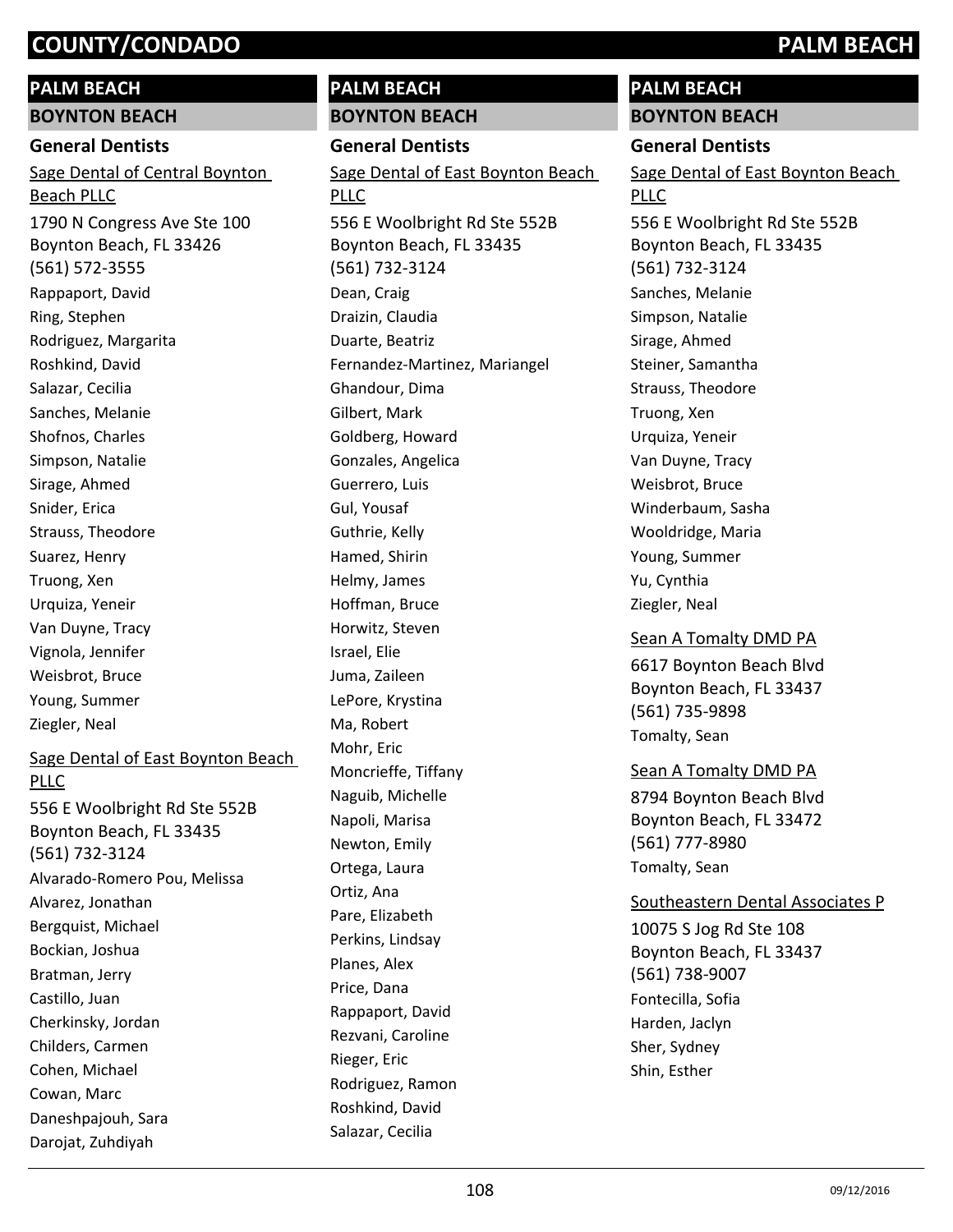## PALM BEACH

### BOYNTON BEACH

#### General Dentists

Sage Dental of Central Boynton Beach PLLC

1790 N Congress Ave Ste 100
Boynton Beach, FL 33426
(561) 572-3555

Rappaport, David
Ring, Stephen
Rodriguez, Margarita
Roshkind, David
Salazar, Cecilia
Sanches, Melanie
Shofnos, Charles
Simpson, Natalie
Sirage, Ahmed
Snider, Erica
Strauss, Theodore
Suarez, Henry
Truong, Xen
Urquiza, Yeneir
Van Duyne, Tracy
Vignola, Jennifer
Weisbrot, Bruce
Young, Summer
Ziegler, Neal

Sage Dental of East Boynton Beach PLLC

556 E Woolbright Rd Ste 552B
Boynton Beach, FL 33435
(561) 732-3124

Alvarado-Romero Pou, Melissa
Alvarez, Jonathan
Bergquist, Michael
Bockian, Joshua
Bratman, Jerry
Castillo, Juan
Cherkinsky, Jordan
Childers, Carmen
Cohen, Michael
Cowan, Marc
Daneshpajouh, Sara
Darojat, Zuhdiyah

## PALM BEACH

### BOYNTON BEACH

#### General Dentists

Sage Dental of East Boynton Beach PLLC

556 E Woolbright Rd Ste 552B
Boynton Beach, FL 33435
(561) 732-3124

Dean, Craig
Draizin, Claudia
Duarte, Beatriz
Fernandez-Martinez, Mariangel
Ghandour, Dima
Gilbert, Mark
Goldberg, Howard
Gonzales, Angelica
Guerrero, Luis
Gul, Yousaf
Guthrie, Kelly
Hamed, Shirin
Helmy, James
Hoffman, Bruce
Horwitz, Steven
Israel, Elie
Juma, Zaileen
LePore, Krystina
Ma, Robert
Mohr, Eric
Moncrieffe, Tiffany
Naguib, Michelle
Napoli, Marisa
Newton, Emily
Ortega, Laura
Ortiz, Ana
Pare, Elizabeth
Perkins, Lindsay
Planes, Alex
Price, Dana
Rappaport, David
Rezvani, Caroline
Rieger, Eric
Rodriguez, Ramon
Roshkind, David
Salazar, Cecilia

## PALM BEACH

### BOYNTON BEACH

#### General Dentists

Sage Dental of East Boynton Beach PLLC

556 E Woolbright Rd Ste 552B
Boynton Beach, FL 33435
(561) 732-3124

Sanches, Melanie
Simpson, Natalie
Sirage, Ahmed
Steiner, Samantha
Strauss, Theodore
Truong, Xen
Urquiza, Yeneir
Van Duyne, Tracy
Weisbrot, Bruce
Winderbaum, Sasha
Wooldridge, Maria
Young, Summer
Yu, Cynthia
Ziegler, Neal

Sean A Tomalty DMD PA

6617 Boynton Beach Blvd
Boynton Beach, FL 33437
(561) 735-9898

Tomalty, Sean

Sean A Tomalty DMD PA

8794 Boynton Beach Blvd
Boynton Beach, FL 33472
(561) 777-8980

Tomalty, Sean

Southeastern Dental Associates P

10075 S Jog Rd Ste 108
Boynton Beach, FL 33437
(561) 738-9007

Fontecilla, Sofia
Harden, Jaclyn
Sher, Sydney
Shin, Esther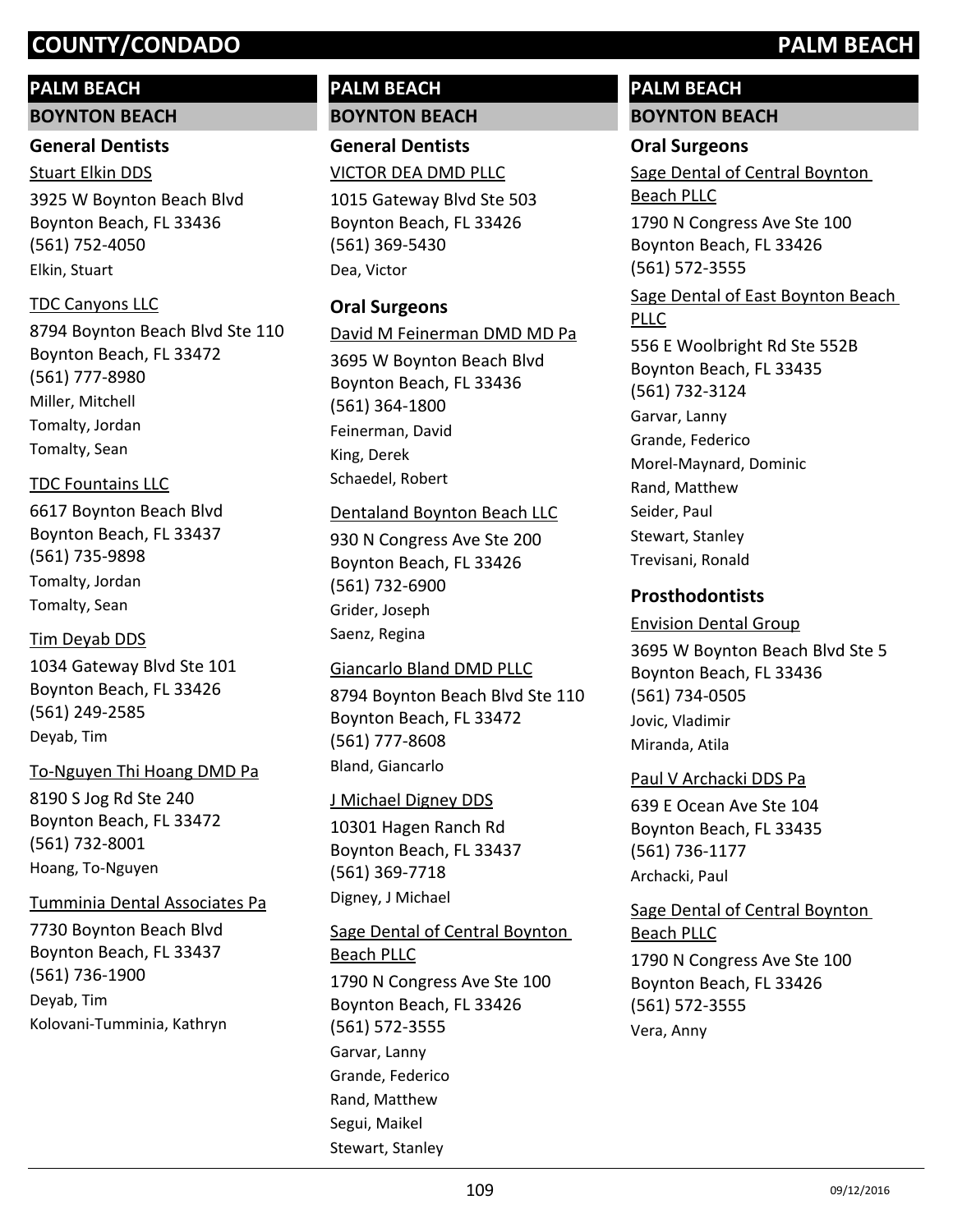## PALM BEACH

### BOYNTON BEACH

#### General Dentists

Stuart Elkin DDS
3925 W Boynton Beach Blvd
Boynton Beach, FL 33436
(561) 752-4050
Elkin, Stuart

TDC Canyons LLC
8794 Boynton Beach Blvd Ste 110
Boynton Beach, FL 33472
(561) 777-8980
Miller, Mitchell
Tomalty, Jordan
Tomalty, Sean

TDC Fountains LLC
6617 Boynton Beach Blvd
Boynton Beach, FL 33437
(561) 735-9898
Tomalty, Jordan
Tomalty, Sean

Tim Deyab DDS
1034 Gateway Blvd Ste 101
Boynton Beach, FL 33426
(561) 249-2585
Deyab, Tim

To-Nguyen Thi Hoang DMD Pa
8190 S Jog Rd Ste 240
Boynton Beach, FL 33472
(561) 732-8001
Hoang, To-Nguyen

Tumminia Dental Associates Pa
7730 Boynton Beach Blvd
Boynton Beach, FL 33437
(561) 736-1900
Deyab, Tim
Kolovani-Tumminia, Kathryn

VICTOR DEA DMD PLLC
1015 Gateway Blvd Ste 503
Boynton Beach, FL 33426
(561) 369-5430
Dea, Victor

#### Oral Surgeons

David M Feinerman DMD MD Pa
3695 W Boynton Beach Blvd
Boynton Beach, FL 33436
(561) 364-1800
Feinerman, David
King, Derek
Schaedel, Robert

Dentaland Boynton Beach LLC
930 N Congress Ave Ste 200
Boynton Beach, FL 33426
(561) 732-6900
Grider, Joseph
Saenz, Regina

Giancarlo Bland DMD PLLC
8794 Boynton Beach Blvd Ste 110
Boynton Beach, FL 33472
(561) 777-8608
Bland, Giancarlo

J Michael Digney DDS
10301 Hagen Ranch Rd
Boynton Beach, FL 33437
(561) 369-7718
Digney, J Michael

Sage Dental of Central Boynton Beach PLLC
1790 N Congress Ave Ste 100
Boynton Beach, FL 33426
(561) 572-3555
Garvar, Lanny
Grande, Federico
Rand, Matthew
Segui, Maikel
Stewart, Stanley

Sage Dental of Central Boynton Beach PLLC
1790 N Congress Ave Ste 100
Boynton Beach, FL 33426
(561) 572-3555

Sage Dental of East Boynton Beach PLLC
556 E Woolbright Rd Ste 552B
Boynton Beach, FL 33435
(561) 732-3124
Garvar, Lanny
Grande, Federico
Morel-Maynard, Dominic
Rand, Matthew
Seider, Paul
Stewart, Stanley
Trevisani, Ronald

#### Prosthodontists

Envision Dental Group
3695 W Boynton Beach Blvd Ste 5
Boynton Beach, FL 33436
(561) 734-0505
Jovic, Vladimir
Miranda, Atila

Paul V Archacki DDS Pa
639 E Ocean Ave Ste 104
Boynton Beach, FL 33435
(561) 736-1177
Archacki, Paul

Sage Dental of Central Boynton Beach PLLC
1790 N Congress Ave Ste 100
Boynton Beach, FL 33426
(561) 572-3555
Vera, Anny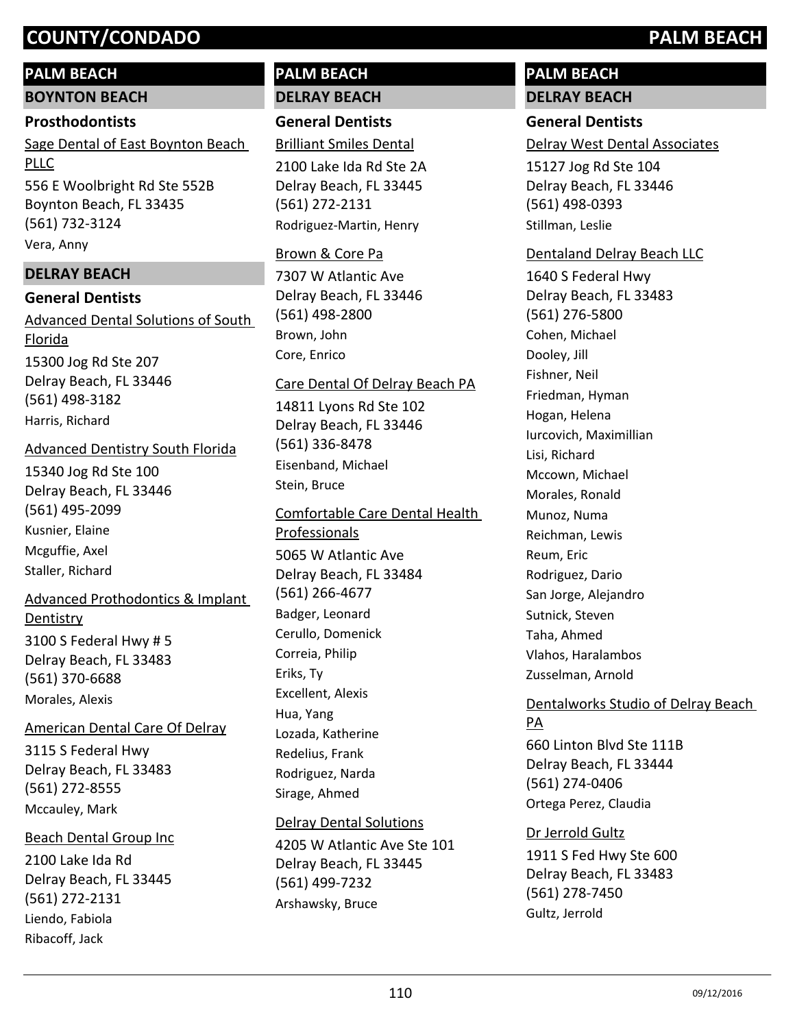## PALM BEACH

### BOYNTON BEACH

#### Prosthodontists

Sage Dental of East Boynton Beach PLLC

556 E Woolbright Rd Ste 552B
Boynton Beach, FL 33435
(561) 732-3124
Vera, Anny

### DELRAY BEACH

#### General Dentists

Advanced Dental Solutions of South Florida

15300 Jog Rd Ste 207
Delray Beach, FL 33446
(561) 498-3182
Harris, Richard

Advanced Dentistry South Florida

15340 Jog Rd Ste 100
Delray Beach, FL 33446
(561) 495-2099
Kusnier, Elaine
Mcguffie, Axel
Staller, Richard

Advanced Prothodontics & Implant Dentistry

3100 S Federal Hwy # 5
Delray Beach, FL 33483
(561) 370-6688
Morales, Alexis

American Dental Care Of Delray

3115 S Federal Hwy
Delray Beach, FL 33483
(561) 272-8555
Mccauley, Mark

Beach Dental Group Inc

2100 Lake Ida Rd
Delray Beach, FL 33445
(561) 272-2131
Liendo, Fabiola
Ribacoff, Jack

## PALM BEACH

### DELRAY BEACH

#### General Dentists

Brilliant Smiles Dental

2100 Lake Ida Rd Ste 2A
Delray Beach, FL 33445
(561) 272-2131
Rodriguez-Martin, Henry

Brown & Core Pa

7307 W Atlantic Ave
Delray Beach, FL 33446
(561) 498-2800
Brown, John
Core, Enrico

Care Dental Of Delray Beach PA

14811 Lyons Rd Ste 102
Delray Beach, FL 33446
(561) 336-8478
Eisenband, Michael
Stein, Bruce

Comfortable Care Dental Health Professionals

5065 W Atlantic Ave
Delray Beach, FL 33484
(561) 266-4677
Badger, Leonard
Cerullo, Domenick
Correia, Philip
Eriks, Ty
Excellent, Alexis
Hua, Yang
Lozada, Katherine
Redelius, Frank
Rodriguez, Narda
Sirage, Ahmed

Delray Dental Solutions

4205 W Atlantic Ave Ste 101
Delray Beach, FL 33445
(561) 499-7232
Arshawsky, Bruce

## PALM BEACH

### DELRAY BEACH

#### General Dentists

Delray West Dental Associates

15127 Jog Rd Ste 104
Delray Beach, FL 33446
(561) 498-0393
Stillman, Leslie

Dentaland Delray Beach LLC

1640 S Federal Hwy
Delray Beach, FL 33483
(561) 276-5800
Cohen, Michael
Dooley, Jill
Fishner, Neil
Friedman, Hyman
Hogan, Helena
Iurcovich, Maximillian
Lisi, Richard
Mccown, Michael
Morales, Ronald
Munoz, Numa
Reichman, Lewis
Reum, Eric
Rodriguez, Dario
San Jorge, Alejandro
Sutnick, Steven
Taha, Ahmed
Vlahos, Haralambos
Zusselman, Arnold

Dentalworks Studio of Delray Beach PA

660 Linton Blvd Ste 111B
Delray Beach, FL 33444
(561) 274-0406
Ortega Perez, Claudia

Dr Jerrold Gultz

1911 S Fed Hwy Ste 600
Delray Beach, FL 33483
(561) 278-7450
Gultz, Jerrold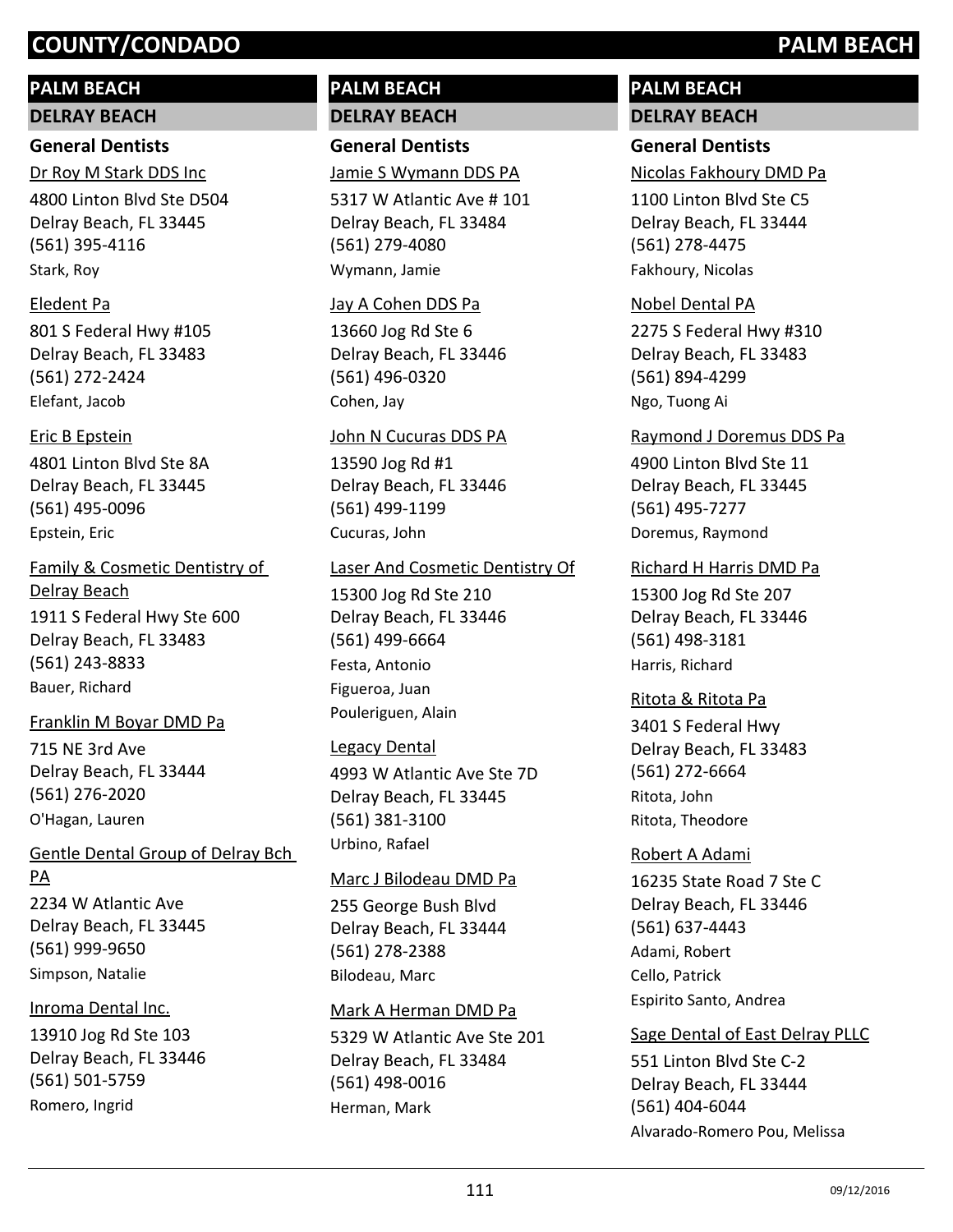## PALM BEACH

### DELRAY BEACH

#### General Dentists

Dr Roy M Stark DDS Inc
4800 Linton Blvd Ste D504
Delray Beach, FL 33445
(561) 395-4116
Stark, Roy

Eledent Pa
801 S Federal Hwy #105
Delray Beach, FL 33483
(561) 272-2424
Elefant, Jacob

Eric B Epstein
4801 Linton Blvd Ste 8A
Delray Beach, FL 33445
(561) 495-0096
Epstein, Eric

Family & Cosmetic Dentistry of Delray Beach
1911 S Federal Hwy Ste 600
Delray Beach, FL 33483
(561) 243-8833
Bauer, Richard

Franklin M Boyar DMD Pa
715 NE 3rd Ave
Delray Beach, FL 33444
(561) 276-2020
O'Hagan, Lauren

Gentle Dental Group of Delray Bch PA
2234 W Atlantic Ave
Delray Beach, FL 33445
(561) 999-9650
Simpson, Natalie

Inroma Dental Inc.
13910 Jog Rd Ste 103
Delray Beach, FL 33446
(561) 501-5759
Romero, Ingrid

Jamie S Wymann DDS PA
5317 W Atlantic Ave # 101
Delray Beach, FL 33484
(561) 279-4080
Wymann, Jamie

Jay A Cohen DDS Pa
13660 Jog Rd Ste 6
Delray Beach, FL 33446
(561) 496-0320
Cohen, Jay

John N Cucuras DDS PA
13590 Jog Rd #1
Delray Beach, FL 33446
(561) 499-1199
Cucuras, John

Laser And Cosmetic Dentistry Of
15300 Jog Rd Ste 210
Delray Beach, FL 33446
(561) 499-6664
Festa, Antonio
Figueroa, Juan
Pouleriguen, Alain

Legacy Dental
4993 W Atlantic Ave Ste 7D
Delray Beach, FL 33445
(561) 381-3100
Urbino, Rafael

Marc J Bilodeau DMD Pa
255 George Bush Blvd
Delray Beach, FL 33444
(561) 278-2388
Bilodeau, Marc

Mark A Herman DMD Pa
5329 W Atlantic Ave Ste 201
Delray Beach, FL 33484
(561) 498-0016
Herman, Mark

Nicolas Fakhoury DMD Pa
1100 Linton Blvd Ste C5
Delray Beach, FL 33444
(561) 278-4475
Fakhoury, Nicolas

Nobel Dental PA
2275 S Federal Hwy #310
Delray Beach, FL 33483
(561) 894-4299
Ngo, Tuong Ai

Raymond J Doremus DDS Pa
4900 Linton Blvd Ste 11
Delray Beach, FL 33445
(561) 495-7277
Doremus, Raymond

Richard H Harris DMD Pa
15300 Jog Rd Ste 207
Delray Beach, FL 33446
(561) 498-3181
Harris, Richard

Ritota & Ritota Pa
3401 S Federal Hwy
Delray Beach, FL 33483
(561) 272-6664
Ritota, John
Ritota, Theodore

Robert A Adami
16235 State Road 7 Ste C
Delray Beach, FL 33446
(561) 637-4443
Adami, Robert
Cello, Patrick
Espirito Santo, Andrea

Sage Dental of East Delray PLLC
551 Linton Blvd Ste C-2
Delray Beach, FL 33444
(561) 404-6044
Alvarado-Romero Pou, Melissa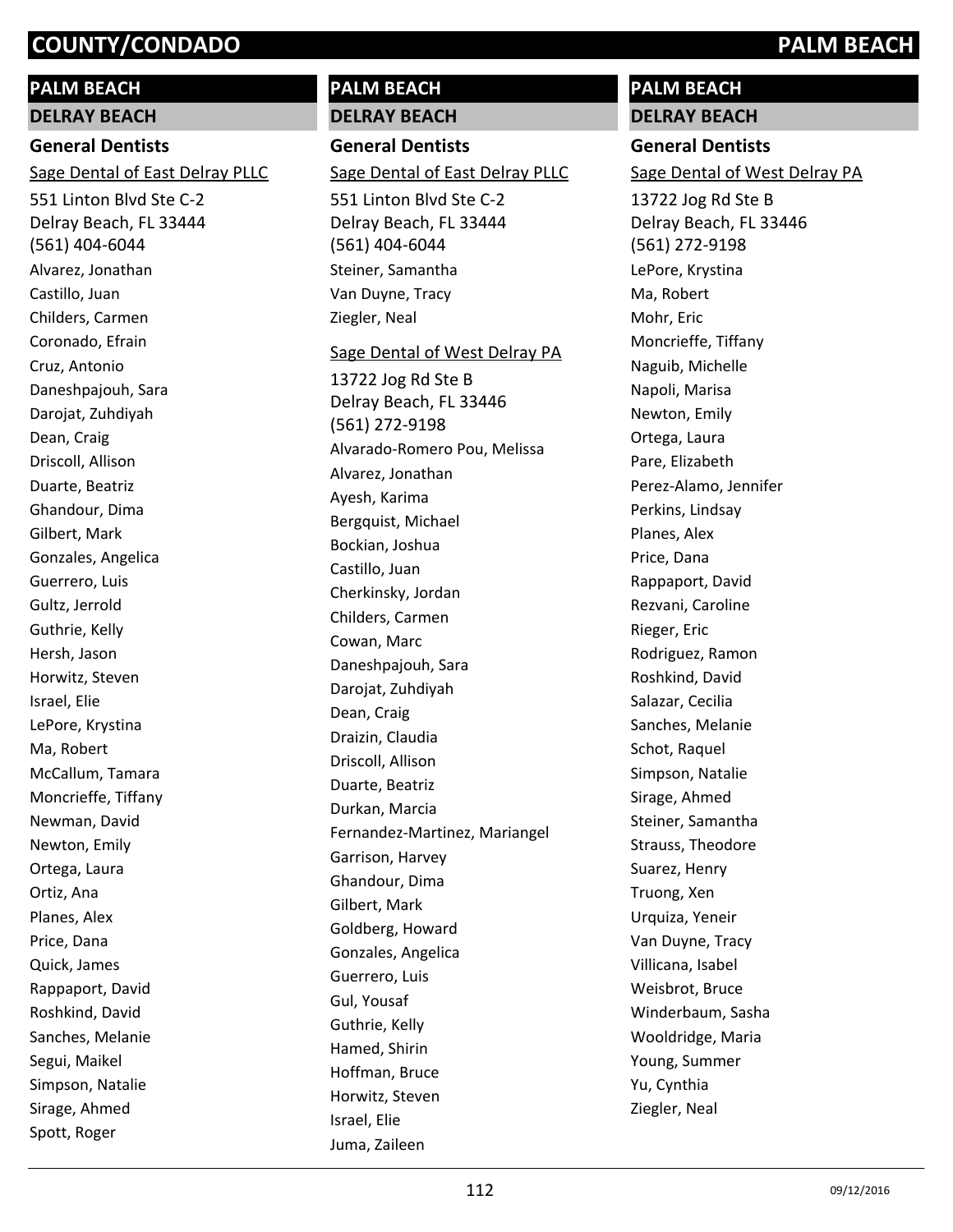## PALM BEACH

### DELRAY BEACH

#### General Dentists

Sage Dental of East Delray PLLC

551 Linton Blvd Ste C-2
Delray Beach, FL 33444
(561) 404-6044

Alvarez, Jonathan
Castillo, Juan
Childers, Carmen
Coronado, Efrain
Cruz, Antonio
Daneshpajouh, Sara
Darojat, Zuhdiyah
Dean, Craig
Driscoll, Allison
Duarte, Beatriz
Ghandour, Dima
Gilbert, Mark
Gonzales, Angelica
Guerrero, Luis
Gultz, Jerrold
Guthrie, Kelly
Hersh, Jason
Horwitz, Steven
Israel, Elie
LePore, Krystina
Ma, Robert
McCallum, Tamara
Moncrieffe, Tiffany
Newman, David
Newton, Emily
Ortega, Laura
Ortiz, Ana
Planes, Alex
Price, Dana
Quick, James
Rappaport, David
Roshkind, David
Sanches, Melanie
Segui, Maikel
Simpson, Natalie
Sirage, Ahmed
Spott, Roger
Steiner, Samantha
Van Duyne, Tracy
Ziegler, Neal

Sage Dental of West Delray PA

13722 Jog Rd Ste B
Delray Beach, FL 33446
(561) 272-9198

Alvarado-Romero Pou, Melissa
Alvarez, Jonathan
Ayesh, Karima
Bergquist, Michael
Bockian, Joshua
Castillo, Juan
Cherkinsky, Jordan
Childers, Carmen
Cowan, Marc
Daneshpajouh, Sara
Darojat, Zuhdiyah
Dean, Craig
Draizin, Claudia
Driscoll, Allison
Duarte, Beatriz
Durkan, Marcia
Fernandez-Martinez, Mariangel
Garrison, Harvey
Ghandour, Dima
Gilbert, Mark
Goldberg, Howard
Gonzales, Angelica
Guerrero, Luis
Gul, Yousaf
Guthrie, Kelly
Hamed, Shirin
Hoffman, Bruce
Horwitz, Steven
Israel, Elie
Juma, Zaileen
LePore, Krystina
Ma, Robert
Mohr, Eric
Moncrieffe, Tiffany
Naguib, Michelle
Napoli, Marisa
Newton, Emily
Ortega, Laura
Pare, Elizabeth
Perez-Alamo, Jennifer
Perkins, Lindsay
Planes, Alex
Price, Dana
Rappaport, David
Rezvani, Caroline
Rieger, Eric
Rodriguez, Ramon
Roshkind, David
Salazar, Cecilia
Sanches, Melanie
Schot, Raquel
Simpson, Natalie
Sirage, Ahmed
Steiner, Samantha
Strauss, Theodore
Suarez, Henry
Truong, Xen
Urquiza, Yeneir
Van Duyne, Tracy
Villicana, Isabel
Weisbrot, Bruce
Winderbaum, Sasha
Wooldridge, Maria
Young, Summer
Yu, Cynthia
Ziegler, Neal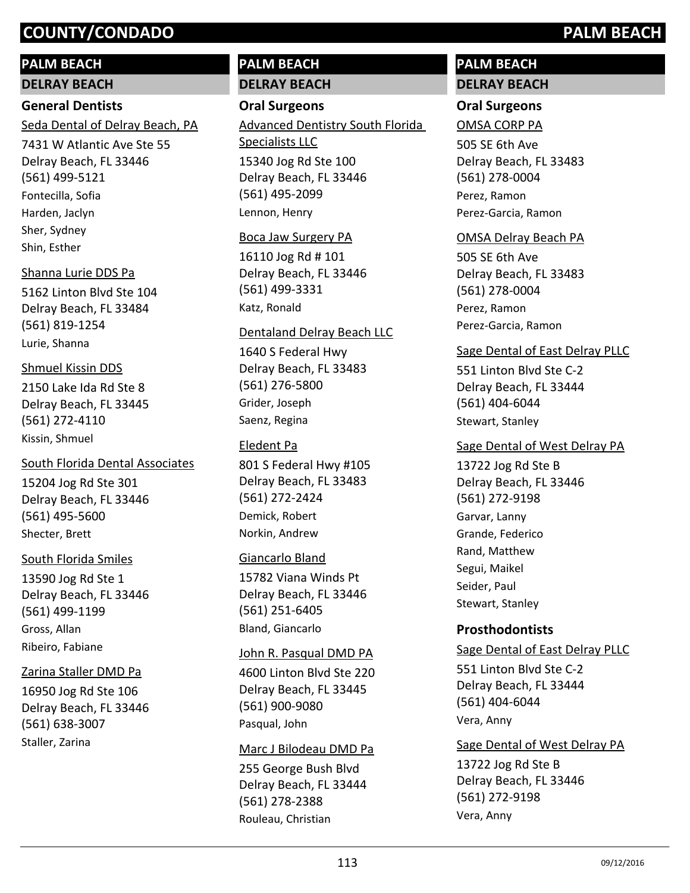## PALM BEACH

### DELRAY BEACH

#### General Dentists

Seda Dental of Delray Beach, PA
7431 W Atlantic Ave Ste 55
Delray Beach, FL 33446
(561) 499-5121
Fontecilla, Sofia
Harden, Jaclyn
Sher, Sydney
Shin, Esther

Shanna Lurie DDS Pa
5162 Linton Blvd Ste 104
Delray Beach, FL 33484
(561) 819-1254
Lurie, Shanna

Shmuel Kissin DDS
2150 Lake Ida Rd Ste 8
Delray Beach, FL 33445
(561) 272-4110
Kissin, Shmuel

South Florida Dental Associates
15204 Jog Rd Ste 301
Delray Beach, FL 33446
(561) 495-5600
Shecter, Brett

South Florida Smiles
13590 Jog Rd Ste 1
Delray Beach, FL 33446
(561) 499-1199
Gross, Allan
Ribeiro, Fabiane

Zarina Staller DMD Pa
16950 Jog Rd Ste 106
Delray Beach, FL 33446
(561) 638-3007
Staller, Zarina

## PALM BEACH

### DELRAY BEACH

#### Oral Surgeons

Advanced Dentistry South Florida Specialists LLC
15340 Jog Rd Ste 100
Delray Beach, FL 33446
(561) 495-2099
Lennon, Henry

Boca Jaw Surgery PA
16110 Jog Rd # 101
Delray Beach, FL 33446
(561) 499-3331
Katz, Ronald

Dentaland Delray Beach LLC
1640 S Federal Hwy
Delray Beach, FL 33483
(561) 276-5800
Grider, Joseph
Saenz, Regina

Eledent Pa
801 S Federal Hwy #105
Delray Beach, FL 33483
(561) 272-2424
Demick, Robert
Norkin, Andrew

Giancarlo Bland
15782 Viana Winds Pt
Delray Beach, FL 33446
(561) 251-6405
Bland, Giancarlo

John R. Pasqual DMD PA
4600 Linton Blvd Ste 220
Delray Beach, FL 33445
(561) 900-9080
Pasqual, John

Marc J Bilodeau DMD Pa
255 George Bush Blvd
Delray Beach, FL 33444
(561) 278-2388
Rouleau, Christian

## PALM BEACH

### DELRAY BEACH

#### Oral Surgeons

OMSA CORP PA
505 SE 6th Ave
Delray Beach, FL 33483
(561) 278-0004
Perez, Ramon
Perez-Garcia, Ramon

OMSA Delray Beach PA
505 SE 6th Ave
Delray Beach, FL 33483
(561) 278-0004
Perez, Ramon
Perez-Garcia, Ramon

Sage Dental of East Delray PLLC
551 Linton Blvd Ste C-2
Delray Beach, FL 33444
(561) 404-6044
Stewart, Stanley

Sage Dental of West Delray PA
13722 Jog Rd Ste B
Delray Beach, FL 33446
(561) 272-9198
Garvar, Lanny
Grande, Federico
Rand, Matthew
Segui, Maikel
Seider, Paul
Stewart, Stanley

#### Prosthodontists

Sage Dental of East Delray PLLC
551 Linton Blvd Ste C-2
Delray Beach, FL 33444
(561) 404-6044
Vera, Anny

Sage Dental of West Delray PA
13722 Jog Rd Ste B
Delray Beach, FL 33446
(561) 272-9198
Vera, Anny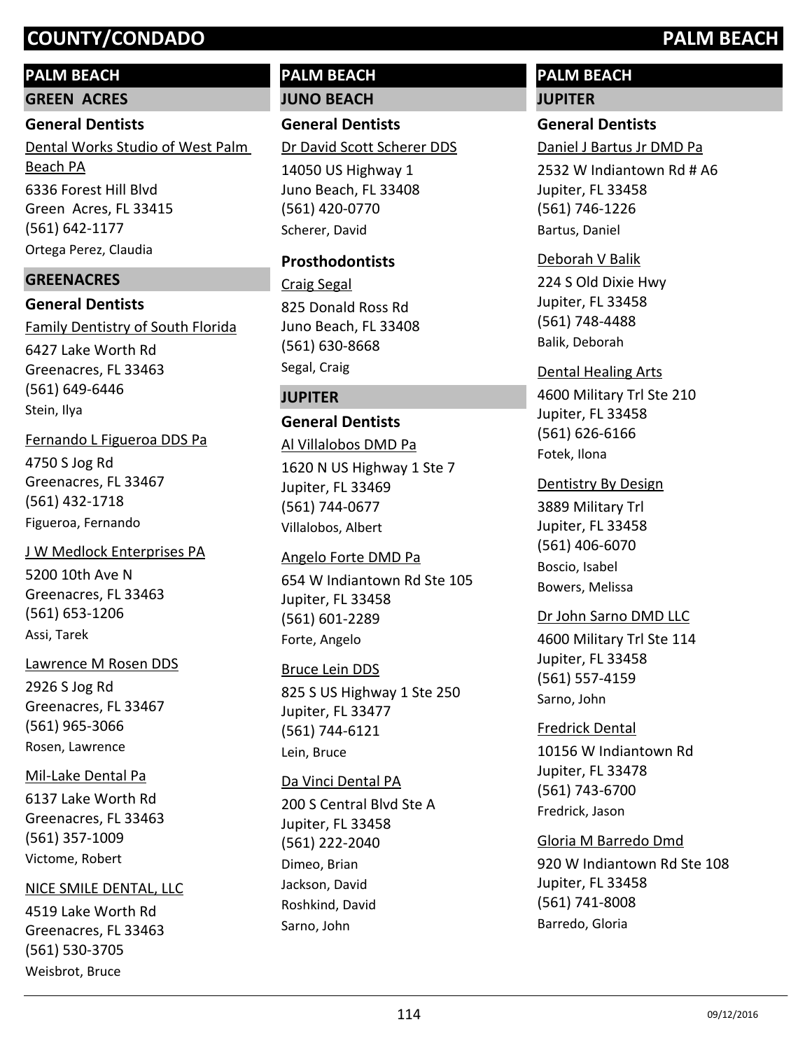# COUNTY/CONDADO PALM BEACH

## PALM BEACH

### GREEN ACRES

#### General Dentists

Dental Works Studio of West Palm Beach PA
6336 Forest Hill Blvd
Green Acres, FL 33415
(561) 642-1177
Ortega Perez, Claudia

### GREENACRES

#### General Dentists

Family Dentistry of South Florida
6427 Lake Worth Rd
Greenacres, FL 33463
(561) 649-6446
Stein, Ilya

Fernando L Figueroa DDS Pa
4750 S Jog Rd
Greenacres, FL 33467
(561) 432-1718
Figueroa, Fernando

J W Medlock Enterprises PA
5200 10th Ave N
Greenacres, FL 33463
(561) 653-1206
Assi, Tarek

Lawrence M Rosen DDS
2926 S Jog Rd
Greenacres, FL 33467
(561) 965-3066
Rosen, Lawrence

Mil-Lake Dental Pa
6137 Lake Worth Rd
Greenacres, FL 33463
(561) 357-1009
Victome, Robert

NICE SMILE DENTAL, LLC
4519 Lake Worth Rd
Greenacres, FL 33463
(561) 530-3705
Weisbrot, Bruce

## PALM BEACH

### JUNO BEACH

#### General Dentists

Dr David Scott Scherer DDS
14050 US Highway 1
Juno Beach, FL 33408
(561) 420-0770
Scherer, David

#### Prosthodontists

Craig Segal
825 Donald Ross Rd
Juno Beach, FL 33408
(561) 630-8668
Segal, Craig

### JUPITER

#### General Dentists

Al Villalobos DMD Pa
1620 N US Highway 1 Ste 7
Jupiter, FL 33469
(561) 744-0677
Villalobos, Albert

Angelo Forte DMD Pa
654 W Indiantown Rd Ste 105
Jupiter, FL 33458
(561) 601-2289
Forte, Angelo

Bruce Lein DDS
825 S US Highway 1 Ste 250
Jupiter, FL 33477
(561) 744-6121
Lein, Bruce

Da Vinci Dental PA
200 S Central Blvd Ste A
Jupiter, FL 33458
(561) 222-2040
Dimeo, Brian
Jackson, David
Roshkind, David
Sarno, John

## PALM BEACH

### JUPITER

#### General Dentists

Daniel J Bartus Jr DMD Pa
2532 W Indiantown Rd # A6
Jupiter, FL 33458
(561) 746-1226
Bartus, Daniel

Deborah V Balik
224 S Old Dixie Hwy
Jupiter, FL 33458
(561) 748-4488
Balik, Deborah

Dental Healing Arts
4600 Military Trl Ste 210
Jupiter, FL 33458
(561) 626-6166
Fotek, Ilona

Dentistry By Design
3889 Military Trl
Jupiter, FL 33458
(561) 406-6070
Boscio, Isabel
Bowers, Melissa

Dr John Sarno DMD LLC
4600 Military Trl Ste 114
Jupiter, FL 33458
(561) 557-4159
Sarno, John

Fredrick Dental
10156 W Indiantown Rd
Jupiter, FL 33478
(561) 743-6700
Fredrick, Jason

Gloria M Barredo Dmd
920 W Indiantown Rd Ste 108
Jupiter, FL 33458
(561) 741-8008
Barredo, Gloria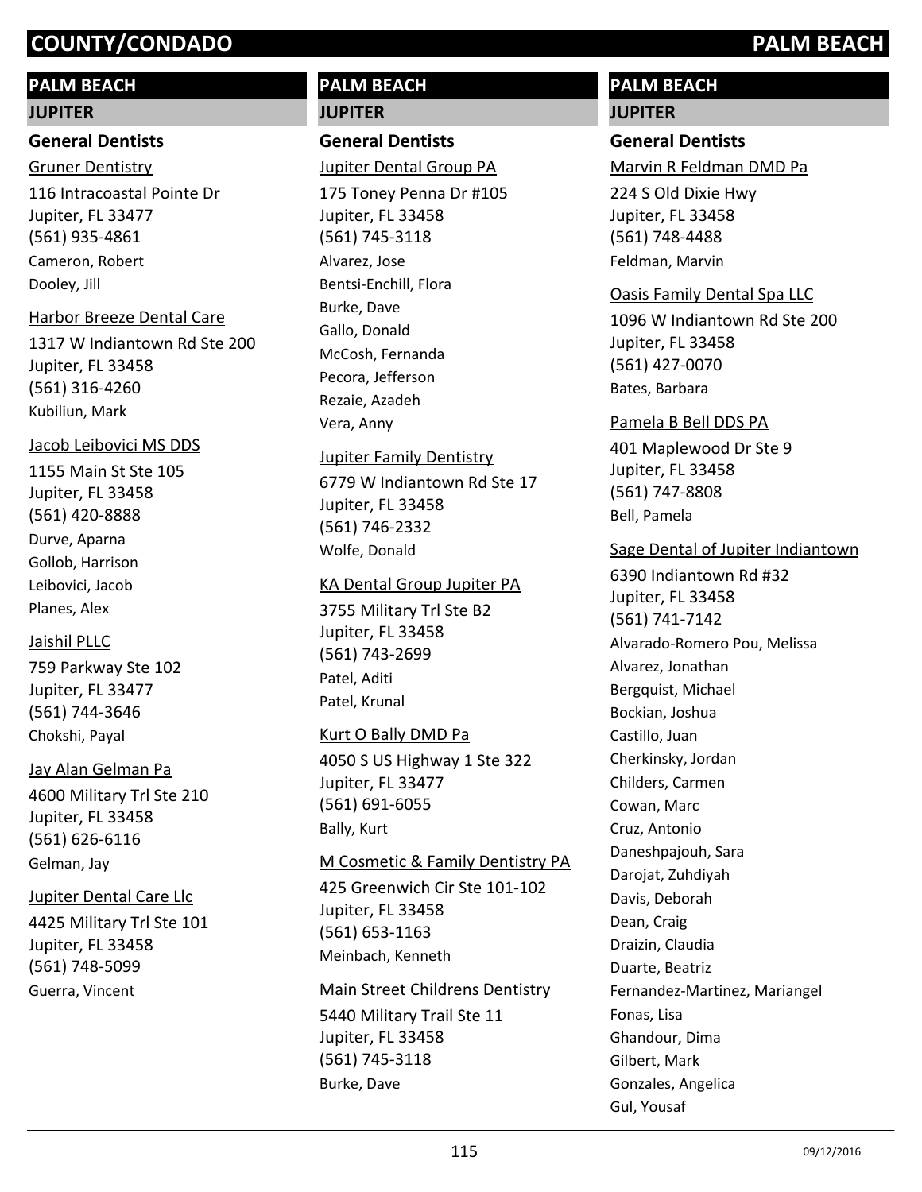# PALM BEACH

## JUPITER

### General Dentists

Gruner Dentistry
116 Intracoastal Pointe Dr
Jupiter, FL 33477
(561) 935-4861
Cameron, Robert
Dooley, Jill

Harbor Breeze Dental Care
1317 W Indiantown Rd Ste 200
Jupiter, FL 33458
(561) 316-4260
Kubiliun, Mark

Jacob Leibovici MS DDS
1155 Main St Ste 105
Jupiter, FL 33458
(561) 420-8888
Durve, Aparna
Gollob, Harrison
Leibovici, Jacob
Planes, Alex

Jaishil PLLC
759 Parkway Ste 102
Jupiter, FL 33477
(561) 744-3646
Chokshi, Payal

Jay Alan Gelman Pa
4600 Military Trl Ste 210
Jupiter, FL 33458
(561) 626-6116
Gelman, Jay

Jupiter Dental Care Llc
4425 Military Trl Ste 101
Jupiter, FL 33458
(561) 748-5099
Guerra, Vincent

Jupiter Dental Group PA
175 Toney Penna Dr #105
Jupiter, FL 33458
(561) 745-3118
Alvarez, Jose
Bentsi-Enchill, Flora
Burke, Dave
Gallo, Donald
McCosh, Fernanda
Pecora, Jefferson
Rezaie, Azadeh
Vera, Anny

Jupiter Family Dentistry
6779 W Indiantown Rd Ste 17
Jupiter, FL 33458
(561) 746-2332
Wolfe, Donald

KA Dental Group Jupiter PA
3755 Military Trl Ste B2
Jupiter, FL 33458
(561) 743-2699
Patel, Aditi
Patel, Krunal

Kurt O Bally DMD Pa
4050 S US Highway 1 Ste 322
Jupiter, FL 33477
(561) 691-6055
Bally, Kurt

M Cosmetic & Family Dentistry PA
425 Greenwich Cir Ste 101-102
Jupiter, FL 33458
(561) 653-1163
Meinbach, Kenneth

Main Street Childrens Dentistry
5440 Military Trail Ste 11
Jupiter, FL 33458
(561) 745-3118
Burke, Dave

Marvin R Feldman DMD Pa
224 S Old Dixie Hwy
Jupiter, FL 33458
(561) 748-4488
Feldman, Marvin

Oasis Family Dental Spa LLC
1096 W Indiantown Rd Ste 200
Jupiter, FL 33458
(561) 427-0070
Bates, Barbara

Pamela B Bell DDS PA
401 Maplewood Dr Ste 9
Jupiter, FL 33458
(561) 747-8808
Bell, Pamela

Sage Dental of Jupiter Indiantown
6390 Indiantown Rd #32
Jupiter, FL 33458
(561) 741-7142
Alvarado-Romero Pou, Melissa
Alvarez, Jonathan
Bergquist, Michael
Bockian, Joshua
Castillo, Juan
Cherkinsky, Jordan
Childers, Carmen
Cowan, Marc
Cruz, Antonio
Daneshpajouh, Sara
Darojat, Zuhdiyah
Davis, Deborah
Dean, Craig
Draizin, Claudia
Duarte, Beatriz
Fernandez-Martinez, Mariangel
Fonas, Lisa
Ghandour, Dima
Gilbert, Mark
Gonzales, Angelica
Gul, Yousaf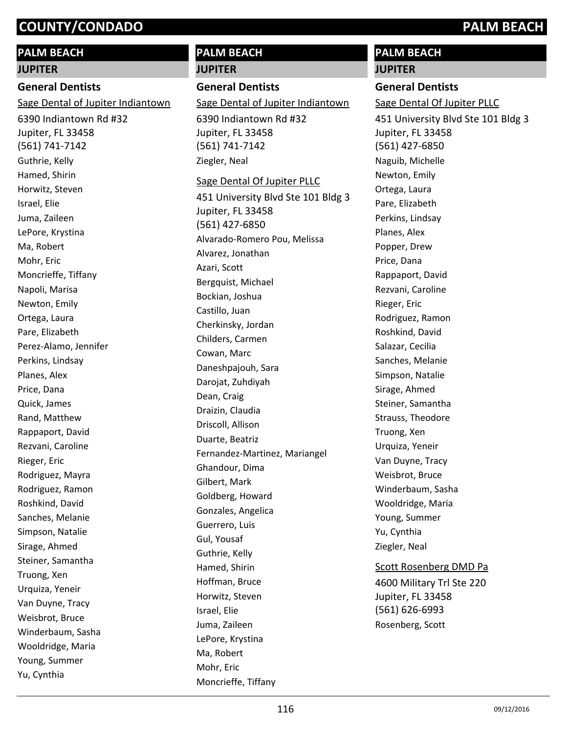# PALM BEACH

## JUPITER

### General Dentists

Sage Dental of Jupiter Indiantown

6390 Indiantown Rd #32
Jupiter, FL 33458
(561) 741-7142

Guthrie, Kelly
Hamed, Shirin
Horwitz, Steven
Israel, Elie
Juma, Zaileen
LePore, Krystina
Ma, Robert
Mohr, Eric
Moncrieffe, Tiffany
Napoli, Marisa
Newton, Emily
Ortega, Laura
Pare, Elizabeth
Perez-Alamo, Jennifer
Perkins, Lindsay
Planes, Alex
Price, Dana
Quick, James
Rand, Matthew
Rappaport, David
Rezvani, Caroline
Rieger, Eric
Rodriguez, Mayra
Rodriguez, Ramon
Roshkind, David
Sanches, Melanie
Simpson, Natalie
Sirage, Ahmed
Steiner, Samantha
Truong, Xen
Urquiza, Yeneir
Van Duyne, Tracy
Weisbrot, Bruce
Winderbaum, Sasha
Wooldridge, Maria
Young, Summer
Yu, Cynthia
Ziegler, Neal

Sage Dental Of Jupiter PLLC

451 University Blvd Ste 101 Bldg 3
Jupiter, FL 33458
(561) 427-6850

Alvarado-Romero Pou, Melissa
Alvarez, Jonathan
Azari, Scott
Bergquist, Michael
Bockian, Joshua
Castillo, Juan
Cherkinsky, Jordan
Childers, Carmen
Cowan, Marc
Daneshpajouh, Sara
Darojat, Zuhdiyah
Dean, Craig
Draizin, Claudia
Driscoll, Allison
Duarte, Beatriz
Fernandez-Martinez, Mariangel
Ghandour, Dima
Gilbert, Mark
Goldberg, Howard
Gonzales, Angelica
Guerrero, Luis
Gul, Yousaf
Guthrie, Kelly
Hamed, Shirin
Hoffman, Bruce
Horwitz, Steven
Israel, Elie
Juma, Zaileen
LePore, Krystina
Ma, Robert
Mohr, Eric
Moncrieffe, Tiffany
Naguib, Michelle
Newton, Emily
Ortega, Laura
Pare, Elizabeth
Perkins, Lindsay
Planes, Alex
Popper, Drew
Price, Dana
Rappaport, David
Rezvani, Caroline
Rieger, Eric
Rodriguez, Ramon
Roshkind, David
Salazar, Cecilia
Sanches, Melanie
Simpson, Natalie
Sirage, Ahmed
Steiner, Samantha
Strauss, Theodore
Truong, Xen
Urquiza, Yeneir
Van Duyne, Tracy
Weisbrot, Bruce
Winderbaum, Sasha
Wooldridge, Maria
Young, Summer
Yu, Cynthia
Ziegler, Neal

Scott Rosenberg DMD Pa

4600 Military Trl Ste 220
Jupiter, FL 33458
(561) 626-6993

Rosenberg, Scott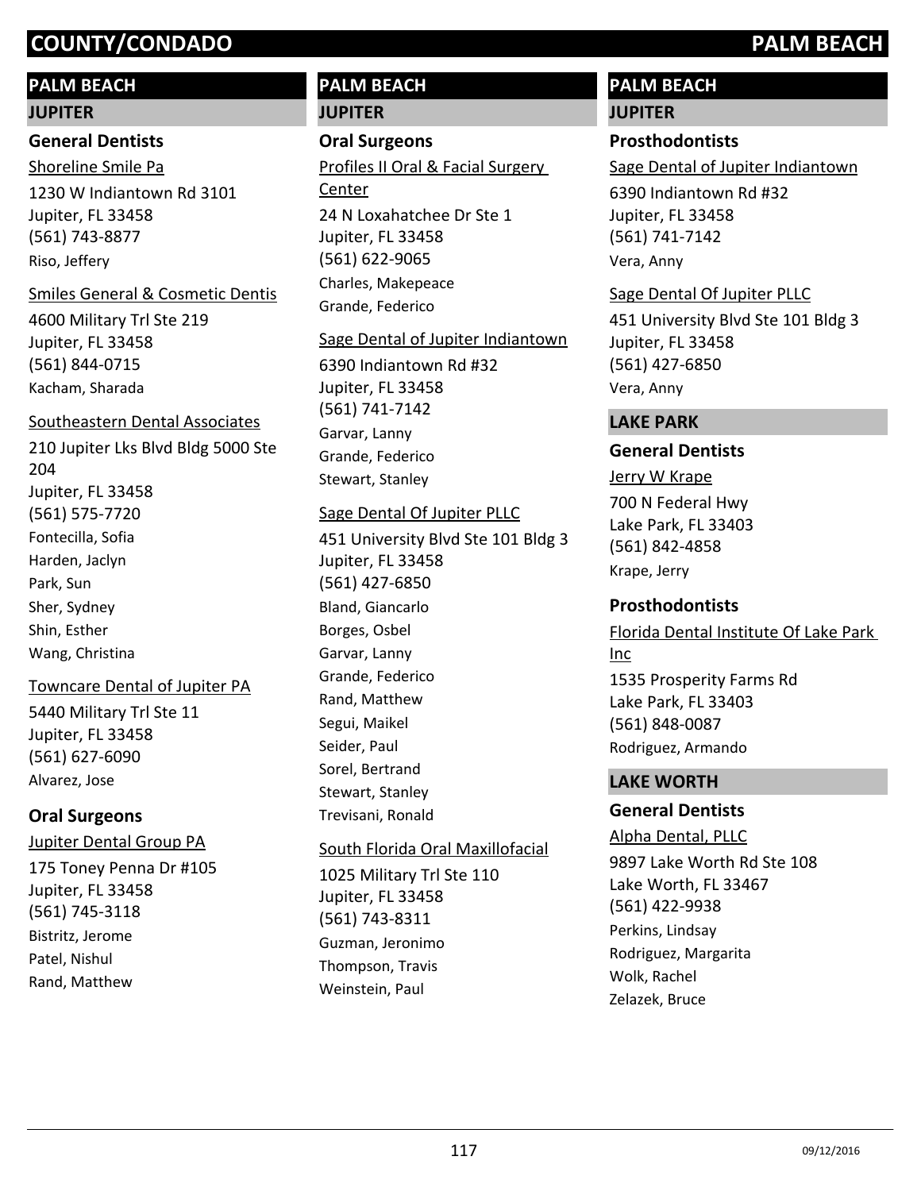# COUNTY/CONDADO — PALM BEACH

## PALM BEACH

### JUPITER

#### General Dentists

Shoreline Smile Pa
1230 W Indiantown Rd 3101
Jupiter, FL 33458
(561) 743-8877
Riso, Jeffery

Smiles General & Cosmetic Dentis
4600 Military Trl Ste 219
Jupiter, FL 33458
(561) 844-0715
Kacham, Sharada

Southeastern Dental Associates
210 Jupiter Lks Blvd Bldg 5000 Ste 204
Jupiter, FL 33458
(561) 575-7720
Fontecilla, Sofia
Harden, Jaclyn
Park, Sun
Sher, Sydney
Shin, Esther
Wang, Christina

Towncare Dental of Jupiter PA
5440 Military Trl Ste 11
Jupiter, FL 33458
(561) 627-6090
Alvarez, Jose

#### Oral Surgeons

Jupiter Dental Group PA
175 Toney Penna Dr #105
Jupiter, FL 33458
(561) 745-3118
Bistritz, Jerome
Patel, Nishul
Rand, Matthew

## PALM BEACH

### JUPITER

#### Oral Surgeons

Profiles II Oral & Facial Surgery Center
24 N Loxahatchee Dr Ste 1
Jupiter, FL 33458
(561) 622-9065
Charles, Makepeace
Grande, Federico

Sage Dental of Jupiter Indiantown
6390 Indiantown Rd #32
Jupiter, FL 33458
(561) 741-7142
Garvar, Lanny
Grande, Federico
Stewart, Stanley

Sage Dental Of Jupiter PLLC
451 University Blvd Ste 101 Bldg 3
Jupiter, FL 33458
(561) 427-6850
Bland, Giancarlo
Borges, Osbel
Garvar, Lanny
Grande, Federico
Rand, Matthew
Segui, Maikel
Seider, Paul
Sorel, Bertrand
Stewart, Stanley
Trevisani, Ronald

South Florida Oral Maxillofacial
1025 Military Trl Ste 110
Jupiter, FL 33458
(561) 743-8311
Guzman, Jeronimo
Thompson, Travis
Weinstein, Paul

## PALM BEACH

### JUPITER

#### Prosthodontists

Sage Dental of Jupiter Indiantown
6390 Indiantown Rd #32
Jupiter, FL 33458
(561) 741-7142
Vera, Anny

Sage Dental Of Jupiter PLLC
451 University Blvd Ste 101 Bldg 3
Jupiter, FL 33458
(561) 427-6850
Vera, Anny

### LAKE PARK

#### General Dentists

Jerry W Krape
700 N Federal Hwy
Lake Park, FL 33403
(561) 842-4858
Krape, Jerry

#### Prosthodontists

Florida Dental Institute Of Lake Park Inc
1535 Prosperity Farms Rd
Lake Park, FL 33403
(561) 848-0087
Rodriguez, Armando

### LAKE WORTH

#### General Dentists

Alpha Dental, PLLC
9897 Lake Worth Rd Ste 108
Lake Worth, FL 33467
(561) 422-9938
Perkins, Lindsay
Rodriguez, Margarita
Wolk, Rachel
Zelazek, Bruce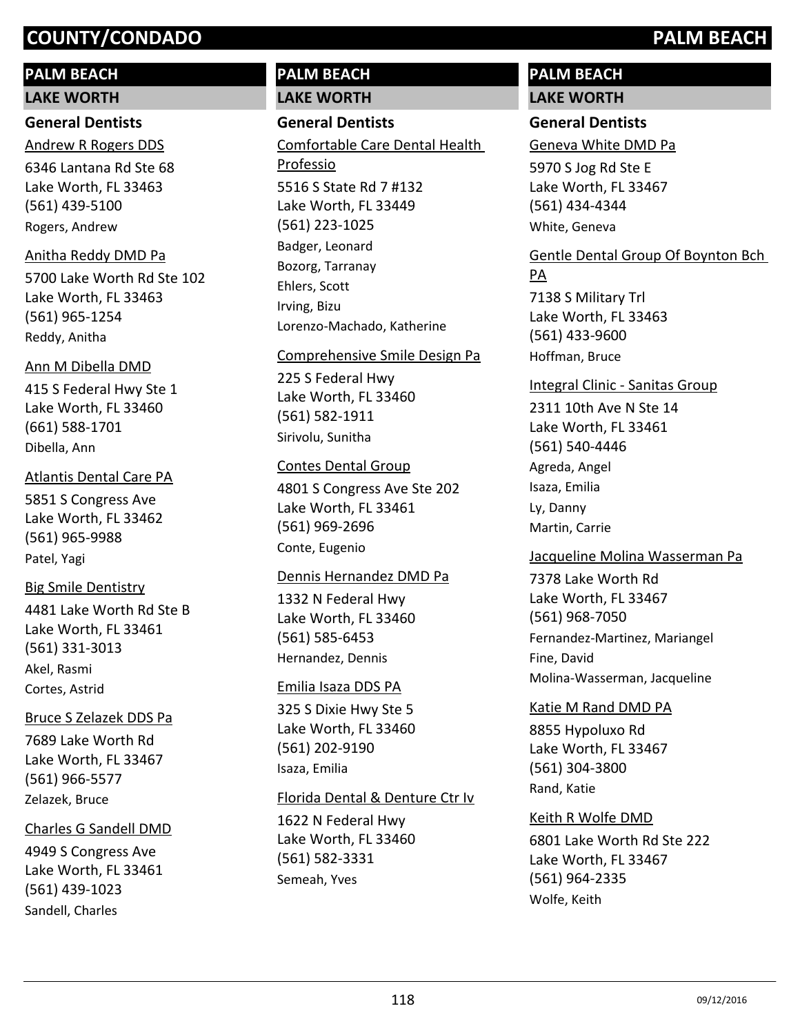## PALM BEACH

### LAKE WORTH

#### General Dentists

Andrew R Rogers DDS
6346 Lantana Rd Ste 68
Lake Worth, FL 33463
(561) 439-5100
Rogers, Andrew

Anitha Reddy DMD Pa
5700 Lake Worth Rd Ste 102
Lake Worth, FL 33463
(561) 965-1254
Reddy, Anitha

Ann M Dibella DMD
415 S Federal Hwy Ste 1
Lake Worth, FL 33460
(661) 588-1701
Dibella, Ann

Atlantis Dental Care PA
5851 S Congress Ave
Lake Worth, FL 33462
(561) 965-9988
Patel, Yagi

Big Smile Dentistry
4481 Lake Worth Rd Ste B
Lake Worth, FL 33461
(561) 331-3013
Akel, Rasmi
Cortes, Astrid

Bruce S Zelazek DDS Pa
7689 Lake Worth Rd
Lake Worth, FL 33467
(561) 966-5577
Zelazek, Bruce

Charles G Sandell DMD
4949 S Congress Ave
Lake Worth, FL 33461
(561) 439-1023
Sandell, Charles

Comfortable Care Dental Health Professio
5516 S State Rd 7 #132
Lake Worth, FL 33449
(561) 223-1025
Badger, Leonard
Bozorg, Tarranay
Ehlers, Scott
Irving, Bizu
Lorenzo-Machado, Katherine

Comprehensive Smile Design Pa
225 S Federal Hwy
Lake Worth, FL 33460
(561) 582-1911
Sirivolu, Sunitha

Contes Dental Group
4801 S Congress Ave Ste 202
Lake Worth, FL 33461
(561) 969-2696
Conte, Eugenio

Dennis Hernandez DMD Pa
1332 N Federal Hwy
Lake Worth, FL 33460
(561) 585-6453
Hernandez, Dennis

Emilia Isaza DDS PA
325 S Dixie Hwy Ste 5
Lake Worth, FL 33460
(561) 202-9190
Isaza, Emilia

Florida Dental & Denture Ctr Iv
1622 N Federal Hwy
Lake Worth, FL 33460
(561) 582-3331
Semeah, Yves

Geneva White DMD Pa
5970 S Jog Rd Ste E
Lake Worth, FL 33467
(561) 434-4344
White, Geneva

Gentle Dental Group Of Boynton Bch PA
7138 S Military Trl
Lake Worth, FL 33463
(561) 433-9600
Hoffman, Bruce

Integral Clinic - Sanitas Group
2311 10th Ave N Ste 14
Lake Worth, FL 33461
(561) 540-4446
Agreda, Angel
Isaza, Emilia
Ly, Danny
Martin, Carrie

Jacqueline Molina Wasserman Pa
7378 Lake Worth Rd
Lake Worth, FL 33467
(561) 968-7050
Fernandez-Martinez, Mariangel
Fine, David
Molina-Wasserman, Jacqueline

Katie M Rand DMD PA
8855 Hypoluxo Rd
Lake Worth, FL 33467
(561) 304-3800
Rand, Katie

Keith R Wolfe DMD
6801 Lake Worth Rd Ste 222
Lake Worth, FL 33467
(561) 964-2335
Wolfe, Keith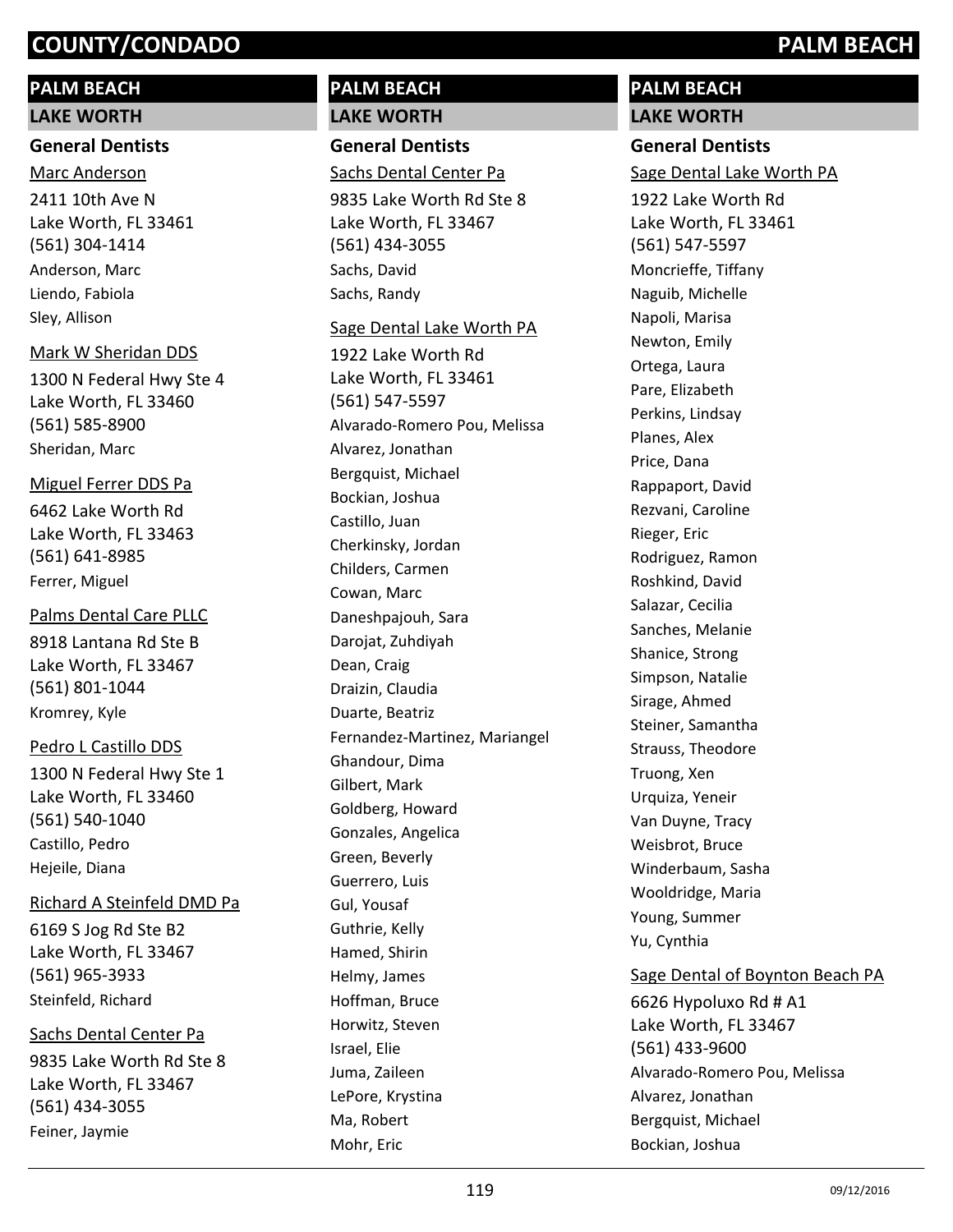## PALM BEACH

### LAKE WORTH

#### General Dentists

Marc Anderson
2411 10th Ave N
Lake Worth, FL 33461
(561) 304-1414
Anderson, Marc
Liendo, Fabiola
Sley, Allison

Mark W Sheridan DDS
1300 N Federal Hwy Ste 4
Lake Worth, FL 33460
(561) 585-8900
Sheridan, Marc

Miguel Ferrer DDS Pa
6462 Lake Worth Rd
Lake Worth, FL 33463
(561) 641-8985
Ferrer, Miguel

Palms Dental Care PLLC
8918 Lantana Rd Ste B
Lake Worth, FL 33467
(561) 801-1044
Kromrey, Kyle

Pedro L Castillo DDS
1300 N Federal Hwy Ste 1
Lake Worth, FL 33460
(561) 540-1040
Castillo, Pedro
Hejeile, Diana

Richard A Steinfeld DMD Pa
6169 S Jog Rd Ste B2
Lake Worth, FL 33467
(561) 965-3933
Steinfeld, Richard

Sachs Dental Center Pa
9835 Lake Worth Rd Ste 8
Lake Worth, FL 33467
(561) 434-3055
Feiner, Jaymie

## PALM BEACH

### LAKE WORTH

#### General Dentists

Sachs Dental Center Pa
9835 Lake Worth Rd Ste 8
Lake Worth, FL 33467
(561) 434-3055
Sachs, David
Sachs, Randy

Sage Dental Lake Worth PA
1922 Lake Worth Rd
Lake Worth, FL 33461
(561) 547-5597
Alvarado-Romero Pou, Melissa
Alvarez, Jonathan
Bergquist, Michael
Bockian, Joshua
Castillo, Juan
Cherkinsky, Jordan
Childers, Carmen
Cowan, Marc
Daneshpajouh, Sara
Darojat, Zuhdiyah
Dean, Craig
Draizin, Claudia
Duarte, Beatriz
Fernandez-Martinez, Mariangel
Ghandour, Dima
Gilbert, Mark
Goldberg, Howard
Gonzales, Angelica
Green, Beverly
Guerrero, Luis
Gul, Yousaf
Guthrie, Kelly
Hamed, Shirin
Helmy, James
Hoffman, Bruce
Horwitz, Steven
Israel, Elie
Juma, Zaileen
LePore, Krystina
Ma, Robert
Mohr, Eric

## PALM BEACH

### LAKE WORTH

#### General Dentists

Sage Dental Lake Worth PA
1922 Lake Worth Rd
Lake Worth, FL 33461
(561) 547-5597
Moncrieffe, Tiffany
Naguib, Michelle
Napoli, Marisa
Newton, Emily
Ortega, Laura
Pare, Elizabeth
Perkins, Lindsay
Planes, Alex
Price, Dana
Rappaport, David
Rezvani, Caroline
Rieger, Eric
Rodriguez, Ramon
Roshkind, David
Salazar, Cecilia
Sanches, Melanie
Shanice, Strong
Simpson, Natalie
Sirage, Ahmed
Steiner, Samantha
Strauss, Theodore
Truong, Xen
Urquiza, Yeneir
Van Duyne, Tracy
Weisbrot, Bruce
Winderbaum, Sasha
Wooldridge, Maria
Young, Summer
Yu, Cynthia

Sage Dental of Boynton Beach PA
6626 Hypoluxo Rd # A1
Lake Worth, FL 33467
(561) 433-9600
Alvarado-Romero Pou, Melissa
Alvarez, Jonathan
Bergquist, Michael
Bockian, Joshua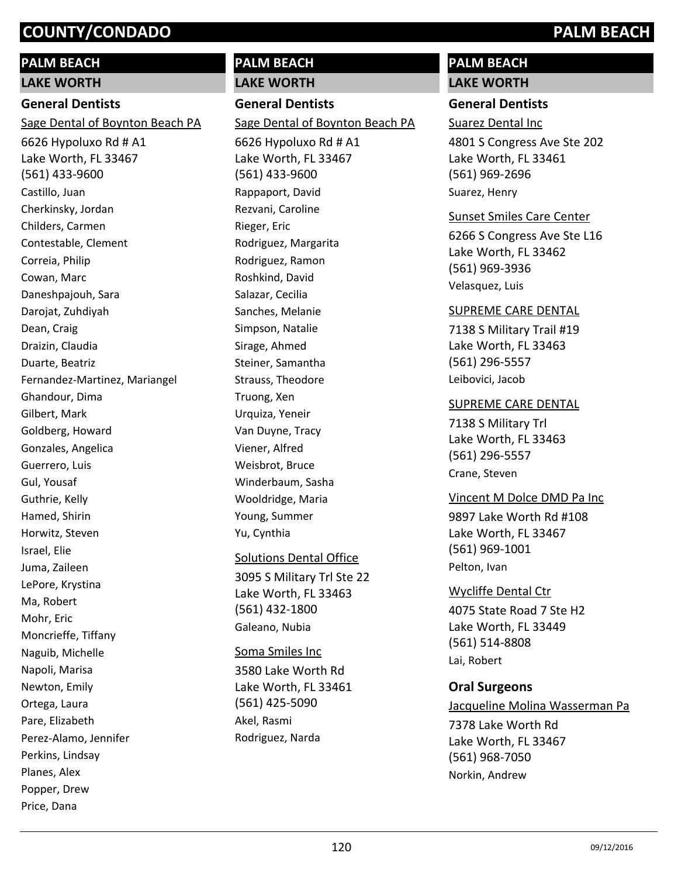## PALM BEACH

### LAKE WORTH

#### General Dentists

Sage Dental of Boynton Beach PA

6626 Hypoluxo Rd # A1
Lake Worth, FL 33467
(561) 433-9600

Castillo, Juan
Cherkinsky, Jordan
Childers, Carmen
Contestable, Clement
Correia, Philip
Cowan, Marc
Daneshpajouh, Sara
Darojat, Zuhdiyah
Dean, Craig
Draizin, Claudia
Duarte, Beatriz
Fernandez-Martinez, Mariangel
Ghandour, Dima
Gilbert, Mark
Goldberg, Howard
Gonzales, Angelica
Guerrero, Luis
Gul, Yousaf
Guthrie, Kelly
Hamed, Shirin
Horwitz, Steven
Israel, Elie
Juma, Zaileen
LePore, Krystina
Ma, Robert
Mohr, Eric
Moncrieffe, Tiffany
Naguib, Michelle
Napoli, Marisa
Newton, Emily
Ortega, Laura
Pare, Elizabeth
Perez-Alamo, Jennifer
Perkins, Lindsay
Planes, Alex
Popper, Drew
Price, Dana

## PALM BEACH

### LAKE WORTH

#### General Dentists

Sage Dental of Boynton Beach PA

6626 Hypoluxo Rd # A1
Lake Worth, FL 33467
(561) 433-9600

Rappaport, David
Rezvani, Caroline
Rieger, Eric
Rodriguez, Margarita
Rodriguez, Ramon
Roshkind, David
Salazar, Cecilia
Sanches, Melanie
Simpson, Natalie
Sirage, Ahmed
Steiner, Samantha
Strauss, Theodore
Truong, Xen
Urquiza, Yeneir
Van Duyne, Tracy
Viener, Alfred
Weisbrot, Bruce
Winderbaum, Sasha
Wooldridge, Maria
Young, Summer
Yu, Cynthia

Solutions Dental Office

3095 S Military Trl Ste 22
Lake Worth, FL 33463
(561) 432-1800

Galeano, Nubia

Soma Smiles Inc

3580 Lake Worth Rd
Lake Worth, FL 33461
(561) 425-5090

Akel, Rasmi
Rodriguez, Narda

## PALM BEACH

### LAKE WORTH

#### General Dentists

Suarez Dental Inc

4801 S Congress Ave Ste 202
Lake Worth, FL 33461
(561) 969-2696

Suarez, Henry

Sunset Smiles Care Center

6266 S Congress Ave Ste L16
Lake Worth, FL 33462
(561) 969-3936

Velasquez, Luis

SUPREME CARE DENTAL

7138 S Military Trail #19
Lake Worth, FL 33463
(561) 296-5557

Leibovici, Jacob

SUPREME CARE DENTAL

7138 S Military Trl
Lake Worth, FL 33463
(561) 296-5557

Crane, Steven

Vincent M Dolce DMD Pa Inc

9897 Lake Worth Rd #108
Lake Worth, FL 33467
(561) 969-1001

Pelton, Ivan

Wycliffe Dental Ctr

4075 State Road 7 Ste H2
Lake Worth, FL 33449
(561) 514-8808

Lai, Robert

#### Oral Surgeons

Jacqueline Molina Wasserman Pa

7378 Lake Worth Rd
Lake Worth, FL 33467
(561) 968-7050

Norkin, Andrew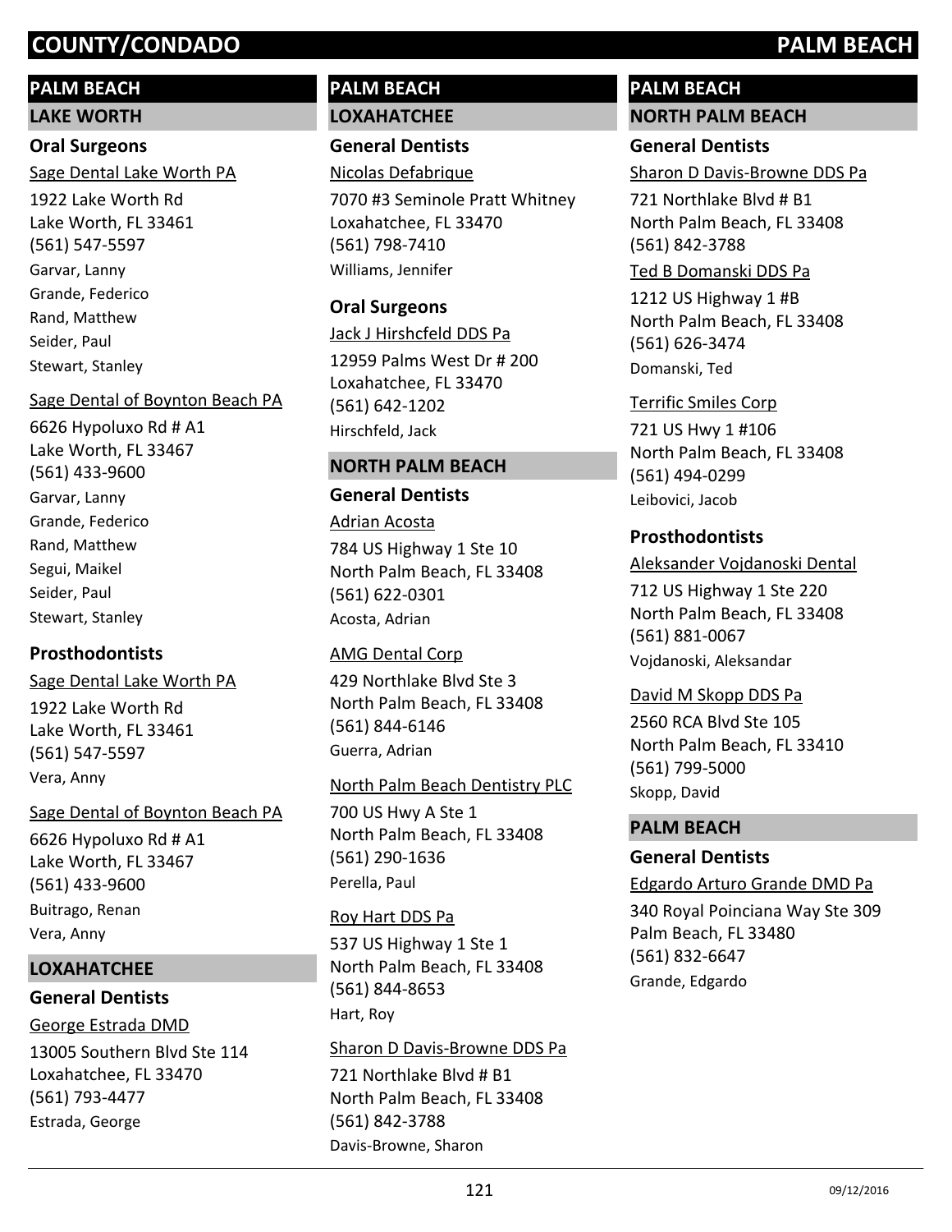## PALM BEACH

### LAKE WORTH

#### Oral Surgeons

Sage Dental Lake Worth PA
1922 Lake Worth Rd
Lake Worth, FL 33461
(561) 547-5597
Garvar, Lanny
Grande, Federico
Rand, Matthew
Seider, Paul
Stewart, Stanley

Sage Dental of Boynton Beach PA
6626 Hypoluxo Rd # A1
Lake Worth, FL 33467
(561) 433-9600
Garvar, Lanny
Grande, Federico
Rand, Matthew
Segui, Maikel
Seider, Paul
Stewart, Stanley

#### Prosthodontists

Sage Dental Lake Worth PA
1922 Lake Worth Rd
Lake Worth, FL 33461
(561) 547-5597
Vera, Anny

Sage Dental of Boynton Beach PA
6626 Hypoluxo Rd # A1
Lake Worth, FL 33467
(561) 433-9600
Buitrago, Renan
Vera, Anny

### LOXAHATCHEE

#### General Dentists

George Estrada DMD
13005 Southern Blvd Ste 114
Loxahatchee, FL 33470
(561) 793-4477
Estrada, George

## PALM BEACH

### LOXAHATCHEE

#### General Dentists

Nicolas Defabrique
7070 #3 Seminole Pratt Whitney
Loxahatchee, FL 33470
(561) 798-7410
Williams, Jennifer

#### Oral Surgeons

Jack J Hirshcfeld DDS Pa
12959 Palms West Dr # 200
Loxahatchee, FL 33470
(561) 642-1202
Hirschfeld, Jack

### NORTH PALM BEACH

#### General Dentists

Adrian Acosta
784 US Highway 1 Ste 10
North Palm Beach, FL 33408
(561) 622-0301
Acosta, Adrian

AMG Dental Corp
429 Northlake Blvd Ste 3
North Palm Beach, FL 33408
(561) 844-6146
Guerra, Adrian

North Palm Beach Dentistry PLC
700 US Hwy A Ste 1
North Palm Beach, FL 33408
(561) 290-1636
Perella, Paul

Roy Hart DDS Pa
537 US Highway 1 Ste 1
North Palm Beach, FL 33408
(561) 844-8653
Hart, Roy

Sharon D Davis-Browne DDS Pa
721 Northlake Blvd # B1
North Palm Beach, FL 33408
(561) 842-3788
Davis-Browne, Sharon

## PALM BEACH

### NORTH PALM BEACH

#### General Dentists

Sharon D Davis-Browne DDS Pa
721 Northlake Blvd # B1
North Palm Beach, FL 33408
(561) 842-3788

Ted B Domanski DDS Pa
1212 US Highway 1 #B
North Palm Beach, FL 33408
(561) 626-3474
Domanski, Ted

Terrific Smiles Corp
721 US Hwy 1 #106
North Palm Beach, FL 33408
(561) 494-0299
Leibovici, Jacob

#### Prosthodontists

Aleksander Vojdanoski Dental
712 US Highway 1 Ste 220
North Palm Beach, FL 33408
(561) 881-0067
Vojdanoski, Aleksandar

David M Skopp DDS Pa
2560 RCA Blvd Ste 105
North Palm Beach, FL 33410
(561) 799-5000
Skopp, David

### PALM BEACH

#### General Dentists

Edgardo Arturo Grande DMD Pa
340 Royal Poinciana Way Ste 309
Palm Beach, FL 33480
(561) 832-6647
Grande, Edgardo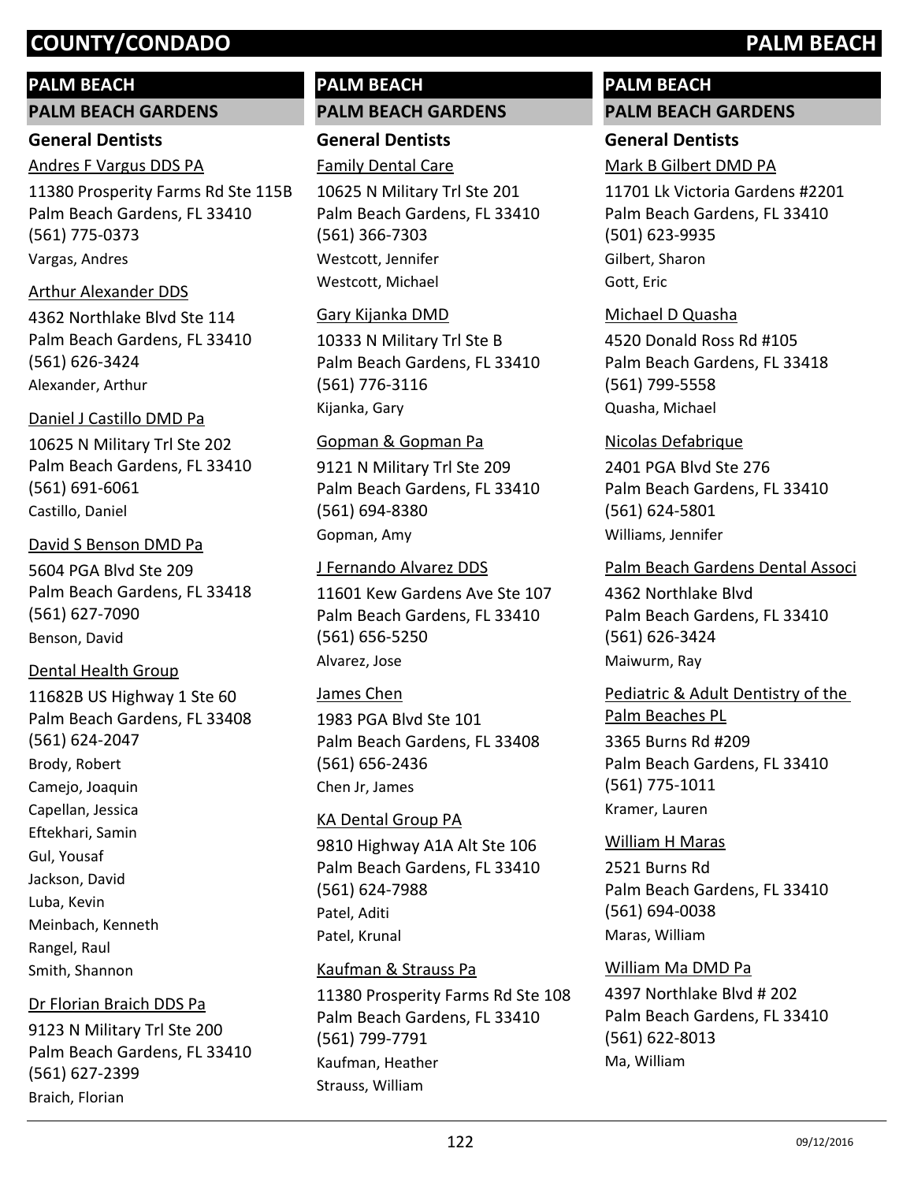## PALM BEACH

### PALM BEACH GARDENS

#### General Dentists

Andres F Vargus DDS PA
11380 Prosperity Farms Rd Ste 115B
Palm Beach Gardens, FL 33410
(561) 775-0373
Vargas, Andres

Arthur Alexander DDS
4362 Northlake Blvd Ste 114
Palm Beach Gardens, FL 33410
(561) 626-3424
Alexander, Arthur

Daniel J Castillo DMD Pa
10625 N Military Trl Ste 202
Palm Beach Gardens, FL 33410
(561) 691-6061
Castillo, Daniel

David S Benson DMD Pa
5604 PGA Blvd Ste 209
Palm Beach Gardens, FL 33418
(561) 627-7090
Benson, David

Dental Health Group
11682B US Highway 1 Ste 60
Palm Beach Gardens, FL 33408
(561) 624-2047
Brody, Robert
Camejo, Joaquin
Capellan, Jessica
Eftekhari, Samin
Gul, Yousaf
Jackson, David
Luba, Kevin
Meinbach, Kenneth
Rangel, Raul
Smith, Shannon

Dr Florian Braich DDS Pa
9123 N Military Trl Ste 200
Palm Beach Gardens, FL 33410
(561) 627-2399
Braich, Florian

Family Dental Care
10625 N Military Trl Ste 201
Palm Beach Gardens, FL 33410
(561) 366-7303
Westcott, Jennifer
Westcott, Michael

Gary Kijanka DMD
10333 N Military Trl Ste B
Palm Beach Gardens, FL 33410
(561) 776-3116
Kijanka, Gary

Gopman & Gopman Pa
9121 N Military Trl Ste 209
Palm Beach Gardens, FL 33410
(561) 694-8380
Gopman, Amy

J Fernando Alvarez DDS
11601 Kew Gardens Ave Ste 107
Palm Beach Gardens, FL 33410
(561) 656-5250
Alvarez, Jose

James Chen
1983 PGA Blvd Ste 101
Palm Beach Gardens, FL 33408
(561) 656-2436
Chen Jr, James

KA Dental Group PA
9810 Highway A1A Alt Ste 106
Palm Beach Gardens, FL 33410
(561) 624-7988
Patel, Aditi
Patel, Krunal

Kaufman & Strauss Pa
11380 Prosperity Farms Rd Ste 108
Palm Beach Gardens, FL 33410
(561) 799-7791
Kaufman, Heather
Strauss, William

Mark B Gilbert DMD PA
11701 Lk Victoria Gardens #2201
Palm Beach Gardens, FL 33410
(501) 623-9935
Gilbert, Sharon
Gott, Eric

Michael D Quasha
4520 Donald Ross Rd #105
Palm Beach Gardens, FL 33418
(561) 799-5558
Quasha, Michael

Nicolas Defabrique
2401 PGA Blvd Ste 276
Palm Beach Gardens, FL 33410
(561) 624-5801
Williams, Jennifer

Palm Beach Gardens Dental Associ
4362 Northlake Blvd
Palm Beach Gardens, FL 33410
(561) 626-3424
Maiwurm, Ray

Pediatric & Adult Dentistry of the Palm Beaches PL
3365 Burns Rd #209
Palm Beach Gardens, FL 33410
(561) 775-1011
Kramer, Lauren

William H Maras
2521 Burns Rd
Palm Beach Gardens, FL 33410
(561) 694-0038
Maras, William

William Ma DMD Pa
4397 Northlake Blvd # 202
Palm Beach Gardens, FL 33410
(561) 622-8013
Ma, William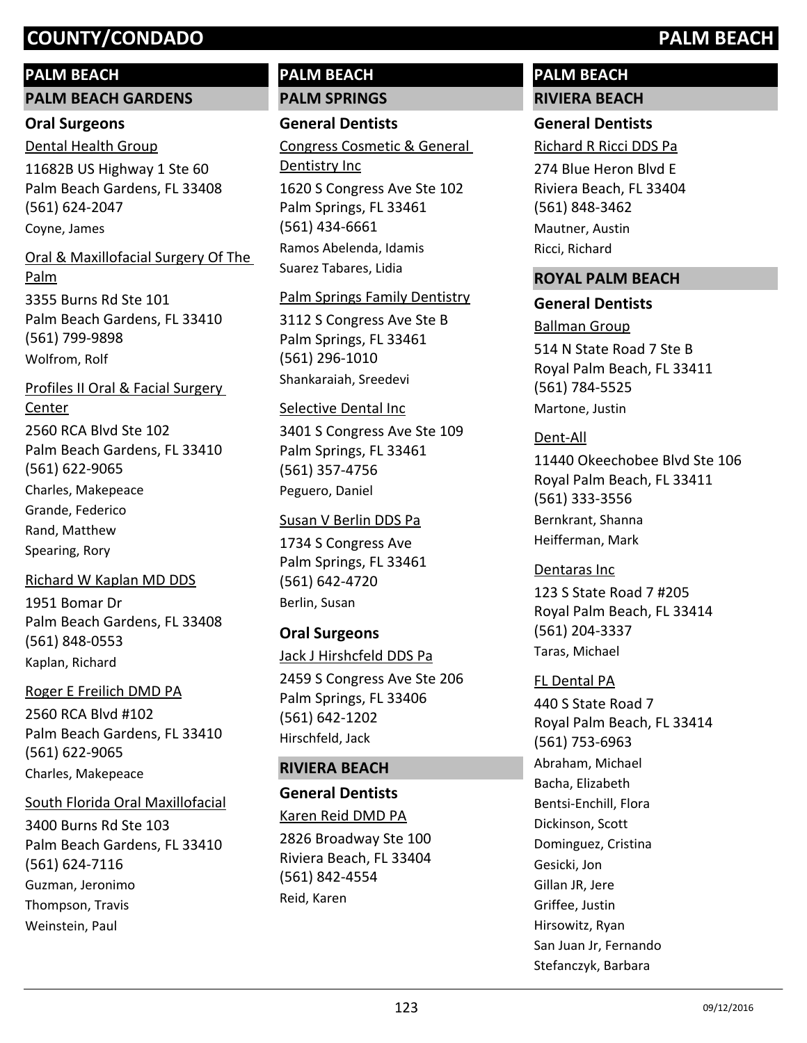## PALM BEACH

### PALM BEACH GARDENS

#### Oral Surgeons

Dental Health Group
11682B US Highway 1 Ste 60
Palm Beach Gardens, FL 33408
(561) 624-2047
Coyne, James

Oral & Maxillofacial Surgery Of The Palm
3355 Burns Rd Ste 101
Palm Beach Gardens, FL 33410
(561) 799-9898
Wolfrom, Rolf

Profiles II Oral & Facial Surgery Center
2560 RCA Blvd Ste 102
Palm Beach Gardens, FL 33410
(561) 622-9065
Charles, Makepeace
Grande, Federico
Rand, Matthew
Spearing, Rory

Richard W Kaplan MD DDS
1951 Bomar Dr
Palm Beach Gardens, FL 33408
(561) 848-0553
Kaplan, Richard

Roger E Freilich DMD PA
2560 RCA Blvd #102
Palm Beach Gardens, FL 33410
(561) 622-9065
Charles, Makepeace

South Florida Oral Maxillofacial
3400 Burns Rd Ste 103
Palm Beach Gardens, FL 33410
(561) 624-7116
Guzman, Jeronimo
Thompson, Travis
Weinstein, Paul

## PALM BEACH

### PALM SPRINGS

#### General Dentists

Congress Cosmetic & General Dentistry Inc
1620 S Congress Ave Ste 102
Palm Springs, FL 33461
(561) 434-6661
Ramos Abelenda, Idamis
Suarez Tabares, Lidia

Palm Springs Family Dentistry
3112 S Congress Ave Ste B
Palm Springs, FL 33461
(561) 296-1010
Shankaraiah, Sreedevi

Selective Dental Inc
3401 S Congress Ave Ste 109
Palm Springs, FL 33461
(561) 357-4756
Peguero, Daniel

Susan V Berlin DDS Pa
1734 S Congress Ave
Palm Springs, FL 33461
(561) 642-4720
Berlin, Susan

#### Oral Surgeons

Jack J Hirshcfeld DDS Pa
2459 S Congress Ave Ste 206
Palm Springs, FL 33406
(561) 642-1202
Hirschfeld, Jack

### RIVIERA BEACH

#### General Dentists

Karen Reid DMD PA
2826 Broadway Ste 100
Riviera Beach, FL 33404
(561) 842-4554
Reid, Karen

## PALM BEACH

### RIVIERA BEACH

#### General Dentists

Richard R Ricci DDS Pa
274 Blue Heron Blvd E
Riviera Beach, FL 33404
(561) 848-3462
Mautner, Austin
Ricci, Richard

### ROYAL PALM BEACH

#### General Dentists

Ballman Group
514 N State Road 7 Ste B
Royal Palm Beach, FL 33411
(561) 784-5525
Martone, Justin

Dent-All
11440 Okeechobee Blvd Ste 106
Royal Palm Beach, FL 33411
(561) 333-3556
Bernkrant, Shanna
Heifferman, Mark

Dentaras Inc
123 S State Road 7 #205
Royal Palm Beach, FL 33414
(561) 204-3337
Taras, Michael

FL Dental PA
440 S State Road 7
Royal Palm Beach, FL 33414
(561) 753-6963
Abraham, Michael
Bacha, Elizabeth
Bentsi-Enchill, Flora
Dickinson, Scott
Dominguez, Cristina
Gesicki, Jon
Gillan JR, Jere
Griffee, Justin
Hirsowitz, Ryan
San Juan Jr, Fernando
Stefanczyk, Barbara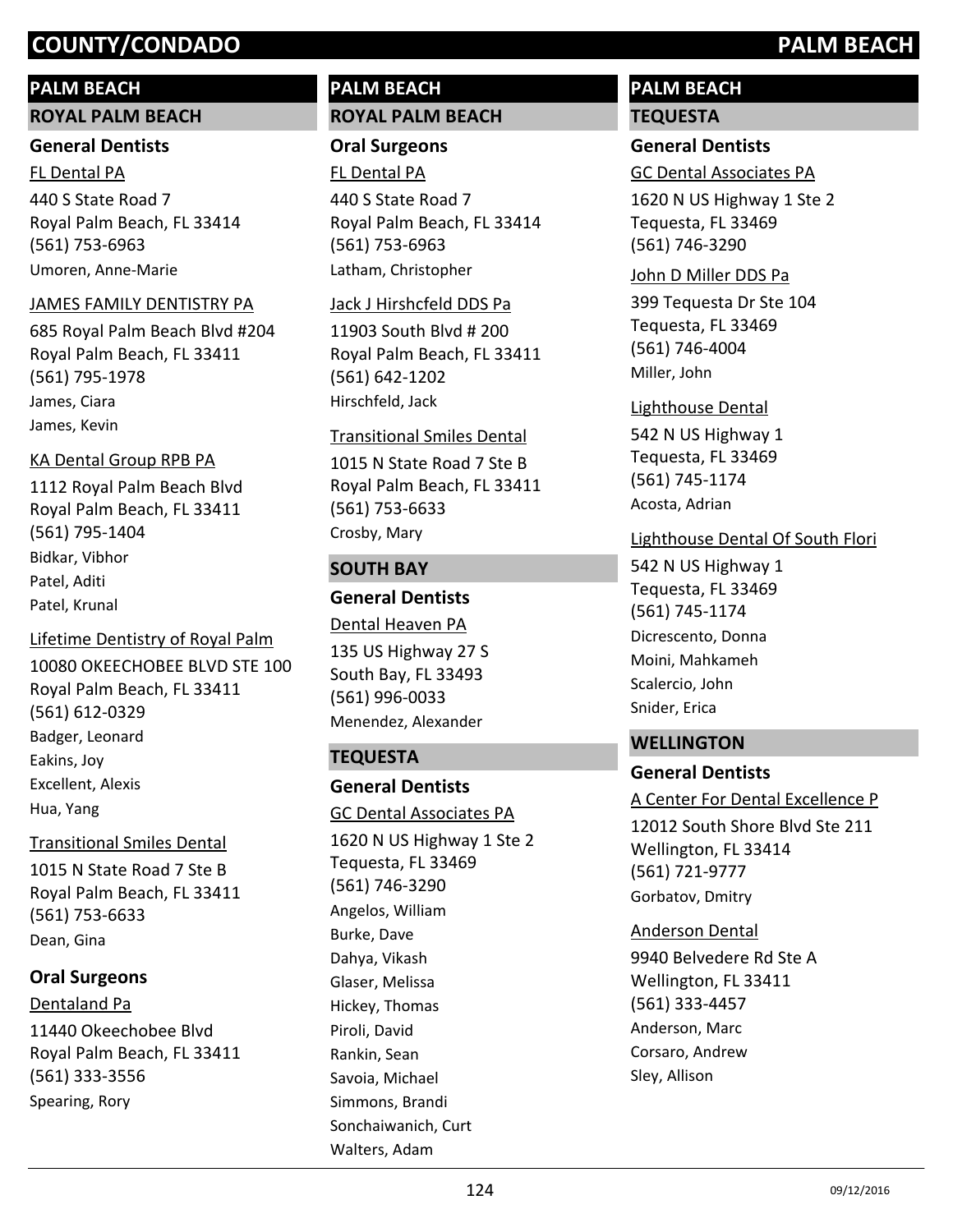# COUNTY/CONDADO PALM BEACH

## PALM BEACH

### ROYAL PALM BEACH

#### General Dentists

FL Dental PA
440 S State Road 7
Royal Palm Beach, FL 33414
(561) 753-6963
Umoren, Anne-Marie

JAMES FAMILY DENTISTRY PA
685 Royal Palm Beach Blvd #204
Royal Palm Beach, FL 33411
(561) 795-1978
James, Ciara
James, Kevin

KA Dental Group RPB PA
1112 Royal Palm Beach Blvd
Royal Palm Beach, FL 33411
(561) 795-1404
Bidkar, Vibhor
Patel, Aditi
Patel, Krunal

Lifetime Dentistry of Royal Palm
10080 OKEECHOBEE BLVD STE 100
Royal Palm Beach, FL 33411
(561) 612-0329
Badger, Leonard
Eakins, Joy
Excellent, Alexis
Hua, Yang

Transitional Smiles Dental
1015 N State Road 7 Ste B
Royal Palm Beach, FL 33411
(561) 753-6633
Dean, Gina

#### Oral Surgeons

Dentaland Pa
11440 Okeechobee Blvd
Royal Palm Beach, FL 33411
(561) 333-3556
Spearing, Rory

## PALM BEACH

### ROYAL PALM BEACH

#### Oral Surgeons

FL Dental PA
440 S State Road 7
Royal Palm Beach, FL 33414
(561) 753-6963
Latham, Christopher

Jack J Hirshcfeld DDS Pa
11903 South Blvd # 200
Royal Palm Beach, FL 33411
(561) 642-1202
Hirschfeld, Jack

Transitional Smiles Dental
1015 N State Road 7 Ste B
Royal Palm Beach, FL 33411
(561) 753-6633
Crosby, Mary

### SOUTH BAY

#### General Dentists

Dental Heaven PA
135 US Highway 27 S
South Bay, FL 33493
(561) 996-0033
Menendez, Alexander

### TEQUESTA

#### General Dentists

GC Dental Associates PA
1620 N US Highway 1 Ste 2
Tequesta, FL 33469
(561) 746-3290
Angelos, William
Burke, Dave
Dahya, Vikash
Glaser, Melissa
Hickey, Thomas
Piroli, David
Rankin, Sean
Savoia, Michael
Simmons, Brandi
Sonchaiwanich, Curt
Walters, Adam

## PALM BEACH

### TEQUESTA

#### General Dentists

GC Dental Associates PA
1620 N US Highway 1 Ste 2
Tequesta, FL 33469
(561) 746-3290

John D Miller DDS Pa
399 Tequesta Dr Ste 104
Tequesta, FL 33469
(561) 746-4004
Miller, John

Lighthouse Dental
542 N US Highway 1
Tequesta, FL 33469
(561) 745-1174
Acosta, Adrian

Lighthouse Dental Of South Flori
542 N US Highway 1
Tequesta, FL 33469
(561) 745-1174
Dicrescento, Donna
Moini, Mahkameh
Scalercio, John
Snider, Erica

### WELLINGTON

#### General Dentists

A Center For Dental Excellence P
12012 South Shore Blvd Ste 211
Wellington, FL 33414
(561) 721-9777
Gorbatov, Dmitry

Anderson Dental
9940 Belvedere Rd Ste A
Wellington, FL 33411
(561) 333-4457
Anderson, Marc
Corsaro, Andrew
Sley, Allison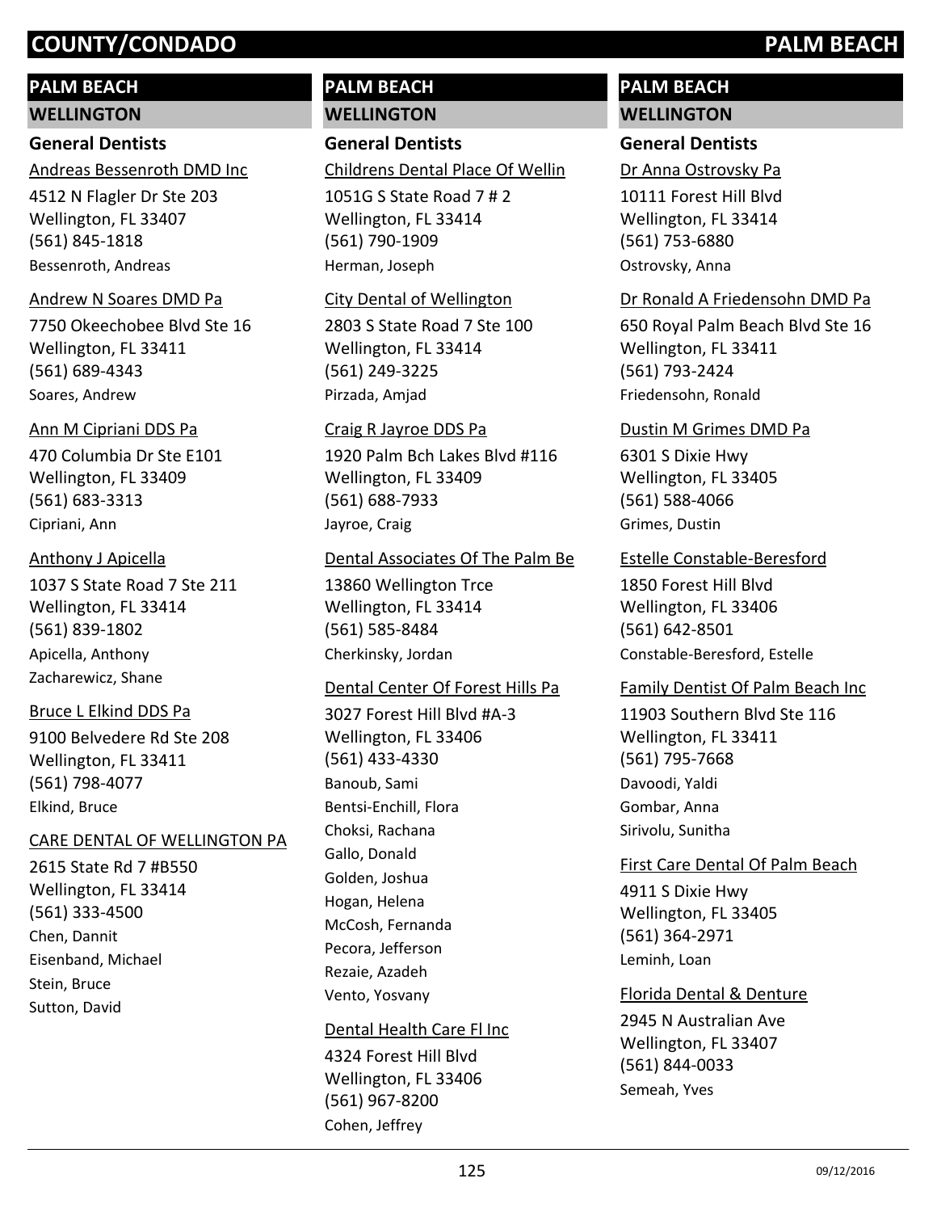## PALM BEACH

### WELLINGTON

#### General Dentists

Andreas Bessenroth DMD Inc
4512 N Flagler Dr Ste 203
Wellington, FL 33407
(561) 845-1818
Bessenroth, Andreas

Andrew N Soares DMD Pa
7750 Okeechobee Blvd Ste 16
Wellington, FL 33411
(561) 689-4343
Soares, Andrew

Ann M Cipriani DDS Pa
470 Columbia Dr Ste E101
Wellington, FL 33409
(561) 683-3313
Cipriani, Ann

Anthony J Apicella
1037 S State Road 7 Ste 211
Wellington, FL 33414
(561) 839-1802
Apicella, Anthony
Zacharewicz, Shane

Bruce L Elkind DDS Pa
9100 Belvedere Rd Ste 208
Wellington, FL 33411
(561) 798-4077
Elkind, Bruce

CARE DENTAL OF WELLINGTON PA
2615 State Rd 7 #B550
Wellington, FL 33414
(561) 333-4500
Chen, Dannit
Eisenband, Michael
Stein, Bruce
Sutton, David

Childrens Dental Place Of Wellin
1051G S State Road 7 # 2
Wellington, FL 33414
(561) 790-1909
Herman, Joseph

City Dental of Wellington
2803 S State Road 7 Ste 100
Wellington, FL 33414
(561) 249-3225
Pirzada, Amjad

Craig R Jayroe DDS Pa
1920 Palm Bch Lakes Blvd #116
Wellington, FL 33409
(561) 688-7933
Jayroe, Craig

Dental Associates Of The Palm Be
13860 Wellington Trce
Wellington, FL 33414
(561) 585-8484
Cherkinsky, Jordan

Dental Center Of Forest Hills Pa
3027 Forest Hill Blvd #A-3
Wellington, FL 33406
(561) 433-4330
Banoub, Sami
Bentsi-Enchill, Flora
Choksi, Rachana
Gallo, Donald
Golden, Joshua
Hogan, Helena
McCosh, Fernanda
Pecora, Jefferson
Rezaie, Azadeh
Vento, Yosvany

Dental Health Care Fl Inc
4324 Forest Hill Blvd
Wellington, FL 33406
(561) 967-8200
Cohen, Jeffrey

Dr Anna Ostrovsky Pa
10111 Forest Hill Blvd
Wellington, FL 33414
(561) 753-6880
Ostrovsky, Anna

Dr Ronald A Friedensohn DMD Pa
650 Royal Palm Beach Blvd Ste 16
Wellington, FL 33411
(561) 793-2424
Friedensohn, Ronald

Dustin M Grimes DMD Pa
6301 S Dixie Hwy
Wellington, FL 33405
(561) 588-4066
Grimes, Dustin

Estelle Constable-Beresford
1850 Forest Hill Blvd
Wellington, FL 33406
(561) 642-8501
Constable-Beresford, Estelle

Family Dentist Of Palm Beach Inc
11903 Southern Blvd Ste 116
Wellington, FL 33411
(561) 795-7668
Davoodi, Yaldi
Gombar, Anna
Sirivolu, Sunitha

First Care Dental Of Palm Beach
4911 S Dixie Hwy
Wellington, FL 33405
(561) 364-2971
Leminh, Loan

Florida Dental & Denture
2945 N Australian Ave
Wellington, FL 33407
(561) 844-0033
Semeah, Yves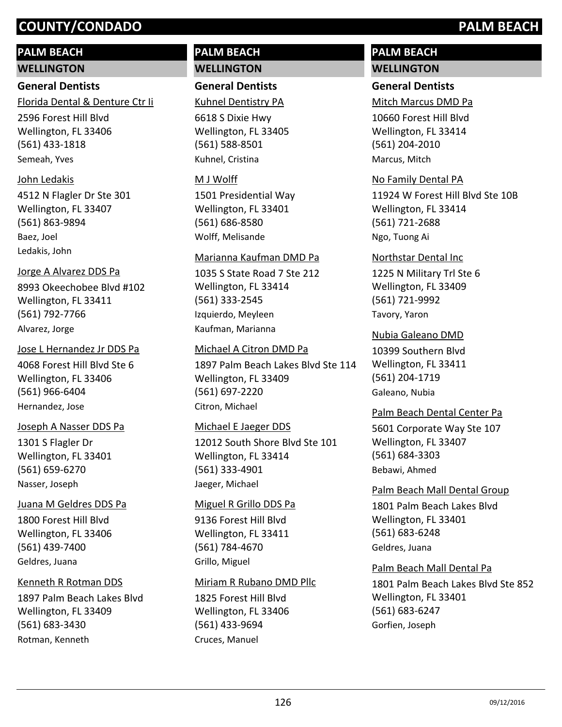# COUNTY/CONDADO PALM BEACH

## PALM BEACH

### WELLINGTON

#### General Dentists

Florida Dental & Denture Ctr Ii
2596 Forest Hill Blvd
Wellington, FL 33406
(561) 433-1818
Semeah, Yves

John Ledakis
4512 N Flagler Dr Ste 301
Wellington, FL 33407
(561) 863-9894
Baez, Joel
Ledakis, John

Jorge A Alvarez DDS Pa
8993 Okeechobee Blvd #102
Wellington, FL 33411
(561) 792-7766
Alvarez, Jorge

Jose L Hernandez Jr DDS Pa
4068 Forest Hill Blvd Ste 6
Wellington, FL 33406
(561) 966-6404
Hernandez, Jose

Joseph A Nasser DDS Pa
1301 S Flagler Dr
Wellington, FL 33401
(561) 659-6270
Nasser, Joseph

Juana M Geldres DDS Pa
1800 Forest Hill Blvd
Wellington, FL 33406
(561) 439-7400
Geldres, Juana

Kenneth R Rotman DDS
1897 Palm Beach Lakes Blvd
Wellington, FL 33409
(561) 683-3430
Rotman, Kenneth

Kuhnel Dentistry PA
6618 S Dixie Hwy
Wellington, FL 33405
(561) 588-8501
Kuhnel, Cristina

M J Wolff
1501 Presidential Way
Wellington, FL 33401
(561) 686-8580
Wolff, Melisande

Marianna Kaufman DMD Pa
1035 S State Road 7 Ste 212
Wellington, FL 33414
(561) 333-2545
Izquierdo, Meyleen
Kaufman, Marianna

Michael A Citron DMD Pa
1897 Palm Beach Lakes Blvd Ste 114
Wellington, FL 33409
(561) 697-2220
Citron, Michael

Michael E Jaeger DDS
12012 South Shore Blvd Ste 101
Wellington, FL 33414
(561) 333-4901
Jaeger, Michael

Miguel R Grillo DDS Pa
9136 Forest Hill Blvd
Wellington, FL 33411
(561) 784-4670
Grillo, Miguel

Miriam R Rubano DMD Pllc
1825 Forest Hill Blvd
Wellington, FL 33406
(561) 433-9694
Cruces, Manuel

Mitch Marcus DMD Pa
10660 Forest Hill Blvd
Wellington, FL 33414
(561) 204-2010
Marcus, Mitch

No Family Dental PA
11924 W Forest Hill Blvd Ste 10B
Wellington, FL 33414
(561) 721-2688
Ngo, Tuong Ai

Northstar Dental Inc
1225 N Military Trl Ste 6
Wellington, FL 33409
(561) 721-9992
Tavory, Yaron

Nubia Galeano DMD
10399 Southern Blvd
Wellington, FL 33411
(561) 204-1719
Galeano, Nubia

Palm Beach Dental Center Pa
5601 Corporate Way Ste 107
Wellington, FL 33407
(561) 684-3303
Bebawi, Ahmed

Palm Beach Mall Dental Group
1801 Palm Beach Lakes Blvd
Wellington, FL 33401
(561) 683-6248
Geldres, Juana

Palm Beach Mall Dental Pa
1801 Palm Beach Lakes Blvd Ste 852
Wellington, FL 33401
(561) 683-6247
Gorfien, Joseph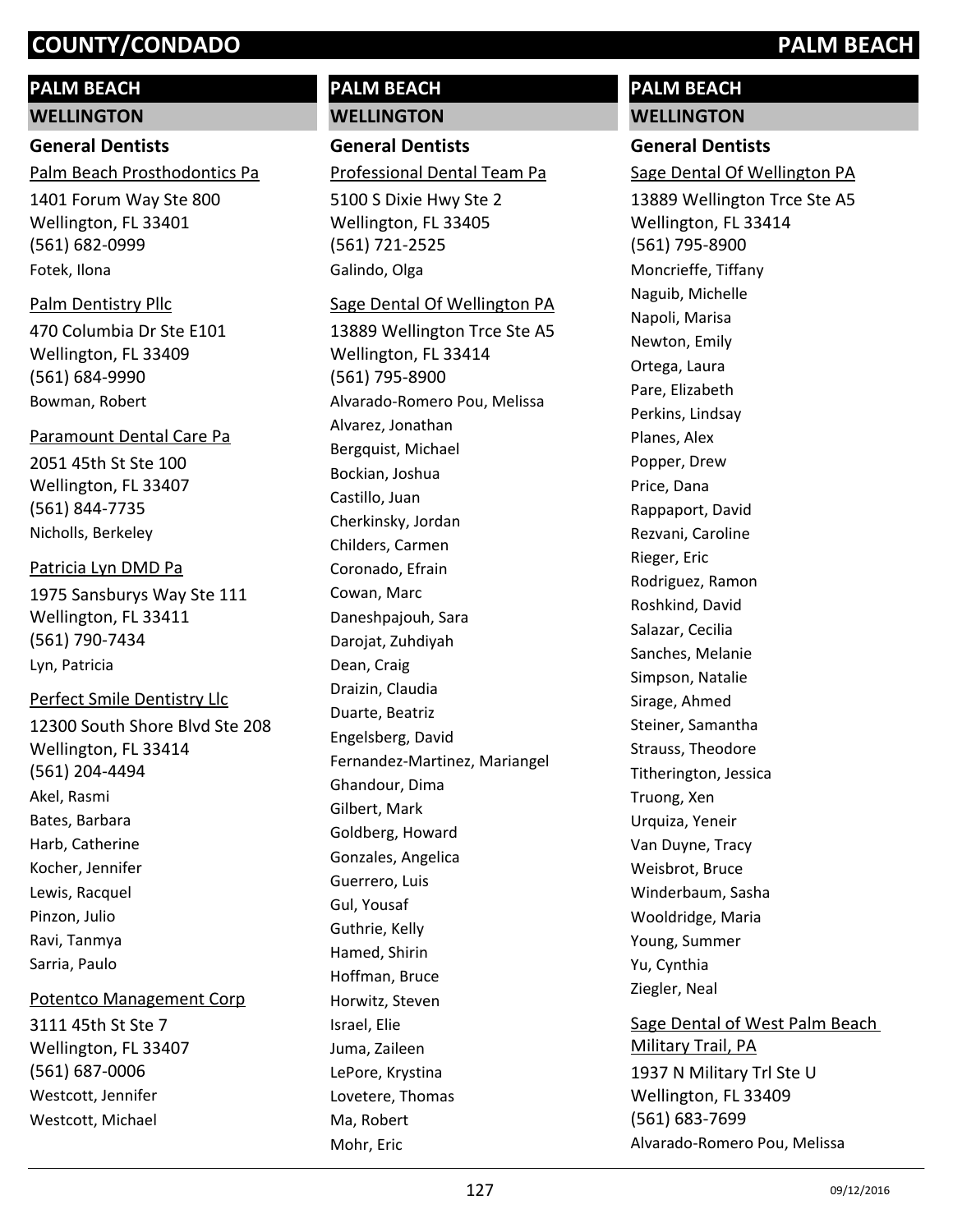## PALM BEACH

### WELLINGTON

#### General Dentists

Palm Beach Prosthodontics Pa
1401 Forum Way Ste 800
Wellington, FL 33401
(561) 682-0999
Fotek, Ilona

Palm Dentistry Pllc
470 Columbia Dr Ste E101
Wellington, FL 33409
(561) 684-9990
Bowman, Robert

Paramount Dental Care Pa
2051 45th St Ste 100
Wellington, FL 33407
(561) 844-7735
Nicholls, Berkeley

Patricia Lyn DMD Pa
1975 Sansburys Way Ste 111
Wellington, FL 33411
(561) 790-7434
Lyn, Patricia

Perfect Smile Dentistry Llc
12300 South Shore Blvd Ste 208
Wellington, FL 33414
(561) 204-4494
Akel, Rasmi
Bates, Barbara
Harb, Catherine
Kocher, Jennifer
Lewis, Racquel
Pinzon, Julio
Ravi, Tanmya
Sarria, Paulo

Potentco Management Corp
3111 45th St Ste 7
Wellington, FL 33407
(561) 687-0006
Westcott, Jennifer
Westcott, Michael

Professional Dental Team Pa
5100 S Dixie Hwy Ste 2
Wellington, FL 33405
(561) 721-2525
Galindo, Olga

Sage Dental Of Wellington PA
13889 Wellington Trce Ste A5
Wellington, FL 33414
(561) 795-8900
Alvarado-Romero Pou, Melissa
Alvarez, Jonathan
Bergquist, Michael
Bockian, Joshua
Castillo, Juan
Cherkinsky, Jordan
Childers, Carmen
Coronado, Efrain
Cowan, Marc
Daneshpajouh, Sara
Darojat, Zuhdiyah
Dean, Craig
Draizin, Claudia
Duarte, Beatriz
Engelsberg, David
Fernandez-Martinez, Mariangel
Ghandour, Dima
Gilbert, Mark
Goldberg, Howard
Gonzales, Angelica
Guerrero, Luis
Gul, Yousaf
Guthrie, Kelly
Hamed, Shirin
Hoffman, Bruce
Horwitz, Steven
Israel, Elie
Juma, Zaileen
LePore, Krystina
Lovetere, Thomas
Ma, Robert
Mohr, Eric

Sage Dental Of Wellington PA
13889 Wellington Trce Ste A5
Wellington, FL 33414
(561) 795-8900
Moncrieffe, Tiffany
Naguib, Michelle
Napoli, Marisa
Newton, Emily
Ortega, Laura
Pare, Elizabeth
Perkins, Lindsay
Planes, Alex
Popper, Drew
Price, Dana
Rappaport, David
Rezvani, Caroline
Rieger, Eric
Rodriguez, Ramon
Roshkind, David
Salazar, Cecilia
Sanches, Melanie
Simpson, Natalie
Sirage, Ahmed
Steiner, Samantha
Strauss, Theodore
Titherington, Jessica
Truong, Xen
Urquiza, Yeneir
Van Duyne, Tracy
Weisbrot, Bruce
Winderbaum, Sasha
Wooldridge, Maria
Young, Summer
Yu, Cynthia
Ziegler, Neal

Sage Dental of West Palm Beach Military Trail, PA
1937 N Military Trl Ste U
Wellington, FL 33409
(561) 683-7699
Alvarado-Romero Pou, Melissa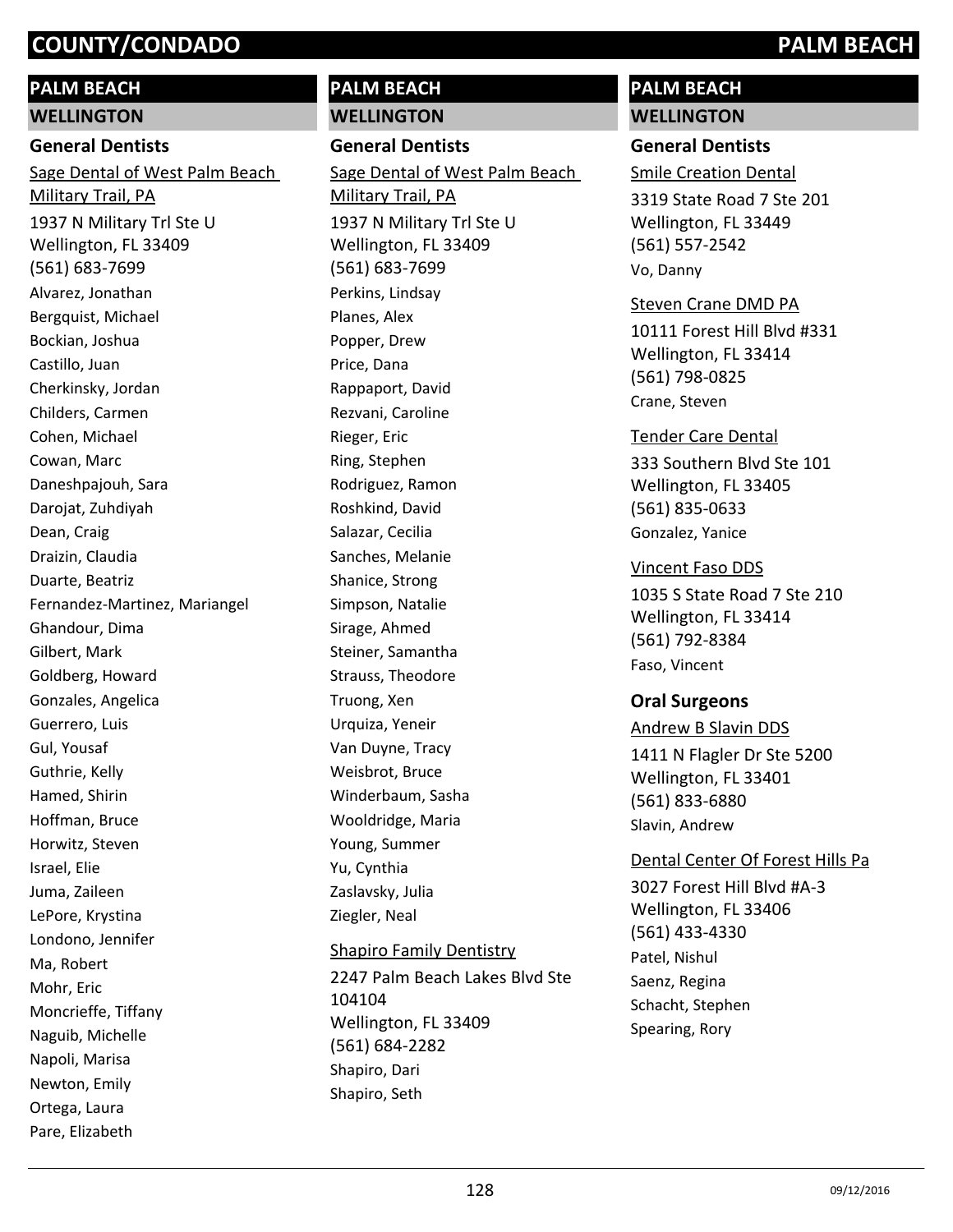# COUNTY/CONDADO PALM BEACH

## PALM BEACH

### WELLINGTON

#### General Dentists

Sage Dental of West Palm Beach Military Trail, PA

1937 N Military Trl Ste U
Wellington, FL 33409
(561) 683-7699

Alvarez, Jonathan
Bergquist, Michael
Bockian, Joshua
Castillo, Juan
Cherkinsky, Jordan
Childers, Carmen
Cohen, Michael
Cowan, Marc
Daneshpajouh, Sara
Darojat, Zuhdiyah
Dean, Craig
Draizin, Claudia
Duarte, Beatriz
Fernandez-Martinez, Mariangel
Ghandour, Dima
Gilbert, Mark
Goldberg, Howard
Gonzales, Angelica
Guerrero, Luis
Gul, Yousaf
Guthrie, Kelly
Hamed, Shirin
Hoffman, Bruce
Horwitz, Steven
Israel, Elie
Juma, Zaileen
LePore, Krystina
Londono, Jennifer
Ma, Robert
Mohr, Eric
Moncrieffe, Tiffany
Naguib, Michelle
Napoli, Marisa
Newton, Emily
Ortega, Laura
Pare, Elizabeth

## PALM BEACH

### WELLINGTON

#### General Dentists

Sage Dental of West Palm Beach Military Trail, PA

1937 N Military Trl Ste U
Wellington, FL 33409
(561) 683-7699

Perkins, Lindsay
Planes, Alex
Popper, Drew
Price, Dana
Rappaport, David
Rezvani, Caroline
Rieger, Eric
Ring, Stephen
Rodriguez, Ramon
Roshkind, David
Salazar, Cecilia
Sanches, Melanie
Shanice, Strong
Simpson, Natalie
Sirage, Ahmed
Steiner, Samantha
Strauss, Theodore
Truong, Xen
Urquiza, Yeneir
Van Duyne, Tracy
Weisbrot, Bruce
Winderbaum, Sasha
Wooldridge, Maria
Young, Summer
Yu, Cynthia
Zaslavsky, Julia
Ziegler, Neal

Shapiro Family Dentistry

2247 Palm Beach Lakes Blvd Ste 104104
Wellington, FL 33409
(561) 684-2282

Shapiro, Dari
Shapiro, Seth

## PALM BEACH

### WELLINGTON

#### General Dentists

Smile Creation Dental

3319 State Road 7 Ste 201
Wellington, FL 33449
(561) 557-2542

Vo, Danny

Steven Crane DMD PA

10111 Forest Hill Blvd #331
Wellington, FL 33414
(561) 798-0825

Crane, Steven

Tender Care Dental

333 Southern Blvd Ste 101
Wellington, FL 33405
(561) 835-0633

Gonzalez, Yanice

Vincent Faso DDS

1035 S State Road 7 Ste 210
Wellington, FL 33414
(561) 792-8384

Faso, Vincent

#### Oral Surgeons

Andrew B Slavin DDS

1411 N Flagler Dr Ste 5200
Wellington, FL 33401
(561) 833-6880

Slavin, Andrew

Dental Center Of Forest Hills Pa

3027 Forest Hill Blvd #A-3
Wellington, FL 33406
(561) 433-4330

Patel, Nishul
Saenz, Regina
Schacht, Stephen
Spearing, Rory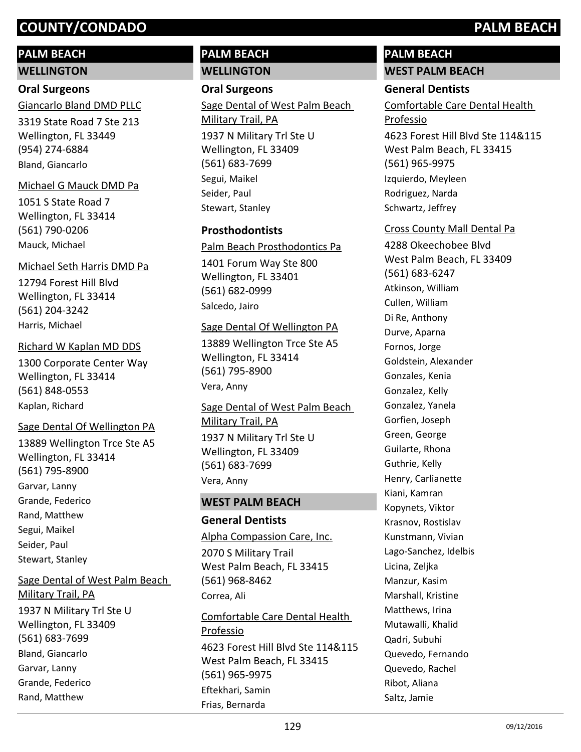# COUNTY/CONDADO PALM BEACH

## PALM BEACH

### WELLINGTON

#### Oral Surgeons

Giancarlo Bland DMD PLLC
3319 State Road 7 Ste 213
Wellington, FL 33449
(954) 274-6884
Bland, Giancarlo

Michael G Mauck DMD Pa
1051 S State Road 7
Wellington, FL 33414
(561) 790-0206
Mauck, Michael

Michael Seth Harris DMD Pa
12794 Forest Hill Blvd
Wellington, FL 33414
(561) 204-3242
Harris, Michael

Richard W Kaplan MD DDS
1300 Corporate Center Way
Wellington, FL 33414
(561) 848-0553
Kaplan, Richard

Sage Dental Of Wellington PA
13889 Wellington Trce Ste A5
Wellington, FL 33414
(561) 795-8900
Garvar, Lanny
Grande, Federico
Rand, Matthew
Segui, Maikel
Seider, Paul
Stewart, Stanley

Sage Dental of West Palm Beach Military Trail, PA
1937 N Military Trl Ste U
Wellington, FL 33409
(561) 683-7699
Bland, Giancarlo
Garvar, Lanny
Grande, Federico
Rand, Matthew

## PALM BEACH

### WELLINGTON

#### Oral Surgeons

Sage Dental of West Palm Beach Military Trail, PA
1937 N Military Trl Ste U
Wellington, FL 33409
(561) 683-7699
Segui, Maikel
Seider, Paul
Stewart, Stanley

#### Prosthodontists

Palm Beach Prosthodontics Pa
1401 Forum Way Ste 800
Wellington, FL 33401
(561) 682-0999
Salcedo, Jairo

Sage Dental Of Wellington PA
13889 Wellington Trce Ste A5
Wellington, FL 33414
(561) 795-8900
Vera, Anny

Sage Dental of West Palm Beach Military Trail, PA
1937 N Military Trl Ste U
Wellington, FL 33409
(561) 683-7699
Vera, Anny

### WEST PALM BEACH

#### General Dentists

Alpha Compassion Care, Inc.
2070 S Military Trail
West Palm Beach, FL 33415
(561) 968-8462
Correa, Ali

Comfortable Care Dental Health Professio
4623 Forest Hill Blvd Ste 114&115
West Palm Beach, FL 33415
(561) 965-9975
Eftekhari, Samin
Frias, Bernarda

## PALM BEACH

### WEST PALM BEACH

#### General Dentists

Comfortable Care Dental Health Professio
4623 Forest Hill Blvd Ste 114&115
West Palm Beach, FL 33415
(561) 965-9975
Izquierdo, Meyleen
Rodriguez, Narda
Schwartz, Jeffrey

Cross County Mall Dental Pa
4288 Okeechobee Blvd
West Palm Beach, FL 33409
(561) 683-6247
Atkinson, William
Cullen, William
Di Re, Anthony
Durve, Aparna
Fornos, Jorge
Goldstein, Alexander
Gonzales, Kenia
Gonzalez, Kelly
Gonzalez, Yanela
Gorfien, Joseph
Green, George
Guilarte, Rhona
Guthrie, Kelly
Henry, Carlianette
Kiani, Kamran
Kopynets, Viktor
Krasnov, Rostislav
Kunstmann, Vivian
Lago-Sanchez, Idelbis
Licina, Zeljka
Manzur, Kasim
Marshall, Kristine
Matthews, Irina
Mutawalli, Khalid
Qadri, Subuhi
Quevedo, Fernando
Quevedo, Rachel
Ribot, Aliana
Saltz, Jamie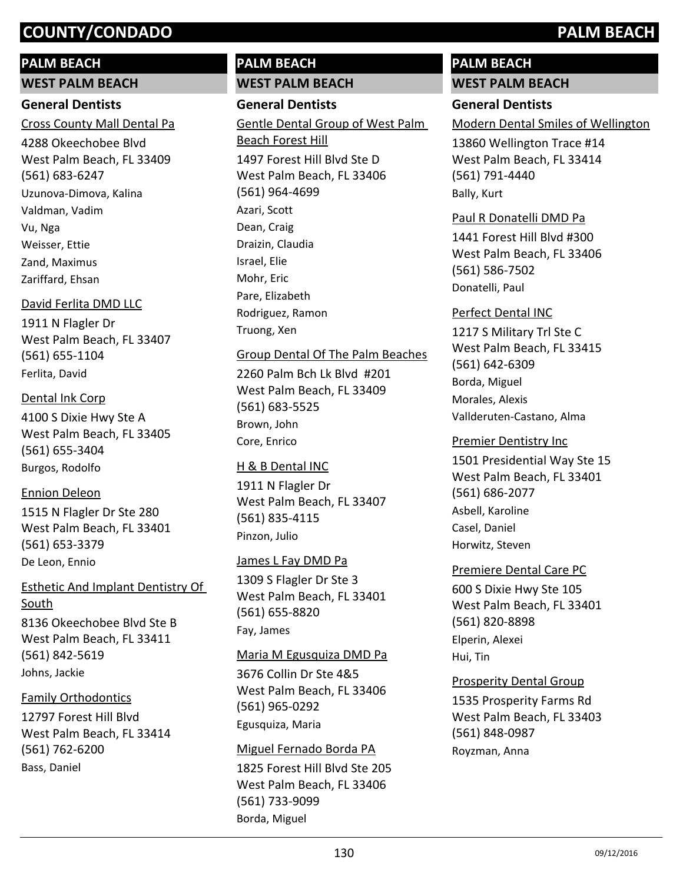# COUNTY/CONDADO PALM BEACH

## PALM BEACH

### WEST PALM BEACH

#### General Dentists

Cross County Mall Dental Pa
4288 Okeechobee Blvd
West Palm Beach, FL 33409
(561) 683-6247
Uzunova-Dimova, Kalina
Valdman, Vadim
Vu, Nga
Weisser, Ettie
Zand, Maximus
Zariffard, Ehsan

David Ferlita DMD LLC
1911 N Flagler Dr
West Palm Beach, FL 33407
(561) 655-1104
Ferlita, David

Dental Ink Corp
4100 S Dixie Hwy Ste A
West Palm Beach, FL 33405
(561) 655-3404
Burgos, Rodolfo

Ennion Deleon
1515 N Flagler Dr Ste 280
West Palm Beach, FL 33401
(561) 653-3379
De Leon, Ennio

Esthetic And Implant Dentistry Of South
8136 Okeechobee Blvd Ste B
West Palm Beach, FL 33411
(561) 842-5619
Johns, Jackie

Family Orthodontics
12797 Forest Hill Blvd
West Palm Beach, FL 33414
(561) 762-6200
Bass, Daniel

Gentle Dental Group of West Palm Beach Forest Hill
1497 Forest Hill Blvd Ste D
West Palm Beach, FL 33406
(561) 964-4699
Azari, Scott
Dean, Craig
Draizin, Claudia
Israel, Elie
Mohr, Eric
Pare, Elizabeth
Rodriguez, Ramon
Truong, Xen

Group Dental Of The Palm Beaches
2260 Palm Bch Lk Blvd #201
West Palm Beach, FL 33409
(561) 683-5525
Brown, John
Core, Enrico

H & B Dental INC
1911 N Flagler Dr
West Palm Beach, FL 33407
(561) 835-4115
Pinzon, Julio

James L Fay DMD Pa
1309 S Flagler Dr Ste 3
West Palm Beach, FL 33401
(561) 655-8820
Fay, James

Maria M Egusquiza DMD Pa
3676 Collin Dr Ste 4&5
West Palm Beach, FL 33406
(561) 965-0292
Egusquiza, Maria

Miguel Fernado Borda PA
1825 Forest Hill Blvd Ste 205
West Palm Beach, FL 33406
(561) 733-9099
Borda, Miguel

Modern Dental Smiles of Wellington
13860 Wellington Trace #14
West Palm Beach, FL 33414
(561) 791-4440
Bally, Kurt

Paul R Donatelli DMD Pa
1441 Forest Hill Blvd #300
West Palm Beach, FL 33406
(561) 586-7502
Donatelli, Paul

Perfect Dental INC
1217 S Military Trl Ste C
West Palm Beach, FL 33415
(561) 642-6309
Borda, Miguel
Morales, Alexis
Vallderuten-Castano, Alma

Premier Dentistry Inc
1501 Presidential Way Ste 15
West Palm Beach, FL 33401
(561) 686-2077
Asbell, Karoline
Casel, Daniel
Horwitz, Steven

Premiere Dental Care PC
600 S Dixie Hwy Ste 105
West Palm Beach, FL 33401
(561) 820-8898
Elperin, Alexei
Hui, Tin

Prosperity Dental Group
1535 Prosperity Farms Rd
West Palm Beach, FL 33403
(561) 848-0987
Royzman, Anna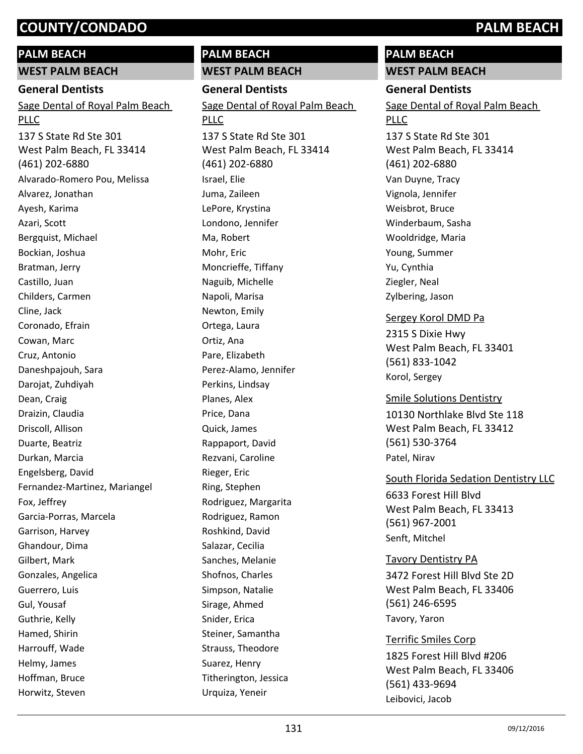# COUNTY/CONDADO — PALM BEACH

## PALM BEACH

### WEST PALM BEACH

#### General Dentists

Sage Dental of Royal Palm Beach PLLC

137 S State Rd Ste 301
West Palm Beach, FL 33414
(461) 202-6880

Alvarado-Romero Pou, Melissa
Alvarez, Jonathan
Ayesh, Karima
Azari, Scott
Bergquist, Michael
Bockian, Joshua
Bratman, Jerry
Castillo, Juan
Childers, Carmen
Cline, Jack
Coronado, Efrain
Cowan, Marc
Cruz, Antonio
Daneshpajouh, Sara
Darojat, Zuhdiyah
Dean, Craig
Draizin, Claudia
Driscoll, Allison
Duarte, Beatriz
Durkan, Marcia
Engelsberg, David
Fernandez-Martinez, Mariangel
Fox, Jeffrey
Garcia-Porras, Marcela
Garrison, Harvey
Ghandour, Dima
Gilbert, Mark
Gonzales, Angelica
Guerrero, Luis
Gul, Yousaf
Guthrie, Kelly
Hamed, Shirin
Harrouff, Wade
Helmy, James
Hoffman, Bruce
Horwitz, Steven
Israel, Elie
Juma, Zaileen
LePore, Krystina
Londono, Jennifer
Ma, Robert
Mohr, Eric
Moncrieffe, Tiffany
Naguib, Michelle
Napoli, Marisa
Newton, Emily
Ortega, Laura
Ortiz, Ana
Pare, Elizabeth
Perez-Alamo, Jennifer
Perkins, Lindsay
Planes, Alex
Price, Dana
Quick, James
Rappaport, David
Rezvani, Caroline
Rieger, Eric
Ring, Stephen
Rodriguez, Margarita
Rodriguez, Ramon
Roshkind, David
Salazar, Cecilia
Sanches, Melanie
Shofnos, Charles
Simpson, Natalie
Sirage, Ahmed
Snider, Erica
Steiner, Samantha
Strauss, Theodore
Suarez, Henry
Titherington, Jessica
Urquiza, Yeneir
Van Duyne, Tracy
Vignola, Jennifer
Weisbrot, Bruce
Winderbaum, Sasha
Wooldridge, Maria
Young, Summer
Yu, Cynthia
Ziegler, Neal
Zylbering, Jason

Sergey Korol DMD Pa

2315 S Dixie Hwy
West Palm Beach, FL 33401
(561) 833-1042

Korol, Sergey

Smile Solutions Dentistry

10130 Northlake Blvd Ste 118
West Palm Beach, FL 33412
(561) 530-3764

Patel, Nirav

South Florida Sedation Dentistry LLC

6633 Forest Hill Blvd
West Palm Beach, FL 33413
(561) 967-2001

Senft, Mitchel

Tavory Dentistry PA

3472 Forest Hill Blvd Ste 2D
West Palm Beach, FL 33406
(561) 246-6595

Tavory, Yaron

Terrific Smiles Corp

1825 Forest Hill Blvd #206
West Palm Beach, FL 33406
(561) 433-9694

Leibovici, Jacob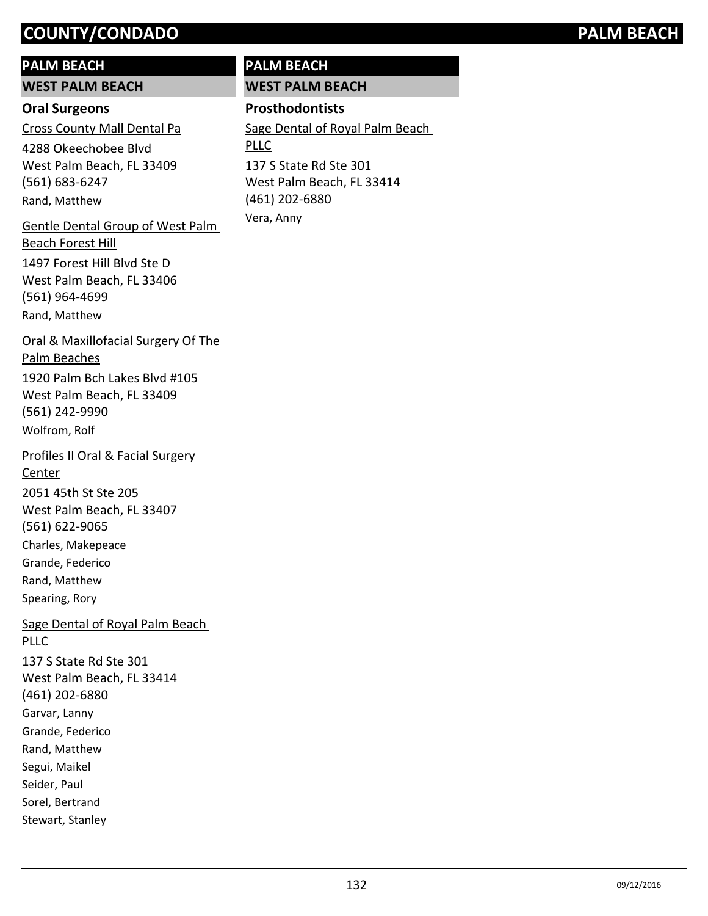# COUNTY/CONDADO PALM BEACH

## PALM BEACH

### WEST PALM BEACH

**Oral Surgeons**

Cross County Mall Dental Pa

4288 Okeechobee Blvd
West Palm Beach, FL 33409
(561) 683-6247

Rand, Matthew

Gentle Dental Group of West Palm Beach Forest Hill

1497 Forest Hill Blvd Ste D
West Palm Beach, FL 33406
(561) 964-4699

Rand, Matthew

Oral & Maxillofacial Surgery Of The Palm Beaches

1920 Palm Bch Lakes Blvd #105
West Palm Beach, FL 33409
(561) 242-9990

Wolfrom, Rolf

Profiles II Oral & Facial Surgery Center

2051 45th St Ste 205
West Palm Beach, FL 33407
(561) 622-9065

Charles, Makepeace
Grande, Federico
Rand, Matthew
Spearing, Rory

Sage Dental of Royal Palm Beach PLLC

137 S State Rd Ste 301
West Palm Beach, FL 33414
(461) 202-6880

Garvar, Lanny
Grande, Federico
Rand, Matthew
Segui, Maikel
Seider, Paul
Sorel, Bertrand
Stewart, Stanley

## PALM BEACH

### WEST PALM BEACH

**Prosthodontists**

Sage Dental of Royal Palm Beach PLLC

137 S State Rd Ste 301
West Palm Beach, FL 33414
(461) 202-6880

Vera, Anny